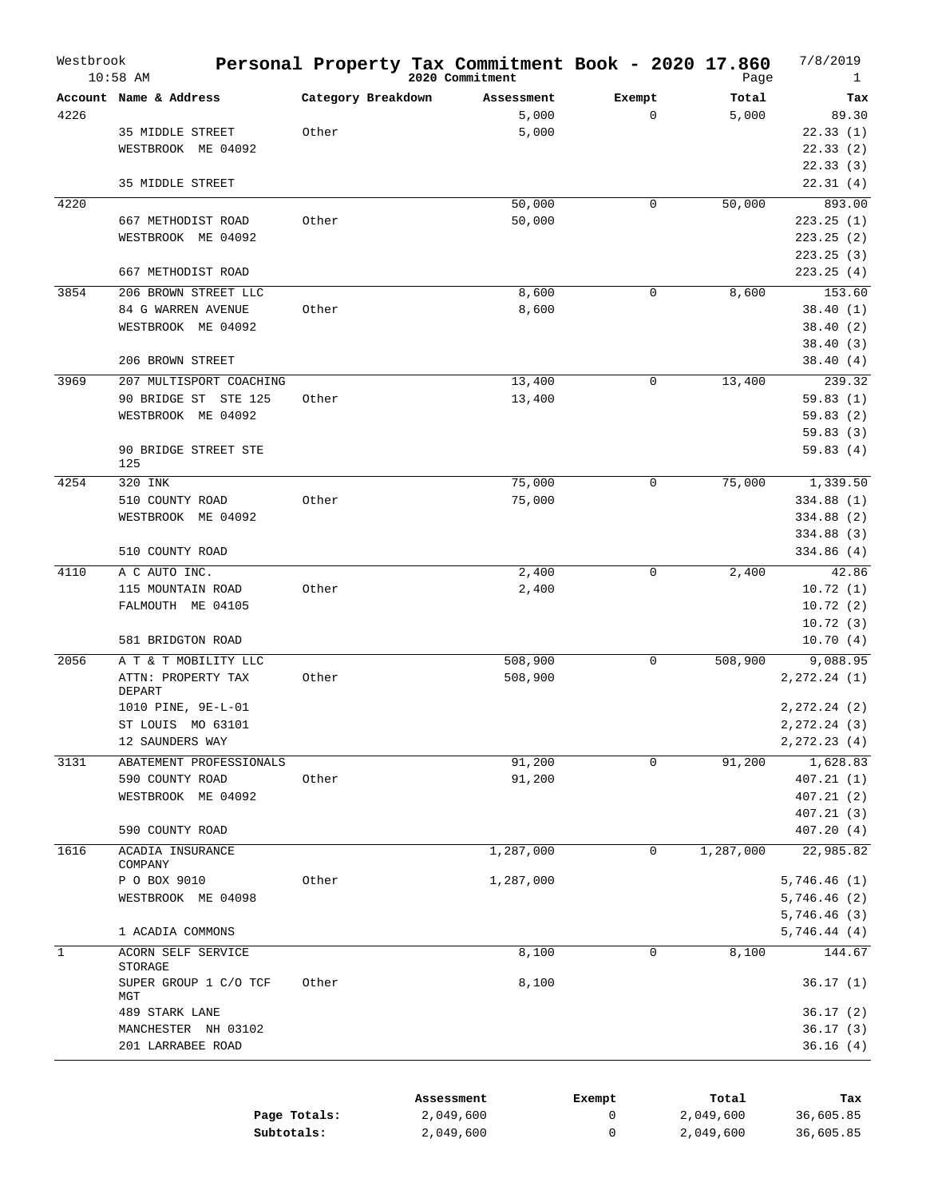# Personal Property Tax Commitment Book - 2020 17.860

Westbrook
10:58 AM

2020 Commitment

7/8/2019

| Account | Name & Address | Category Breakdown | Assessment | Exempt | Total | Tax |
|---|---|---|---|---|---|---|
| 4226 | | | 5,000 | 0 | 5,000 | 89.30 |
| | 35 MIDDLE STREET | Other | 5,000 | | | 22.33 (1) |
| | WESTBROOK ME 04092 | | | | | 22.33 (2) |
| | | | | | | 22.33 (3) |
| | 35 MIDDLE STREET | | | | | 22.31 (4) |
| 4220 | | | 50,000 | 0 | 50,000 | 893.00 |
| | 667 METHODIST ROAD | Other | 50,000 | | | 223.25 (1) |
| | WESTBROOK ME 04092 | | | | | 223.25 (2) |
| | | | | | | 223.25 (3) |
| | 667 METHODIST ROAD | | | | | 223.25 (4) |
| 3854 | 206 BROWN STREET LLC | | 8,600 | 0 | 8,600 | 153.60 |
| | 84 G WARREN AVENUE | Other | 8,600 | | | 38.40 (1) |
| | WESTBROOK ME 04092 | | | | | 38.40 (2) |
| | | | | | | 38.40 (3) |
| | 206 BROWN STREET | | | | | 38.40 (4) |
| 3969 | 207 MULTISPORT COACHING | | 13,400 | 0 | 13,400 | 239.32 |
| | 90 BRIDGE ST STE 125 | Other | 13,400 | | | 59.83 (1) |
| | WESTBROOK ME 04092 | | | | | 59.83 (2) |
| | | | | | | 59.83 (3) |
| | 90 BRIDGE STREET STE 125 | | | | | 59.83 (4) |
| 4254 | 320 INK | | 75,000 | 0 | 75,000 | 1,339.50 |
| | 510 COUNTY ROAD | Other | 75,000 | | | 334.88 (1) |
| | WESTBROOK ME 04092 | | | | | 334.88 (2) |
| | | | | | | 334.88 (3) |
| | 510 COUNTY ROAD | | | | | 334.86 (4) |
| 4110 | A C AUTO INC. | | 2,400 | 0 | 2,400 | 42.86 |
| | 115 MOUNTAIN ROAD | Other | 2,400 | | | 10.72 (1) |
| | FALMOUTH ME 04105 | | | | | 10.72 (2) |
| | | | | | | 10.72 (3) |
| | 581 BRIDGTON ROAD | | | | | 10.70 (4) |
| 2056 | A T & T MOBILITY LLC | | 508,900 | 0 | 508,900 | 9,088.95 |
| | ATTN: PROPERTY TAX DEPART | Other | 508,900 | | | 2,272.24 (1) |
| | 1010 PINE, 9E-L-01 | | | | | 2,272.24 (2) |
| | ST LOUIS MO 63101 | | | | | 2,272.24 (3) |
| | 12 SAUNDERS WAY | | | | | 2,272.23 (4) |
| 3131 | ABATEMENT PROFESSIONALS | | 91,200 | 0 | 91,200 | 1,628.83 |
| | 590 COUNTY ROAD | Other | 91,200 | | | 407.21 (1) |
| | WESTBROOK ME 04092 | | | | | 407.21 (2) |
| | | | | | | 407.21 (3) |
| | 590 COUNTY ROAD | | | | | 407.20 (4) |
| 1616 | ACADIA INSURANCE COMPANY | | 1,287,000 | 0 | 1,287,000 | 22,985.82 |
| | P O BOX 9010 | Other | 1,287,000 | | | 5,746.46 (1) |
| | WESTBROOK ME 04098 | | | | | 5,746.46 (2) |
| | | | | | | 5,746.46 (3) |
| | 1 ACADIA COMMONS | | | | | 5,746.44 (4) |
| 1 | ACORN SELF SERVICE STORAGE | | 8,100 | 0 | 8,100 | 144.67 |
| | SUPER GROUP 1 C/O TCF MGT | Other | 8,100 | | | 36.17 (1) |
| | 489 STARK LANE | | | | | 36.17 (2) |
| | MANCHESTER NH 03102 | | | | | 36.17 (3) |
| | 201 LARRABEE ROAD | | | | | 36.16 (4) |

| | Assessment | Exempt | Total | Tax |
|---|---|---|---|---|
| **Page Totals:** | 2,049,600 | 0 | 2,049,600 | 36,605.85 |
| **Subtotals:** | 2,049,600 | 0 | 2,049,600 | 36,605.85 |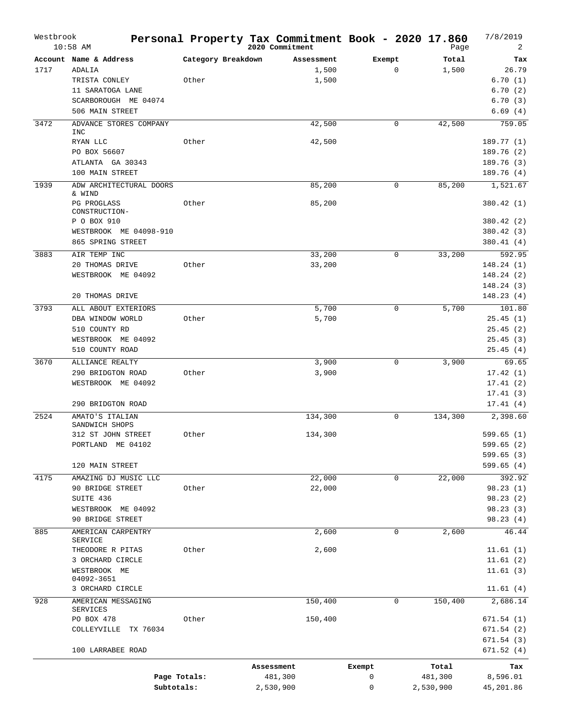# Personal Property Tax Commitment Book - 2020 17.860

Westbrook
10:58 AM

2020 Commitment

7/8/2019

| Account | Name & Address | Category Breakdown | Assessment | Exempt | Total | Tax |
|---|---|---|---|---|---|---|
| 1717 | ADALIA | | 1,500 | 0 | 1,500 | 26.79 |
| | TRISTA CONLEY | Other | 1,500 | | | 6.70 (1) |
| | 11 SARATOGA LANE | | | | | 6.70 (2) |
| | SCARBOROUGH ME 04074 | | | | | 6.70 (3) |
| | 506 MAIN STREET | | | | | 6.69 (4) |
| 3472 | ADVANCE STORES COMPANY INC | | 42,500 | 0 | 42,500 | 759.05 |
| | RYAN LLC | Other | 42,500 | | | 189.77 (1) |
| | PO BOX 56607 | | | | | 189.76 (2) |
| | ATLANTA GA 30343 | | | | | 189.76 (3) |
| | 100 MAIN STREET | | | | | 189.76 (4) |
| 1939 | ADW ARCHITECTURAL DOORS & WIND | | 85,200 | 0 | 85,200 | 1,521.67 |
| | PG PROGLASS CONSTRUCTION- | Other | 85,200 | | | 380.42 (1) |
| | P O BOX 910 | | | | | 380.42 (2) |
| | WESTBROOK ME 04098-910 | | | | | 380.42 (3) |
| | 865 SPRING STREET | | | | | 380.41 (4) |
| 3883 | AIR TEMP INC | | 33,200 | 0 | 33,200 | 592.95 |
| | 20 THOMAS DRIVE | Other | 33,200 | | | 148.24 (1) |
| | WESTBROOK ME 04092 | | | | | 148.24 (2) |
| | | | | | | 148.24 (3) |
| | 20 THOMAS DRIVE | | | | | 148.23 (4) |
| 3793 | ALL ABOUT EXTERIORS | | 5,700 | 0 | 5,700 | 101.80 |
| | DBA WINDOW WORLD | Other | 5,700 | | | 25.45 (1) |
| | 510 COUNTY RD | | | | | 25.45 (2) |
| | WESTBROOK ME 04092 | | | | | 25.45 (3) |
| | 510 COUNTY ROAD | | | | | 25.45 (4) |
| 3670 | ALLIANCE REALTY | | 3,900 | 0 | 3,900 | 69.65 |
| | 290 BRIDGTON ROAD | Other | 3,900 | | | 17.42 (1) |
| | WESTBROOK ME 04092 | | | | | 17.41 (2) |
| | | | | | | 17.41 (3) |
| | 290 BRIDGTON ROAD | | | | | 17.41 (4) |
| 2524 | AMATO'S ITALIAN SANDWICH SHOPS | | 134,300 | 0 | 134,300 | 2,398.60 |
| | 312 ST JOHN STREET | Other | 134,300 | | | 599.65 (1) |
| | PORTLAND ME 04102 | | | | | 599.65 (2) |
| | | | | | | 599.65 (3) |
| | 120 MAIN STREET | | | | | 599.65 (4) |
| 4175 | AMAZING DJ MUSIC LLC | | 22,000 | 0 | 22,000 | 392.92 |
| | 90 BRIDGE STREET | Other | 22,000 | | | 98.23 (1) |
| | SUITE 436 | | | | | 98.23 (2) |
| | WESTBROOK ME 04092 | | | | | 98.23 (3) |
| | 90 BRIDGE STREET | | | | | 98.23 (4) |
| 885 | AMERICAN CARPENTRY SERVICE | | 2,600 | 0 | 2,600 | 46.44 |
| | THEODORE R PITAS | Other | 2,600 | | | 11.61 (1) |
| | 3 ORCHARD CIRCLE | | | | | 11.61 (2) |
| | WESTBROOK ME 04092-3651 | | | | | 11.61 (3) |
| | 3 ORCHARD CIRCLE | | | | | 11.61 (4) |
| 928 | AMERICAN MESSAGING SERVICES | | 150,400 | 0 | 150,400 | 2,686.14 |
| | PO BOX 478 | Other | 150,400 | | | 671.54 (1) |
| | COLLEYVILLE TX 76034 | | | | | 671.54 (2) |
| | | | | | | 671.54 (3) |
| | 100 LARRABEE ROAD | | | | | 671.52 (4) |

| | Assessment | Exempt | Total | Tax |
|---|---|---|---|---|
| Page Totals: | 481,300 | 0 | 481,300 | 8,596.01 |
| Subtotals: | 2,530,900 | 0 | 2,530,900 | 45,201.86 |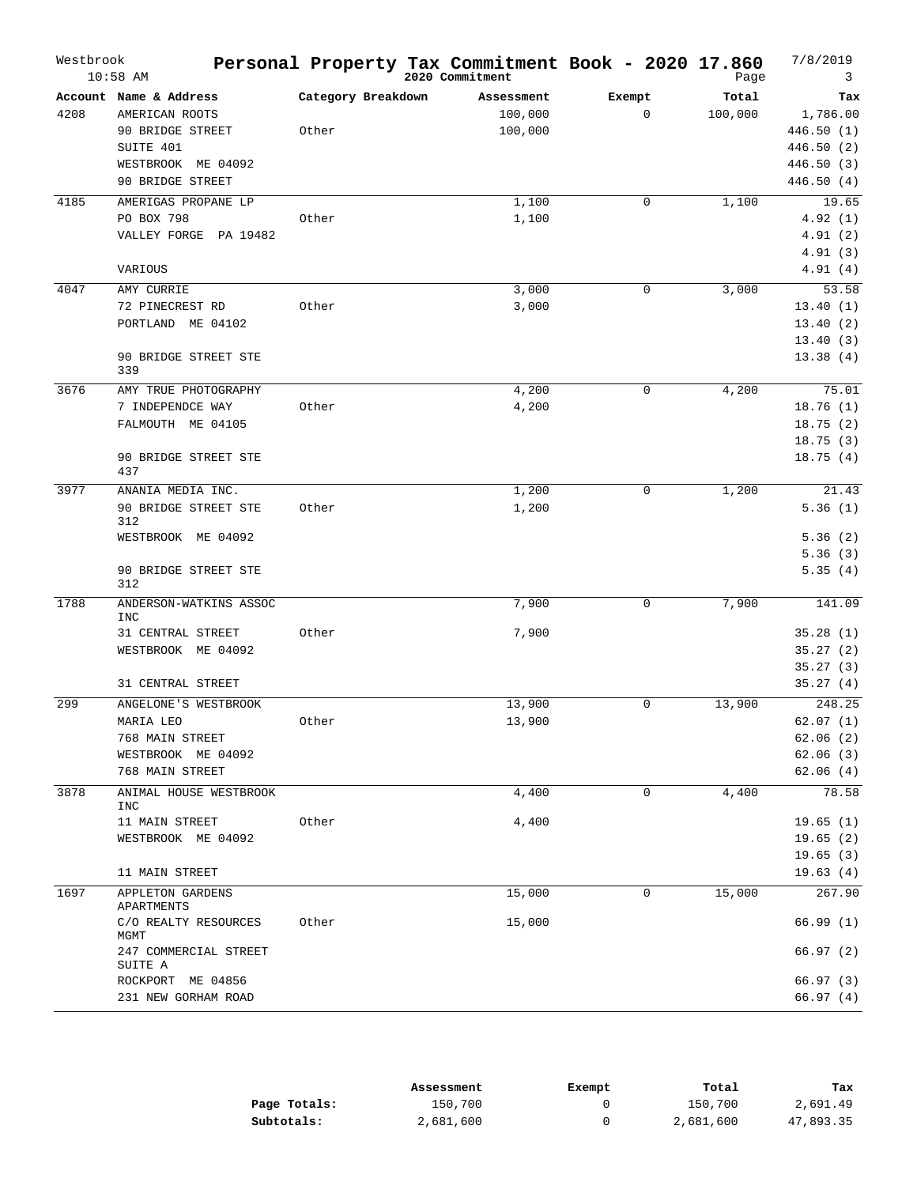# Personal Property Tax Commitment Book - 2020 17.860

Westbrook 10:58 AM — 2020 Commitment — 7/8/2019

| Account | Name & Address | Category Breakdown | Assessment | Exempt | Total | Tax |
|---|---|---|---|---|---|---|
| 4208 | AMERICAN ROOTS | | 100,000 | 0 | 100,000 | 1,786.00 |
| | 90 BRIDGE STREET | Other | 100,000 | | | 446.50 (1) |
| | SUITE 401 | | | | | 446.50 (2) |
| | WESTBROOK ME 04092 | | | | | 446.50 (3) |
| | 90 BRIDGE STREET | | | | | 446.50 (4) |
| 4185 | AMERIGAS PROPANE LP | | 1,100 | 0 | 1,100 | 19.65 |
| | PO BOX 798 | Other | 1,100 | | | 4.92 (1) |
| | VALLEY FORGE PA 19482 | | | | | 4.91 (2) |
| | | | | | | 4.91 (3) |
| | VARIOUS | | | | | 4.91 (4) |
| 4047 | AMY CURRIE | | 3,000 | 0 | 3,000 | 53.58 |
| | 72 PINECREST RD | Other | 3,000 | | | 13.40 (1) |
| | PORTLAND ME 04102 | | | | | 13.40 (2) |
| | | | | | | 13.40 (3) |
| | 90 BRIDGE STREET STE 339 | | | | | 13.38 (4) |
| 3676 | AMY TRUE PHOTOGRAPHY | | 4,200 | 0 | 4,200 | 75.01 |
| | 7 INDEPENDCE WAY | Other | 4,200 | | | 18.76 (1) |
| | FALMOUTH ME 04105 | | | | | 18.75 (2) |
| | | | | | | 18.75 (3) |
| | 90 BRIDGE STREET STE 437 | | | | | 18.75 (4) |
| 3977 | ANANIA MEDIA INC. | | 1,200 | 0 | 1,200 | 21.43 |
| | 90 BRIDGE STREET STE 312 | Other | 1,200 | | | 5.36 (1) |
| | WESTBROOK ME 04092 | | | | | 5.36 (2) |
| | | | | | | 5.36 (3) |
| | 90 BRIDGE STREET STE 312 | | | | | 5.35 (4) |
| 1788 | ANDERSON-WATKINS ASSOC INC | | 7,900 | 0 | 7,900 | 141.09 |
| | 31 CENTRAL STREET | Other | 7,900 | | | 35.28 (1) |
| | WESTBROOK ME 04092 | | | | | 35.27 (2) |
| | | | | | | 35.27 (3) |
| | 31 CENTRAL STREET | | | | | 35.27 (4) |
| 299 | ANGELONE'S WESTBROOK | | 13,900 | 0 | 13,900 | 248.25 |
| | MARIA LEO | Other | 13,900 | | | 62.07 (1) |
| | 768 MAIN STREET | | | | | 62.06 (2) |
| | WESTBROOK ME 04092 | | | | | 62.06 (3) |
| | 768 MAIN STREET | | | | | 62.06 (4) |
| 3878 | ANIMAL HOUSE WESTBROOK INC | | 4,400 | 0 | 4,400 | 78.58 |
| | 11 MAIN STREET | Other | 4,400 | | | 19.65 (1) |
| | WESTBROOK ME 04092 | | | | | 19.65 (2) |
| | | | | | | 19.65 (3) |
| | 11 MAIN STREET | | | | | 19.63 (4) |
| 1697 | APPLETON GARDENS APARTMENTS | | 15,000 | 0 | 15,000 | 267.90 |
| | C/O REALTY RESOURCES MGMT | Other | 15,000 | | | 66.99 (1) |
| | 247 COMMERCIAL STREET SUITE A | | | | | 66.97 (2) |
| | ROCKPORT ME 04856 | | | | | 66.97 (3) |
| | 231 NEW GORHAM ROAD | | | | | 66.97 (4) |

| | Assessment | Exempt | Total | Tax |
|---|---|---|---|---|
| **Page Totals:** | 150,700 | 0 | 150,700 | 2,691.49 |
| **Subtotals:** | 2,681,600 | 0 | 2,681,600 | 47,893.35 |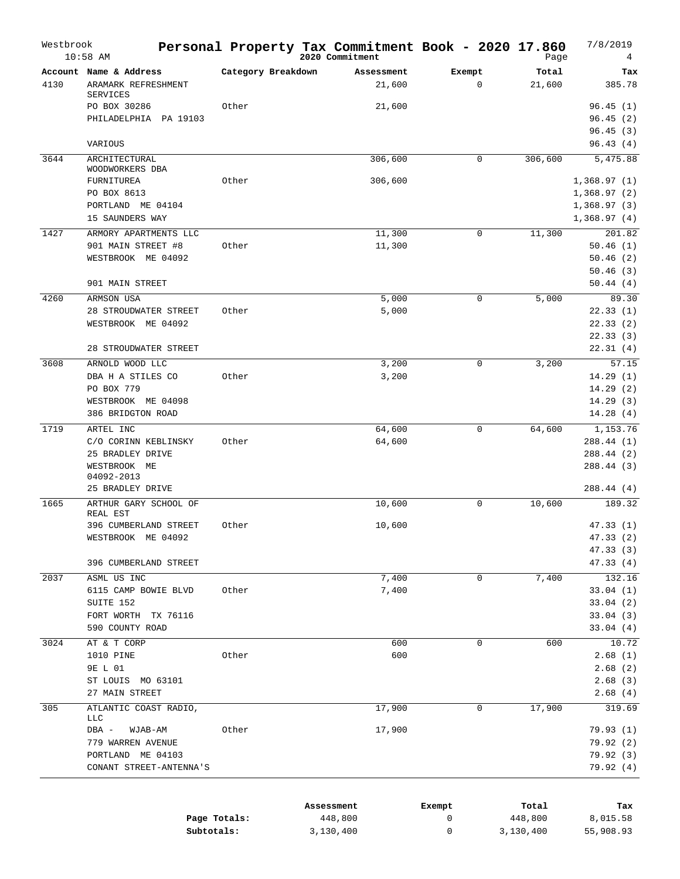# Personal Property Tax Commitment Book - 2020 17.860

Westbrook 10:58 AM — 2020 Commitment — 7/8/2019

| Account | Name & Address | Category Breakdown | Assessment | Exempt | Total | Tax |
|---|---|---|---|---|---|---|
| 4130 | ARAMARK REFRESHMENT SERVICES | | 21,600 | 0 | 21,600 | 385.78 |
| | PO BOX 30286 | Other | 21,600 | | | 96.45 (1) |
| | PHILADELPHIA PA 19103 | | | | | 96.45 (2) |
| | | | | | | 96.45 (3) |
| | VARIOUS | | | | | 96.43 (4) |
| 3644 | ARCHITECTURAL WOODWORKERS DBA | | 306,600 | 0 | 306,600 | 5,475.88 |
| | FURNITUREA | Other | 306,600 | | | 1,368.97 (1) |
| | PO BOX 8613 | | | | | 1,368.97 (2) |
| | PORTLAND ME 04104 | | | | | 1,368.97 (3) |
| | 15 SAUNDERS WAY | | | | | 1,368.97 (4) |
| 1427 | ARMORY APARTMENTS LLC | | 11,300 | 0 | 11,300 | 201.82 |
| | 901 MAIN STREET #8 | Other | 11,300 | | | 50.46 (1) |
| | WESTBROOK ME 04092 | | | | | 50.46 (2) |
| | | | | | | 50.46 (3) |
| | 901 MAIN STREET | | | | | 50.44 (4) |
| 4260 | ARMSON USA | | 5,000 | 0 | 5,000 | 89.30 |
| | 28 STROUDWATER STREET | Other | 5,000 | | | 22.33 (1) |
| | WESTBROOK ME 04092 | | | | | 22.33 (2) |
| | | | | | | 22.33 (3) |
| | 28 STROUDWATER STREET | | | | | 22.31 (4) |
| 3608 | ARNOLD WOOD LLC | | 3,200 | 0 | 3,200 | 57.15 |
| | DBA H A STILES CO | Other | 3,200 | | | 14.29 (1) |
| | PO BOX 779 | | | | | 14.29 (2) |
| | WESTBROOK ME 04098 | | | | | 14.29 (3) |
| | 386 BRIDGTON ROAD | | | | | 14.28 (4) |
| 1719 | ARTEL INC | | 64,600 | 0 | 64,600 | 1,153.76 |
| | C/O CORINN KEBLINSKY | Other | 64,600 | | | 288.44 (1) |
| | 25 BRADLEY DRIVE | | | | | 288.44 (2) |
| | WESTBROOK ME 04092-2013 | | | | | 288.44 (3) |
| | 25 BRADLEY DRIVE | | | | | 288.44 (4) |
| 1665 | ARTHUR GARY SCHOOL OF REAL EST | | 10,600 | 0 | 10,600 | 189.32 |
| | 396 CUMBERLAND STREET | Other | 10,600 | | | 47.33 (1) |
| | WESTBROOK ME 04092 | | | | | 47.33 (2) |
| | | | | | | 47.33 (3) |
| | 396 CUMBERLAND STREET | | | | | 47.33 (4) |
| 2037 | ASML US INC | | 7,400 | 0 | 7,400 | 132.16 |
| | 6115 CAMP BOWIE BLVD | Other | 7,400 | | | 33.04 (1) |
| | SUITE 152 | | | | | 33.04 (2) |
| | FORT WORTH TX 76116 | | | | | 33.04 (3) |
| | 590 COUNTY ROAD | | | | | 33.04 (4) |
| 3024 | AT & T CORP | | 600 | 0 | 600 | 10.72 |
| | 1010 PINE | Other | 600 | | | 2.68 (1) |
| | 9E L 01 | | | | | 2.68 (2) |
| | ST LOUIS MO 63101 | | | | | 2.68 (3) |
| | 27 MAIN STREET | | | | | 2.68 (4) |
| 305 | ATLANTIC COAST RADIO, LLC | | 17,900 | 0 | 17,900 | 319.69 |
| | DBA - WJAB-AM | Other | 17,900 | | | 79.93 (1) |
| | 779 WARREN AVENUE | | | | | 79.92 (2) |
| | PORTLAND ME 04103 | | | | | 79.92 (3) |
| | CONANT STREET-ANTENNA'S | | | | | 79.92 (4) |

| | Assessment | Exempt | Total | Tax |
|---|---|---|---|---|
| Page Totals: | 448,800 | 0 | 448,800 | 8,015.58 |
| Subtotals: | 3,130,400 | 0 | 3,130,400 | 55,908.93 |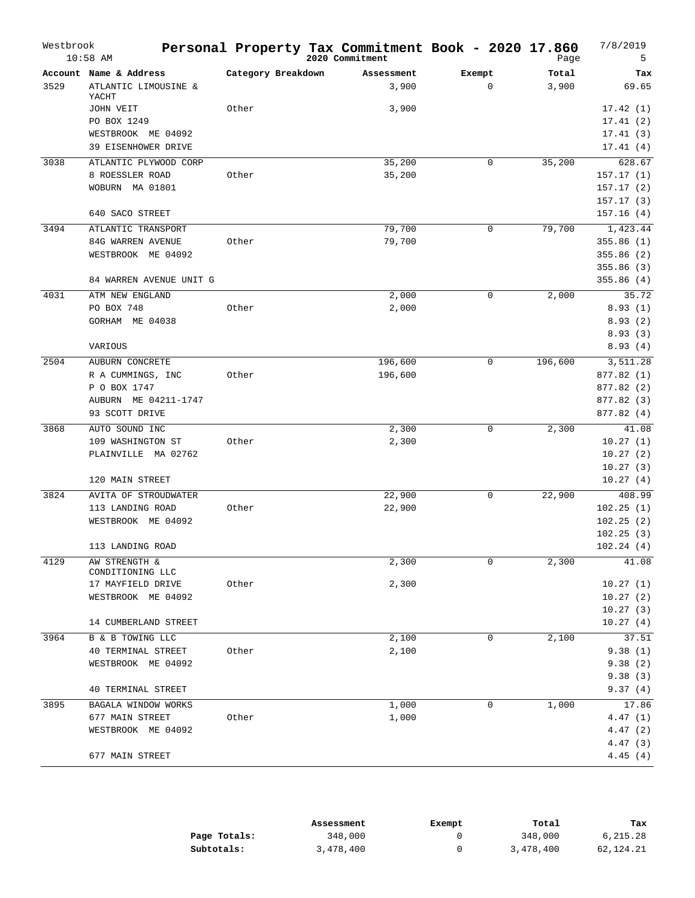# Personal Property Tax Commitment Book - 2020 17.860

Westbrook 10:58 AM — 2020 Commitment — 7/8/2019

| Account | Name & Address | Category Breakdown | Assessment | Exempt | Total | Tax |
|---|---|---|---|---|---|---|
| 3529 | ATLANTIC LIMOUSINE & YACHT | | 3,900 | 0 | 3,900 | 69.65 |
| | JOHN VEIT | Other | 3,900 | | | 17.42 (1) |
| | PO BOX 1249 | | | | | 17.41 (2) |
| | WESTBROOK ME 04092 | | | | | 17.41 (3) |
| | 39 EISENHOWER DRIVE | | | | | 17.41 (4) |
| 3038 | ATLANTIC PLYWOOD CORP | | 35,200 | 0 | 35,200 | 628.67 |
| | 8 ROESSLER ROAD | Other | 35,200 | | | 157.17 (1) |
| | WOBURN MA 01801 | | | | | 157.17 (2) |
| | | | | | | 157.17 (3) |
| | 640 SACO STREET | | | | | 157.16 (4) |
| 3494 | ATLANTIC TRANSPORT | | 79,700 | 0 | 79,700 | 1,423.44 |
| | 84G WARREN AVENUE | Other | 79,700 | | | 355.86 (1) |
| | WESTBROOK ME 04092 | | | | | 355.86 (2) |
| | | | | | | 355.86 (3) |
| | 84 WARREN AVENUE UNIT G | | | | | 355.86 (4) |
| 4031 | ATM NEW ENGLAND | | 2,000 | 0 | 2,000 | 35.72 |
| | PO BOX 748 | Other | 2,000 | | | 8.93 (1) |
| | GORHAM ME 04038 | | | | | 8.93 (2) |
| | | | | | | 8.93 (3) |
| | VARIOUS | | | | | 8.93 (4) |
| 2504 | AUBURN CONCRETE | | 196,600 | 0 | 196,600 | 3,511.28 |
| | R A CUMMINGS, INC | Other | 196,600 | | | 877.82 (1) |
| | P O BOX 1747 | | | | | 877.82 (2) |
| | AUBURN ME 04211-1747 | | | | | 877.82 (3) |
| | 93 SCOTT DRIVE | | | | | 877.82 (4) |
| 3868 | AUTO SOUND INC | | 2,300 | 0 | 2,300 | 41.08 |
| | 109 WASHINGTON ST | Other | 2,300 | | | 10.27 (1) |
| | PLAINVILLE MA 02762 | | | | | 10.27 (2) |
| | | | | | | 10.27 (3) |
| | 120 MAIN STREET | | | | | 10.27 (4) |
| 3824 | AVITA OF STROUDWATER | | 22,900 | 0 | 22,900 | 408.99 |
| | 113 LANDING ROAD | Other | 22,900 | | | 102.25 (1) |
| | WESTBROOK ME 04092 | | | | | 102.25 (2) |
| | | | | | | 102.25 (3) |
| | 113 LANDING ROAD | | | | | 102.24 (4) |
| 4129 | AW STRENGTH & CONDITIONING LLC | | 2,300 | 0 | 2,300 | 41.08 |
| | 17 MAYFIELD DRIVE | Other | 2,300 | | | 10.27 (1) |
| | WESTBROOK ME 04092 | | | | | 10.27 (2) |
| | | | | | | 10.27 (3) |
| | 14 CUMBERLAND STREET | | | | | 10.27 (4) |
| 3964 | B & B TOWING LLC | | 2,100 | 0 | 2,100 | 37.51 |
| | 40 TERMINAL STREET | Other | 2,100 | | | 9.38 (1) |
| | WESTBROOK ME 04092 | | | | | 9.38 (2) |
| | | | | | | 9.38 (3) |
| | 40 TERMINAL STREET | | | | | 9.37 (4) |
| 3895 | BAGALA WINDOW WORKS | | 1,000 | 0 | 1,000 | 17.86 |
| | 677 MAIN STREET | Other | 1,000 | | | 4.47 (1) |
| | WESTBROOK ME 04092 | | | | | 4.47 (2) |
| | | | | | | 4.47 (3) |
| | 677 MAIN STREET | | | | | 4.45 (4) |

| | Assessment | Exempt | Total | Tax |
|---|---|---|---|---|
| **Page Totals:** | 348,000 | 0 | 348,000 | 6,215.28 |
| **Subtotals:** | 3,478,400 | 0 | 3,478,400 | 62,124.21 |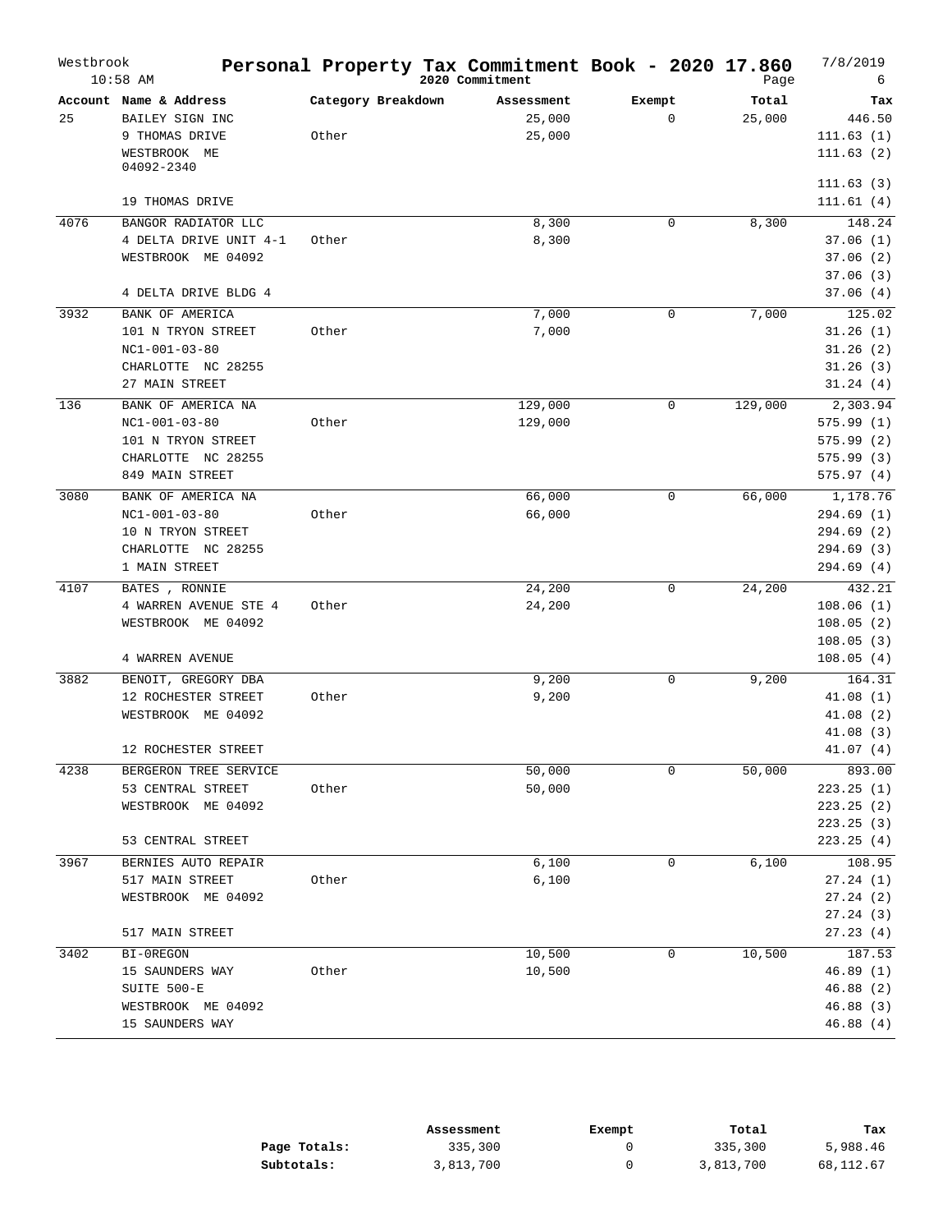# Personal Property Tax Commitment Book - 2020 17.860

Westbrook 10:58 AM — 2020 Commitment — 7/8/2019

| Account | Name & Address | Category Breakdown | Assessment | Exempt | Total | Tax |
|---|---|---|---|---|---|---|
| 25 | BAILEY SIGN INC | | 25,000 | 0 | 25,000 | 446.50 |
| | 9 THOMAS DRIVE | Other | 25,000 | | | 111.63 (1) |
| | WESTBROOK ME 04092-2340 | | | | | 111.63 (2) |
| | | | | | | 111.63 (3) |
| | 19 THOMAS DRIVE | | | | | 111.61 (4) |
| 4076 | BANGOR RADIATOR LLC | | 8,300 | 0 | 8,300 | 148.24 |
| | 4 DELTA DRIVE UNIT 4-1 | Other | 8,300 | | | 37.06 (1) |
| | WESTBROOK ME 04092 | | | | | 37.06 (2) |
| | | | | | | 37.06 (3) |
| | 4 DELTA DRIVE BLDG 4 | | | | | 37.06 (4) |
| 3932 | BANK OF AMERICA | | 7,000 | 0 | 7,000 | 125.02 |
| | 101 N TRYON STREET | Other | 7,000 | | | 31.26 (1) |
| | NC1-001-03-80 | | | | | 31.26 (2) |
| | CHARLOTTE NC 28255 | | | | | 31.26 (3) |
| | 27 MAIN STREET | | | | | 31.24 (4) |
| 136 | BANK OF AMERICA NA | | 129,000 | 0 | 129,000 | 2,303.94 |
| | NC1-001-03-80 | Other | 129,000 | | | 575.99 (1) |
| | 101 N TRYON STREET | | | | | 575.99 (2) |
| | CHARLOTTE NC 28255 | | | | | 575.99 (3) |
| | 849 MAIN STREET | | | | | 575.97 (4) |
| 3080 | BANK OF AMERICA NA | | 66,000 | 0 | 66,000 | 1,178.76 |
| | NC1-001-03-80 | Other | 66,000 | | | 294.69 (1) |
| | 10 N TRYON STREET | | | | | 294.69 (2) |
| | CHARLOTTE NC 28255 | | | | | 294.69 (3) |
| | 1 MAIN STREET | | | | | 294.69 (4) |
| 4107 | BATES , RONNIE | | 24,200 | 0 | 24,200 | 432.21 |
| | 4 WARREN AVENUE STE 4 | Other | 24,200 | | | 108.06 (1) |
| | WESTBROOK ME 04092 | | | | | 108.05 (2) |
| | | | | | | 108.05 (3) |
| | 4 WARREN AVENUE | | | | | 108.05 (4) |
| 3882 | BENOIT, GREGORY DBA | | 9,200 | 0 | 9,200 | 164.31 |
| | 12 ROCHESTER STREET | Other | 9,200 | | | 41.08 (1) |
| | WESTBROOK ME 04092 | | | | | 41.08 (2) |
| | | | | | | 41.08 (3) |
| | 12 ROCHESTER STREET | | | | | 41.07 (4) |
| 4238 | BERGERON TREE SERVICE | | 50,000 | 0 | 50,000 | 893.00 |
| | 53 CENTRAL STREET | Other | 50,000 | | | 223.25 (1) |
| | WESTBROOK ME 04092 | | | | | 223.25 (2) |
| | | | | | | 223.25 (3) |
| | 53 CENTRAL STREET | | | | | 223.25 (4) |
| 3967 | BERNIES AUTO REPAIR | | 6,100 | 0 | 6,100 | 108.95 |
| | 517 MAIN STREET | Other | 6,100 | | | 27.24 (1) |
| | WESTBROOK ME 04092 | | | | | 27.24 (2) |
| | | | | | | 27.24 (3) |
| | 517 MAIN STREET | | | | | 27.23 (4) |
| 3402 | BI-0REGON | | 10,500 | 0 | 10,500 | 187.53 |
| | 15 SAUNDERS WAY | Other | 10,500 | | | 46.89 (1) |
| | SUITE 500-E | | | | | 46.88 (2) |
| | WESTBROOK ME 04092 | | | | | 46.88 (3) |
| | 15 SAUNDERS WAY | | | | | 46.88 (4) |

| | Assessment | Exempt | Total | Tax |
|---|---|---|---|---|
| **Page Totals:** | 335,300 | 0 | 335,300 | 5,988.46 |
| **Subtotals:** | 3,813,700 | 0 | 3,813,700 | 68,112.67 |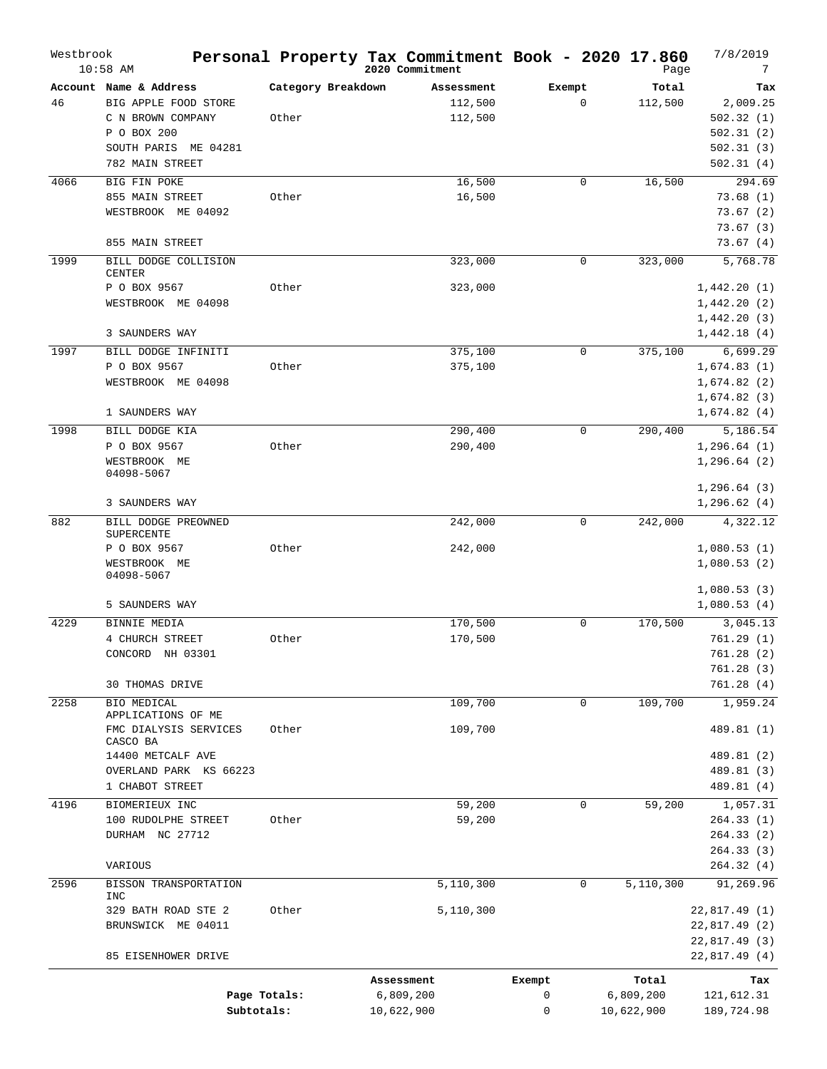# Personal Property Tax Commitment Book - 2020 17.860

Westbrook 10:58 AM — 2020 Commitment — 7/8/2019

| Account | Name & Address | Category Breakdown | Assessment | Exempt | Total | Tax |
|---|---|---|---|---|---|---|
| 46 | BIG APPLE FOOD STORE | | 112,500 | 0 | 112,500 | 2,009.25 |
| | C N BROWN COMPANY | Other | 112,500 | | | 502.32 (1) |
| | P O BOX 200 | | | | | 502.31 (2) |
| | SOUTH PARIS ME 04281 | | | | | 502.31 (3) |
| | 782 MAIN STREET | | | | | 502.31 (4) |
| 4066 | BIG FIN POKE | | 16,500 | 0 | 16,500 | 294.69 |
| | 855 MAIN STREET | Other | 16,500 | | | 73.68 (1) |
| | WESTBROOK ME 04092 | | | | | 73.67 (2) |
| | | | | | | 73.67 (3) |
| | 855 MAIN STREET | | | | | 73.67 (4) |
| 1999 | BILL DODGE COLLISION CENTER | | 323,000 | 0 | 323,000 | 5,768.78 |
| | P O BOX 9567 | Other | 323,000 | | | 1,442.20 (1) |
| | WESTBROOK ME 04098 | | | | | 1,442.20 (2) |
| | | | | | | 1,442.20 (3) |
| | 3 SAUNDERS WAY | | | | | 1,442.18 (4) |
| 1997 | BILL DODGE INFINITI | | 375,100 | 0 | 375,100 | 6,699.29 |
| | P O BOX 9567 | Other | 375,100 | | | 1,674.83 (1) |
| | WESTBROOK ME 04098 | | | | | 1,674.82 (2) |
| | | | | | | 1,674.82 (3) |
| | 1 SAUNDERS WAY | | | | | 1,674.82 (4) |
| 1998 | BILL DODGE KIA | | 290,400 | 0 | 290,400 | 5,186.54 |
| | P O BOX 9567 | Other | 290,400 | | | 1,296.64 (1) |
| | WESTBROOK ME 04098-5067 | | | | | 1,296.64 (2) |
| | | | | | | 1,296.64 (3) |
| | 3 SAUNDERS WAY | | | | | 1,296.62 (4) |
| 882 | BILL DODGE PREOWNED SUPERCENTE | | 242,000 | 0 | 242,000 | 4,322.12 |
| | P O BOX 9567 | Other | 242,000 | | | 1,080.53 (1) |
| | WESTBROOK ME 04098-5067 | | | | | 1,080.53 (2) |
| | | | | | | 1,080.53 (3) |
| | 5 SAUNDERS WAY | | | | | 1,080.53 (4) |
| 4229 | BINNIE MEDIA | | 170,500 | 0 | 170,500 | 3,045.13 |
| | 4 CHURCH STREET | Other | 170,500 | | | 761.29 (1) |
| | CONCORD NH 03301 | | | | | 761.28 (2) |
| | | | | | | 761.28 (3) |
| | 30 THOMAS DRIVE | | | | | 761.28 (4) |
| 2258 | BIO MEDICAL APPLICATIONS OF ME | | 109,700 | 0 | 109,700 | 1,959.24 |
| | FMC DIALYSIS SERVICES CASCO BA | Other | 109,700 | | | 489.81 (1) |
| | 14400 METCALF AVE | | | | | 489.81 (2) |
| | OVERLAND PARK KS 66223 | | | | | 489.81 (3) |
| | 1 CHABOT STREET | | | | | 489.81 (4) |
| 4196 | BIOMERIEUX INC | | 59,200 | 0 | 59,200 | 1,057.31 |
| | 100 RUDOLPHE STREET | Other | 59,200 | | | 264.33 (1) |
| | DURHAM NC 27712 | | | | | 264.33 (2) |
| | | | | | | 264.33 (3) |
| | VARIOUS | | | | | 264.32 (4) |
| 2596 | BISSON TRANSPORTATION INC | | 5,110,300 | 0 | 5,110,300 | 91,269.96 |
| | 329 BATH ROAD STE 2 | Other | 5,110,300 | | | 22,817.49 (1) |
| | BRUNSWICK ME 04011 | | | | | 22,817.49 (2) |
| | | | | | | 22,817.49 (3) |
| | 85 EISENHOWER DRIVE | | | | | 22,817.49 (4) |

| | Assessment | Exempt | Total | Tax |
|---|---|---|---|---|
| Page Totals: | 6,809,200 | 0 | 6,809,200 | 121,612.31 |
| Subtotals: | 10,622,900 | 0 | 10,622,900 | 189,724.98 |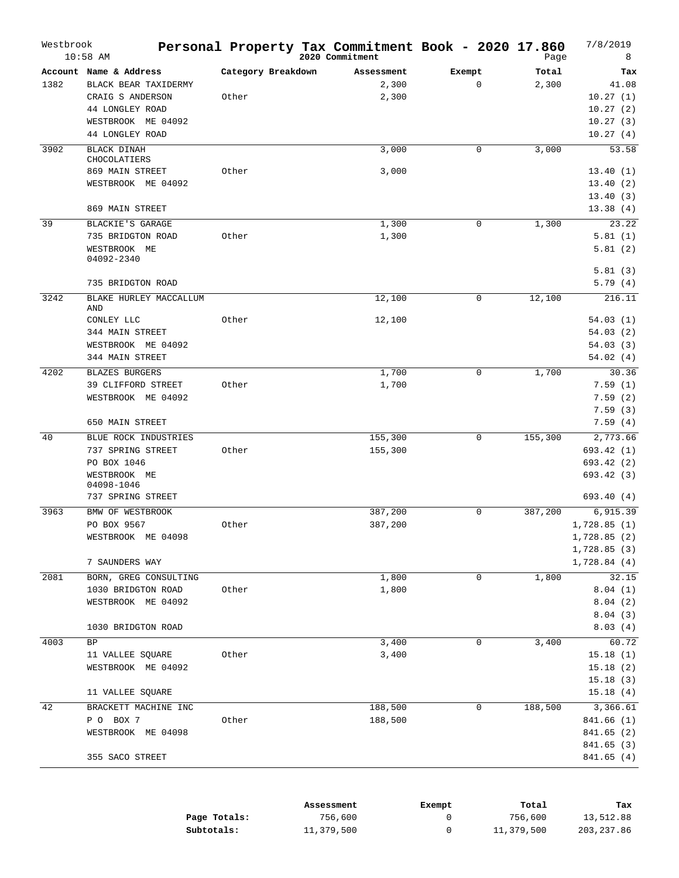# Personal Property Tax Commitment Book - 2020 17.860

Westbrook 10:58 AM — 2020 Commitment — 7/8/2019

| Account | Name & Address | Category Breakdown | Assessment | Exempt | Total | Tax |
|---|---|---|---|---|---|---|
| 1382 | BLACK BEAR TAXIDERMY | | 2,300 | 0 | 2,300 | 41.08 |
| | CRAIG S ANDERSON | Other | 2,300 | | | 10.27 (1) |
| | 44 LONGLEY ROAD | | | | | 10.27 (2) |
| | WESTBROOK ME 04092 | | | | | 10.27 (3) |
| | 44 LONGLEY ROAD | | | | | 10.27 (4) |
| 3902 | BLACK DINAH CHOCOLATIERS | | 3,000 | 0 | 3,000 | 53.58 |
| | 869 MAIN STREET | Other | 3,000 | | | 13.40 (1) |
| | WESTBROOK ME 04092 | | | | | 13.40 (2) |
| | | | | | | 13.40 (3) |
| | 869 MAIN STREET | | | | | 13.38 (4) |
| 39 | BLACKIE'S GARAGE | | 1,300 | 0 | 1,300 | 23.22 |
| | 735 BRIDGTON ROAD | Other | 1,300 | | | 5.81 (1) |
| | WESTBROOK ME 04092-2340 | | | | | 5.81 (2) |
| | | | | | | 5.81 (3) |
| | 735 BRIDGTON ROAD | | | | | 5.79 (4) |
| 3242 | BLAKE HURLEY MACCALLUM AND | | 12,100 | 0 | 12,100 | 216.11 |
| | CONLEY LLC | Other | 12,100 | | | 54.03 (1) |
| | 344 MAIN STREET | | | | | 54.03 (2) |
| | WESTBROOK ME 04092 | | | | | 54.03 (3) |
| | 344 MAIN STREET | | | | | 54.02 (4) |
| 4202 | BLAZES BURGERS | | 1,700 | 0 | 1,700 | 30.36 |
| | 39 CLIFFORD STREET | Other | 1,700 | | | 7.59 (1) |
| | WESTBROOK ME 04092 | | | | | 7.59 (2) |
| | | | | | | 7.59 (3) |
| | 650 MAIN STREET | | | | | 7.59 (4) |
| 40 | BLUE ROCK INDUSTRIES | | 155,300 | 0 | 155,300 | 2,773.66 |
| | 737 SPRING STREET | Other | 155,300 | | | 693.42 (1) |
| | PO BOX 1046 | | | | | 693.42 (2) |
| | WESTBROOK ME 04098-1046 | | | | | 693.42 (3) |
| | 737 SPRING STREET | | | | | 693.40 (4) |
| 3963 | BMW OF WESTBROOK | | 387,200 | 0 | 387,200 | 6,915.39 |
| | PO BOX 9567 | Other | 387,200 | | | 1,728.85 (1) |
| | WESTBROOK ME 04098 | | | | | 1,728.85 (2) |
| | | | | | | 1,728.85 (3) |
| | 7 SAUNDERS WAY | | | | | 1,728.84 (4) |
| 2081 | BORN, GREG CONSULTING | | 1,800 | 0 | 1,800 | 32.15 |
| | 1030 BRIDGTON ROAD | Other | 1,800 | | | 8.04 (1) |
| | WESTBROOK ME 04092 | | | | | 8.04 (2) |
| | | | | | | 8.04 (3) |
| | 1030 BRIDGTON ROAD | | | | | 8.03 (4) |
| 4003 | BP | | 3,400 | 0 | 3,400 | 60.72 |
| | 11 VALLEE SQUARE | Other | 3,400 | | | 15.18 (1) |
| | WESTBROOK ME 04092 | | | | | 15.18 (2) |
| | | | | | | 15.18 (3) |
| | 11 VALLEE SQUARE | | | | | 15.18 (4) |
| 42 | BRACKETT MACHINE INC | | 188,500 | 0 | 188,500 | 3,366.61 |
| | P O BOX 7 | Other | 188,500 | | | 841.66 (1) |
| | WESTBROOK ME 04098 | | | | | 841.65 (2) |
| | | | | | | 841.65 (3) |
| | 355 SACO STREET | | | | | 841.65 (4) |

| | Assessment | Exempt | Total | Tax |
|---|---|---|---|---|
| **Page Totals:** | 756,600 | 0 | 756,600 | 13,512.88 |
| **Subtotals:** | 11,379,500 | 0 | 11,379,500 | 203,237.86 |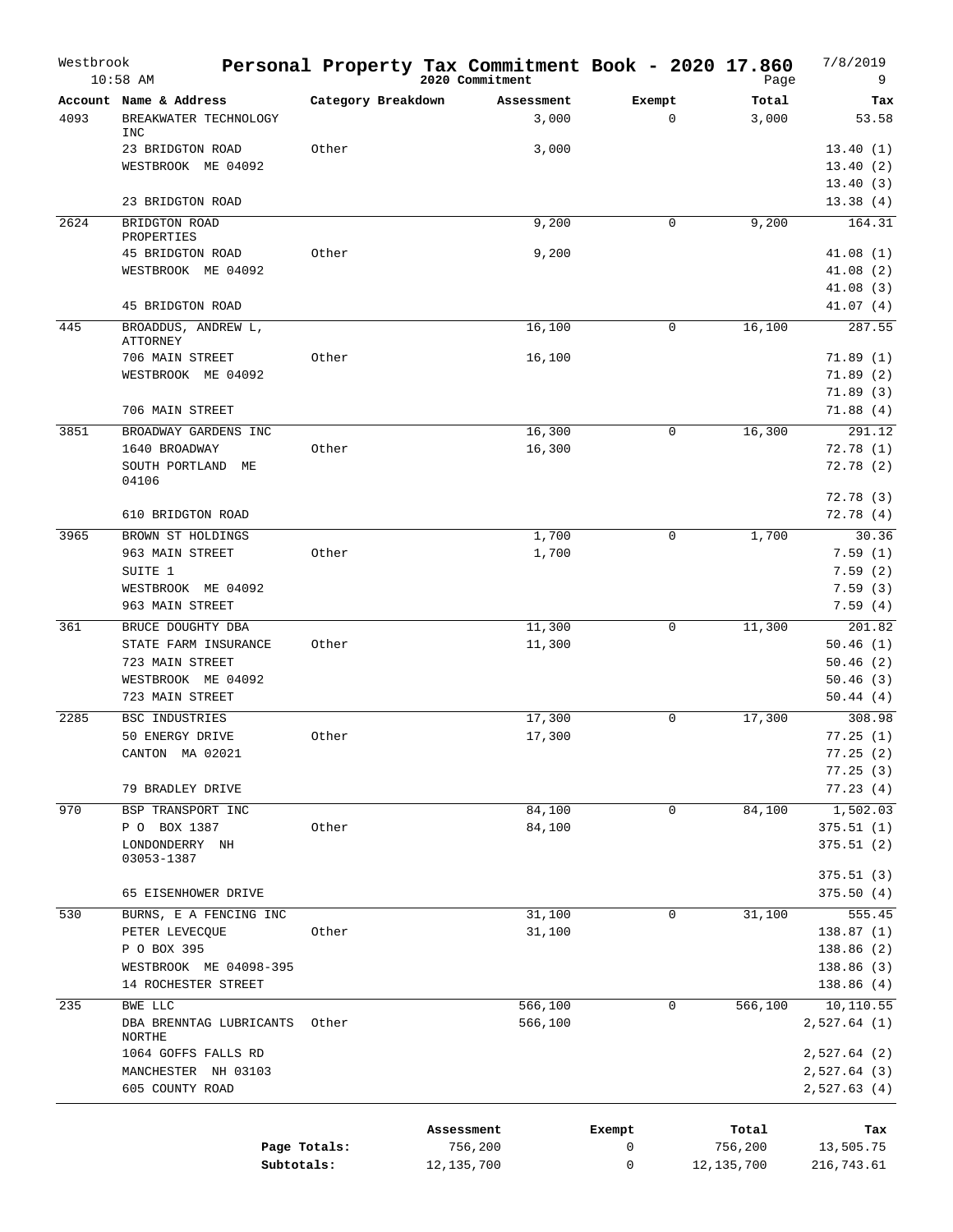# Westbrook — Personal Property Tax Commitment Book - 2020 17.860

2020 Commitment — 10:58 AM — 7/8/2019

| Account | Name & Address | Category Breakdown | Assessment | Exempt | Total | Tax |
|---|---|---|---|---|---|---|
| 4093 | BREAKWATER TECHNOLOGY INC | | 3,000 | 0 | 3,000 | 53.58 |
| | 23 BRIDGTON ROAD | Other | 3,000 | | | 13.40 (1) |
| | WESTBROOK ME 04092 | | | | | 13.40 (2) |
| | | | | | | 13.40 (3) |
| | 23 BRIDGTON ROAD | | | | | 13.38 (4) |
| 2624 | BRIDGTON ROAD PROPERTIES | | 9,200 | 0 | 9,200 | 164.31 |
| | 45 BRIDGTON ROAD | Other | 9,200 | | | 41.08 (1) |
| | WESTBROOK ME 04092 | | | | | 41.08 (2) |
| | | | | | | 41.08 (3) |
| | 45 BRIDGTON ROAD | | | | | 41.07 (4) |
| 445 | BROADDUS, ANDREW L, ATTORNEY | | 16,100 | 0 | 16,100 | 287.55 |
| | 706 MAIN STREET | Other | 16,100 | | | 71.89 (1) |
| | WESTBROOK ME 04092 | | | | | 71.89 (2) |
| | | | | | | 71.89 (3) |
| | 706 MAIN STREET | | | | | 71.88 (4) |
| 3851 | BROADWAY GARDENS INC | | 16,300 | 0 | 16,300 | 291.12 |
| | 1640 BROADWAY | Other | 16,300 | | | 72.78 (1) |
| | SOUTH PORTLAND ME 04106 | | | | | 72.78 (2) |
| | | | | | | 72.78 (3) |
| | 610 BRIDGTON ROAD | | | | | 72.78 (4) |
| 3965 | BROWN ST HOLDINGS | | 1,700 | 0 | 1,700 | 30.36 |
| | 963 MAIN STREET | Other | 1,700 | | | 7.59 (1) |
| | SUITE 1 | | | | | 7.59 (2) |
| | WESTBROOK ME 04092 | | | | | 7.59 (3) |
| | 963 MAIN STREET | | | | | 7.59 (4) |
| 361 | BRUCE DOUGHTY DBA | | 11,300 | 0 | 11,300 | 201.82 |
| | STATE FARM INSURANCE | Other | 11,300 | | | 50.46 (1) |
| | 723 MAIN STREET | | | | | 50.46 (2) |
| | WESTBROOK ME 04092 | | | | | 50.46 (3) |
| | 723 MAIN STREET | | | | | 50.44 (4) |
| 2285 | BSC INDUSTRIES | | 17,300 | 0 | 17,300 | 308.98 |
| | 50 ENERGY DRIVE | Other | 17,300 | | | 77.25 (1) |
| | CANTON MA 02021 | | | | | 77.25 (2) |
| | | | | | | 77.25 (3) |
| | 79 BRADLEY DRIVE | | | | | 77.23 (4) |
| 970 | BSP TRANSPORT INC | | 84,100 | 0 | 84,100 | 1,502.03 |
| | P O BOX 1387 | Other | 84,100 | | | 375.51 (1) |
| | LONDONDERRY NH 03053-1387 | | | | | 375.51 (2) |
| | | | | | | 375.51 (3) |
| | 65 EISENHOWER DRIVE | | | | | 375.50 (4) |
| 530 | BURNS, E A FENCING INC | | 31,100 | 0 | 31,100 | 555.45 |
| | PETER LEVECQUE | Other | 31,100 | | | 138.87 (1) |
| | P O BOX 395 | | | | | 138.86 (2) |
| | WESTBROOK ME 04098-395 | | | | | 138.86 (3) |
| | 14 ROCHESTER STREET | | | | | 138.86 (4) |
| 235 | BWE LLC | | 566,100 | 0 | 566,100 | 10,110.55 |
| | DBA BRENNTAG LUBRICANTS NORTHE | Other | 566,100 | | | 2,527.64 (1) |
| | 1064 GOFFS FALLS RD | | | | | 2,527.64 (2) |
| | MANCHESTER NH 03103 | | | | | 2,527.64 (3) |
| | 605 COUNTY ROAD | | | | | 2,527.63 (4) |

| | Assessment | Exempt | Total | Tax |
|---|---|---|---|---|
| Page Totals: | 756,200 | 0 | 756,200 | 13,505.75 |
| Subtotals: | 12,135,700 | 0 | 12,135,700 | 216,743.61 |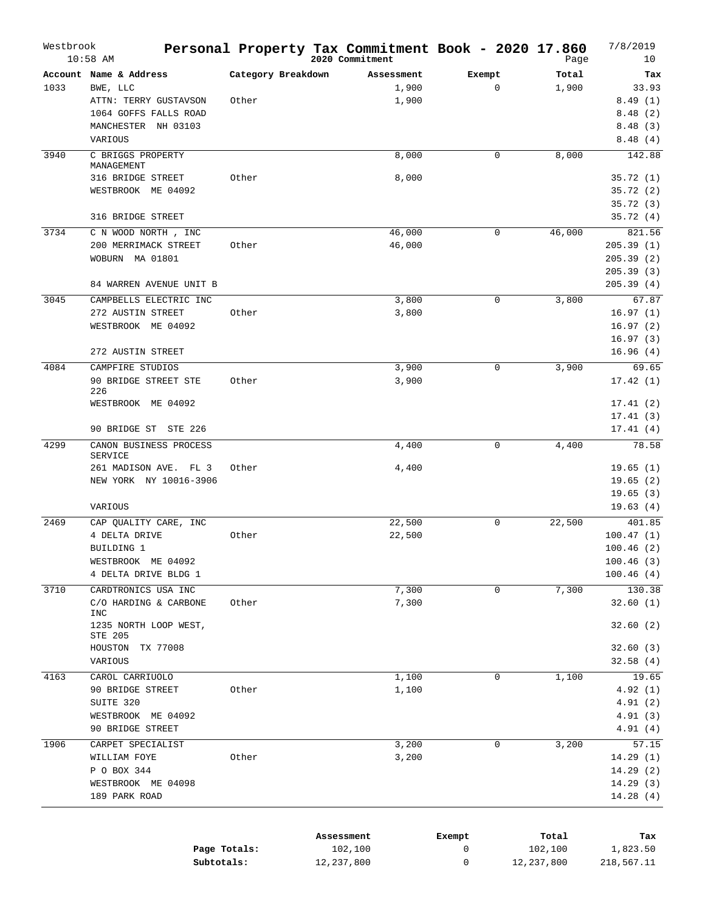# Personal Property Tax Commitment Book - 2020 17.860

Westbrook 10:58 AM — 2020 Commitment — 7/8/2019

| Account | Name & Address | Category Breakdown | Assessment | Exempt | Total | Tax |
|---|---|---|---|---|---|---|
| 1033 | BWE, LLC | | 1,900 | 0 | 1,900 | 33.93 |
| | ATTN: TERRY GUSTAVSON | Other | 1,900 | | | 8.49 (1) |
| | 1064 GOFFS FALLS ROAD | | | | | 8.48 (2) |
| | MANCHESTER NH 03103 | | | | | 8.48 (3) |
| | VARIOUS | | | | | 8.48 (4) |
| 3940 | C BRIGGS PROPERTY MANAGEMENT | | 8,000 | 0 | 8,000 | 142.88 |
| | 316 BRIDGE STREET | Other | 8,000 | | | 35.72 (1) |
| | WESTBROOK ME 04092 | | | | | 35.72 (2) |
| | | | | | | 35.72 (3) |
| | 316 BRIDGE STREET | | | | | 35.72 (4) |
| 3734 | C N WOOD NORTH , INC | | 46,000 | 0 | 46,000 | 821.56 |
| | 200 MERRIMACK STREET | Other | 46,000 | | | 205.39 (1) |
| | WOBURN MA 01801 | | | | | 205.39 (2) |
| | | | | | | 205.39 (3) |
| | 84 WARREN AVENUE UNIT B | | | | | 205.39 (4) |
| 3045 | CAMPBELLS ELECTRIC INC | | 3,800 | 0 | 3,800 | 67.87 |
| | 272 AUSTIN STREET | Other | 3,800 | | | 16.97 (1) |
| | WESTBROOK ME 04092 | | | | | 16.97 (2) |
| | | | | | | 16.97 (3) |
| | 272 AUSTIN STREET | | | | | 16.96 (4) |
| 4084 | CAMPFIRE STUDIOS | | 3,900 | 0 | 3,900 | 69.65 |
| | 90 BRIDGE STREET STE 226 | Other | 3,900 | | | 17.42 (1) |
| | WESTBROOK ME 04092 | | | | | 17.41 (2) |
| | | | | | | 17.41 (3) |
| | 90 BRIDGE ST STE 226 | | | | | 17.41 (4) |
| 4299 | CANON BUSINESS PROCESS SERVICE | | 4,400 | 0 | 4,400 | 78.58 |
| | 261 MADISON AVE. FL 3 | Other | 4,400 | | | 19.65 (1) |
| | NEW YORK NY 10016-3906 | | | | | 19.65 (2) |
| | | | | | | 19.65 (3) |
| | VARIOUS | | | | | 19.63 (4) |
| 2469 | CAP QUALITY CARE, INC | | 22,500 | 0 | 22,500 | 401.85 |
| | 4 DELTA DRIVE | Other | 22,500 | | | 100.47 (1) |
| | BUILDING 1 | | | | | 100.46 (2) |
| | WESTBROOK ME 04092 | | | | | 100.46 (3) |
| | 4 DELTA DRIVE BLDG 1 | | | | | 100.46 (4) |
| 3710 | CARDTRONICS USA INC | | 7,300 | 0 | 7,300 | 130.38 |
| | C/O HARDING & CARBONE INC | Other | 7,300 | | | 32.60 (1) |
| | 1235 NORTH LOOP WEST, STE 205 | | | | | 32.60 (2) |
| | HOUSTON TX 77008 | | | | | 32.60 (3) |
| | VARIOUS | | | | | 32.58 (4) |
| 4163 | CAROL CARRIUOLO | | 1,100 | 0 | 1,100 | 19.65 |
| | 90 BRIDGE STREET | Other | 1,100 | | | 4.92 (1) |
| | SUITE 320 | | | | | 4.91 (2) |
| | WESTBROOK ME 04092 | | | | | 4.91 (3) |
| | 90 BRIDGE STREET | | | | | 4.91 (4) |
| 1906 | CARPET SPECIALIST | | 3,200 | 0 | 3,200 | 57.15 |
| | WILLIAM FOYE | Other | 3,200 | | | 14.29 (1) |
| | P O BOX 344 | | | | | 14.29 (2) |
| | WESTBROOK ME 04098 | | | | | 14.29 (3) |
| | 189 PARK ROAD | | | | | 14.28 (4) |

| | Assessment | Exempt | Total | Tax |
|---|---|---|---|---|
| Page Totals: | 102,100 | 0 | 102,100 | 1,823.50 |
| Subtotals: | 12,237,800 | 0 | 12,237,800 | 218,567.11 |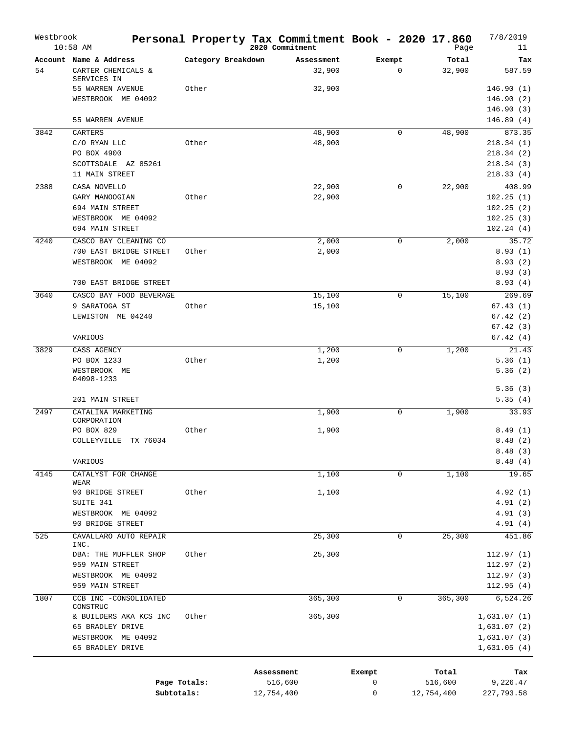# Personal Property Tax Commitment Book - 2020 17.860

Westbrook 10:58 AM — 2020 Commitment — 7/8/2019

| Account | Name & Address | Category Breakdown | Assessment | Exempt | Total | Tax |
|---|---|---|---|---|---|---|
| 54 | CARTER CHEMICALS & SERVICES IN | | 32,900 | 0 | 32,900 | 587.59 |
| | 55 WARREN AVENUE | Other | 32,900 | | | 146.90 (1) |
| | WESTBROOK ME 04092 | | | | | 146.90 (2) |
| | | | | | | 146.90 (3) |
| | 55 WARREN AVENUE | | | | | 146.89 (4) |
| 3842 | CARTERS | | 48,900 | 0 | 48,900 | 873.35 |
| | C/O RYAN LLC | Other | 48,900 | | | 218.34 (1) |
| | PO BOX 4900 | | | | | 218.34 (2) |
| | SCOTTSDALE AZ 85261 | | | | | 218.34 (3) |
| | 11 MAIN STREET | | | | | 218.33 (4) |
| 2388 | CASA NOVELLO | | 22,900 | 0 | 22,900 | 408.99 |
| | GARY MANOOGIAN | Other | 22,900 | | | 102.25 (1) |
| | 694 MAIN STREET | | | | | 102.25 (2) |
| | WESTBROOK ME 04092 | | | | | 102.25 (3) |
| | 694 MAIN STREET | | | | | 102.24 (4) |
| 4240 | CASCO BAY CLEANING CO | | 2,000 | 0 | 2,000 | 35.72 |
| | 700 EAST BRIDGE STREET | Other | 2,000 | | | 8.93 (1) |
| | WESTBROOK ME 04092 | | | | | 8.93 (2) |
| | | | | | | 8.93 (3) |
| | 700 EAST BRIDGE STREET | | | | | 8.93 (4) |
| 3640 | CASCO BAY FOOD BEVERAGE | | 15,100 | 0 | 15,100 | 269.69 |
| | 9 SARATOGA ST | Other | 15,100 | | | 67.43 (1) |
| | LEWISTON ME 04240 | | | | | 67.42 (2) |
| | | | | | | 67.42 (3) |
| | VARIOUS | | | | | 67.42 (4) |
| 3829 | CASS AGENCY | | 1,200 | 0 | 1,200 | 21.43 |
| | PO BOX 1233 | Other | 1,200 | | | 5.36 (1) |
| | WESTBROOK ME 04098-1233 | | | | | 5.36 (2) |
| | | | | | | 5.36 (3) |
| | 201 MAIN STREET | | | | | 5.35 (4) |
| 2497 | CATALINA MARKETING CORPORATION | | 1,900 | 0 | 1,900 | 33.93 |
| | PO BOX 829 | Other | 1,900 | | | 8.49 (1) |
| | COLLEYVILLE TX 76034 | | | | | 8.48 (2) |
| | | | | | | 8.48 (3) |
| | VARIOUS | | | | | 8.48 (4) |
| 4145 | CATALYST FOR CHANGE WEAR | | 1,100 | 0 | 1,100 | 19.65 |
| | 90 BRIDGE STREET | Other | 1,100 | | | 4.92 (1) |
| | SUITE 341 | | | | | 4.91 (2) |
| | WESTBROOK ME 04092 | | | | | 4.91 (3) |
| | 90 BRIDGE STREET | | | | | 4.91 (4) |
| 525 | CAVALLARO AUTO REPAIR INC. | | 25,300 | 0 | 25,300 | 451.86 |
| | DBA: THE MUFFLER SHOP | Other | 25,300 | | | 112.97 (1) |
| | 959 MAIN STREET | | | | | 112.97 (2) |
| | WESTBROOK ME 04092 | | | | | 112.97 (3) |
| | 959 MAIN STREET | | | | | 112.95 (4) |
| 1807 | CCB INC -CONSOLIDATED CONSTRUC | | 365,300 | 0 | 365,300 | 6,524.26 |
| | & BUILDERS AKA KCS INC | Other | 365,300 | | | 1,631.07 (1) |
| | 65 BRADLEY DRIVE | | | | | 1,631.07 (2) |
| | WESTBROOK ME 04092 | | | | | 1,631.07 (3) |
| | 65 BRADLEY DRIVE | | | | | 1,631.05 (4) |

| | Assessment | Exempt | Total | Tax |
|---|---|---|---|---|
| Page Totals: | 516,600 | 0 | 516,600 | 9,226.47 |
| Subtotals: | 12,754,400 | 0 | 12,754,400 | 227,793.58 |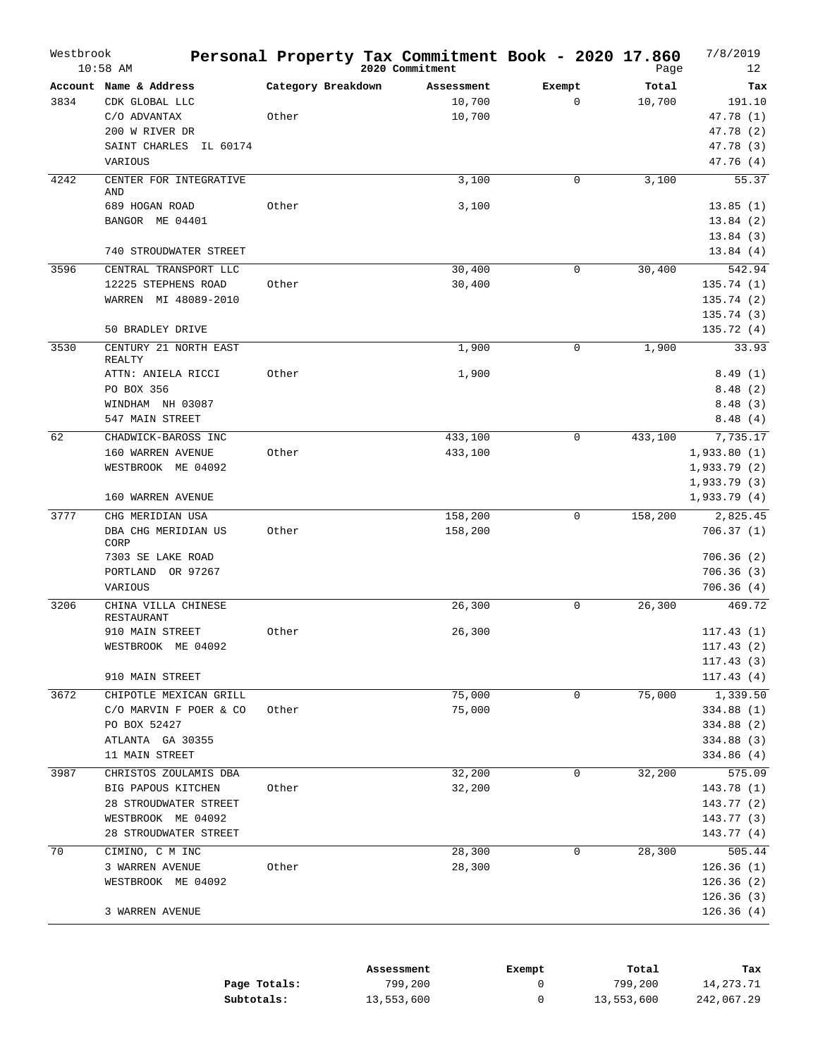# Westbrook — Personal Property Tax Commitment Book - 2020 17.860

2020 Commitment

10:58 AM — 7/8/2019

| Account | Name & Address | Category Breakdown | Assessment | Exempt | Total | Tax |
|---|---|---|---|---|---|---|
| 3834 | CDK GLOBAL LLC | | 10,700 | 0 | 10,700 | 191.10 |
| | C/O ADVANTAX | Other | 10,700 | | | 47.78 (1) |
| | 200 W RIVER DR | | | | | 47.78 (2) |
| | SAINT CHARLES IL 60174 | | | | | 47.78 (3) |
| | VARIOUS | | | | | 47.76 (4) |
| 4242 | CENTER FOR INTEGRATIVE AND | | 3,100 | 0 | 3,100 | 55.37 |
| | 689 HOGAN ROAD | Other | 3,100 | | | 13.85 (1) |
| | BANGOR ME 04401 | | | | | 13.84 (2) |
| | | | | | | 13.84 (3) |
| | 740 STROUDWATER STREET | | | | | 13.84 (4) |
| 3596 | CENTRAL TRANSPORT LLC | | 30,400 | 0 | 30,400 | 542.94 |
| | 12225 STEPHENS ROAD | Other | 30,400 | | | 135.74 (1) |
| | WARREN MI 48089-2010 | | | | | 135.74 (2) |
| | | | | | | 135.74 (3) |
| | 50 BRADLEY DRIVE | | | | | 135.72 (4) |
| 3530 | CENTURY 21 NORTH EAST REALTY | | 1,900 | 0 | 1,900 | 33.93 |
| | ATTN: ANIELA RICCI | Other | 1,900 | | | 8.49 (1) |
| | PO BOX 356 | | | | | 8.48 (2) |
| | WINDHAM NH 03087 | | | | | 8.48 (3) |
| | 547 MAIN STREET | | | | | 8.48 (4) |
| 62 | CHADWICK-BAROSS INC | | 433,100 | 0 | 433,100 | 7,735.17 |
| | 160 WARREN AVENUE | Other | 433,100 | | | 1,933.80 (1) |
| | WESTBROOK ME 04092 | | | | | 1,933.79 (2) |
| | | | | | | 1,933.79 (3) |
| | 160 WARREN AVENUE | | | | | 1,933.79 (4) |
| 3777 | CHG MERIDIAN USA | | 158,200 | 0 | 158,200 | 2,825.45 |
| | DBA CHG MERIDIAN US CORP | Other | 158,200 | | | 706.37 (1) |
| | 7303 SE LAKE ROAD | | | | | 706.36 (2) |
| | PORTLAND OR 97267 | | | | | 706.36 (3) |
| | VARIOUS | | | | | 706.36 (4) |
| 3206 | CHINA VILLA CHINESE RESTAURANT | | 26,300 | 0 | 26,300 | 469.72 |
| | 910 MAIN STREET | Other | 26,300 | | | 117.43 (1) |
| | WESTBROOK ME 04092 | | | | | 117.43 (2) |
| | | | | | | 117.43 (3) |
| | 910 MAIN STREET | | | | | 117.43 (4) |
| 3672 | CHIPOTLE MEXICAN GRILL | | 75,000 | 0 | 75,000 | 1,339.50 |
| | C/O MARVIN F POER & CO | Other | 75,000 | | | 334.88 (1) |
| | PO BOX 52427 | | | | | 334.88 (2) |
| | ATLANTA GA 30355 | | | | | 334.88 (3) |
| | 11 MAIN STREET | | | | | 334.86 (4) |
| 3987 | CHRISTOS ZOULAMIS DBA | | 32,200 | 0 | 32,200 | 575.09 |
| | BIG PAPOUS KITCHEN | Other | 32,200 | | | 143.78 (1) |
| | 28 STROUDWATER STREET | | | | | 143.77 (2) |
| | WESTBROOK ME 04092 | | | | | 143.77 (3) |
| | 28 STROUDWATER STREET | | | | | 143.77 (4) |
| 70 | CIMINO, C M INC | | 28,300 | 0 | 28,300 | 505.44 |
| | 3 WARREN AVENUE | Other | 28,300 | | | 126.36 (1) |
| | WESTBROOK ME 04092 | | | | | 126.36 (2) |
| | | | | | | 126.36 (3) |
| | 3 WARREN AVENUE | | | | | 126.36 (4) |

| | Assessment | Exempt | Total | Tax |
|---|---|---|---|---|
| Page Totals: | 799,200 | 0 | 799,200 | 14,273.71 |
| Subtotals: | 13,553,600 | 0 | 13,553,600 | 242,067.29 |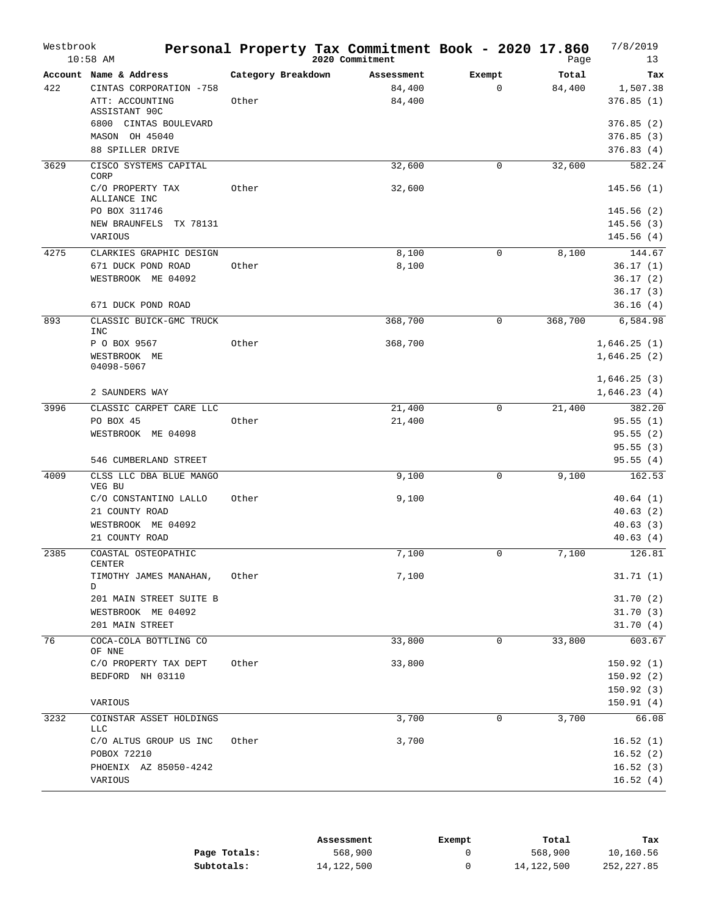# Westbrook — Personal Property Tax Commitment Book - 2020 17.860

2020 Commitment

7/8/2019 10:58 AM

| Account | Name & Address | Category Breakdown | Assessment | Exempt | Total | Tax |
|---|---|---|---|---|---|---|
| 422 | CINTAS CORPORATION -758 | | 84,400 | 0 | 84,400 | 1,507.38 |
| | ATT: ACCOUNTING ASSISTANT 90C | Other | 84,400 | | | 376.85 (1) |
| | 6800 CINTAS BOULEVARD | | | | | 376.85 (2) |
| | MASON OH 45040 | | | | | 376.85 (3) |
| | 88 SPILLER DRIVE | | | | | 376.83 (4) |
| 3629 | CISCO SYSTEMS CAPITAL CORP | | 32,600 | 0 | 32,600 | 582.24 |
| | C/O PROPERTY TAX ALLIANCE INC | Other | 32,600 | | | 145.56 (1) |
| | PO BOX 311746 | | | | | 145.56 (2) |
| | NEW BRAUNFELS TX 78131 | | | | | 145.56 (3) |
| | VARIOUS | | | | | 145.56 (4) |
| 4275 | CLARKIES GRAPHIC DESIGN | | 8,100 | 0 | 8,100 | 144.67 |
| | 671 DUCK POND ROAD | Other | 8,100 | | | 36.17 (1) |
| | WESTBROOK ME 04092 | | | | | 36.17 (2) |
| | | | | | | 36.17 (3) |
| | 671 DUCK POND ROAD | | | | | 36.16 (4) |
| 893 | CLASSIC BUICK-GMC TRUCK INC | | 368,700 | 0 | 368,700 | 6,584.98 |
| | P O BOX 9567 | Other | 368,700 | | | 1,646.25 (1) |
| | WESTBROOK ME 04098-5067 | | | | | 1,646.25 (2) |
| | | | | | | 1,646.25 (3) |
| | 2 SAUNDERS WAY | | | | | 1,646.23 (4) |
| 3996 | CLASSIC CARPET CARE LLC | | 21,400 | 0 | 21,400 | 382.20 |
| | PO BOX 45 | Other | 21,400 | | | 95.55 (1) |
| | WESTBROOK ME 04098 | | | | | 95.55 (2) |
| | | | | | | 95.55 (3) |
| | 546 CUMBERLAND STREET | | | | | 95.55 (4) |
| 4009 | CLSS LLC DBA BLUE MANGO VEG BU | | 9,100 | 0 | 9,100 | 162.53 |
| | C/O CONSTANTINO LALLO | Other | 9,100 | | | 40.64 (1) |
| | 21 COUNTY ROAD | | | | | 40.63 (2) |
| | WESTBROOK ME 04092 | | | | | 40.63 (3) |
| | 21 COUNTY ROAD | | | | | 40.63 (4) |
| 2385 | COASTAL OSTEOPATHIC CENTER | | 7,100 | 0 | 7,100 | 126.81 |
| | TIMOTHY JAMES MANAHAN, D | Other | 7,100 | | | 31.71 (1) |
| | 201 MAIN STREET SUITE B | | | | | 31.70 (2) |
| | WESTBROOK ME 04092 | | | | | 31.70 (3) |
| | 201 MAIN STREET | | | | | 31.70 (4) |
| 76 | COCA-COLA BOTTLING CO OF NNE | | 33,800 | 0 | 33,800 | 603.67 |
| | C/O PROPERTY TAX DEPT | Other | 33,800 | | | 150.92 (1) |
| | BEDFORD NH 03110 | | | | | 150.92 (2) |
| | | | | | | 150.92 (3) |
| | VARIOUS | | | | | 150.91 (4) |
| 3232 | COINSTAR ASSET HOLDINGS LLC | | 3,700 | 0 | 3,700 | 66.08 |
| | C/O ALTUS GROUP US INC | Other | 3,700 | | | 16.52 (1) |
| | POBOX 72210 | | | | | 16.52 (2) |
| | PHOENIX AZ 85050-4242 | | | | | 16.52 (3) |
| | VARIOUS | | | | | 16.52 (4) |

| | Assessment | Exempt | Total | Tax |
|---|---|---|---|---|
| **Page Totals:** | 568,900 | 0 | 568,900 | 10,160.56 |
| **Subtotals:** | 14,122,500 | 0 | 14,122,500 | 252,227.85 |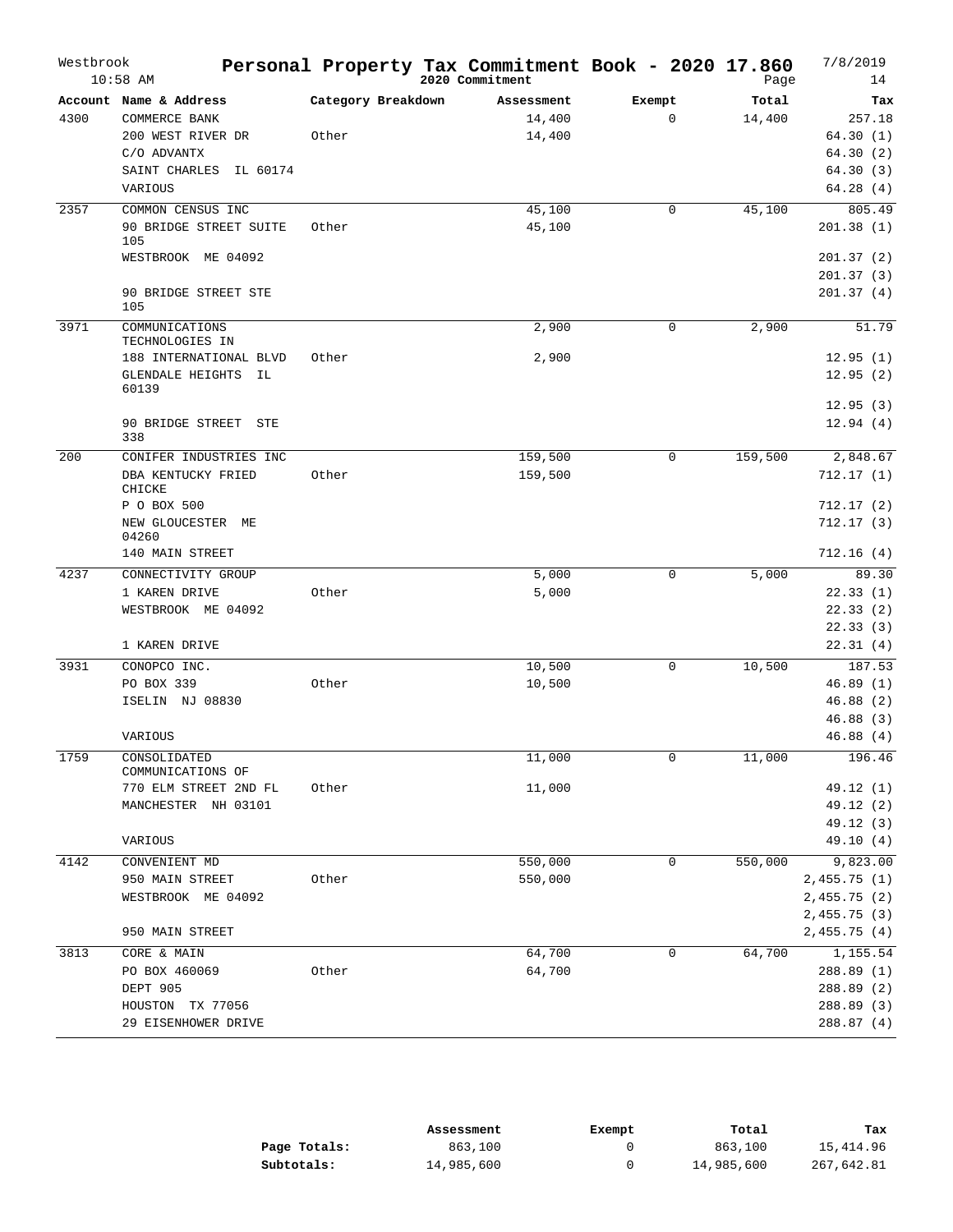# Personal Property Tax Commitment Book - 2020 17.860

Westbrook 10:58 AM — 2020 Commitment — 7/8/2019

| Account | Name & Address | Category Breakdown | Assessment | Exempt | Total | Tax |
|---|---|---|---|---|---|---|
| 4300 | COMMERCE BANK | | 14,400 | 0 | 14,400 | 257.18 |
| | 200 WEST RIVER DR | Other | 14,400 | | | 64.30 (1) |
| | C/O ADVANTX | | | | | 64.30 (2) |
| | SAINT CHARLES IL 60174 | | | | | 64.30 (3) |
| | VARIOUS | | | | | 64.28 (4) |
| 2357 | COMMON CENSUS INC | | 45,100 | 0 | 45,100 | 805.49 |
| | 90 BRIDGE STREET SUITE 105 | Other | 45,100 | | | 201.38 (1) |
| | WESTBROOK ME 04092 | | | | | 201.37 (2) |
| | | | | | | 201.37 (3) |
| | 90 BRIDGE STREET STE 105 | | | | | 201.37 (4) |
| 3971 | COMMUNICATIONS TECHNOLOGIES IN | | 2,900 | 0 | 2,900 | 51.79 |
| | 188 INTERNATIONAL BLVD | Other | 2,900 | | | 12.95 (1) |
| | GLENDALE HEIGHTS IL 60139 | | | | | 12.95 (2) |
| | | | | | | 12.95 (3) |
| | 90 BRIDGE STREET STE 338 | | | | | 12.94 (4) |
| 200 | CONIFER INDUSTRIES INC | | 159,500 | 0 | 159,500 | 2,848.67 |
| | DBA KENTUCKY FRIED CHICKE | Other | 159,500 | | | 712.17 (1) |
| | P O BOX 500 | | | | | 712.17 (2) |
| | NEW GLOUCESTER ME 04260 | | | | | 712.17 (3) |
| | 140 MAIN STREET | | | | | 712.16 (4) |
| 4237 | CONNECTIVITY GROUP | | 5,000 | 0 | 5,000 | 89.30 |
| | 1 KAREN DRIVE | Other | 5,000 | | | 22.33 (1) |
| | WESTBROOK ME 04092 | | | | | 22.33 (2) |
| | | | | | | 22.33 (3) |
| | 1 KAREN DRIVE | | | | | 22.31 (4) |
| 3931 | CONOPCO INC. | | 10,500 | 0 | 10,500 | 187.53 |
| | PO BOX 339 | Other | 10,500 | | | 46.89 (1) |
| | ISELIN NJ 08830 | | | | | 46.88 (2) |
| | | | | | | 46.88 (3) |
| | VARIOUS | | | | | 46.88 (4) |
| 1759 | CONSOLIDATED COMMUNICATIONS OF | | 11,000 | 0 | 11,000 | 196.46 |
| | 770 ELM STREET 2ND FL | Other | 11,000 | | | 49.12 (1) |
| | MANCHESTER NH 03101 | | | | | 49.12 (2) |
| | | | | | | 49.12 (3) |
| | VARIOUS | | | | | 49.10 (4) |
| 4142 | CONVENIENT MD | | 550,000 | 0 | 550,000 | 9,823.00 |
| | 950 MAIN STREET | Other | 550,000 | | | 2,455.75 (1) |
| | WESTBROOK ME 04092 | | | | | 2,455.75 (2) |
| | | | | | | 2,455.75 (3) |
| | 950 MAIN STREET | | | | | 2,455.75 (4) |
| 3813 | CORE & MAIN | | 64,700 | 0 | 64,700 | 1,155.54 |
| | PO BOX 460069 | Other | 64,700 | | | 288.89 (1) |
| | DEPT 905 | | | | | 288.89 (2) |
| | HOUSTON TX 77056 | | | | | 288.89 (3) |
| | 29 EISENHOWER DRIVE | | | | | 288.87 (4) |

| | Assessment | Exempt | Total | Tax |
|---|---|---|---|---|
| Page Totals: | 863,100 | 0 | 863,100 | 15,414.96 |
| Subtotals: | 14,985,600 | 0 | 14,985,600 | 267,642.81 |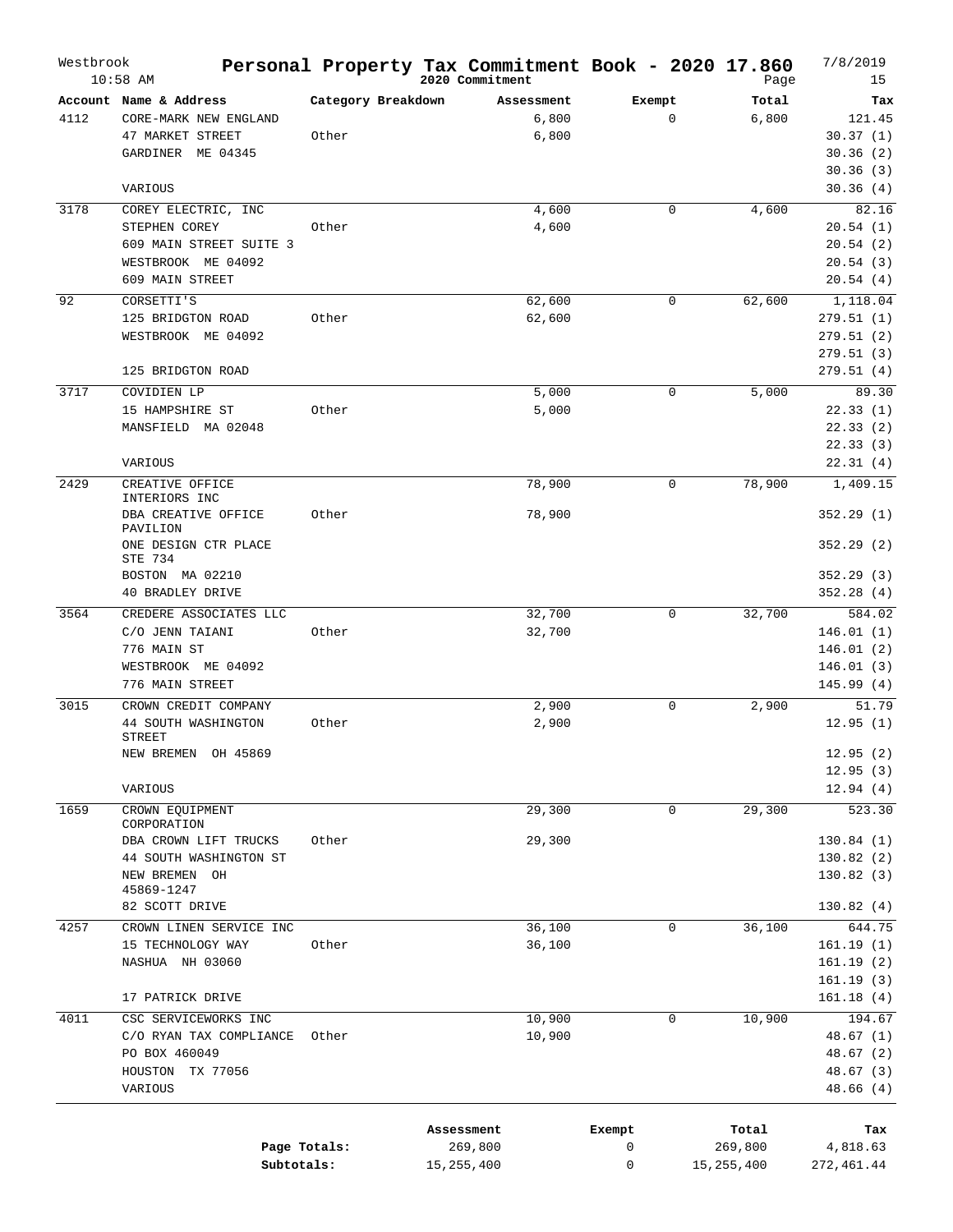# Personal Property Tax Commitment Book - 2020 17.860

Westbrook 10:58 AM — 2020 Commitment — 7/8/2019

| Account | Name & Address | Category Breakdown | Assessment | Exempt | Total | Tax |
|---|---|---|---|---|---|---|
| 4112 | CORE-MARK NEW ENGLAND | | 6,800 | 0 | 6,800 | 121.45 |
| | 47 MARKET STREET | Other | 6,800 | | | 30.37 (1) |
| | GARDINER ME 04345 | | | | | 30.36 (2) |
| | | | | | | 30.36 (3) |
| | VARIOUS | | | | | 30.36 (4) |
| 3178 | COREY ELECTRIC, INC | | 4,600 | 0 | 4,600 | 82.16 |
| | STEPHEN COREY | Other | 4,600 | | | 20.54 (1) |
| | 609 MAIN STREET SUITE 3 | | | | | 20.54 (2) |
| | WESTBROOK ME 04092 | | | | | 20.54 (3) |
| | 609 MAIN STREET | | | | | 20.54 (4) |
| 92 | CORSETTI'S | | 62,600 | 0 | 62,600 | 1,118.04 |
| | 125 BRIDGTON ROAD | Other | 62,600 | | | 279.51 (1) |
| | WESTBROOK ME 04092 | | | | | 279.51 (2) |
| | | | | | | 279.51 (3) |
| | 125 BRIDGTON ROAD | | | | | 279.51 (4) |
| 3717 | COVIDIEN LP | | 5,000 | 0 | 5,000 | 89.30 |
| | 15 HAMPSHIRE ST | Other | 5,000 | | | 22.33 (1) |
| | MANSFIELD MA 02048 | | | | | 22.33 (2) |
| | | | | | | 22.33 (3) |
| | VARIOUS | | | | | 22.31 (4) |
| 2429 | CREATIVE OFFICE INTERIORS INC | | 78,900 | 0 | 78,900 | 1,409.15 |
| | DBA CREATIVE OFFICE PAVILION | Other | 78,900 | | | 352.29 (1) |
| | ONE DESIGN CTR PLACE STE 734 | | | | | 352.29 (2) |
| | BOSTON MA 02210 | | | | | 352.29 (3) |
| | 40 BRADLEY DRIVE | | | | | 352.28 (4) |
| 3564 | CREDERE ASSOCIATES LLC | | 32,700 | 0 | 32,700 | 584.02 |
| | C/O JENN TAIANI | Other | 32,700 | | | 146.01 (1) |
| | 776 MAIN ST | | | | | 146.01 (2) |
| | WESTBROOK ME 04092 | | | | | 146.01 (3) |
| | 776 MAIN STREET | | | | | 145.99 (4) |
| 3015 | CROWN CREDIT COMPANY | | 2,900 | 0 | 2,900 | 51.79 |
| | 44 SOUTH WASHINGTON STREET | Other | 2,900 | | | 12.95 (1) |
| | NEW BREMEN OH 45869 | | | | | 12.95 (2) |
| | | | | | | 12.95 (3) |
| | VARIOUS | | | | | 12.94 (4) |
| 1659 | CROWN EQUIPMENT CORPORATION | | 29,300 | 0 | 29,300 | 523.30 |
| | DBA CROWN LIFT TRUCKS | Other | 29,300 | | | 130.84 (1) |
| | 44 SOUTH WASHINGTON ST | | | | | 130.82 (2) |
| | NEW BREMEN OH 45869-1247 | | | | | 130.82 (3) |
| | 82 SCOTT DRIVE | | | | | 130.82 (4) |
| 4257 | CROWN LINEN SERVICE INC | | 36,100 | 0 | 36,100 | 644.75 |
| | 15 TECHNOLOGY WAY | Other | 36,100 | | | 161.19 (1) |
| | NASHUA NH 03060 | | | | | 161.19 (2) |
| | | | | | | 161.19 (3) |
| | 17 PATRICK DRIVE | | | | | 161.18 (4) |
| 4011 | CSC SERVICEWORKS INC | | 10,900 | 0 | 10,900 | 194.67 |
| | C/O RYAN TAX COMPLIANCE | Other | 10,900 | | | 48.67 (1) |
| | PO BOX 460049 | | | | | 48.67 (2) |
| | HOUSTON TX 77056 | | | | | 48.67 (3) |
| | VARIOUS | | | | | 48.66 (4) |

| | Assessment | Exempt | Total | Tax |
|---|---|---|---|---|
| Page Totals: | 269,800 | 0 | 269,800 | 4,818.63 |
| Subtotals: | 15,255,400 | 0 | 15,255,400 | 272,461.44 |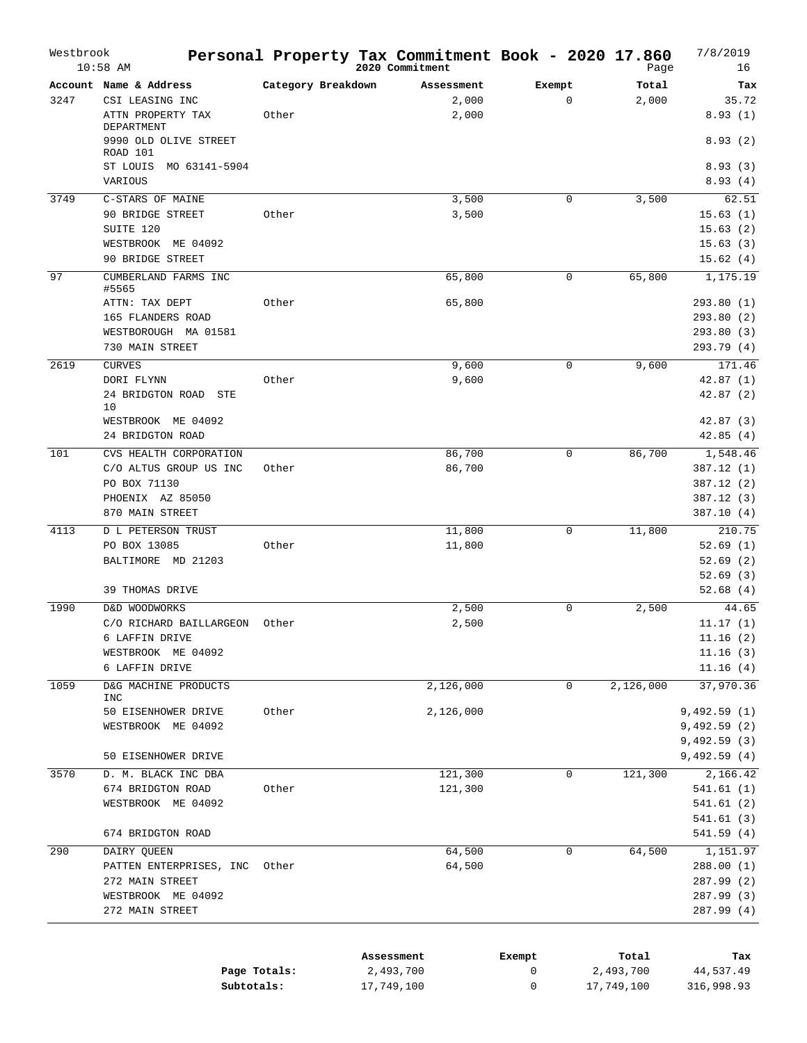# Personal Property Tax Commitment Book - 2020 17.860

Westbrook 10:58 AM — 2020 Commitment — 7/8/2019

| Account | Name & Address | Category Breakdown | Assessment | Exempt | Total | Tax |
|---|---|---|---|---|---|---|
| 3247 | CSI LEASING INC | | 2,000 | 0 | 2,000 | 35.72 |
| | ATTN PROPERTY TAX DEPARTMENT | Other | 2,000 | | | 8.93 (1) |
| | 9990 OLD OLIVE STREET ROAD 101 | | | | | 8.93 (2) |
| | ST LOUIS MO 63141-5904 | | | | | 8.93 (3) |
| | VARIOUS | | | | | 8.93 (4) |
| 3749 | C-STARS OF MAINE | | 3,500 | 0 | 3,500 | 62.51 |
| | 90 BRIDGE STREET | Other | 3,500 | | | 15.63 (1) |
| | SUITE 120 | | | | | 15.63 (2) |
| | WESTBROOK ME 04092 | | | | | 15.63 (3) |
| | 90 BRIDGE STREET | | | | | 15.62 (4) |
| 97 | CUMBERLAND FARMS INC #5565 | | 65,800 | 0 | 65,800 | 1,175.19 |
| | ATTN: TAX DEPT | Other | 65,800 | | | 293.80 (1) |
| | 165 FLANDERS ROAD | | | | | 293.80 (2) |
| | WESTBOROUGH MA 01581 | | | | | 293.80 (3) |
| | 730 MAIN STREET | | | | | 293.79 (4) |
| 2619 | CURVES | | 9,600 | 0 | 9,600 | 171.46 |
| | DORI FLYNN | Other | 9,600 | | | 42.87 (1) |
| | 24 BRIDGTON ROAD STE 10 | | | | | 42.87 (2) |
| | WESTBROOK ME 04092 | | | | | 42.87 (3) |
| | 24 BRIDGTON ROAD | | | | | 42.85 (4) |
| 101 | CVS HEALTH CORPORATION | | 86,700 | 0 | 86,700 | 1,548.46 |
| | C/O ALTUS GROUP US INC | Other | 86,700 | | | 387.12 (1) |
| | PO BOX 71130 | | | | | 387.12 (2) |
| | PHOENIX AZ 85050 | | | | | 387.12 (3) |
| | 870 MAIN STREET | | | | | 387.10 (4) |
| 4113 | D L PETERSON TRUST | | 11,800 | 0 | 11,800 | 210.75 |
| | PO BOX 13085 | Other | 11,800 | | | 52.69 (1) |
| | BALTIMORE MD 21203 | | | | | 52.69 (2) |
| | | | | | | 52.69 (3) |
| | 39 THOMAS DRIVE | | | | | 52.68 (4) |
| 1990 | D&D WOODWORKS | | 2,500 | 0 | 2,500 | 44.65 |
| | C/O RICHARD BAILLARGEON | Other | 2,500 | | | 11.17 (1) |
| | 6 LAFFIN DRIVE | | | | | 11.16 (2) |
| | WESTBROOK ME 04092 | | | | | 11.16 (3) |
| | 6 LAFFIN DRIVE | | | | | 11.16 (4) |
| 1059 | D&G MACHINE PRODUCTS INC | | 2,126,000 | 0 | 2,126,000 | 37,970.36 |
| | 50 EISENHOWER DRIVE | Other | 2,126,000 | | | 9,492.59 (1) |
| | WESTBROOK ME 04092 | | | | | 9,492.59 (2) |
| | | | | | | 9,492.59 (3) |
| | 50 EISENHOWER DRIVE | | | | | 9,492.59 (4) |
| 3570 | D. M. BLACK INC DBA | | 121,300 | 0 | 121,300 | 2,166.42 |
| | 674 BRIDGTON ROAD | Other | 121,300 | | | 541.61 (1) |
| | WESTBROOK ME 04092 | | | | | 541.61 (2) |
| | | | | | | 541.61 (3) |
| | 674 BRIDGTON ROAD | | | | | 541.59 (4) |
| 290 | DAIRY QUEEN | | 64,500 | 0 | 64,500 | 1,151.97 |
| | PATTEN ENTERPRISES, INC | Other | 64,500 | | | 288.00 (1) |
| | 272 MAIN STREET | | | | | 287.99 (2) |
| | WESTBROOK ME 04092 | | | | | 287.99 (3) |
| | 272 MAIN STREET | | | | | 287.99 (4) |

| | Assessment | Exempt | Total | Tax |
|---|---|---|---|---|
| **Page Totals:** | 2,493,700 | 0 | 2,493,700 | 44,537.49 |
| **Subtotals:** | 17,749,100 | 0 | 17,749,100 | 316,998.93 |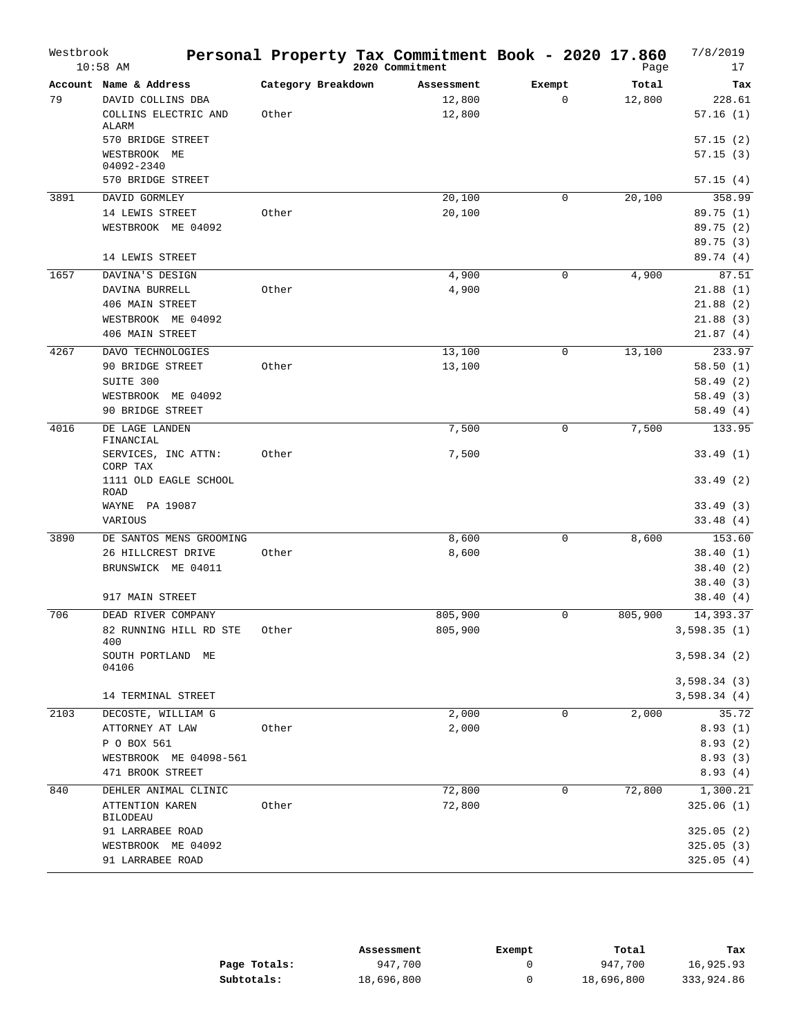# Personal Property Tax Commitment Book - 2020 17.860

Westbrook
10:58 AM

2020 Commitment

7/8/2019

| Account | Name & Address | Category Breakdown | Assessment | Exempt | Total | Tax |
|---|---|---|---|---|---|---|
| 79 | DAVID COLLINS DBA | | 12,800 | 0 | 12,800 | 228.61 |
| | COLLINS ELECTRIC AND ALARM | Other | 12,800 | | | 57.16 (1) |
| | 570 BRIDGE STREET | | | | | 57.15 (2) |
| | WESTBROOK ME 04092-2340 | | | | | 57.15 (3) |
| | 570 BRIDGE STREET | | | | | 57.15 (4) |
| 3891 | DAVID GORMLEY | | 20,100 | 0 | 20,100 | 358.99 |
| | 14 LEWIS STREET | Other | 20,100 | | | 89.75 (1) |
| | WESTBROOK ME 04092 | | | | | 89.75 (2) |
| | | | | | | 89.75 (3) |
| | 14 LEWIS STREET | | | | | 89.74 (4) |
| 1657 | DAVINA'S DESIGN | | 4,900 | 0 | 4,900 | 87.51 |
| | DAVINA BURRELL | Other | 4,900 | | | 21.88 (1) |
| | 406 MAIN STREET | | | | | 21.88 (2) |
| | WESTBROOK ME 04092 | | | | | 21.88 (3) |
| | 406 MAIN STREET | | | | | 21.87 (4) |
| 4267 | DAVO TECHNOLOGIES | | 13,100 | 0 | 13,100 | 233.97 |
| | 90 BRIDGE STREET | Other | 13,100 | | | 58.50 (1) |
| | SUITE 300 | | | | | 58.49 (2) |
| | WESTBROOK ME 04092 | | | | | 58.49 (3) |
| | 90 BRIDGE STREET | | | | | 58.49 (4) |
| 4016 | DE LAGE LANDEN FINANCIAL | | 7,500 | 0 | 7,500 | 133.95 |
| | SERVICES, INC ATTN: CORP TAX | Other | 7,500 | | | 33.49 (1) |
| | 1111 OLD EAGLE SCHOOL ROAD | | | | | 33.49 (2) |
| | WAYNE PA 19087 | | | | | 33.49 (3) |
| | VARIOUS | | | | | 33.48 (4) |
| 3890 | DE SANTOS MENS GROOMING | | 8,600 | 0 | 8,600 | 153.60 |
| | 26 HILLCREST DRIVE | Other | 8,600 | | | 38.40 (1) |
| | BRUNSWICK ME 04011 | | | | | 38.40 (2) |
| | | | | | | 38.40 (3) |
| | 917 MAIN STREET | | | | | 38.40 (4) |
| 706 | DEAD RIVER COMPANY | | 805,900 | 0 | 805,900 | 14,393.37 |
| | 82 RUNNING HILL RD STE 400 | Other | 805,900 | | | 3,598.35 (1) |
| | SOUTH PORTLAND ME 04106 | | | | | 3,598.34 (2) |
| | | | | | | 3,598.34 (3) |
| | 14 TERMINAL STREET | | | | | 3,598.34 (4) |
| 2103 | DECOSTE, WILLIAM G | | 2,000 | 0 | 2,000 | 35.72 |
| | ATTORNEY AT LAW | Other | 2,000 | | | 8.93 (1) |
| | P O BOX 561 | | | | | 8.93 (2) |
| | WESTBROOK ME 04098-561 | | | | | 8.93 (3) |
| | 471 BROOK STREET | | | | | 8.93 (4) |
| 840 | DEHLER ANIMAL CLINIC | | 72,800 | 0 | 72,800 | 1,300.21 |
| | ATTENTION KAREN BILODEAU | Other | 72,800 | | | 325.06 (1) |
| | 91 LARRABEE ROAD | | | | | 325.05 (2) |
| | WESTBROOK ME 04092 | | | | | 325.05 (3) |
| | 91 LARRABEE ROAD | | | | | 325.05 (4) |

| | Assessment | Exempt | Total | Tax |
|---|---|---|---|---|
| **Page Totals:** | 947,700 | 0 | 947,700 | 16,925.93 |
| **Subtotals:** | 18,696,800 | 0 | 18,696,800 | 333,924.86 |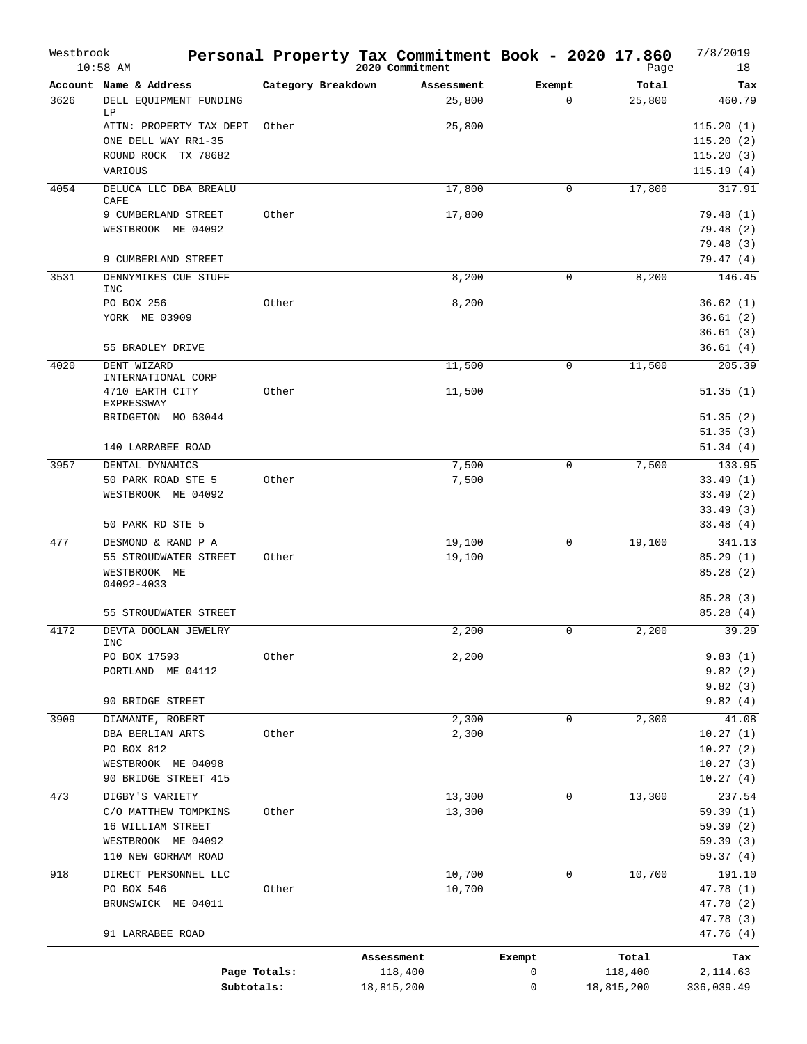# Personal Property Tax Commitment Book - 2020 17.860

Westbrook — 2020 Commitment — 7/8/2019 10:58 AM

| Account | Name & Address | Category Breakdown | Assessment | Exempt | Total | Tax |
|---|---|---|---|---|---|---|
| 3626 | DELL EQUIPMENT FUNDING LP | | 25,800 | 0 | 25,800 | 460.79 |
| | ATTN: PROPERTY TAX DEPT | Other | 25,800 | | | 115.20 (1) |
| | ONE DELL WAY RR1-35 | | | | | 115.20 (2) |
| | ROUND ROCK TX 78682 | | | | | 115.20 (3) |
| | VARIOUS | | | | | 115.19 (4) |
| 4054 | DELUCA LLC DBA BREALU CAFE | | 17,800 | 0 | 17,800 | 317.91 |
| | 9 CUMBERLAND STREET | Other | 17,800 | | | 79.48 (1) |
| | WESTBROOK ME 04092 | | | | | 79.48 (2) |
| | | | | | | 79.48 (3) |
| | 9 CUMBERLAND STREET | | | | | 79.47 (4) |
| 3531 | DENNYMIKES CUE STUFF INC | | 8,200 | 0 | 8,200 | 146.45 |
| | PO BOX 256 | Other | 8,200 | | | 36.62 (1) |
| | YORK ME 03909 | | | | | 36.61 (2) |
| | | | | | | 36.61 (3) |
| | 55 BRADLEY DRIVE | | | | | 36.61 (4) |
| 4020 | DENT WIZARD INTERNATIONAL CORP | | 11,500 | 0 | 11,500 | 205.39 |
| | 4710 EARTH CITY EXPRESSWAY | Other | 11,500 | | | 51.35 (1) |
| | BRIDGETON MO 63044 | | | | | 51.35 (2) |
| | | | | | | 51.35 (3) |
| | 140 LARRABEE ROAD | | | | | 51.34 (4) |
| 3957 | DENTAL DYNAMICS | | 7,500 | 0 | 7,500 | 133.95 |
| | 50 PARK ROAD STE 5 | Other | 7,500 | | | 33.49 (1) |
| | WESTBROOK ME 04092 | | | | | 33.49 (2) |
| | | | | | | 33.49 (3) |
| | 50 PARK RD STE 5 | | | | | 33.48 (4) |
| 477 | DESMOND & RAND P A | | 19,100 | 0 | 19,100 | 341.13 |
| | 55 STROUDWATER STREET | Other | 19,100 | | | 85.29 (1) |
| | WESTBROOK ME 04092-4033 | | | | | 85.28 (2) |
| | | | | | | 85.28 (3) |
| | 55 STROUDWATER STREET | | | | | 85.28 (4) |
| 4172 | DEVTA DOOLAN JEWELRY INC | | 2,200 | 0 | 2,200 | 39.29 |
| | PO BOX 17593 | Other | 2,200 | | | 9.83 (1) |
| | PORTLAND ME 04112 | | | | | 9.82 (2) |
| | | | | | | 9.82 (3) |
| | 90 BRIDGE STREET | | | | | 9.82 (4) |
| 3909 | DIAMANTE, ROBERT | | 2,300 | 0 | 2,300 | 41.08 |
| | DBA BERLIAN ARTS | Other | 2,300 | | | 10.27 (1) |
| | PO BOX 812 | | | | | 10.27 (2) |
| | WESTBROOK ME 04098 | | | | | 10.27 (3) |
| | 90 BRIDGE STREET 415 | | | | | 10.27 (4) |
| 473 | DIGBY'S VARIETY | | 13,300 | 0 | 13,300 | 237.54 |
| | C/O MATTHEW TOMPKINS | Other | 13,300 | | | 59.39 (1) |
| | 16 WILLIAM STREET | | | | | 59.39 (2) |
| | WESTBROOK ME 04092 | | | | | 59.39 (3) |
| | 110 NEW GORHAM ROAD | | | | | 59.37 (4) |
| 918 | DIRECT PERSONNEL LLC | | 10,700 | 0 | 10,700 | 191.10 |
| | PO BOX 546 | Other | 10,700 | | | 47.78 (1) |
| | BRUNSWICK ME 04011 | | | | | 47.78 (2) |
| | | | | | | 47.78 (3) |
| | 91 LARRABEE ROAD | | | | | 47.76 (4) |

| | Assessment | Exempt | Total | Tax |
|---|---|---|---|---|
| Page Totals: | 118,400 | 0 | 118,400 | 2,114.63 |
| Subtotals: | 18,815,200 | 0 | 18,815,200 | 336,039.49 |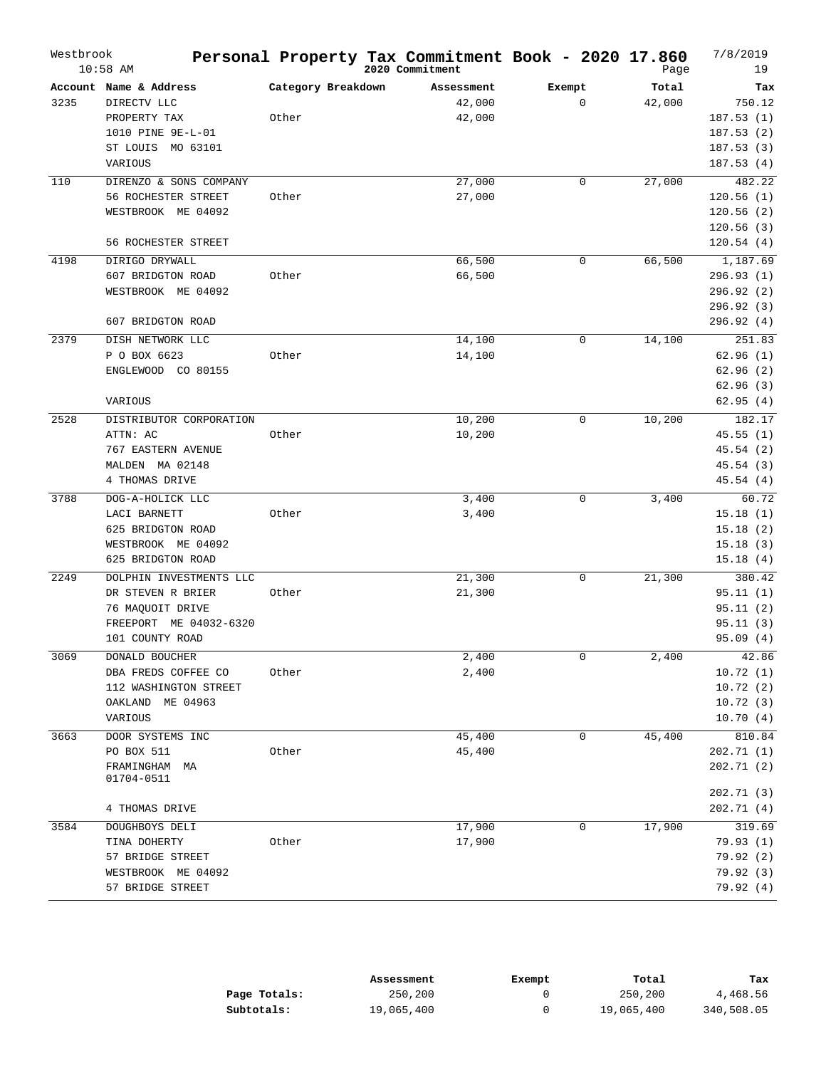Westbrook
10:58 AM

# Personal Property Tax Commitment Book - 2020 17.860

2020 Commitment

7/8/2019
Page 19

| Account | Name & Address | Category Breakdown | Assessment | Exempt | Total | Tax |
|---|---|---|---|---|---|---|
| 3235 | DIRECTV LLC | | 42,000 | 0 | 42,000 | 750.12 |
| | PROPERTY TAX | Other | 42,000 | | | 187.53 (1) |
| | 1010 PINE 9E-L-01 | | | | | 187.53 (2) |
| | ST LOUIS MO 63101 | | | | | 187.53 (3) |
| | VARIOUS | | | | | 187.53 (4) |
| 110 | DIRENZO & SONS COMPANY | | 27,000 | 0 | 27,000 | 482.22 |
| | 56 ROCHESTER STREET | Other | 27,000 | | | 120.56 (1) |
| | WESTBROOK ME 04092 | | | | | 120.56 (2) |
| | | | | | | 120.56 (3) |
| | 56 ROCHESTER STREET | | | | | 120.54 (4) |
| 4198 | DIRIGO DRYWALL | | 66,500 | 0 | 66,500 | 1,187.69 |
| | 607 BRIDGTON ROAD | Other | 66,500 | | | 296.93 (1) |
| | WESTBROOK ME 04092 | | | | | 296.92 (2) |
| | | | | | | 296.92 (3) |
| | 607 BRIDGTON ROAD | | | | | 296.92 (4) |
| 2379 | DISH NETWORK LLC | | 14,100 | 0 | 14,100 | 251.83 |
| | P O BOX 6623 | Other | 14,100 | | | 62.96 (1) |
| | ENGLEWOOD CO 80155 | | | | | 62.96 (2) |
| | | | | | | 62.96 (3) |
| | VARIOUS | | | | | 62.95 (4) |
| 2528 | DISTRIBUTOR CORPORATION | | 10,200 | 0 | 10,200 | 182.17 |
| | ATTN: AC | Other | 10,200 | | | 45.55 (1) |
| | 767 EASTERN AVENUE | | | | | 45.54 (2) |
| | MALDEN MA 02148 | | | | | 45.54 (3) |
| | 4 THOMAS DRIVE | | | | | 45.54 (4) |
| 3788 | DOG-A-HOLICK LLC | | 3,400 | 0 | 3,400 | 60.72 |
| | LACI BARNETT | Other | 3,400 | | | 15.18 (1) |
| | 625 BRIDGTON ROAD | | | | | 15.18 (2) |
| | WESTBROOK ME 04092 | | | | | 15.18 (3) |
| | 625 BRIDGTON ROAD | | | | | 15.18 (4) |
| 2249 | DOLPHIN INVESTMENTS LLC | | 21,300 | 0 | 21,300 | 380.42 |
| | DR STEVEN R BRIER | Other | 21,300 | | | 95.11 (1) |
| | 76 MAQUOIT DRIVE | | | | | 95.11 (2) |
| | FREEPORT ME 04032-6320 | | | | | 95.11 (3) |
| | 101 COUNTY ROAD | | | | | 95.09 (4) |
| 3069 | DONALD BOUCHER | | 2,400 | 0 | 2,400 | 42.86 |
| | DBA FREDS COFFEE CO | Other | 2,400 | | | 10.72 (1) |
| | 112 WASHINGTON STREET | | | | | 10.72 (2) |
| | OAKLAND ME 04963 | | | | | 10.72 (3) |
| | VARIOUS | | | | | 10.70 (4) |
| 3663 | DOOR SYSTEMS INC | | 45,400 | 0 | 45,400 | 810.84 |
| | PO BOX 511 | Other | 45,400 | | | 202.71 (1) |
| | FRAMINGHAM MA 01704-0511 | | | | | 202.71 (2) |
| | | | | | | 202.71 (3) |
| | 4 THOMAS DRIVE | | | | | 202.71 (4) |
| 3584 | DOUGHBOYS DELI | | 17,900 | 0 | 17,900 | 319.69 |
| | TINA DOHERTY | Other | 17,900 | | | 79.93 (1) |
| | 57 BRIDGE STREET | | | | | 79.92 (2) |
| | WESTBROOK ME 04092 | | | | | 79.92 (3) |
| | 57 BRIDGE STREET | | | | | 79.92 (4) |

| | Assessment | Exempt | Total | Tax |
|---|---|---|---|---|
| **Page Totals:** | 250,200 | 0 | 250,200 | 4,468.56 |
| **Subtotals:** | 19,065,400 | 0 | 19,065,400 | 340,508.05 |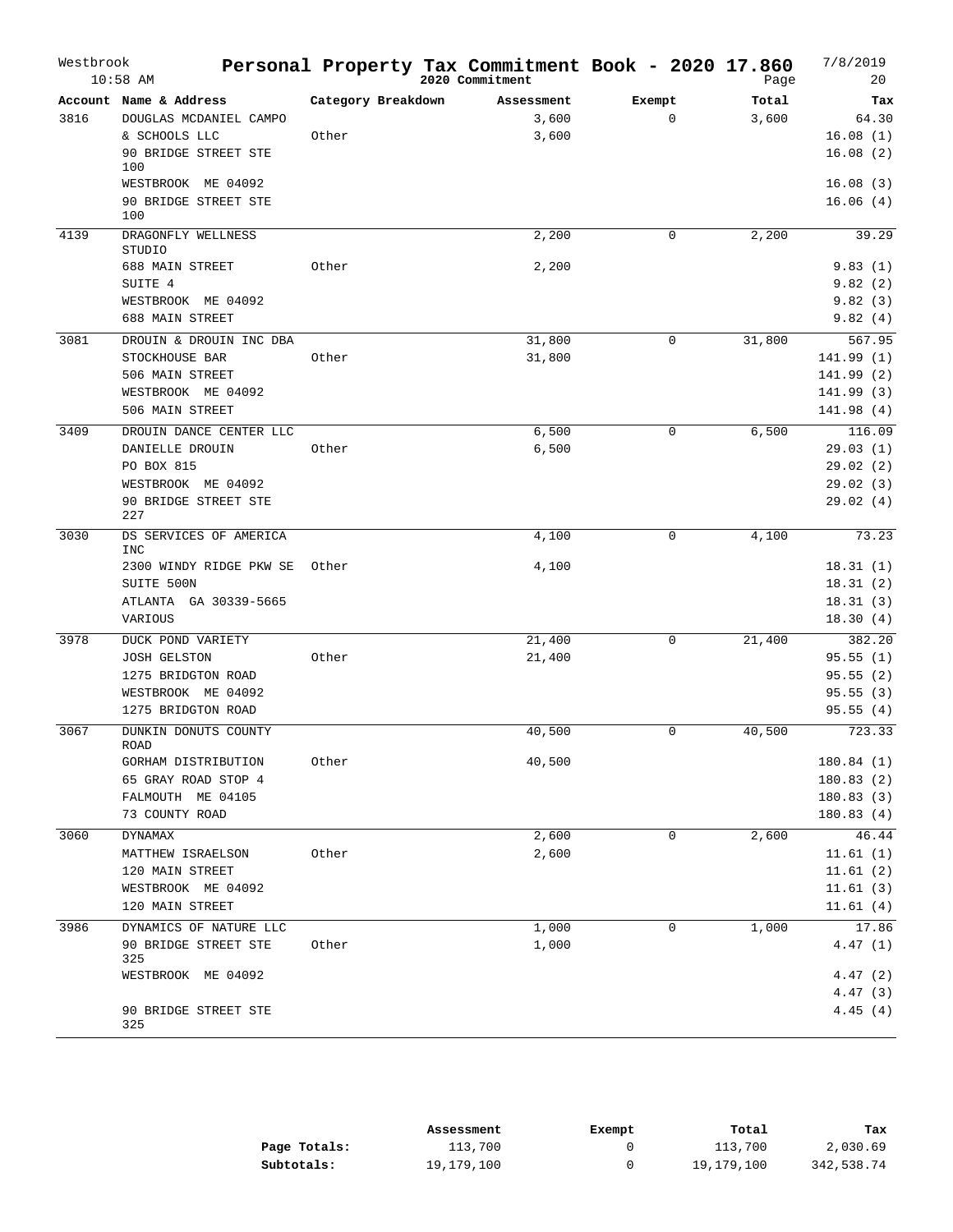# Westbrook — Personal Property Tax Commitment Book - 2020 17.860

2020 Commitment

10:58 AM — 7/8/2019 — Page 20

| Account | Name & Address | Category Breakdown | Assessment | Exempt | Total | Tax |
|---|---|---|---|---|---|---|
| 3816 | DOUGLAS MCDANIEL CAMPO | | 3,600 | 0 | 3,600 | 64.30 |
| | & SCHOOLS LLC | Other | 3,600 | | | 16.08 (1) |
| | 90 BRIDGE STREET STE 100 | | | | | 16.08 (2) |
| | WESTBROOK ME 04092 | | | | | 16.08 (3) |
| | 90 BRIDGE STREET STE 100 | | | | | 16.06 (4) |
| 4139 | DRAGONFLY WELLNESS STUDIO | | 2,200 | 0 | 2,200 | 39.29 |
| | 688 MAIN STREET | Other | 2,200 | | | 9.83 (1) |
| | SUITE 4 | | | | | 9.82 (2) |
| | WESTBROOK ME 04092 | | | | | 9.82 (3) |
| | 688 MAIN STREET | | | | | 9.82 (4) |
| 3081 | DROUIN & DROUIN INC DBA | | 31,800 | 0 | 31,800 | 567.95 |
| | STOCKHOUSE BAR | Other | 31,800 | | | 141.99 (1) |
| | 506 MAIN STREET | | | | | 141.99 (2) |
| | WESTBROOK ME 04092 | | | | | 141.99 (3) |
| | 506 MAIN STREET | | | | | 141.98 (4) |
| 3409 | DROUIN DANCE CENTER LLC | | 6,500 | 0 | 6,500 | 116.09 |
| | DANIELLE DROUIN | Other | 6,500 | | | 29.03 (1) |
| | PO BOX 815 | | | | | 29.02 (2) |
| | WESTBROOK ME 04092 | | | | | 29.02 (3) |
| | 90 BRIDGE STREET STE 227 | | | | | 29.02 (4) |
| 3030 | DS SERVICES OF AMERICA INC | | 4,100 | 0 | 4,100 | 73.23 |
| | 2300 WINDY RIDGE PKW SE | Other | 4,100 | | | 18.31 (1) |
| | SUITE 500N | | | | | 18.31 (2) |
| | ATLANTA GA 30339-5665 | | | | | 18.31 (3) |
| | VARIOUS | | | | | 18.30 (4) |
| 3978 | DUCK POND VARIETY | | 21,400 | 0 | 21,400 | 382.20 |
| | JOSH GELSTON | Other | 21,400 | | | 95.55 (1) |
| | 1275 BRIDGTON ROAD | | | | | 95.55 (2) |
| | WESTBROOK ME 04092 | | | | | 95.55 (3) |
| | 1275 BRIDGTON ROAD | | | | | 95.55 (4) |
| 3067 | DUNKIN DONUTS COUNTY ROAD | | 40,500 | 0 | 40,500 | 723.33 |
| | GORHAM DISTRIBUTION | Other | 40,500 | | | 180.84 (1) |
| | 65 GRAY ROAD STOP 4 | | | | | 180.83 (2) |
| | FALMOUTH ME 04105 | | | | | 180.83 (3) |
| | 73 COUNTY ROAD | | | | | 180.83 (4) |
| 3060 | DYNAMAX | | 2,600 | 0 | 2,600 | 46.44 |
| | MATTHEW ISRAELSON | Other | 2,600 | | | 11.61 (1) |
| | 120 MAIN STREET | | | | | 11.61 (2) |
| | WESTBROOK ME 04092 | | | | | 11.61 (3) |
| | 120 MAIN STREET | | | | | 11.61 (4) |
| 3986 | DYNAMICS OF NATURE LLC | | 1,000 | 0 | 1,000 | 17.86 |
| | 90 BRIDGE STREET STE 325 | Other | 1,000 | | | 4.47 (1) |
| | WESTBROOK ME 04092 | | | | | 4.47 (2) |
| | | | | | | 4.47 (3) |
| | 90 BRIDGE STREET STE 325 | | | | | 4.45 (4) |

| | Assessment | Exempt | Total | Tax |
|---|---|---|---|---|
| **Page Totals:** | 113,700 | 0 | 113,700 | 2,030.69 |
| **Subtotals:** | 19,179,100 | 0 | 19,179,100 | 342,538.74 |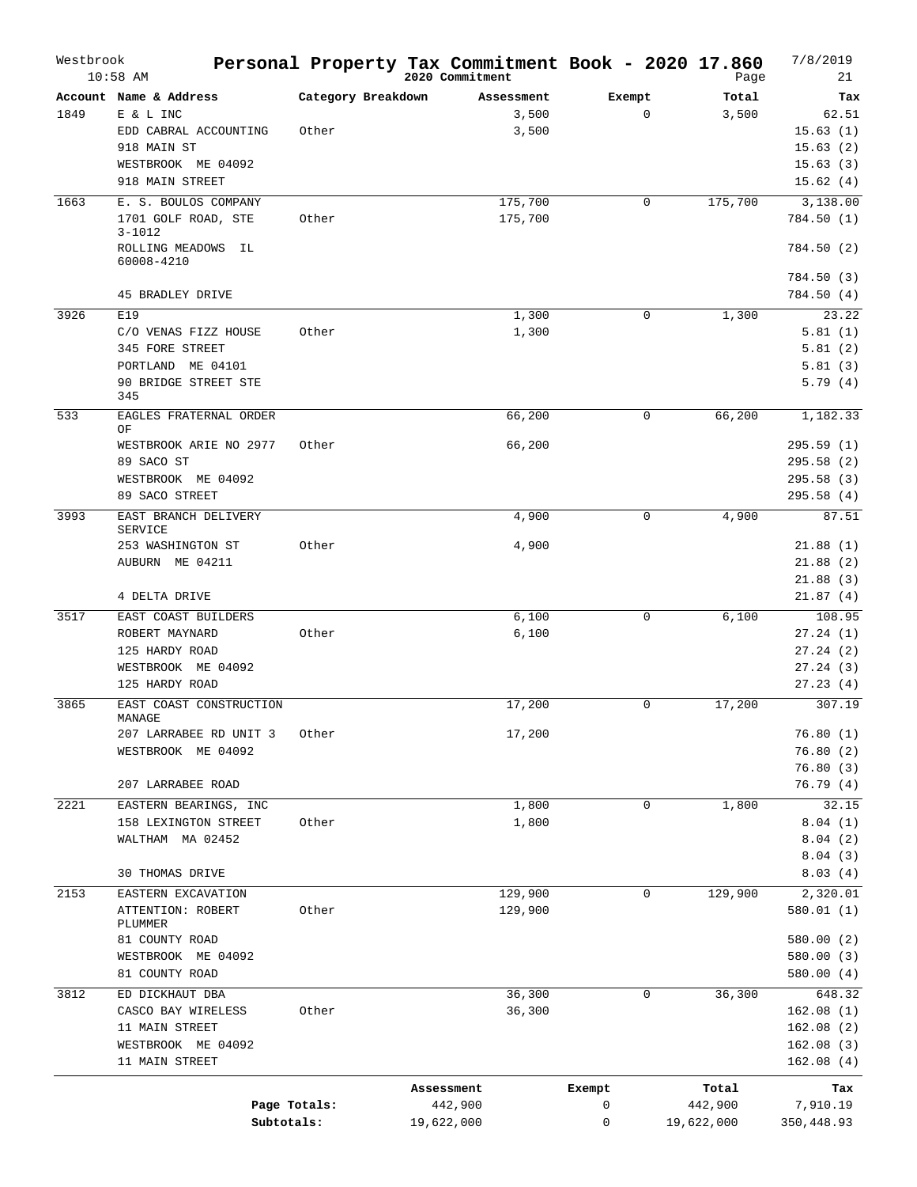# Personal Property Tax Commitment Book - 2020 17.860

Westbrook 10:58 AM — 2020 Commitment — 7/8/2019

| Account | Name & Address | Category Breakdown | Assessment | Exempt | Total | Tax |
|---|---|---|---|---|---|---|
| 1849 | E & L INC | | 3,500 | 0 | 3,500 | 62.51 |
| | EDD CABRAL ACCOUNTING | Other | 3,500 | | | 15.63 (1) |
| | 918 MAIN ST | | | | | 15.63 (2) |
| | WESTBROOK ME 04092 | | | | | 15.63 (3) |
| | 918 MAIN STREET | | | | | 15.62 (4) |
| 1663 | E. S. BOULOS COMPANY | | 175,700 | 0 | 175,700 | 3,138.00 |
| | 1701 GOLF ROAD, STE 3-1012 | Other | 175,700 | | | 784.50 (1) |
| | ROLLING MEADOWS IL 60008-4210 | | | | | 784.50 (2) |
| | | | | | | 784.50 (3) |
| | 45 BRADLEY DRIVE | | | | | 784.50 (4) |
| 3926 | E19 | | 1,300 | 0 | 1,300 | 23.22 |
| | C/O VENAS FIZZ HOUSE | Other | 1,300 | | | 5.81 (1) |
| | 345 FORE STREET | | | | | 5.81 (2) |
| | PORTLAND ME 04101 | | | | | 5.81 (3) |
| | 90 BRIDGE STREET STE 345 | | | | | 5.79 (4) |
| 533 | EAGLES FRATERNAL ORDER OF | | 66,200 | 0 | 66,200 | 1,182.33 |
| | WESTBROOK ARIE NO 2977 | Other | 66,200 | | | 295.59 (1) |
| | 89 SACO ST | | | | | 295.58 (2) |
| | WESTBROOK ME 04092 | | | | | 295.58 (3) |
| | 89 SACO STREET | | | | | 295.58 (4) |
| 3993 | EAST BRANCH DELIVERY SERVICE | | 4,900 | 0 | 4,900 | 87.51 |
| | 253 WASHINGTON ST | Other | 4,900 | | | 21.88 (1) |
| | AUBURN ME 04211 | | | | | 21.88 (2) |
| | | | | | | 21.88 (3) |
| | 4 DELTA DRIVE | | | | | 21.87 (4) |
| 3517 | EAST COAST BUILDERS | | 6,100 | 0 | 6,100 | 108.95 |
| | ROBERT MAYNARD | Other | 6,100 | | | 27.24 (1) |
| | 125 HARDY ROAD | | | | | 27.24 (2) |
| | WESTBROOK ME 04092 | | | | | 27.24 (3) |
| | 125 HARDY ROAD | | | | | 27.23 (4) |
| 3865 | EAST COAST CONSTRUCTION MANAGE | | 17,200 | 0 | 17,200 | 307.19 |
| | 207 LARRABEE RD UNIT 3 | Other | 17,200 | | | 76.80 (1) |
| | WESTBROOK ME 04092 | | | | | 76.80 (2) |
| | | | | | | 76.80 (3) |
| | 207 LARRABEE ROAD | | | | | 76.79 (4) |
| 2221 | EASTERN BEARINGS, INC | | 1,800 | 0 | 1,800 | 32.15 |
| | 158 LEXINGTON STREET | Other | 1,800 | | | 8.04 (1) |
| | WALTHAM MA 02452 | | | | | 8.04 (2) |
| | | | | | | 8.04 (3) |
| | 30 THOMAS DRIVE | | | | | 8.03 (4) |
| 2153 | EASTERN EXCAVATION | | 129,900 | 0 | 129,900 | 2,320.01 |
| | ATTENTION: ROBERT PLUMMER | Other | 129,900 | | | 580.01 (1) |
| | 81 COUNTY ROAD | | | | | 580.00 (2) |
| | WESTBROOK ME 04092 | | | | | 580.00 (3) |
| | 81 COUNTY ROAD | | | | | 580.00 (4) |
| 3812 | ED DICKHAUT DBA | | 36,300 | 0 | 36,300 | 648.32 |
| | CASCO BAY WIRELESS | Other | 36,300 | | | 162.08 (1) |
| | 11 MAIN STREET | | | | | 162.08 (2) |
| | WESTBROOK ME 04092 | | | | | 162.08 (3) |
| | 11 MAIN STREET | | | | | 162.08 (4) |

| | Assessment | Exempt | Total | Tax |
|---|---|---|---|---|
| Page Totals: | 442,900 | 0 | 442,900 | 7,910.19 |
| Subtotals: | 19,622,000 | 0 | 19,622,000 | 350,448.93 |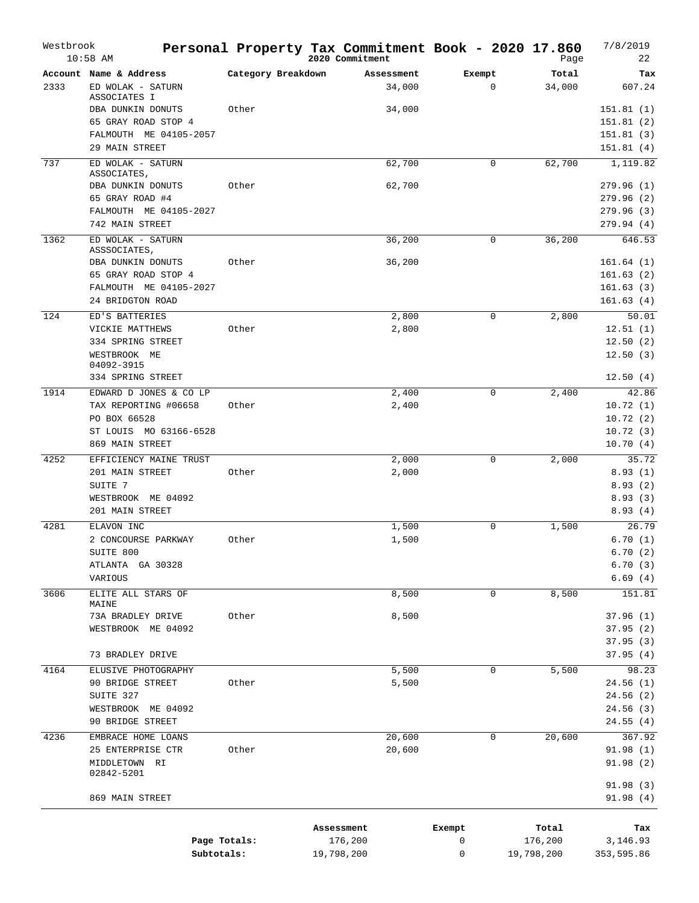# Personal Property Tax Commitment Book - 2020 17.860

Westbrook 10:58 AM — 2020 Commitment — 7/8/2019

| Account | Name & Address | Category Breakdown | Assessment | Exempt | Total | Tax |
|---|---|---|---|---|---|---|
| 2333 | ED WOLAK - SATURN ASSOCIATES I | | 34,000 | 0 | 34,000 | 607.24 |
| | DBA DUNKIN DONUTS | Other | 34,000 | | | 151.81 (1) |
| | 65 GRAY ROAD STOP 4 | | | | | 151.81 (2) |
| | FALMOUTH ME 04105-2057 | | | | | 151.81 (3) |
| | 29 MAIN STREET | | | | | 151.81 (4) |
| 737 | ED WOLAK - SATURN ASSOCIATES, | | 62,700 | 0 | 62,700 | 1,119.82 |
| | DBA DUNKIN DONUTS | Other | 62,700 | | | 279.96 (1) |
| | 65 GRAY ROAD #4 | | | | | 279.96 (2) |
| | FALMOUTH ME 04105-2027 | | | | | 279.96 (3) |
| | 742 MAIN STREET | | | | | 279.94 (4) |
| 1362 | ED WOLAK - SATURN ASSSOCIATES, | | 36,200 | 0 | 36,200 | 646.53 |
| | DBA DUNKIN DONUTS | Other | 36,200 | | | 161.64 (1) |
| | 65 GRAY ROAD STOP 4 | | | | | 161.63 (2) |
| | FALMOUTH ME 04105-2027 | | | | | 161.63 (3) |
| | 24 BRIDGTON ROAD | | | | | 161.63 (4) |
| 124 | ED'S BATTERIES | | 2,800 | 0 | 2,800 | 50.01 |
| | VICKIE MATTHEWS | Other | 2,800 | | | 12.51 (1) |
| | 334 SPRING STREET | | | | | 12.50 (2) |
| | WESTBROOK ME 04092-3915 | | | | | 12.50 (3) |
| | 334 SPRING STREET | | | | | 12.50 (4) |
| 1914 | EDWARD D JONES & CO LP | | 2,400 | 0 | 2,400 | 42.86 |
| | TAX REPORTING #06658 | Other | 2,400 | | | 10.72 (1) |
| | PO BOX 66528 | | | | | 10.72 (2) |
| | ST LOUIS MO 63166-6528 | | | | | 10.72 (3) |
| | 869 MAIN STREET | | | | | 10.70 (4) |
| 4252 | EFFICIENCY MAINE TRUST | | 2,000 | 0 | 2,000 | 35.72 |
| | 201 MAIN STREET | Other | 2,000 | | | 8.93 (1) |
| | SUITE 7 | | | | | 8.93 (2) |
| | WESTBROOK ME 04092 | | | | | 8.93 (3) |
| | 201 MAIN STREET | | | | | 8.93 (4) |
| 4281 | ELAVON INC | | 1,500 | 0 | 1,500 | 26.79 |
| | 2 CONCOURSE PARKWAY | Other | 1,500 | | | 6.70 (1) |
| | SUITE 800 | | | | | 6.70 (2) |
| | ATLANTA GA 30328 | | | | | 6.70 (3) |
| | VARIOUS | | | | | 6.69 (4) |
| 3606 | ELITE ALL STARS OF MAINE | | 8,500 | 0 | 8,500 | 151.81 |
| | 73A BRADLEY DRIVE | Other | 8,500 | | | 37.96 (1) |
| | WESTBROOK ME 04092 | | | | | 37.95 (2) |
| | | | | | | 37.95 (3) |
| | 73 BRADLEY DRIVE | | | | | 37.95 (4) |
| 4164 | ELUSIVE PHOTOGRAPHY | | 5,500 | 0 | 5,500 | 98.23 |
| | 90 BRIDGE STREET | Other | 5,500 | | | 24.56 (1) |
| | SUITE 327 | | | | | 24.56 (2) |
| | WESTBROOK ME 04092 | | | | | 24.56 (3) |
| | 90 BRIDGE STREET | | | | | 24.55 (4) |
| 4236 | EMBRACE HOME LOANS | | 20,600 | 0 | 20,600 | 367.92 |
| | 25 ENTERPRISE CTR | Other | 20,600 | | | 91.98 (1) |
| | MIDDLETOWN RI 02842-5201 | | | | | 91.98 (2) |
| | | | | | | 91.98 (3) |
| | 869 MAIN STREET | | | | | 91.98 (4) |

| | Assessment | Exempt | Total | Tax |
|---|---|---|---|---|
| Page Totals: | 176,200 | 0 | 176,200 | 3,146.93 |
| Subtotals: | 19,798,200 | 0 | 19,798,200 | 353,595.86 |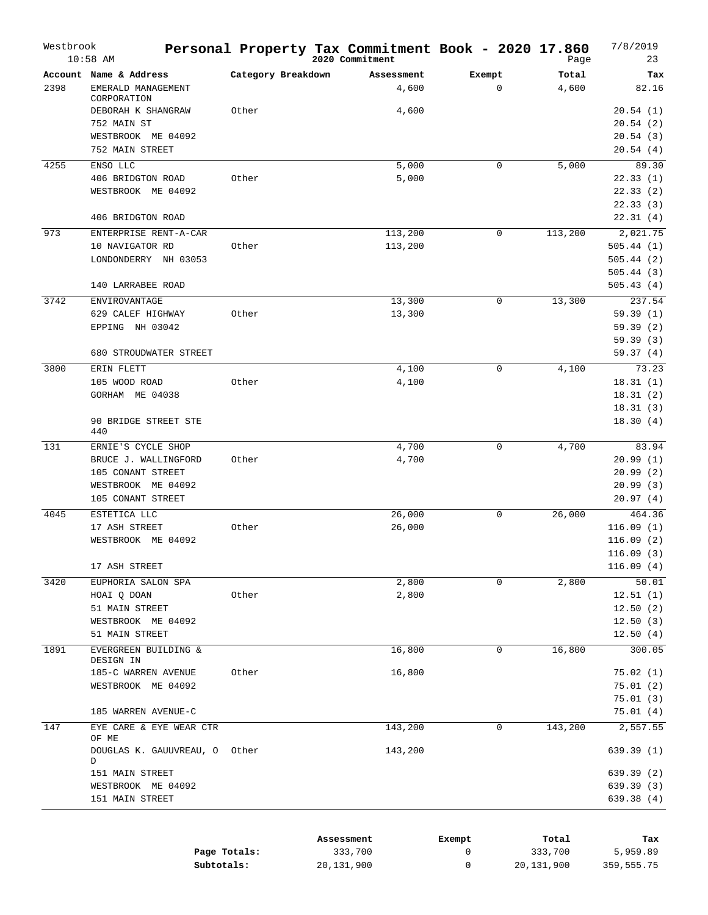# Westbrook — Personal Property Tax Commitment Book - 2020 17.860

2020 Commitment

10:58 AM — 7/8/2019

| Account | Name & Address | Category Breakdown | Assessment | Exempt | Total | Tax |
|---|---|---|---|---|---|---|
| 2398 | EMERALD MANAGEMENT CORPORATION | | 4,600 | 0 | 4,600 | 82.16 |
| | DEBORAH K SHANGRAW | Other | 4,600 | | | 20.54 (1) |
| | 752 MAIN ST | | | | | 20.54 (2) |
| | WESTBROOK ME 04092 | | | | | 20.54 (3) |
| | 752 MAIN STREET | | | | | 20.54 (4) |
| 4255 | ENSO LLC | | 5,000 | 0 | 5,000 | 89.30 |
| | 406 BRIDGTON ROAD | Other | 5,000 | | | 22.33 (1) |
| | WESTBROOK ME 04092 | | | | | 22.33 (2) |
| | | | | | | 22.33 (3) |
| | 406 BRIDGTON ROAD | | | | | 22.31 (4) |
| 973 | ENTERPRISE RENT-A-CAR | | 113,200 | 0 | 113,200 | 2,021.75 |
| | 10 NAVIGATOR RD | Other | 113,200 | | | 505.44 (1) |
| | LONDONDERRY NH 03053 | | | | | 505.44 (2) |
| | | | | | | 505.44 (3) |
| | 140 LARRABEE ROAD | | | | | 505.43 (4) |
| 3742 | ENVIROVANTAGE | | 13,300 | 0 | 13,300 | 237.54 |
| | 629 CALEF HIGHWAY | Other | 13,300 | | | 59.39 (1) |
| | EPPING NH 03042 | | | | | 59.39 (2) |
| | | | | | | 59.39 (3) |
| | 680 STROUDWATER STREET | | | | | 59.37 (4) |
| 3800 | ERIN FLETT | | 4,100 | 0 | 4,100 | 73.23 |
| | 105 WOOD ROAD | Other | 4,100 | | | 18.31 (1) |
| | GORHAM ME 04038 | | | | | 18.31 (2) |
| | | | | | | 18.31 (3) |
| | 90 BRIDGE STREET STE 440 | | | | | 18.30 (4) |
| 131 | ERNIE'S CYCLE SHOP | | 4,700 | 0 | 4,700 | 83.94 |
| | BRUCE J. WALLINGFORD | Other | 4,700 | | | 20.99 (1) |
| | 105 CONANT STREET | | | | | 20.99 (2) |
| | WESTBROOK ME 04092 | | | | | 20.99 (3) |
| | 105 CONANT STREET | | | | | 20.97 (4) |
| 4045 | ESTETICA LLC | | 26,000 | 0 | 26,000 | 464.36 |
| | 17 ASH STREET | Other | 26,000 | | | 116.09 (1) |
| | WESTBROOK ME 04092 | | | | | 116.09 (2) |
| | | | | | | 116.09 (3) |
| | 17 ASH STREET | | | | | 116.09 (4) |
| 3420 | EUPHORIA SALON SPA | | 2,800 | 0 | 2,800 | 50.01 |
| | HOAI Q DOAN | Other | 2,800 | | | 12.51 (1) |
| | 51 MAIN STREET | | | | | 12.50 (2) |
| | WESTBROOK ME 04092 | | | | | 12.50 (3) |
| | 51 MAIN STREET | | | | | 12.50 (4) |
| 1891 | EVERGREEN BUILDING & DESIGN IN | | 16,800 | 0 | 16,800 | 300.05 |
| | 185-C WARREN AVENUE | Other | 16,800 | | | 75.02 (1) |
| | WESTBROOK ME 04092 | | | | | 75.01 (2) |
| | | | | | | 75.01 (3) |
| | 185 WARREN AVENUE-C | | | | | 75.01 (4) |
| 147 | EYE CARE & EYE WEAR CTR OF ME | | 143,200 | 0 | 143,200 | 2,557.55 |
| | DOUGLAS K. GAUUVREAU, O D | Other | 143,200 | | | 639.39 (1) |
| | 151 MAIN STREET | | | | | 639.39 (2) |
| | WESTBROOK ME 04092 | | | | | 639.39 (3) |
| | 151 MAIN STREET | | | | | 639.38 (4) |

| | Assessment | Exempt | Total | Tax |
|---|---|---|---|---|
| **Page Totals:** | 333,700 | 0 | 333,700 | 5,959.89 |
| **Subtotals:** | 20,131,900 | 0 | 20,131,900 | 359,555.75 |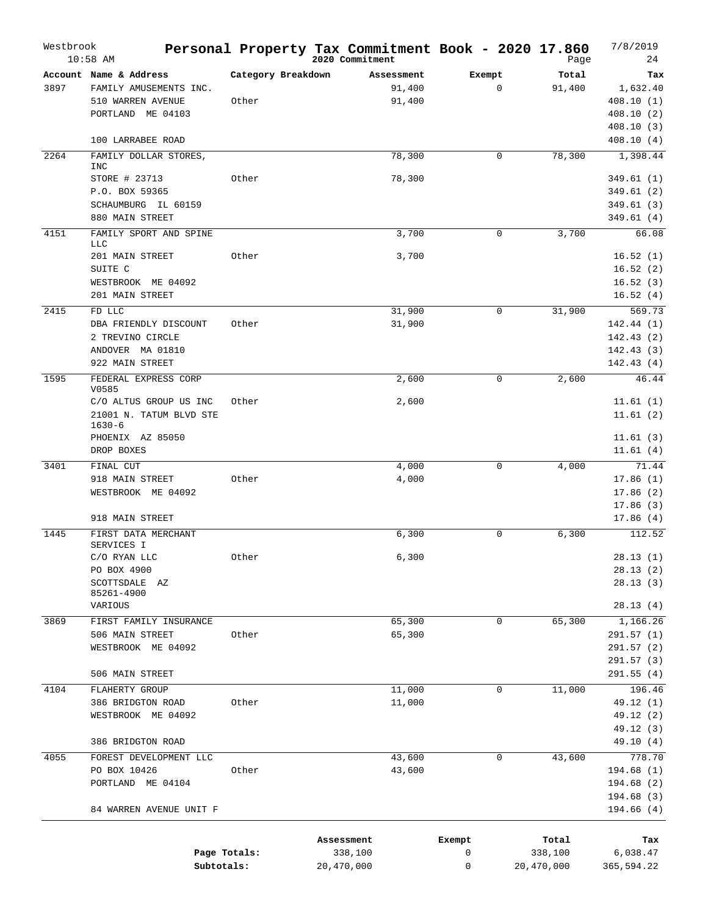Westbrook 10:58 AM

# Personal Property Tax Commitment Book - 2020 17.860

2020 Commitment

7/8/2019

| Account | Name & Address | Category Breakdown | Assessment | Exempt | Total | Tax |
|---|---|---|---|---|---|---|
| 3897 | FAMILY AMUSEMENTS INC. | | 91,400 | 0 | 91,400 | 1,632.40 |
| | 510 WARREN AVENUE | Other | 91,400 | | | 408.10 (1) |
| | PORTLAND ME 04103 | | | | | 408.10 (2) |
| | | | | | | 408.10 (3) |
| | 100 LARRABEE ROAD | | | | | 408.10 (4) |
| 2264 | FAMILY DOLLAR STORES, INC | | 78,300 | 0 | 78,300 | 1,398.44 |
| | STORE # 23713 | Other | 78,300 | | | 349.61 (1) |
| | P.O. BOX 59365 | | | | | 349.61 (2) |
| | SCHAUMBURG IL 60159 | | | | | 349.61 (3) |
| | 880 MAIN STREET | | | | | 349.61 (4) |
| 4151 | FAMILY SPORT AND SPINE LLC | | 3,700 | 0 | 3,700 | 66.08 |
| | 201 MAIN STREET | Other | 3,700 | | | 16.52 (1) |
| | SUITE C | | | | | 16.52 (2) |
| | WESTBROOK ME 04092 | | | | | 16.52 (3) |
| | 201 MAIN STREET | | | | | 16.52 (4) |
| 2415 | FD LLC | | 31,900 | 0 | 31,900 | 569.73 |
| | DBA FRIENDLY DISCOUNT | Other | 31,900 | | | 142.44 (1) |
| | 2 TREVINO CIRCLE | | | | | 142.43 (2) |
| | ANDOVER MA 01810 | | | | | 142.43 (3) |
| | 922 MAIN STREET | | | | | 142.43 (4) |
| 1595 | FEDERAL EXPRESS CORP V0585 | | 2,600 | 0 | 2,600 | 46.44 |
| | C/O ALTUS GROUP US INC | Other | 2,600 | | | 11.61 (1) |
| | 21001 N. TATUM BLVD STE 1630-6 | | | | | 11.61 (2) |
| | PHOENIX AZ 85050 | | | | | 11.61 (3) |
| | DROP BOXES | | | | | 11.61 (4) |
| 3401 | FINAL CUT | | 4,000 | 0 | 4,000 | 71.44 |
| | 918 MAIN STREET | Other | 4,000 | | | 17.86 (1) |
| | WESTBROOK ME 04092 | | | | | 17.86 (2) |
| | | | | | | 17.86 (3) |
| | 918 MAIN STREET | | | | | 17.86 (4) |
| 1445 | FIRST DATA MERCHANT SERVICES I | | 6,300 | 0 | 6,300 | 112.52 |
| | C/O RYAN LLC | Other | 6,300 | | | 28.13 (1) |
| | PO BOX 4900 | | | | | 28.13 (2) |
| | SCOTTSDALE AZ 85261-4900 | | | | | 28.13 (3) |
| | VARIOUS | | | | | 28.13 (4) |
| 3869 | FIRST FAMILY INSURANCE | | 65,300 | 0 | 65,300 | 1,166.26 |
| | 506 MAIN STREET | Other | 65,300 | | | 291.57 (1) |
| | WESTBROOK ME 04092 | | | | | 291.57 (2) |
| | | | | | | 291.57 (3) |
| | 506 MAIN STREET | | | | | 291.55 (4) |
| 4104 | FLAHERTY GROUP | | 11,000 | 0 | 11,000 | 196.46 |
| | 386 BRIDGTON ROAD | Other | 11,000 | | | 49.12 (1) |
| | WESTBROOK ME 04092 | | | | | 49.12 (2) |
| | | | | | | 49.12 (3) |
| | 386 BRIDGTON ROAD | | | | | 49.10 (4) |
| 4055 | FOREST DEVELOPMENT LLC | | 43,600 | 0 | 43,600 | 778.70 |
| | PO BOX 10426 | Other | 43,600 | | | 194.68 (1) |
| | PORTLAND ME 04104 | | | | | 194.68 (2) |
| | | | | | | 194.68 (3) |
| | 84 WARREN AVENUE UNIT F | | | | | 194.66 (4) |

| | Assessment | Exempt | Total | Tax |
|---|---|---|---|---|
| Page Totals: | 338,100 | 0 | 338,100 | 6,038.47 |
| Subtotals: | 20,470,000 | 0 | 20,470,000 | 365,594.22 |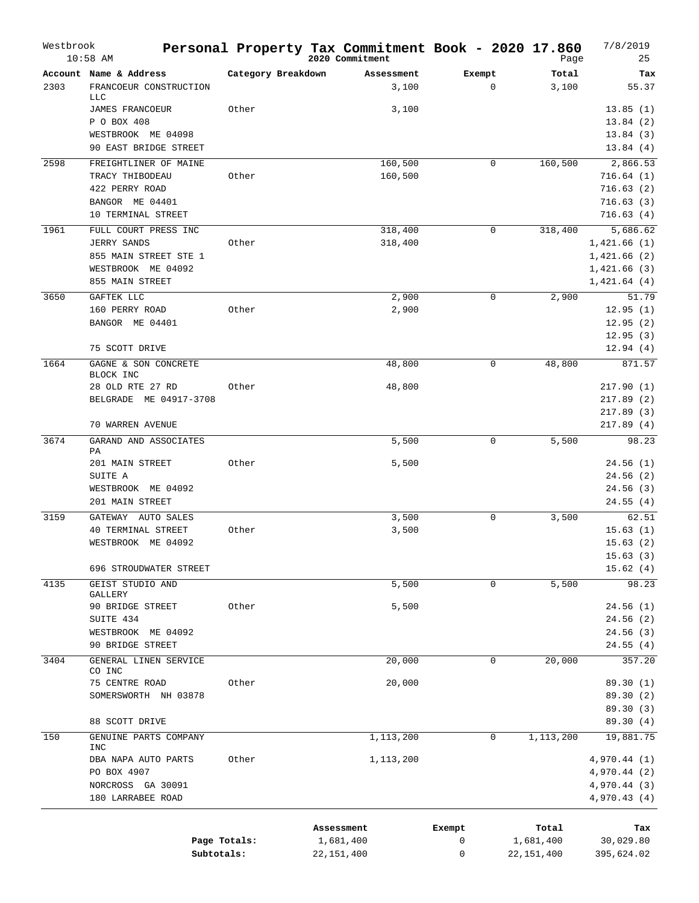# Personal Property Tax Commitment Book - 2020 17.860

Westbrook 10:58 AM — 2020 Commitment — 7/8/2019

| Account | Name & Address | Category Breakdown | Assessment | Exempt | Total | Tax |
|---|---|---|---|---|---|---|
| 2303 | FRANCOEUR CONSTRUCTION LLC | | 3,100 | 0 | 3,100 | 55.37 |
| | JAMES FRANCOEUR | Other | 3,100 | | | 13.85 (1) |
| | P O BOX 408 | | | | | 13.84 (2) |
| | WESTBROOK ME 04098 | | | | | 13.84 (3) |
| | 90 EAST BRIDGE STREET | | | | | 13.84 (4) |
| 2598 | FREIGHTLINER OF MAINE | | 160,500 | 0 | 160,500 | 2,866.53 |
| | TRACY THIBODEAU | Other | 160,500 | | | 716.64 (1) |
| | 422 PERRY ROAD | | | | | 716.63 (2) |
| | BANGOR ME 04401 | | | | | 716.63 (3) |
| | 10 TERMINAL STREET | | | | | 716.63 (4) |
| 1961 | FULL COURT PRESS INC | | 318,400 | 0 | 318,400 | 5,686.62 |
| | JERRY SANDS | Other | 318,400 | | | 1,421.66 (1) |
| | 855 MAIN STREET STE 1 | | | | | 1,421.66 (2) |
| | WESTBROOK ME 04092 | | | | | 1,421.66 (3) |
| | 855 MAIN STREET | | | | | 1,421.64 (4) |
| 3650 | GAFTEK LLC | | 2,900 | 0 | 2,900 | 51.79 |
| | 160 PERRY ROAD | Other | 2,900 | | | 12.95 (1) |
| | BANGOR ME 04401 | | | | | 12.95 (2) |
| | | | | | | 12.95 (3) |
| | 75 SCOTT DRIVE | | | | | 12.94 (4) |
| 1664 | GAGNE & SON CONCRETE BLOCK INC | | 48,800 | 0 | 48,800 | 871.57 |
| | 28 OLD RTE 27 RD | Other | 48,800 | | | 217.90 (1) |
| | BELGRADE ME 04917-3708 | | | | | 217.89 (2) |
| | | | | | | 217.89 (3) |
| | 70 WARREN AVENUE | | | | | 217.89 (4) |
| 3674 | GARAND AND ASSOCIATES PA | | 5,500 | 0 | 5,500 | 98.23 |
| | 201 MAIN STREET | Other | 5,500 | | | 24.56 (1) |
| | SUITE A | | | | | 24.56 (2) |
| | WESTBROOK ME 04092 | | | | | 24.56 (3) |
| | 201 MAIN STREET | | | | | 24.55 (4) |
| 3159 | GATEWAY AUTO SALES | | 3,500 | 0 | 3,500 | 62.51 |
| | 40 TERMINAL STREET | Other | 3,500 | | | 15.63 (1) |
| | WESTBROOK ME 04092 | | | | | 15.63 (2) |
| | | | | | | 15.63 (3) |
| | 696 STROUDWATER STREET | | | | | 15.62 (4) |
| 4135 | GEIST STUDIO AND GALLERY | | 5,500 | 0 | 5,500 | 98.23 |
| | 90 BRIDGE STREET | Other | 5,500 | | | 24.56 (1) |
| | SUITE 434 | | | | | 24.56 (2) |
| | WESTBROOK ME 04092 | | | | | 24.56 (3) |
| | 90 BRIDGE STREET | | | | | 24.55 (4) |
| 3404 | GENERAL LINEN SERVICE CO INC | | 20,000 | 0 | 20,000 | 357.20 |
| | 75 CENTRE ROAD | Other | 20,000 | | | 89.30 (1) |
| | SOMERSWORTH NH 03878 | | | | | 89.30 (2) |
| | | | | | | 89.30 (3) |
| | 88 SCOTT DRIVE | | | | | 89.30 (4) |
| 150 | GENUINE PARTS COMPANY INC | | 1,113,200 | 0 | 1,113,200 | 19,881.75 |
| | DBA NAPA AUTO PARTS | Other | 1,113,200 | | | 4,970.44 (1) |
| | PO BOX 4907 | | | | | 4,970.44 (2) |
| | NORCROSS GA 30091 | | | | | 4,970.44 (3) |
| | 180 LARRABEE ROAD | | | | | 4,970.43 (4) |

| | Assessment | Exempt | Total | Tax |
|---|---|---|---|---|
| Page Totals: | 1,681,400 | 0 | 1,681,400 | 30,029.80 |
| Subtotals: | 22,151,400 | 0 | 22,151,400 | 395,624.02 |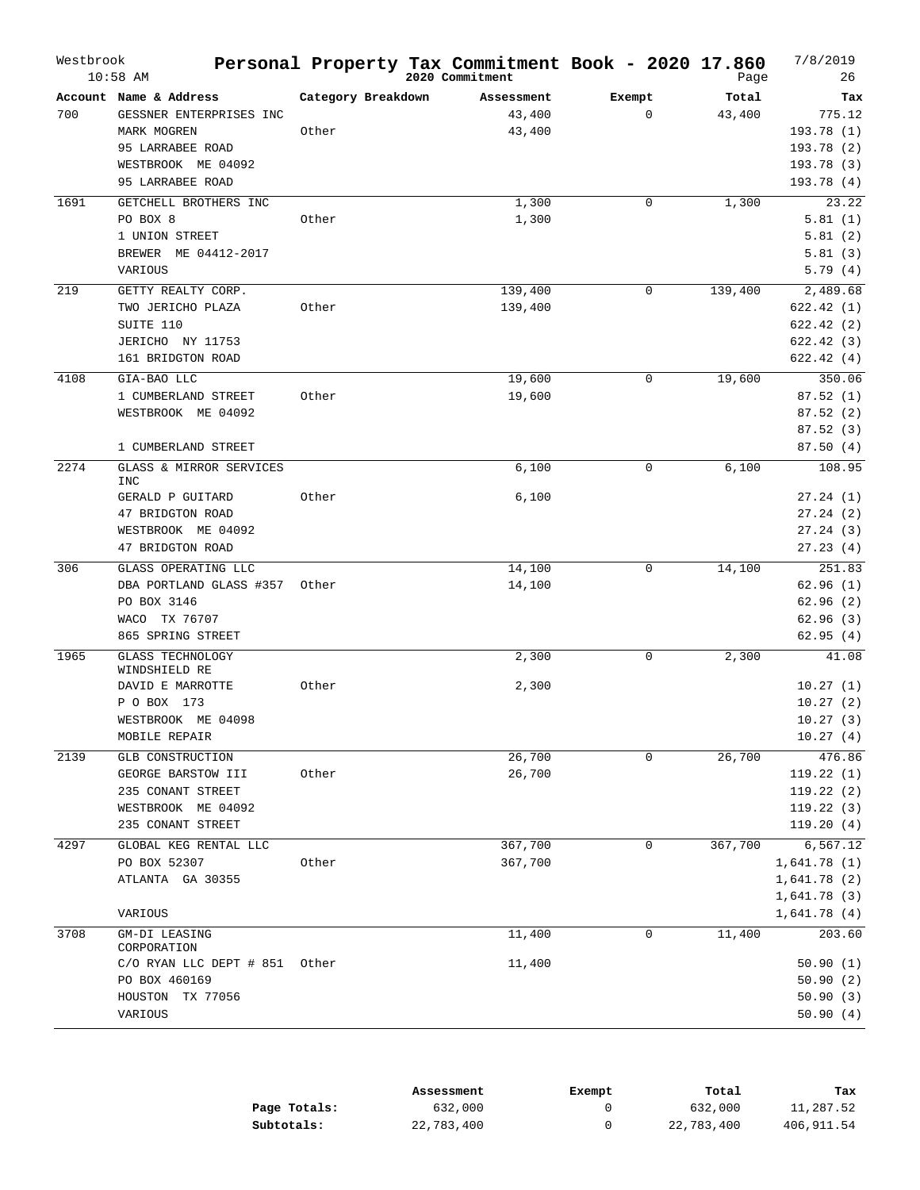# Westbrook — Personal Property Tax Commitment Book - 2020 17.860

10:58 AM — 2020 Commitment — 7/8/2019

| Account | Name & Address | Category Breakdown | Assessment | Exempt | Total | Tax |
|---|---|---|---|---|---|---|
| 700 | GESSNER ENTERPRISES INC | | 43,400 | 0 | 43,400 | 775.12 |
| | MARK MOGREN | Other | 43,400 | | | 193.78 (1) |
| | 95 LARRABEE ROAD | | | | | 193.78 (2) |
| | WESTBROOK ME 04092 | | | | | 193.78 (3) |
| | 95 LARRABEE ROAD | | | | | 193.78 (4) |
| 1691 | GETCHELL BROTHERS INC | | 1,300 | 0 | 1,300 | 23.22 |
| | PO BOX 8 | Other | 1,300 | | | 5.81 (1) |
| | 1 UNION STREET | | | | | 5.81 (2) |
| | BREWER ME 04412-2017 | | | | | 5.81 (3) |
| | VARIOUS | | | | | 5.79 (4) |
| 219 | GETTY REALTY CORP. | | 139,400 | 0 | 139,400 | 2,489.68 |
| | TWO JERICHO PLAZA | Other | 139,400 | | | 622.42 (1) |
| | SUITE 110 | | | | | 622.42 (2) |
| | JERICHO NY 11753 | | | | | 622.42 (3) |
| | 161 BRIDGTON ROAD | | | | | 622.42 (4) |
| 4108 | GIA-BAO LLC | | 19,600 | 0 | 19,600 | 350.06 |
| | 1 CUMBERLAND STREET | Other | 19,600 | | | 87.52 (1) |
| | WESTBROOK ME 04092 | | | | | 87.52 (2) |
| | | | | | | 87.52 (3) |
| | 1 CUMBERLAND STREET | | | | | 87.50 (4) |
| 2274 | GLASS & MIRROR SERVICES INC | | 6,100 | 0 | 6,100 | 108.95 |
| | GERALD P GUITARD | Other | 6,100 | | | 27.24 (1) |
| | 47 BRIDGTON ROAD | | | | | 27.24 (2) |
| | WESTBROOK ME 04092 | | | | | 27.24 (3) |
| | 47 BRIDGTON ROAD | | | | | 27.23 (4) |
| 306 | GLASS OPERATING LLC | | 14,100 | 0 | 14,100 | 251.83 |
| | DBA PORTLAND GLASS #357 | Other | 14,100 | | | 62.96 (1) |
| | PO BOX 3146 | | | | | 62.96 (2) |
| | WACO TX 76707 | | | | | 62.96 (3) |
| | 865 SPRING STREET | | | | | 62.95 (4) |
| 1965 | GLASS TECHNOLOGY WINDSHIELD RE | | 2,300 | 0 | 2,300 | 41.08 |
| | DAVID E MARROTTE | Other | 2,300 | | | 10.27 (1) |
| | P O BOX 173 | | | | | 10.27 (2) |
| | WESTBROOK ME 04098 | | | | | 10.27 (3) |
| | MOBILE REPAIR | | | | | 10.27 (4) |
| 2139 | GLB CONSTRUCTION | | 26,700 | 0 | 26,700 | 476.86 |
| | GEORGE BARSTOW III | Other | 26,700 | | | 119.22 (1) |
| | 235 CONANT STREET | | | | | 119.22 (2) |
| | WESTBROOK ME 04092 | | | | | 119.22 (3) |
| | 235 CONANT STREET | | | | | 119.20 (4) |
| 4297 | GLOBAL KEG RENTAL LLC | | 367,700 | 0 | 367,700 | 6,567.12 |
| | PO BOX 52307 | Other | 367,700 | | | 1,641.78 (1) |
| | ATLANTA GA 30355 | | | | | 1,641.78 (2) |
| | | | | | | 1,641.78 (3) |
| | VARIOUS | | | | | 1,641.78 (4) |
| 3708 | GM-DI LEASING CORPORATION | | 11,400 | 0 | 11,400 | 203.60 |
| | C/O RYAN LLC DEPT # 851 | Other | 11,400 | | | 50.90 (1) |
| | PO BOX 460169 | | | | | 50.90 (2) |
| | HOUSTON TX 77056 | | | | | 50.90 (3) |
| | VARIOUS | | | | | 50.90 (4) |

| | Assessment | Exempt | Total | Tax |
|---|---|---|---|---|
| **Page Totals:** | 632,000 | 0 | 632,000 | 11,287.52 |
| **Subtotals:** | 22,783,400 | 0 | 22,783,400 | 406,911.54 |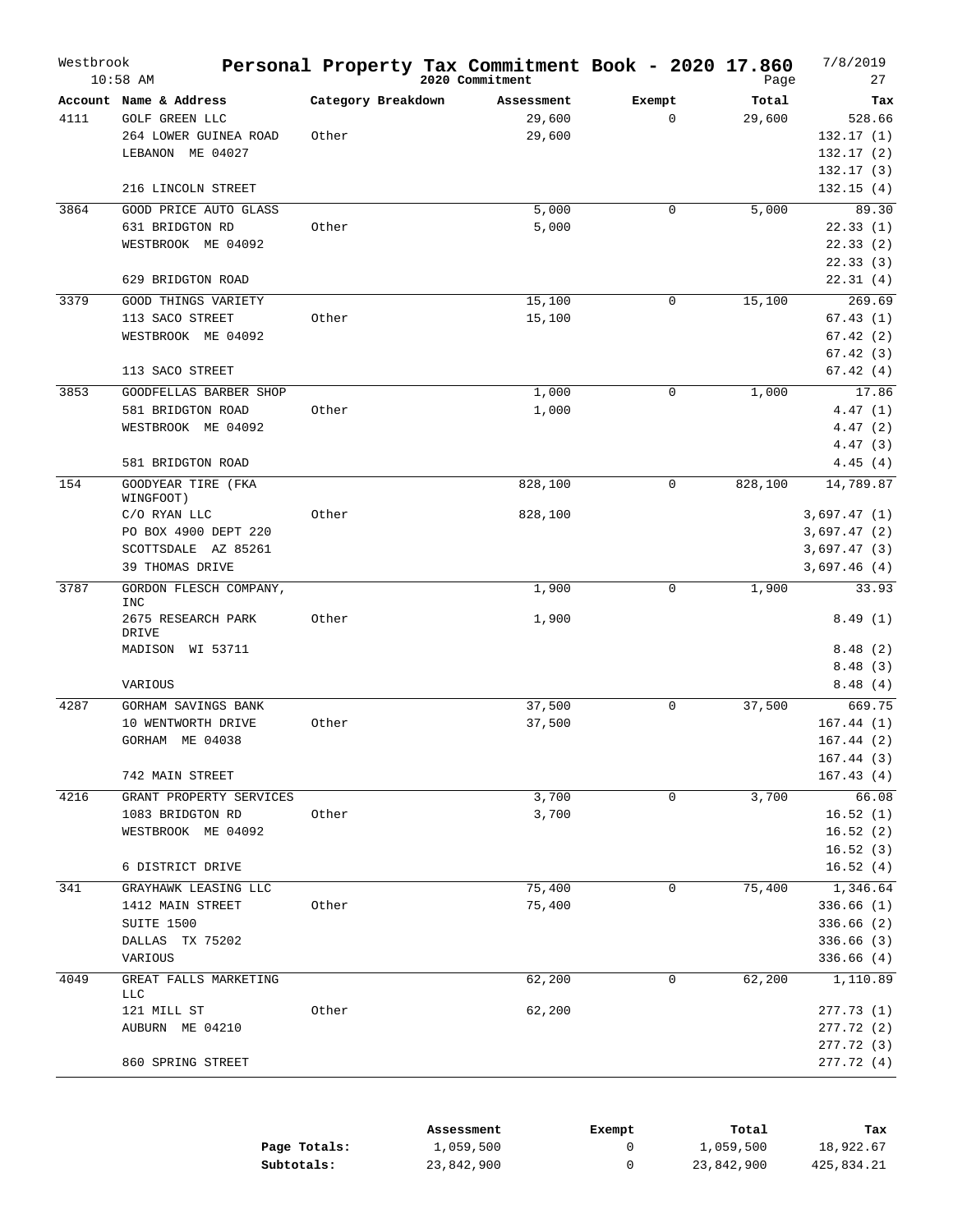# Westbrook — Personal Property Tax Commitment Book - 2020 17.860

2020 Commitment

10:58 AM — 7/8/2019

| Account | Name & Address | Category Breakdown | Assessment | Exempt | Total | Tax |
|---|---|---|---|---|---|---|
| 4111 | GOLF GREEN LLC | | 29,600 | 0 | 29,600 | 528.66 |
| | 264 LOWER GUINEA ROAD | Other | 29,600 | | | 132.17 (1) |
| | LEBANON ME 04027 | | | | | 132.17 (2) |
| | | | | | | 132.17 (3) |
| | 216 LINCOLN STREET | | | | | 132.15 (4) |
| 3864 | GOOD PRICE AUTO GLASS | | 5,000 | 0 | 5,000 | 89.30 |
| | 631 BRIDGTON RD | Other | 5,000 | | | 22.33 (1) |
| | WESTBROOK ME 04092 | | | | | 22.33 (2) |
| | | | | | | 22.33 (3) |
| | 629 BRIDGTON ROAD | | | | | 22.31 (4) |
| 3379 | GOOD THINGS VARIETY | | 15,100 | 0 | 15,100 | 269.69 |
| | 113 SACO STREET | Other | 15,100 | | | 67.43 (1) |
| | WESTBROOK ME 04092 | | | | | 67.42 (2) |
| | | | | | | 67.42 (3) |
| | 113 SACO STREET | | | | | 67.42 (4) |
| 3853 | GOODFELLAS BARBER SHOP | | 1,000 | 0 | 1,000 | 17.86 |
| | 581 BRIDGTON ROAD | Other | 1,000 | | | 4.47 (1) |
| | WESTBROOK ME 04092 | | | | | 4.47 (2) |
| | | | | | | 4.47 (3) |
| | 581 BRIDGTON ROAD | | | | | 4.45 (4) |
| 154 | GOODYEAR TIRE (FKA WINGFOOT) | | 828,100 | 0 | 828,100 | 14,789.87 |
| | C/O RYAN LLC | Other | 828,100 | | | 3,697.47 (1) |
| | PO BOX 4900 DEPT 220 | | | | | 3,697.47 (2) |
| | SCOTTSDALE AZ 85261 | | | | | 3,697.47 (3) |
| | 39 THOMAS DRIVE | | | | | 3,697.46 (4) |
| 3787 | GORDON FLESCH COMPANY, INC | | 1,900 | 0 | 1,900 | 33.93 |
| | 2675 RESEARCH PARK DRIVE | Other | 1,900 | | | 8.49 (1) |
| | MADISON WI 53711 | | | | | 8.48 (2) |
| | | | | | | 8.48 (3) |
| | VARIOUS | | | | | 8.48 (4) |
| 4287 | GORHAM SAVINGS BANK | | 37,500 | 0 | 37,500 | 669.75 |
| | 10 WENTWORTH DRIVE | Other | 37,500 | | | 167.44 (1) |
| | GORHAM ME 04038 | | | | | 167.44 (2) |
| | | | | | | 167.44 (3) |
| | 742 MAIN STREET | | | | | 167.43 (4) |
| 4216 | GRANT PROPERTY SERVICES | | 3,700 | 0 | 3,700 | 66.08 |
| | 1083 BRIDGTON RD | Other | 3,700 | | | 16.52 (1) |
| | WESTBROOK ME 04092 | | | | | 16.52 (2) |
| | | | | | | 16.52 (3) |
| | 6 DISTRICT DRIVE | | | | | 16.52 (4) |
| 341 | GRAYHAWK LEASING LLC | | 75,400 | 0 | 75,400 | 1,346.64 |
| | 1412 MAIN STREET | Other | 75,400 | | | 336.66 (1) |
| | SUITE 1500 | | | | | 336.66 (2) |
| | DALLAS TX 75202 | | | | | 336.66 (3) |
| | VARIOUS | | | | | 336.66 (4) |
| 4049 | GREAT FALLS MARKETING LLC | | 62,200 | 0 | 62,200 | 1,110.89 |
| | 121 MILL ST | Other | 62,200 | | | 277.73 (1) |
| | AUBURN ME 04210 | | | | | 277.72 (2) |
| | | | | | | 277.72 (3) |
| | 860 SPRING STREET | | | | | 277.72 (4) |

| | Assessment | Exempt | Total | Tax |
|---|---|---|---|---|
| **Page Totals:** | 1,059,500 | 0 | 1,059,500 | 18,922.67 |
| **Subtotals:** | 23,842,900 | 0 | 23,842,900 | 425,834.21 |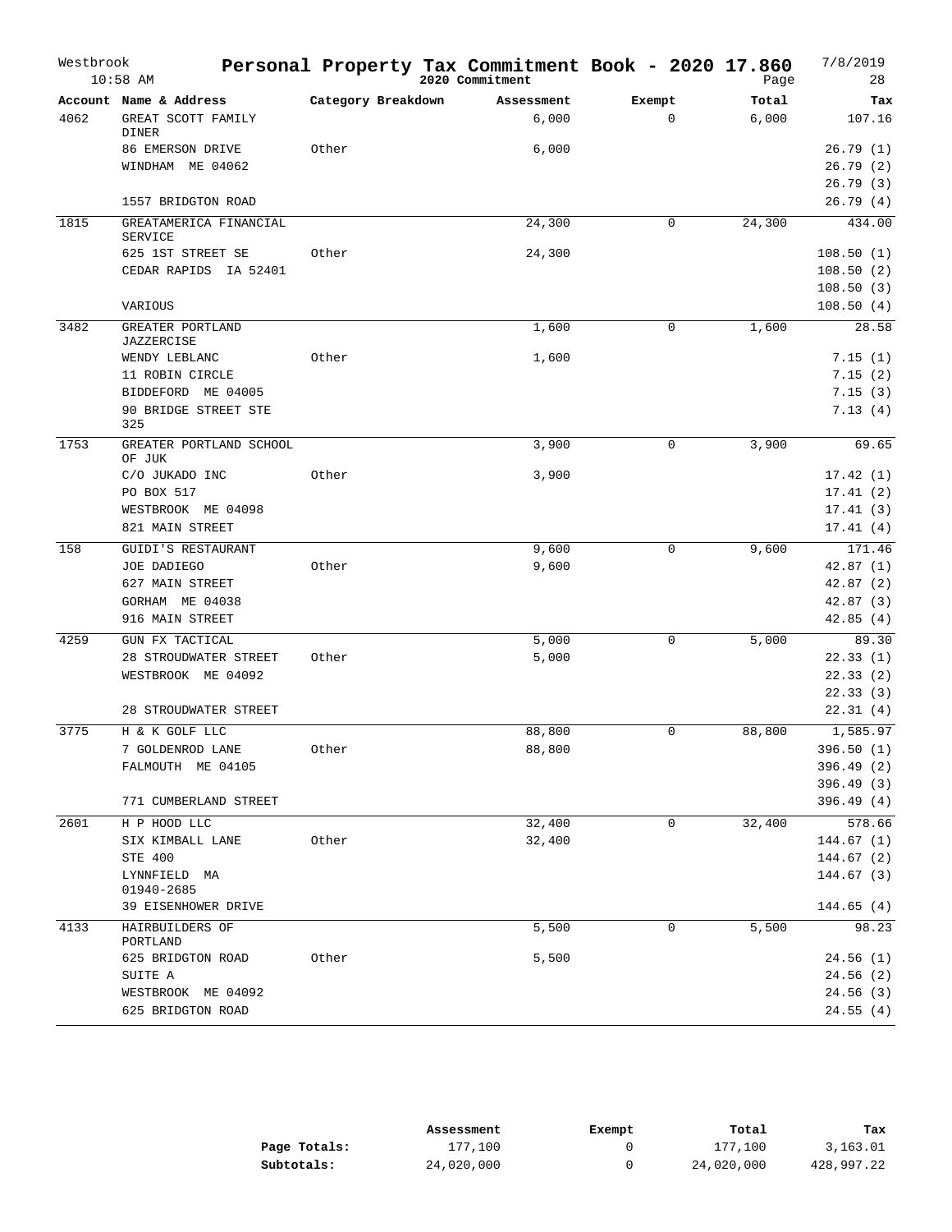# Personal Property Tax Commitment Book - 2020 17.860

Westbrook 10:58 AM — 2020 Commitment — 7/8/2019

| Account | Name & Address | Category Breakdown | Assessment | Exempt | Total | Tax |
|---|---|---|---|---|---|---|
| 4062 | GREAT SCOTT FAMILY DINER | | 6,000 | 0 | 6,000 | 107.16 |
| | 86 EMERSON DRIVE | Other | 6,000 | | | 26.79 (1) |
| | WINDHAM ME 04062 | | | | | 26.79 (2) |
| | | | | | | 26.79 (3) |
| | 1557 BRIDGTON ROAD | | | | | 26.79 (4) |
| 1815 | GREATAMERICA FINANCIAL SERVICE | | 24,300 | 0 | 24,300 | 434.00 |
| | 625 1ST STREET SE | Other | 24,300 | | | 108.50 (1) |
| | CEDAR RAPIDS IA 52401 | | | | | 108.50 (2) |
| | | | | | | 108.50 (3) |
| | VARIOUS | | | | | 108.50 (4) |
| 3482 | GREATER PORTLAND JAZZERCISE | | 1,600 | 0 | 1,600 | 28.58 |
| | WENDY LEBLANC | Other | 1,600 | | | 7.15 (1) |
| | 11 ROBIN CIRCLE | | | | | 7.15 (2) |
| | BIDDEFORD ME 04005 | | | | | 7.15 (3) |
| | 90 BRIDGE STREET STE 325 | | | | | 7.13 (4) |
| 1753 | GREATER PORTLAND SCHOOL OF JUK | | 3,900 | 0 | 3,900 | 69.65 |
| | C/O JUKADO INC | Other | 3,900 | | | 17.42 (1) |
| | PO BOX 517 | | | | | 17.41 (2) |
| | WESTBROOK ME 04098 | | | | | 17.41 (3) |
| | 821 MAIN STREET | | | | | 17.41 (4) |
| 158 | GUIDI'S RESTAURANT | | 9,600 | 0 | 9,600 | 171.46 |
| | JOE DADIEGO | Other | 9,600 | | | 42.87 (1) |
| | 627 MAIN STREET | | | | | 42.87 (2) |
| | GORHAM ME 04038 | | | | | 42.87 (3) |
| | 916 MAIN STREET | | | | | 42.85 (4) |
| 4259 | GUN FX TACTICAL | | 5,000 | 0 | 5,000 | 89.30 |
| | 28 STROUDWATER STREET | Other | 5,000 | | | 22.33 (1) |
| | WESTBROOK ME 04092 | | | | | 22.33 (2) |
| | | | | | | 22.33 (3) |
| | 28 STROUDWATER STREET | | | | | 22.31 (4) |
| 3775 | H & K GOLF LLC | | 88,800 | 0 | 88,800 | 1,585.97 |
| | 7 GOLDENROD LANE | Other | 88,800 | | | 396.50 (1) |
| | FALMOUTH ME 04105 | | | | | 396.49 (2) |
| | | | | | | 396.49 (3) |
| | 771 CUMBERLAND STREET | | | | | 396.49 (4) |
| 2601 | H P HOOD LLC | | 32,400 | 0 | 32,400 | 578.66 |
| | SIX KIMBALL LANE | Other | 32,400 | | | 144.67 (1) |
| | STE 400 | | | | | 144.67 (2) |
| | LYNNFIELD MA 01940-2685 | | | | | 144.67 (3) |
| | 39 EISENHOWER DRIVE | | | | | 144.65 (4) |
| 4133 | HAIRBUILDERS OF PORTLAND | | 5,500 | 0 | 5,500 | 98.23 |
| | 625 BRIDGTON ROAD | Other | 5,500 | | | 24.56 (1) |
| | SUITE A | | | | | 24.56 (2) |
| | WESTBROOK ME 04092 | | | | | 24.56 (3) |
| | 625 BRIDGTON ROAD | | | | | 24.55 (4) |

| | Assessment | Exempt | Total | Tax |
|---|---|---|---|---|
| **Page Totals:** | 177,100 | 0 | 177,100 | 3,163.01 |
| **Subtotals:** | 24,020,000 | 0 | 24,020,000 | 428,997.22 |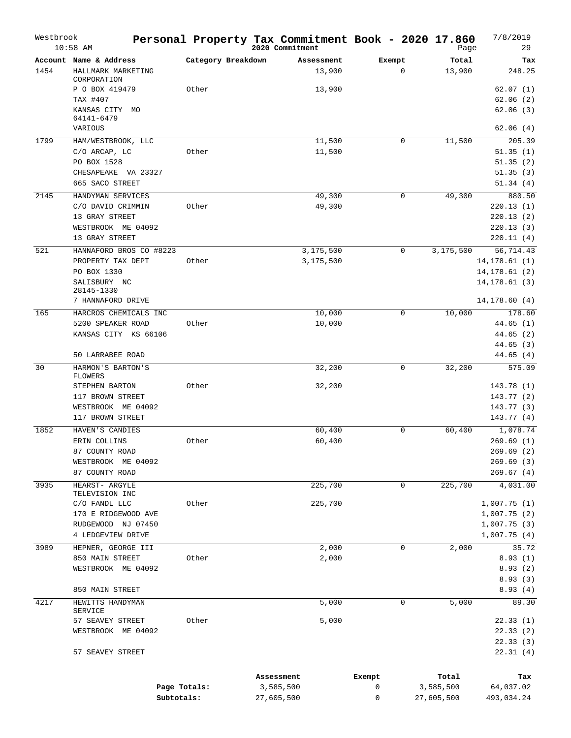# Personal Property Tax Commitment Book - 2020 17.860

Westbrook
10:58 AM

2020 Commitment

7/8/2019

| Account | Name & Address | Category Breakdown | Assessment | Exempt | Total | Tax |
|---|---|---|---|---|---|---|
| 1454 | HALLMARK MARKETING CORPORATION | | 13,900 | 0 | 13,900 | 248.25 |
| | P O BOX 419479 | Other | 13,900 | | | 62.07 (1) |
| | TAX #407 | | | | | 62.06 (2) |
| | KANSAS CITY MO 64141-6479 | | | | | 62.06 (3) |
| | VARIOUS | | | | | 62.06 (4) |
| 1799 | HAM/WESTBROOK, LLC | | 11,500 | 0 | 11,500 | 205.39 |
| | C/O ARCAP, LC | Other | 11,500 | | | 51.35 (1) |
| | PO BOX 1528 | | | | | 51.35 (2) |
| | CHESAPEAKE VA 23327 | | | | | 51.35 (3) |
| | 665 SACO STREET | | | | | 51.34 (4) |
| 2145 | HANDYMAN SERVICES | | 49,300 | 0 | 49,300 | 880.50 |
| | C/O DAVID CRIMMIN | Other | 49,300 | | | 220.13 (1) |
| | 13 GRAY STREET | | | | | 220.13 (2) |
| | WESTBROOK ME 04092 | | | | | 220.13 (3) |
| | 13 GRAY STREET | | | | | 220.11 (4) |
| 521 | HANNAFORD BROS CO #8223 | | 3,175,500 | 0 | 3,175,500 | 56,714.43 |
| | PROPERTY TAX DEPT | Other | 3,175,500 | | | 14,178.61 (1) |
| | PO BOX 1330 | | | | | 14,178.61 (2) |
| | SALISBURY NC 28145-1330 | | | | | 14,178.61 (3) |
| | 7 HANNAFORD DRIVE | | | | | 14,178.60 (4) |
| 165 | HARCROS CHEMICALS INC | | 10,000 | 0 | 10,000 | 178.60 |
| | 5200 SPEAKER ROAD | Other | 10,000 | | | 44.65 (1) |
| | KANSAS CITY KS 66106 | | | | | 44.65 (2) |
| | | | | | | 44.65 (3) |
| | 50 LARRABEE ROAD | | | | | 44.65 (4) |
| 30 | HARMON'S BARTON'S FLOWERS | | 32,200 | 0 | 32,200 | 575.09 |
| | STEPHEN BARTON | Other | 32,200 | | | 143.78 (1) |
| | 117 BROWN STREET | | | | | 143.77 (2) |
| | WESTBROOK ME 04092 | | | | | 143.77 (3) |
| | 117 BROWN STREET | | | | | 143.77 (4) |
| 1852 | HAVEN'S CANDIES | | 60,400 | 0 | 60,400 | 1,078.74 |
| | ERIN COLLINS | Other | 60,400 | | | 269.69 (1) |
| | 87 COUNTY ROAD | | | | | 269.69 (2) |
| | WESTBROOK ME 04092 | | | | | 269.69 (3) |
| | 87 COUNTY ROAD | | | | | 269.67 (4) |
| 3935 | HEARST- ARGYLE TELEVISION INC | | 225,700 | 0 | 225,700 | 4,031.00 |
| | C/O FANDL LLC | Other | 225,700 | | | 1,007.75 (1) |
| | 170 E RIDGEWOOD AVE | | | | | 1,007.75 (2) |
| | RUDGEWOOD NJ 07450 | | | | | 1,007.75 (3) |
| | 4 LEDGEVIEW DRIVE | | | | | 1,007.75 (4) |
| 3989 | HEPNER, GEORGE III | | 2,000 | 0 | 2,000 | 35.72 |
| | 850 MAIN STREET | Other | 2,000 | | | 8.93 (1) |
| | WESTBROOK ME 04092 | | | | | 8.93 (2) |
| | | | | | | 8.93 (3) |
| | 850 MAIN STREET | | | | | 8.93 (4) |
| 4217 | HEWITTS HANDYMAN SERVICE | | 5,000 | 0 | 5,000 | 89.30 |
| | 57 SEAVEY STREET | Other | 5,000 | | | 22.33 (1) |
| | WESTBROOK ME 04092 | | | | | 22.33 (2) |
| | | | | | | 22.33 (3) |
| | 57 SEAVEY STREET | | | | | 22.31 (4) |

| | Assessment | Exempt | Total | Tax |
|---|---|---|---|---|
| **Page Totals:** | 3,585,500 | 0 | 3,585,500 | 64,037.02 |
| **Subtotals:** | 27,605,500 | 0 | 27,605,500 | 493,034.24 |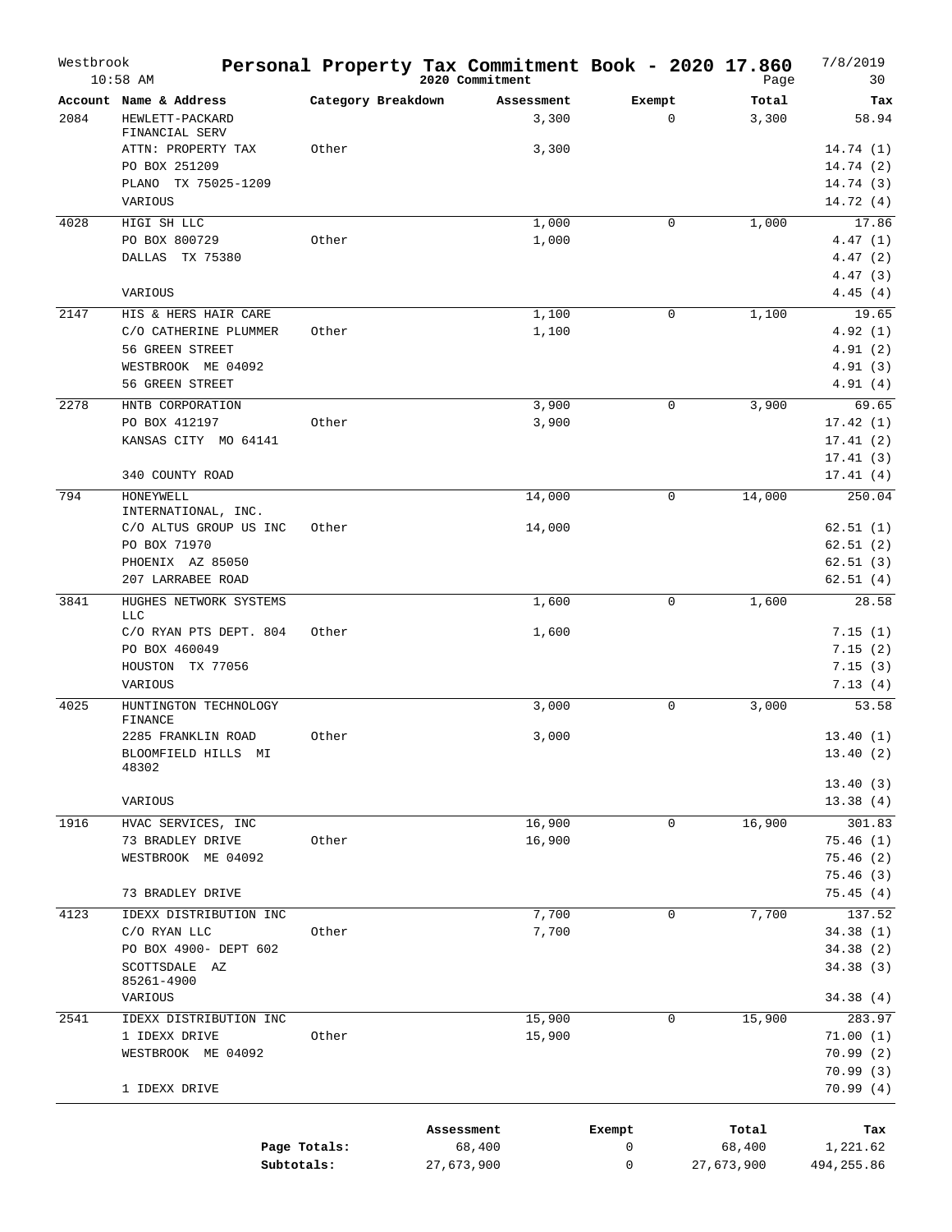# Personal Property Tax Commitment Book - 2020 17.860

Westbrook 10:58 AM — 2020 Commitment — 7/8/2019

| Account | Name & Address | Category Breakdown | Assessment | Exempt | Total | Tax |
|---|---|---|---|---|---|---|
| 2084 | HEWLETT-PACKARD FINANCIAL SERV | | 3,300 | 0 | 3,300 | 58.94 |
| | ATTN: PROPERTY TAX | Other | 3,300 | | | 14.74 (1) |
| | PO BOX 251209 | | | | | 14.74 (2) |
| | PLANO TX 75025-1209 | | | | | 14.74 (3) |
| | VARIOUS | | | | | 14.72 (4) |
| 4028 | HIGI SH LLC | | 1,000 | 0 | 1,000 | 17.86 |
| | PO BOX 800729 | Other | 1,000 | | | 4.47 (1) |
| | DALLAS TX 75380 | | | | | 4.47 (2) |
| | | | | | | 4.47 (3) |
| | VARIOUS | | | | | 4.45 (4) |
| 2147 | HIS & HERS HAIR CARE | | 1,100 | 0 | 1,100 | 19.65 |
| | C/O CATHERINE PLUMMER | Other | 1,100 | | | 4.92 (1) |
| | 56 GREEN STREET | | | | | 4.91 (2) |
| | WESTBROOK ME 04092 | | | | | 4.91 (3) |
| | 56 GREEN STREET | | | | | 4.91 (4) |
| 2278 | HNTB CORPORATION | | 3,900 | 0 | 3,900 | 69.65 |
| | PO BOX 412197 | Other | 3,900 | | | 17.42 (1) |
| | KANSAS CITY MO 64141 | | | | | 17.41 (2) |
| | | | | | | 17.41 (3) |
| | 340 COUNTY ROAD | | | | | 17.41 (4) |
| 794 | HONEYWELL INTERNATIONAL, INC. | | 14,000 | 0 | 14,000 | 250.04 |
| | C/O ALTUS GROUP US INC | Other | 14,000 | | | 62.51 (1) |
| | PO BOX 71970 | | | | | 62.51 (2) |
| | PHOENIX AZ 85050 | | | | | 62.51 (3) |
| | 207 LARRABEE ROAD | | | | | 62.51 (4) |
| 3841 | HUGHES NETWORK SYSTEMS LLC | | 1,600 | 0 | 1,600 | 28.58 |
| | C/O RYAN PTS DEPT. 804 | Other | 1,600 | | | 7.15 (1) |
| | PO BOX 460049 | | | | | 7.15 (2) |
| | HOUSTON TX 77056 | | | | | 7.15 (3) |
| | VARIOUS | | | | | 7.13 (4) |
| 4025 | HUNTINGTON TECHNOLOGY FINANCE | | 3,000 | 0 | 3,000 | 53.58 |
| | 2285 FRANKLIN ROAD | Other | 3,000 | | | 13.40 (1) |
| | BLOOMFIELD HILLS MI 48302 | | | | | 13.40 (2) |
| | | | | | | 13.40 (3) |
| | VARIOUS | | | | | 13.38 (4) |
| 1916 | HVAC SERVICES, INC | | 16,900 | 0 | 16,900 | 301.83 |
| | 73 BRADLEY DRIVE | Other | 16,900 | | | 75.46 (1) |
| | WESTBROOK ME 04092 | | | | | 75.46 (2) |
| | | | | | | 75.46 (3) |
| | 73 BRADLEY DRIVE | | | | | 75.45 (4) |
| 4123 | IDEXX DISTRIBUTION INC | | 7,700 | 0 | 7,700 | 137.52 |
| | C/O RYAN LLC | Other | 7,700 | | | 34.38 (1) |
| | PO BOX 4900- DEPT 602 | | | | | 34.38 (2) |
| | SCOTTSDALE AZ 85261-4900 | | | | | 34.38 (3) |
| | VARIOUS | | | | | 34.38 (4) |
| 2541 | IDEXX DISTRIBUTION INC | | 15,900 | 0 | 15,900 | 283.97 |
| | 1 IDEXX DRIVE | Other | 15,900 | | | 71.00 (1) |
| | WESTBROOK ME 04092 | | | | | 70.99 (2) |
| | | | | | | 70.99 (3) |
| | 1 IDEXX DRIVE | | | | | 70.99 (4) |

| | Assessment | Exempt | Total | Tax |
|---|---|---|---|---|
| Page Totals: | 68,400 | 0 | 68,400 | 1,221.62 |
| Subtotals: | 27,673,900 | 0 | 27,673,900 | 494,255.86 |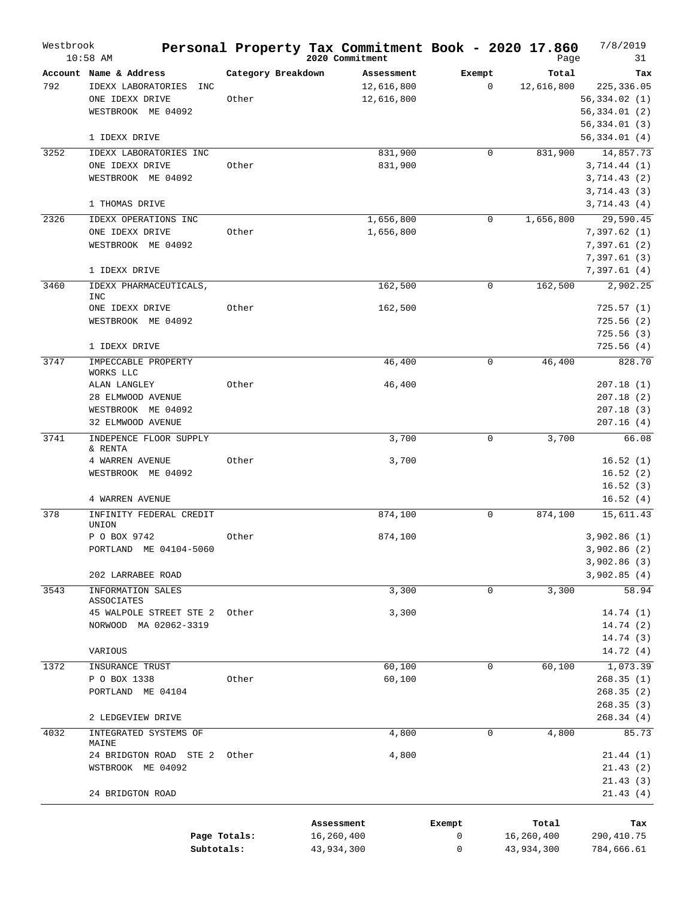# Westbrook — Personal Property Tax Commitment Book - 2020 17.860

2020 Commitment — 10:58 AM — 7/8/2019

| Account | Name & Address | Category Breakdown | Assessment | Exempt | Total | Tax |
|---|---|---|---|---|---|---|
| 792 | IDEXX LABORATORIES INC | | 12,616,800 | 0 | 12,616,800 | 225,336.05 |
| | ONE IDEXX DRIVE | Other | 12,616,800 | | | 56,334.02 (1) |
| | WESTBROOK ME 04092 | | | | | 56,334.01 (2) |
| | | | | | | 56,334.01 (3) |
| | 1 IDEXX DRIVE | | | | | 56,334.01 (4) |
| 3252 | IDEXX LABORATORIES INC | | 831,900 | 0 | 831,900 | 14,857.73 |
| | ONE IDEXX DRIVE | Other | 831,900 | | | 3,714.44 (1) |
| | WESTBROOK ME 04092 | | | | | 3,714.43 (2) |
| | | | | | | 3,714.43 (3) |
| | 1 THOMAS DRIVE | | | | | 3,714.43 (4) |
| 2326 | IDEXX OPERATIONS INC | | 1,656,800 | 0 | 1,656,800 | 29,590.45 |
| | ONE IDEXX DRIVE | Other | 1,656,800 | | | 7,397.62 (1) |
| | WESTBROOK ME 04092 | | | | | 7,397.61 (2) |
| | | | | | | 7,397.61 (3) |
| | 1 IDEXX DRIVE | | | | | 7,397.61 (4) |
| 3460 | IDEXX PHARMACEUTICALS, INC | | 162,500 | 0 | 162,500 | 2,902.25 |
| | ONE IDEXX DRIVE | Other | 162,500 | | | 725.57 (1) |
| | WESTBROOK ME 04092 | | | | | 725.56 (2) |
| | | | | | | 725.56 (3) |
| | 1 IDEXX DRIVE | | | | | 725.56 (4) |
| 3747 | IMPECCABLE PROPERTY WORKS LLC | | 46,400 | 0 | 46,400 | 828.70 |
| | ALAN LANGLEY | Other | 46,400 | | | 207.18 (1) |
| | 28 ELMWOOD AVENUE | | | | | 207.18 (2) |
| | WESTBROOK ME 04092 | | | | | 207.18 (3) |
| | 32 ELMWOOD AVENUE | | | | | 207.16 (4) |
| 3741 | INDEPENCE FLOOR SUPPLY & RENTA | | 3,700 | 0 | 3,700 | 66.08 |
| | 4 WARREN AVENUE | Other | 3,700 | | | 16.52 (1) |
| | WESTBROOK ME 04092 | | | | | 16.52 (2) |
| | | | | | | 16.52 (3) |
| | 4 WARREN AVENUE | | | | | 16.52 (4) |
| 378 | INFINITY FEDERAL CREDIT UNION | | 874,100 | 0 | 874,100 | 15,611.43 |
| | P O BOX 9742 | Other | 874,100 | | | 3,902.86 (1) |
| | PORTLAND ME 04104-5060 | | | | | 3,902.86 (2) |
| | | | | | | 3,902.86 (3) |
| | 202 LARRABEE ROAD | | | | | 3,902.85 (4) |
| 3543 | INFORMATION SALES ASSOCIATES | | 3,300 | 0 | 3,300 | 58.94 |
| | 45 WALPOLE STREET STE 2 | Other | 3,300 | | | 14.74 (1) |
| | NORWOOD MA 02062-3319 | | | | | 14.74 (2) |
| | | | | | | 14.74 (3) |
| | VARIOUS | | | | | 14.72 (4) |
| 1372 | INSURANCE TRUST | | 60,100 | 0 | 60,100 | 1,073.39 |
| | P O BOX 1338 | Other | 60,100 | | | 268.35 (1) |
| | PORTLAND ME 04104 | | | | | 268.35 (2) |
| | | | | | | 268.35 (3) |
| | 2 LEDGEVIEW DRIVE | | | | | 268.34 (4) |
| 4032 | INTEGRATED SYSTEMS OF MAINE | | 4,800 | 0 | 4,800 | 85.73 |
| | 24 BRIDGTON ROAD STE 2 | Other | 4,800 | | | 21.44 (1) |
| | WSTBROOK ME 04092 | | | | | 21.43 (2) |
| | | | | | | 21.43 (3) |
| | 24 BRIDGTON ROAD | | | | | 21.43 (4) |

| | Assessment | Exempt | Total | Tax |
|---|---|---|---|---|
| Page Totals: | 16,260,400 | 0 | 16,260,400 | 290,410.75 |
| Subtotals: | 43,934,300 | 0 | 43,934,300 | 784,666.61 |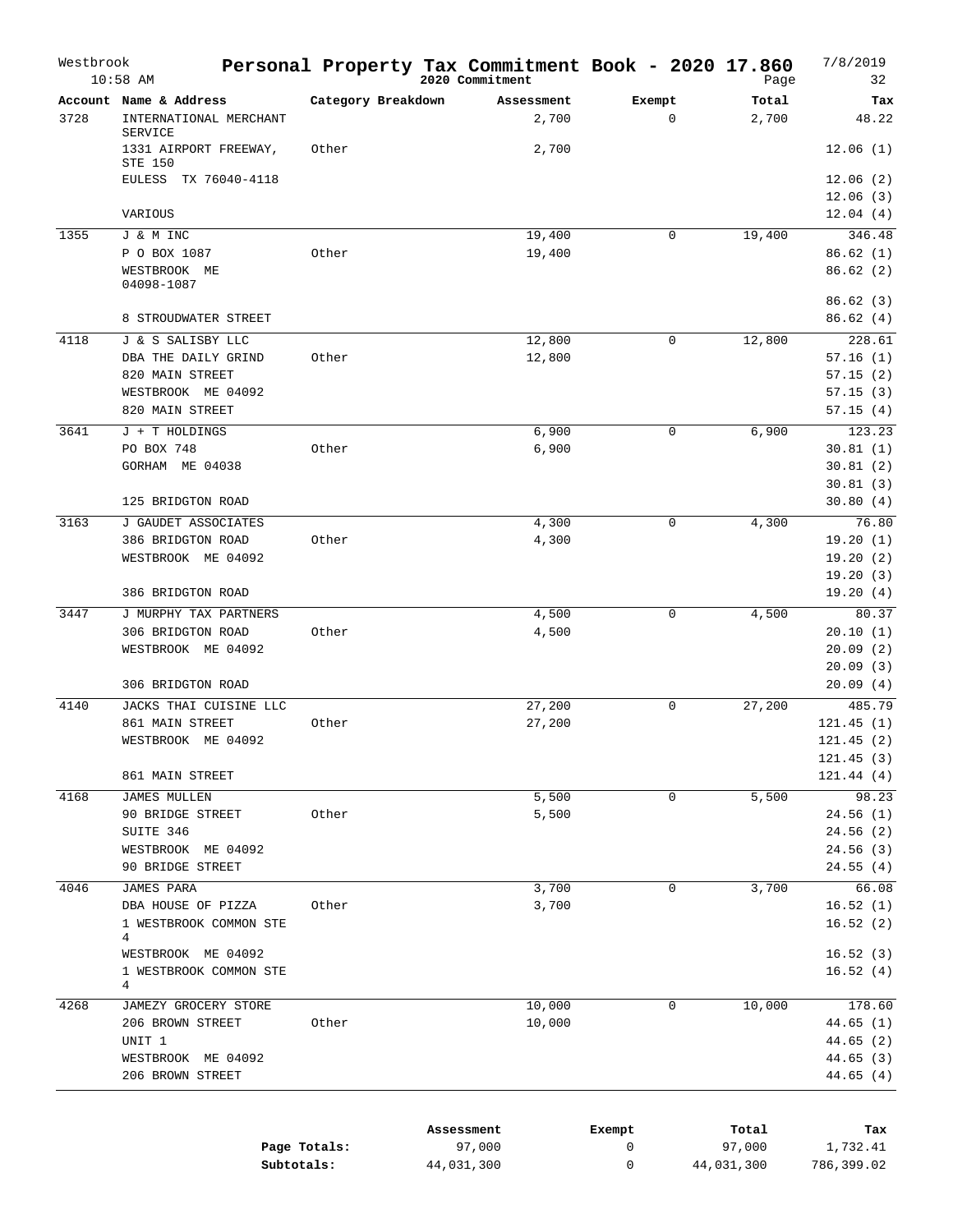# Personal Property Tax Commitment Book - 2020 17.860

Westbrook
10:58 AM

2020 Commitment

7/8/2019

| Account | Name & Address | Category Breakdown | Assessment | Exempt | Total | Tax |
|---|---|---|---|---|---|---|
| 3728 | INTERNATIONAL MERCHANT SERVICE | | 2,700 | 0 | 2,700 | 48.22 |
| | 1331 AIRPORT FREEWAY, STE 150 | Other | 2,700 | | | 12.06 (1) |
| | EULESS TX 76040-4118 | | | | | 12.06 (2) |
| | | | | | | 12.06 (3) |
| | VARIOUS | | | | | 12.04 (4) |
| 1355 | J & M INC | | 19,400 | 0 | 19,400 | 346.48 |
| | P O BOX 1087 | Other | 19,400 | | | 86.62 (1) |
| | WESTBROOK ME 04098-1087 | | | | | 86.62 (2) |
| | | | | | | 86.62 (3) |
| | 8 STROUDWATER STREET | | | | | 86.62 (4) |
| 4118 | J & S SALISBY LLC | | 12,800 | 0 | 12,800 | 228.61 |
| | DBA THE DAILY GRIND | Other | 12,800 | | | 57.16 (1) |
| | 820 MAIN STREET | | | | | 57.15 (2) |
| | WESTBROOK ME 04092 | | | | | 57.15 (3) |
| | 820 MAIN STREET | | | | | 57.15 (4) |
| 3641 | J + T HOLDINGS | | 6,900 | 0 | 6,900 | 123.23 |
| | PO BOX 748 | Other | 6,900 | | | 30.81 (1) |
| | GORHAM ME 04038 | | | | | 30.81 (2) |
| | | | | | | 30.81 (3) |
| | 125 BRIDGTON ROAD | | | | | 30.80 (4) |
| 3163 | J GAUDET ASSOCIATES | | 4,300 | 0 | 4,300 | 76.80 |
| | 386 BRIDGTON ROAD | Other | 4,300 | | | 19.20 (1) |
| | WESTBROOK ME 04092 | | | | | 19.20 (2) |
| | | | | | | 19.20 (3) |
| | 386 BRIDGTON ROAD | | | | | 19.20 (4) |
| 3447 | J MURPHY TAX PARTNERS | | 4,500 | 0 | 4,500 | 80.37 |
| | 306 BRIDGTON ROAD | Other | 4,500 | | | 20.10 (1) |
| | WESTBROOK ME 04092 | | | | | 20.09 (2) |
| | | | | | | 20.09 (3) |
| | 306 BRIDGTON ROAD | | | | | 20.09 (4) |
| 4140 | JACKS THAI CUISINE LLC | | 27,200 | 0 | 27,200 | 485.79 |
| | 861 MAIN STREET | Other | 27,200 | | | 121.45 (1) |
| | WESTBROOK ME 04092 | | | | | 121.45 (2) |
| | | | | | | 121.45 (3) |
| | 861 MAIN STREET | | | | | 121.44 (4) |
| 4168 | JAMES MULLEN | | 5,500 | 0 | 5,500 | 98.23 |
| | 90 BRIDGE STREET | Other | 5,500 | | | 24.56 (1) |
| | SUITE 346 | | | | | 24.56 (2) |
| | WESTBROOK ME 04092 | | | | | 24.56 (3) |
| | 90 BRIDGE STREET | | | | | 24.55 (4) |
| 4046 | JAMES PARA | | 3,700 | 0 | 3,700 | 66.08 |
| | DBA HOUSE OF PIZZA | Other | 3,700 | | | 16.52 (1) |
| | 1 WESTBROOK COMMON STE 4 | | | | | 16.52 (2) |
| | WESTBROOK ME 04092 | | | | | 16.52 (3) |
| | 1 WESTBROOK COMMON STE 4 | | | | | 16.52 (4) |
| 4268 | JAMEZY GROCERY STORE | | 10,000 | 0 | 10,000 | 178.60 |
| | 206 BROWN STREET | Other | 10,000 | | | 44.65 (1) |
| | UNIT 1 | | | | | 44.65 (2) |
| | WESTBROOK ME 04092 | | | | | 44.65 (3) |
| | 206 BROWN STREET | | | | | 44.65 (4) |

| | Assessment | Exempt | Total | Tax |
|---|---|---|---|---|
| Page Totals: | 97,000 | 0 | 97,000 | 1,732.41 |
| Subtotals: | 44,031,300 | 0 | 44,031,300 | 786,399.02 |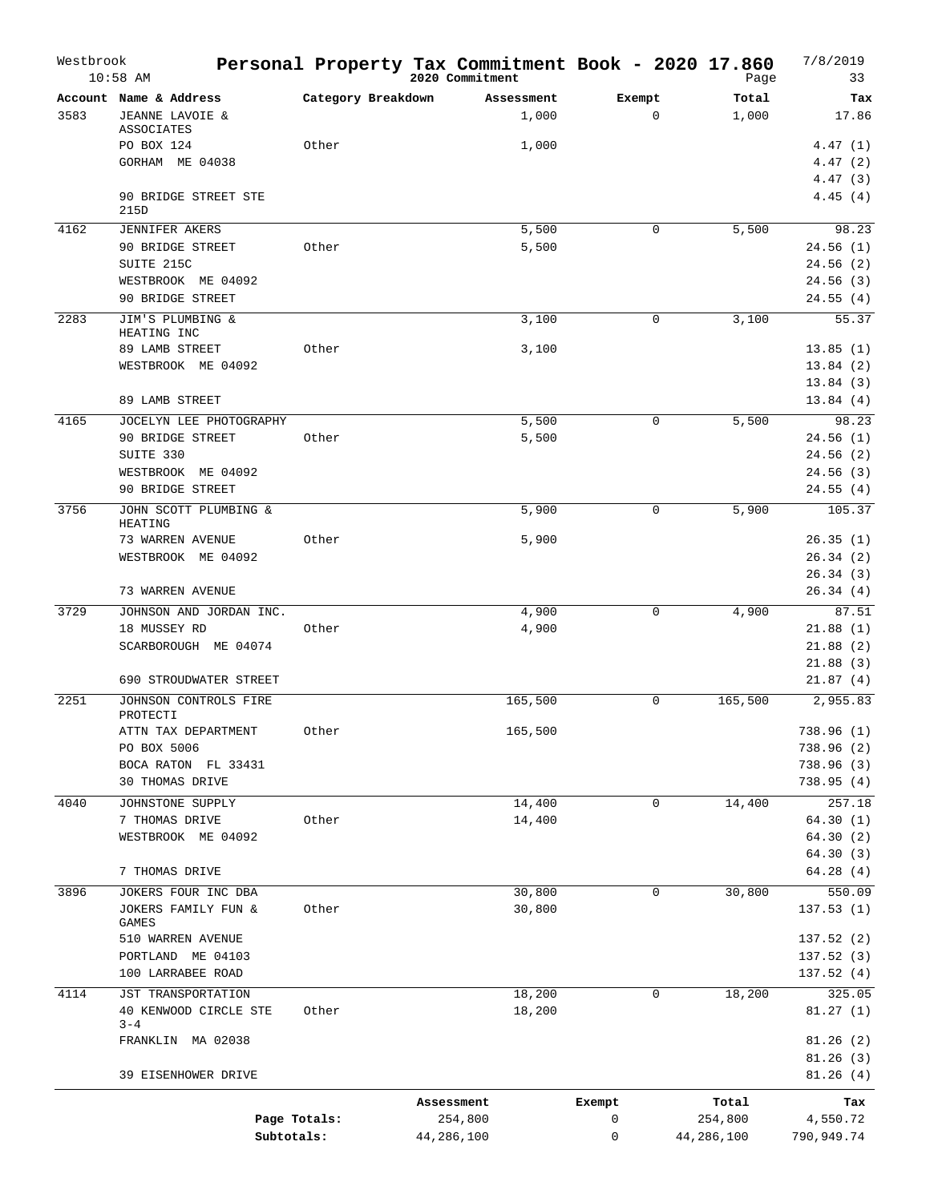Westbrook 10:58 AM

# Personal Property Tax Commitment Book - 2020 17.860

2020 Commitment

7/8/2019

| Account | Name & Address | Category Breakdown | Assessment | Exempt | Total | Tax |
|---|---|---|---|---|---|---|
| 3583 | JEANNE LAVOIE & ASSOCIATES | | 1,000 | 0 | 1,000 | 17.86 |
| | PO BOX 124 | Other | 1,000 | | | 4.47 (1) |
| | GORHAM ME 04038 | | | | | 4.47 (2) |
| | | | | | | 4.47 (3) |
| | 90 BRIDGE STREET STE 215D | | | | | 4.45 (4) |
| 4162 | JENNIFER AKERS | | 5,500 | 0 | 5,500 | 98.23 |
| | 90 BRIDGE STREET | Other | 5,500 | | | 24.56 (1) |
| | SUITE 215C | | | | | 24.56 (2) |
| | WESTBROOK ME 04092 | | | | | 24.56 (3) |
| | 90 BRIDGE STREET | | | | | 24.55 (4) |
| 2283 | JIM'S PLUMBING & HEATING INC | | 3,100 | 0 | 3,100 | 55.37 |
| | 89 LAMB STREET | Other | 3,100 | | | 13.85 (1) |
| | WESTBROOK ME 04092 | | | | | 13.84 (2) |
| | | | | | | 13.84 (3) |
| | 89 LAMB STREET | | | | | 13.84 (4) |
| 4165 | JOCELYN LEE PHOTOGRAPHY | | 5,500 | 0 | 5,500 | 98.23 |
| | 90 BRIDGE STREET | Other | 5,500 | | | 24.56 (1) |
| | SUITE 330 | | | | | 24.56 (2) |
| | WESTBROOK ME 04092 | | | | | 24.56 (3) |
| | 90 BRIDGE STREET | | | | | 24.55 (4) |
| 3756 | JOHN SCOTT PLUMBING & HEATING | | 5,900 | 0 | 5,900 | 105.37 |
| | 73 WARREN AVENUE | Other | 5,900 | | | 26.35 (1) |
| | WESTBROOK ME 04092 | | | | | 26.34 (2) |
| | | | | | | 26.34 (3) |
| | 73 WARREN AVENUE | | | | | 26.34 (4) |
| 3729 | JOHNSON AND JORDAN INC. | | 4,900 | 0 | 4,900 | 87.51 |
| | 18 MUSSEY RD | Other | 4,900 | | | 21.88 (1) |
| | SCARBOROUGH ME 04074 | | | | | 21.88 (2) |
| | | | | | | 21.88 (3) |
| | 690 STROUDWATER STREET | | | | | 21.87 (4) |
| 2251 | JOHNSON CONTROLS FIRE PROTECTI | | 165,500 | 0 | 165,500 | 2,955.83 |
| | ATTN TAX DEPARTMENT | Other | 165,500 | | | 738.96 (1) |
| | PO BOX 5006 | | | | | 738.96 (2) |
| | BOCA RATON FL 33431 | | | | | 738.96 (3) |
| | 30 THOMAS DRIVE | | | | | 738.95 (4) |
| 4040 | JOHNSTONE SUPPLY | | 14,400 | 0 | 14,400 | 257.18 |
| | 7 THOMAS DRIVE | Other | 14,400 | | | 64.30 (1) |
| | WESTBROOK ME 04092 | | | | | 64.30 (2) |
| | | | | | | 64.30 (3) |
| | 7 THOMAS DRIVE | | | | | 64.28 (4) |
| 3896 | JOKERS FOUR INC DBA | | 30,800 | 0 | 30,800 | 550.09 |
| | JOKERS FAMILY FUN & GAMES | Other | 30,800 | | | 137.53 (1) |
| | 510 WARREN AVENUE | | | | | 137.52 (2) |
| | PORTLAND ME 04103 | | | | | 137.52 (3) |
| | 100 LARRABEE ROAD | | | | | 137.52 (4) |
| 4114 | JST TRANSPORTATION | | 18,200 | 0 | 18,200 | 325.05 |
| | 40 KENWOOD CIRCLE STE 3-4 | Other | 18,200 | | | 81.27 (1) |
| | FRANKLIN MA 02038 | | | | | 81.26 (2) |
| | | | | | | 81.26 (3) |
| | 39 EISENHOWER DRIVE | | | | | 81.26 (4) |

| | Assessment | Exempt | Total | Tax |
|---|---|---|---|---|
| Page Totals: | 254,800 | 0 | 254,800 | 4,550.72 |
| Subtotals: | 44,286,100 | 0 | 44,286,100 | 790,949.74 |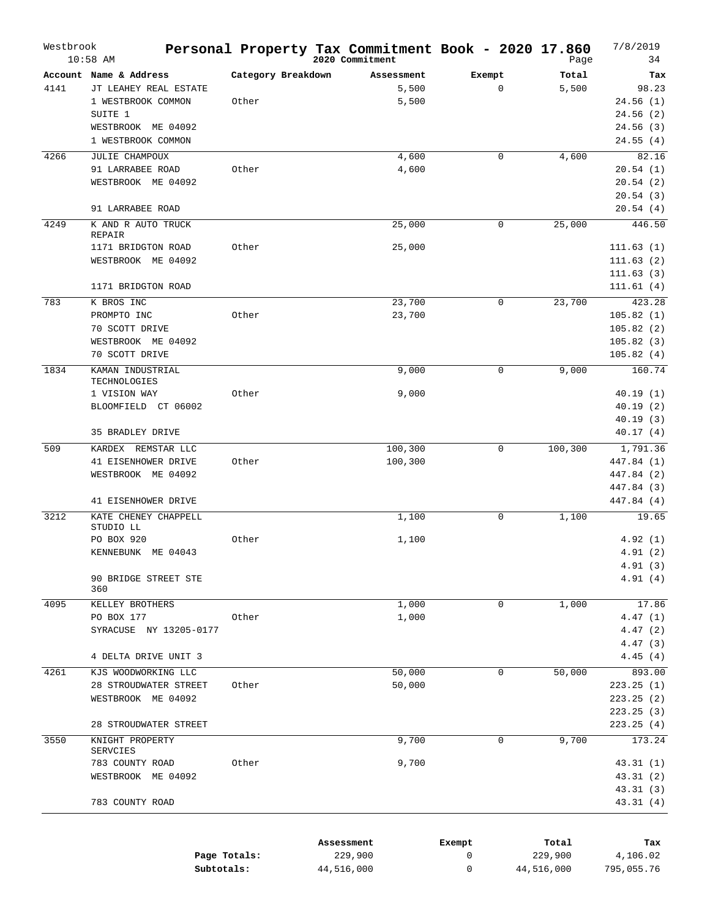# Personal Property Tax Commitment Book - 2020 17.860

Westbrook 10:58 AM — 2020 Commitment — 7/8/2019

| Account | Name & Address | Category Breakdown | Assessment | Exempt | Total | Tax |
|---|---|---|---|---|---|---|
| 4141 | JT LEAHEY REAL ESTATE | | 5,500 | 0 | 5,500 | 98.23 |
| | 1 WESTBROOK COMMON | Other | 5,500 | | | 24.56 (1) |
| | SUITE 1 | | | | | 24.56 (2) |
| | WESTBROOK ME 04092 | | | | | 24.56 (3) |
| | 1 WESTBROOK COMMON | | | | | 24.55 (4) |
| 4266 | JULIE CHAMPOUX | | 4,600 | 0 | 4,600 | 82.16 |
| | 91 LARRABEE ROAD | Other | 4,600 | | | 20.54 (1) |
| | WESTBROOK ME 04092 | | | | | 20.54 (2) |
| | | | | | | 20.54 (3) |
| | 91 LARRABEE ROAD | | | | | 20.54 (4) |
| 4249 | K AND R AUTO TRUCK REPAIR | | 25,000 | 0 | 25,000 | 446.50 |
| | 1171 BRIDGTON ROAD | Other | 25,000 | | | 111.63 (1) |
| | WESTBROOK ME 04092 | | | | | 111.63 (2) |
| | | | | | | 111.63 (3) |
| | 1171 BRIDGTON ROAD | | | | | 111.61 (4) |
| 783 | K BROS INC | | 23,700 | 0 | 23,700 | 423.28 |
| | PROMPTO INC | Other | 23,700 | | | 105.82 (1) |
| | 70 SCOTT DRIVE | | | | | 105.82 (2) |
| | WESTBROOK ME 04092 | | | | | 105.82 (3) |
| | 70 SCOTT DRIVE | | | | | 105.82 (4) |
| 1834 | KAMAN INDUSTRIAL TECHNOLOGIES | | 9,000 | 0 | 9,000 | 160.74 |
| | 1 VISION WAY | Other | 9,000 | | | 40.19 (1) |
| | BLOOMFIELD CT 06002 | | | | | 40.19 (2) |
| | | | | | | 40.19 (3) |
| | 35 BRADLEY DRIVE | | | | | 40.17 (4) |
| 509 | KARDEX REMSTAR LLC | | 100,300 | 0 | 100,300 | 1,791.36 |
| | 41 EISENHOWER DRIVE | Other | 100,300 | | | 447.84 (1) |
| | WESTBROOK ME 04092 | | | | | 447.84 (2) |
| | | | | | | 447.84 (3) |
| | 41 EISENHOWER DRIVE | | | | | 447.84 (4) |
| 3212 | KATE CHENEY CHAPPELL STUDIO LL | | 1,100 | 0 | 1,100 | 19.65 |
| | PO BOX 920 | Other | 1,100 | | | 4.92 (1) |
| | KENNEBUNK ME 04043 | | | | | 4.91 (2) |
| | | | | | | 4.91 (3) |
| | 90 BRIDGE STREET STE 360 | | | | | 4.91 (4) |
| 4095 | KELLEY BROTHERS | | 1,000 | 0 | 1,000 | 17.86 |
| | PO BOX 177 | Other | 1,000 | | | 4.47 (1) |
| | SYRACUSE NY 13205-0177 | | | | | 4.47 (2) |
| | | | | | | 4.47 (3) |
| | 4 DELTA DRIVE UNIT 3 | | | | | 4.45 (4) |
| 4261 | KJS WOODWORKING LLC | | 50,000 | 0 | 50,000 | 893.00 |
| | 28 STROUDWATER STREET | Other | 50,000 | | | 223.25 (1) |
| | WESTBROOK ME 04092 | | | | | 223.25 (2) |
| | | | | | | 223.25 (3) |
| | 28 STROUDWATER STREET | | | | | 223.25 (4) |
| 3550 | KNIGHT PROPERTY SERVCIES | | 9,700 | 0 | 9,700 | 173.24 |
| | 783 COUNTY ROAD | Other | 9,700 | | | 43.31 (1) |
| | WESTBROOK ME 04092 | | | | | 43.31 (2) |
| | | | | | | 43.31 (3) |
| | 783 COUNTY ROAD | | | | | 43.31 (4) |

| | Assessment | Exempt | Total | Tax |
|---|---|---|---|---|
| **Page Totals:** | 229,900 | 0 | 229,900 | 4,106.02 |
| **Subtotals:** | 44,516,000 | 0 | 44,516,000 | 795,055.76 |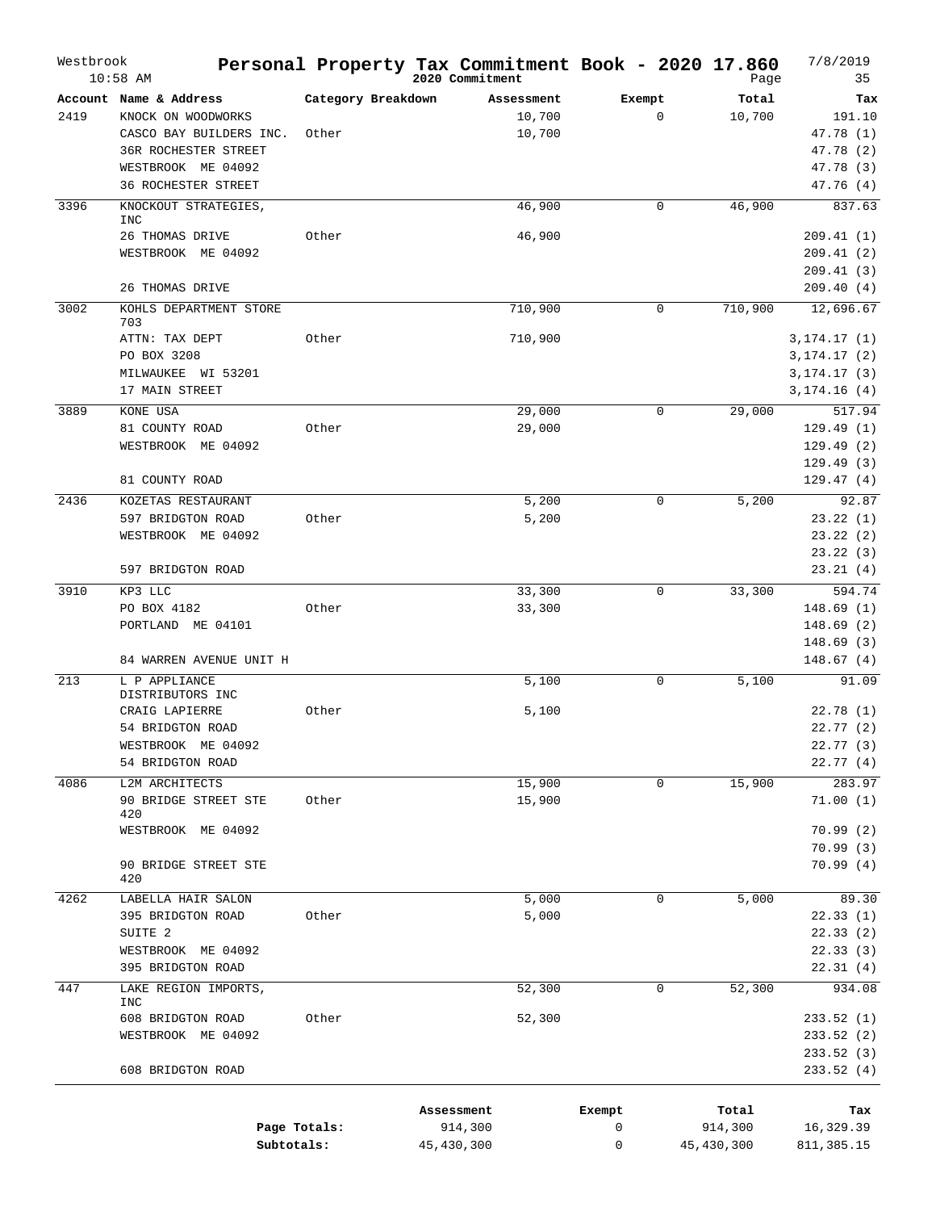Westbrook
10:58 AM

# Personal Property Tax Commitment Book - 2020 17.860

2020 Commitment

7/8/2019

| Account | Name & Address | Category Breakdown | Assessment | Exempt | Total | Tax |
|---|---|---|---|---|---|---|
| 2419 | KNOCK ON WOODWORKS | | 10,700 | 0 | 10,700 | 191.10 |
| | CASCO BAY BUILDERS INC. | Other | 10,700 | | | 47.78 (1) |
| | 36R ROCHESTER STREET | | | | | 47.78 (2) |
| | WESTBROOK ME 04092 | | | | | 47.78 (3) |
| | 36 ROCHESTER STREET | | | | | 47.76 (4) |
| 3396 | KNOCKOUT STRATEGIES, INC | | 46,900 | 0 | 46,900 | 837.63 |
| | 26 THOMAS DRIVE | Other | 46,900 | | | 209.41 (1) |
| | WESTBROOK ME 04092 | | | | | 209.41 (2) |
| | | | | | | 209.41 (3) |
| | 26 THOMAS DRIVE | | | | | 209.40 (4) |
| 3002 | KOHLS DEPARTMENT STORE 703 | | 710,900 | 0 | 710,900 | 12,696.67 |
| | ATTN: TAX DEPT | Other | 710,900 | | | 3,174.17 (1) |
| | PO BOX 3208 | | | | | 3,174.17 (2) |
| | MILWAUKEE WI 53201 | | | | | 3,174.17 (3) |
| | 17 MAIN STREET | | | | | 3,174.16 (4) |
| 3889 | KONE USA | | 29,000 | 0 | 29,000 | 517.94 |
| | 81 COUNTY ROAD | Other | 29,000 | | | 129.49 (1) |
| | WESTBROOK ME 04092 | | | | | 129.49 (2) |
| | | | | | | 129.49 (3) |
| | 81 COUNTY ROAD | | | | | 129.47 (4) |
| 2436 | KOZETAS RESTAURANT | | 5,200 | 0 | 5,200 | 92.87 |
| | 597 BRIDGTON ROAD | Other | 5,200 | | | 23.22 (1) |
| | WESTBROOK ME 04092 | | | | | 23.22 (2) |
| | | | | | | 23.22 (3) |
| | 597 BRIDGTON ROAD | | | | | 23.21 (4) |
| 3910 | KP3 LLC | | 33,300 | 0 | 33,300 | 594.74 |
| | PO BOX 4182 | Other | 33,300 | | | 148.69 (1) |
| | PORTLAND ME 04101 | | | | | 148.69 (2) |
| | | | | | | 148.69 (3) |
| | 84 WARREN AVENUE UNIT H | | | | | 148.67 (4) |
| 213 | L P APPLIANCE DISTRIBUTORS INC | | 5,100 | 0 | 5,100 | 91.09 |
| | CRAIG LAPIERRE | Other | 5,100 | | | 22.78 (1) |
| | 54 BRIDGTON ROAD | | | | | 22.77 (2) |
| | WESTBROOK ME 04092 | | | | | 22.77 (3) |
| | 54 BRIDGTON ROAD | | | | | 22.77 (4) |
| 4086 | L2M ARCHITECTS | | 15,900 | 0 | 15,900 | 283.97 |
| | 90 BRIDGE STREET STE 420 | Other | 15,900 | | | 71.00 (1) |
| | WESTBROOK ME 04092 | | | | | 70.99 (2) |
| | | | | | | 70.99 (3) |
| | 90 BRIDGE STREET STE 420 | | | | | 70.99 (4) |
| 4262 | LABELLA HAIR SALON | | 5,000 | 0 | 5,000 | 89.30 |
| | 395 BRIDGTON ROAD | Other | 5,000 | | | 22.33 (1) |
| | SUITE 2 | | | | | 22.33 (2) |
| | WESTBROOK ME 04092 | | | | | 22.33 (3) |
| | 395 BRIDGTON ROAD | | | | | 22.31 (4) |
| 447 | LAKE REGION IMPORTS, INC | | 52,300 | 0 | 52,300 | 934.08 |
| | 608 BRIDGTON ROAD | Other | 52,300 | | | 233.52 (1) |
| | WESTBROOK ME 04092 | | | | | 233.52 (2) |
| | | | | | | 233.52 (3) |
| | 608 BRIDGTON ROAD | | | | | 233.52 (4) |

| | Assessment | Exempt | Total | Tax |
|---|---|---|---|---|
| Page Totals: | 914,300 | 0 | 914,300 | 16,329.39 |
| Subtotals: | 45,430,300 | 0 | 45,430,300 | 811,385.15 |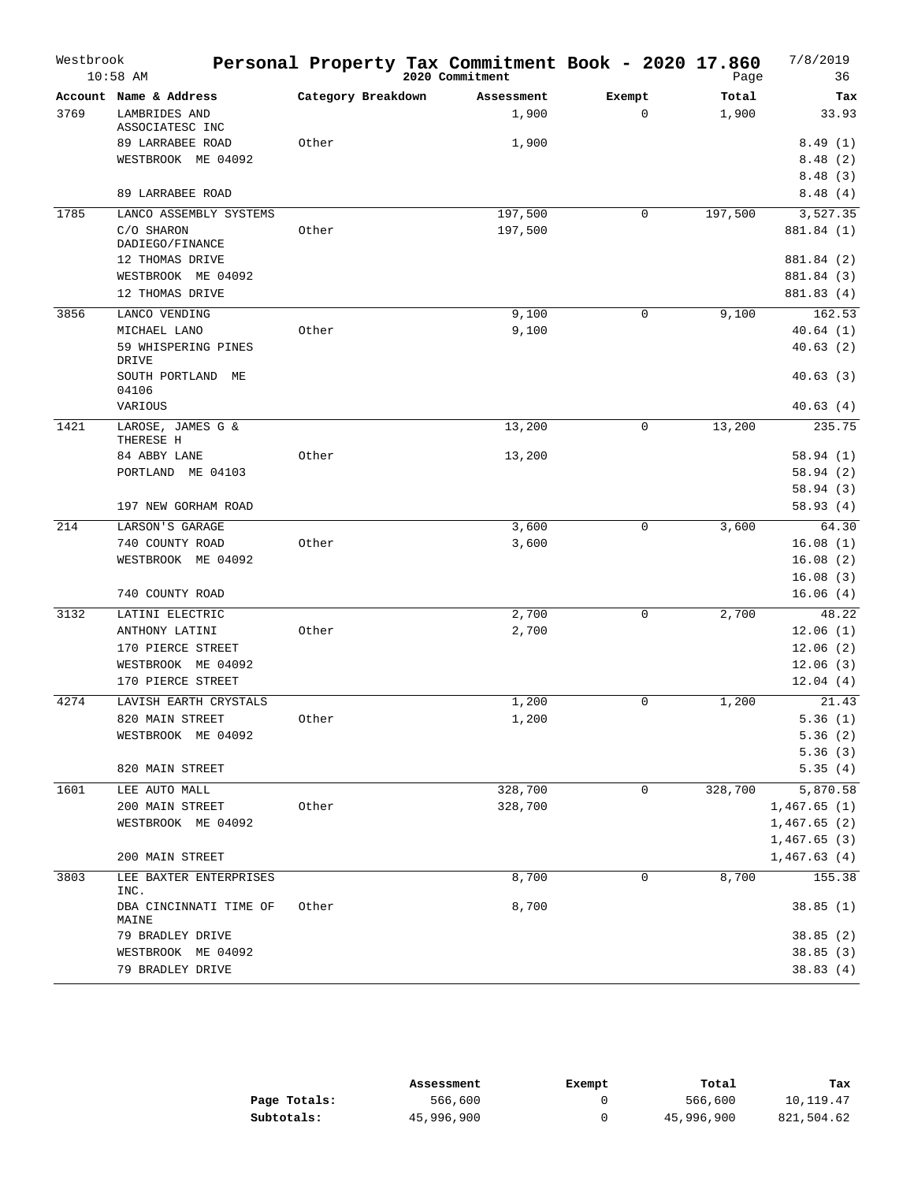# Westbrook — Personal Property Tax Commitment Book - 2020 17.860

10:58 AM — 2020 Commitment — 7/8/2019 — Page 36

| Account | Name & Address | Category Breakdown | Assessment | Exempt | Total | Tax |
|---|---|---|---|---|---|---|
| 3769 | LAMBRIDES AND ASSOCIATESC INC | | 1,900 | 0 | 1,900 | 33.93 |
| | 89 LARRABEE ROAD | Other | 1,900 | | | 8.49 (1) |
| | WESTBROOK ME 04092 | | | | | 8.48 (2) |
| | | | | | | 8.48 (3) |
| | 89 LARRABEE ROAD | | | | | 8.48 (4) |
| 1785 | LANCO ASSEMBLY SYSTEMS | | 197,500 | 0 | 197,500 | 3,527.35 |
| | C/O SHARON DADIEGO/FINANCE | Other | 197,500 | | | 881.84 (1) |
| | 12 THOMAS DRIVE | | | | | 881.84 (2) |
| | WESTBROOK ME 04092 | | | | | 881.84 (3) |
| | 12 THOMAS DRIVE | | | | | 881.83 (4) |
| 3856 | LANCO VENDING | | 9,100 | 0 | 9,100 | 162.53 |
| | MICHAEL LANO | Other | 9,100 | | | 40.64 (1) |
| | 59 WHISPERING PINES DRIVE | | | | | 40.63 (2) |
| | SOUTH PORTLAND ME 04106 | | | | | 40.63 (3) |
| | VARIOUS | | | | | 40.63 (4) |
| 1421 | LAROSE, JAMES G & THERESE H | | 13,200 | 0 | 13,200 | 235.75 |
| | 84 ABBY LANE | Other | 13,200 | | | 58.94 (1) |
| | PORTLAND ME 04103 | | | | | 58.94 (2) |
| | | | | | | 58.94 (3) |
| | 197 NEW GORHAM ROAD | | | | | 58.93 (4) |
| 214 | LARSON'S GARAGE | | 3,600 | 0 | 3,600 | 64.30 |
| | 740 COUNTY ROAD | Other | 3,600 | | | 16.08 (1) |
| | WESTBROOK ME 04092 | | | | | 16.08 (2) |
| | | | | | | 16.08 (3) |
| | 740 COUNTY ROAD | | | | | 16.06 (4) |
| 3132 | LATINI ELECTRIC | | 2,700 | 0 | 2,700 | 48.22 |
| | ANTHONY LATINI | Other | 2,700 | | | 12.06 (1) |
| | 170 PIERCE STREET | | | | | 12.06 (2) |
| | WESTBROOK ME 04092 | | | | | 12.06 (3) |
| | 170 PIERCE STREET | | | | | 12.04 (4) |
| 4274 | LAVISH EARTH CRYSTALS | | 1,200 | 0 | 1,200 | 21.43 |
| | 820 MAIN STREET | Other | 1,200 | | | 5.36 (1) |
| | WESTBROOK ME 04092 | | | | | 5.36 (2) |
| | | | | | | 5.36 (3) |
| | 820 MAIN STREET | | | | | 5.35 (4) |
| 1601 | LEE AUTO MALL | | 328,700 | 0 | 328,700 | 5,870.58 |
| | 200 MAIN STREET | Other | 328,700 | | | 1,467.65 (1) |
| | WESTBROOK ME 04092 | | | | | 1,467.65 (2) |
| | | | | | | 1,467.65 (3) |
| | 200 MAIN STREET | | | | | 1,467.63 (4) |
| 3803 | LEE BAXTER ENTERPRISES INC. | | 8,700 | 0 | 8,700 | 155.38 |
| | DBA CINCINNATI TIME OF MAINE | Other | 8,700 | | | 38.85 (1) |
| | 79 BRADLEY DRIVE | | | | | 38.85 (2) |
| | WESTBROOK ME 04092 | | | | | 38.85 (3) |
| | 79 BRADLEY DRIVE | | | | | 38.83 (4) |

| | Assessment | Exempt | Total | Tax |
|---|---|---|---|---|
| **Page Totals:** | 566,600 | 0 | 566,600 | 10,119.47 |
| **Subtotals:** | 45,996,900 | 0 | 45,996,900 | 821,504.62 |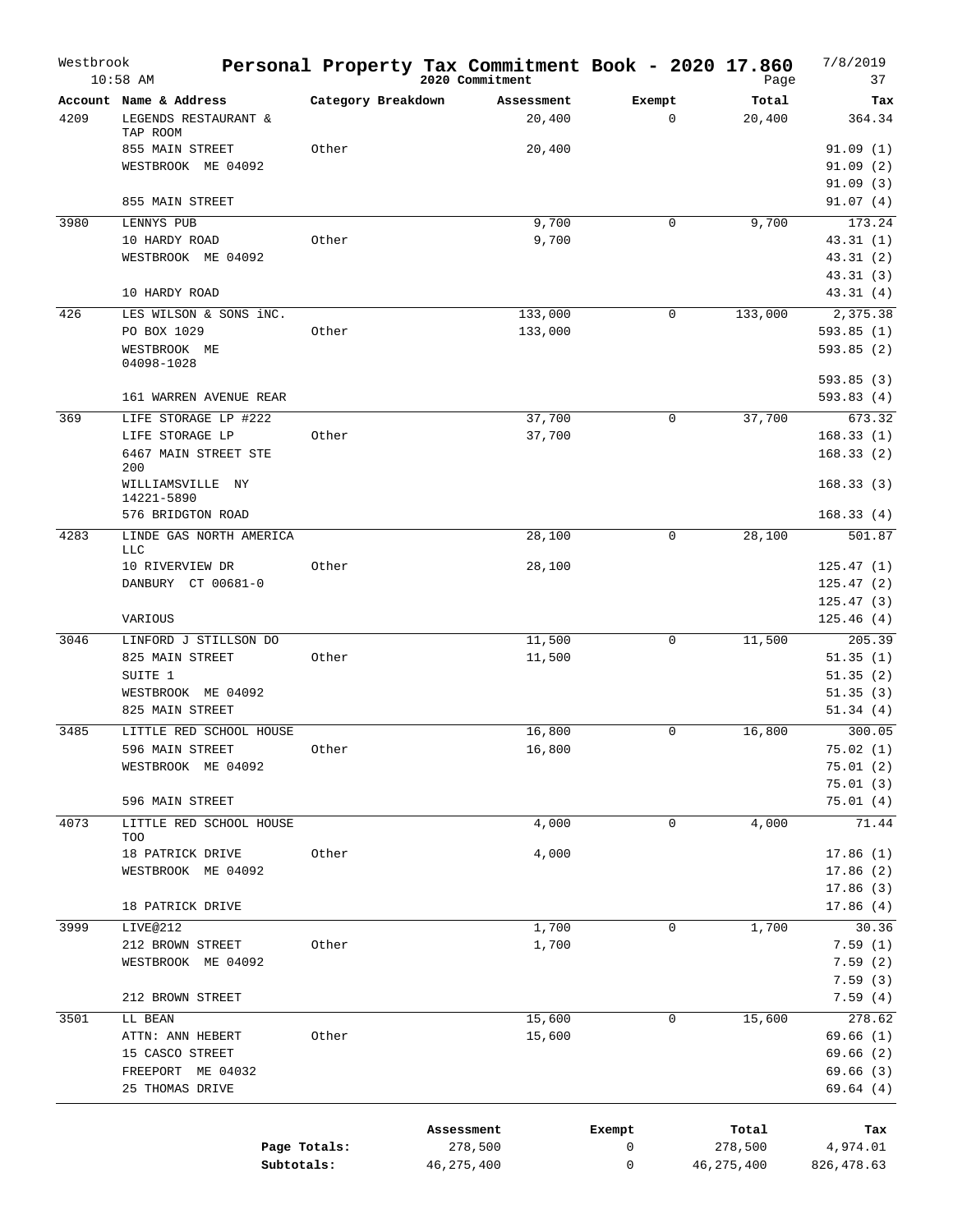# Personal Property Tax Commitment Book - 2020 17.860

Westbrook 10:58 AM — 2020 Commitment — 7/8/2019

| Account | Name & Address | Category Breakdown | Assessment | Exempt | Total | Tax |
|---|---|---|---|---|---|---|
| 4209 | LEGENDS RESTAURANT & TAP ROOM | | 20,400 | 0 | 20,400 | 364.34 |
| | 855 MAIN STREET | Other | 20,400 | | | 91.09 (1) |
| | WESTBROOK ME 04092 | | | | | 91.09 (2) |
| | | | | | | 91.09 (3) |
| | 855 MAIN STREET | | | | | 91.07 (4) |
| 3980 | LENNYS PUB | | 9,700 | 0 | 9,700 | 173.24 |
| | 10 HARDY ROAD | Other | 9,700 | | | 43.31 (1) |
| | WESTBROOK ME 04092 | | | | | 43.31 (2) |
| | | | | | | 43.31 (3) |
| | 10 HARDY ROAD | | | | | 43.31 (4) |
| 426 | LES WILSON & SONS iNC. | | 133,000 | 0 | 133,000 | 2,375.38 |
| | PO BOX 1029 | Other | 133,000 | | | 593.85 (1) |
| | WESTBROOK ME 04098-1028 | | | | | 593.85 (2) |
| | | | | | | 593.85 (3) |
| | 161 WARREN AVENUE REAR | | | | | 593.83 (4) |
| 369 | LIFE STORAGE LP #222 | | 37,700 | 0 | 37,700 | 673.32 |
| | LIFE STORAGE LP | Other | 37,700 | | | 168.33 (1) |
| | 6467 MAIN STREET STE 200 | | | | | 168.33 (2) |
| | WILLIAMSVILLE NY 14221-5890 | | | | | 168.33 (3) |
| | 576 BRIDGTON ROAD | | | | | 168.33 (4) |
| 4283 | LINDE GAS NORTH AMERICA LLC | | 28,100 | 0 | 28,100 | 501.87 |
| | 10 RIVERVIEW DR | Other | 28,100 | | | 125.47 (1) |
| | DANBURY CT 00681-0 | | | | | 125.47 (2) |
| | | | | | | 125.47 (3) |
| | VARIOUS | | | | | 125.46 (4) |
| 3046 | LINFORD J STILLSON DO | | 11,500 | 0 | 11,500 | 205.39 |
| | 825 MAIN STREET | Other | 11,500 | | | 51.35 (1) |
| | SUITE 1 | | | | | 51.35 (2) |
| | WESTBROOK ME 04092 | | | | | 51.35 (3) |
| | 825 MAIN STREET | | | | | 51.34 (4) |
| 3485 | LITTLE RED SCHOOL HOUSE | | 16,800 | 0 | 16,800 | 300.05 |
| | 596 MAIN STREET | Other | 16,800 | | | 75.02 (1) |
| | WESTBROOK ME 04092 | | | | | 75.01 (2) |
| | | | | | | 75.01 (3) |
| | 596 MAIN STREET | | | | | 75.01 (4) |
| 4073 | LITTLE RED SCHOOL HOUSE TOO | | 4,000 | 0 | 4,000 | 71.44 |
| | 18 PATRICK DRIVE | Other | 4,000 | | | 17.86 (1) |
| | WESTBROOK ME 04092 | | | | | 17.86 (2) |
| | | | | | | 17.86 (3) |
| | 18 PATRICK DRIVE | | | | | 17.86 (4) |
| 3999 | LIVE@212 | | 1,700 | 0 | 1,700 | 30.36 |
| | 212 BROWN STREET | Other | 1,700 | | | 7.59 (1) |
| | WESTBROOK ME 04092 | | | | | 7.59 (2) |
| | | | | | | 7.59 (3) |
| | 212 BROWN STREET | | | | | 7.59 (4) |
| 3501 | LL BEAN | | 15,600 | 0 | 15,600 | 278.62 |
| | ATTN: ANN HEBERT | Other | 15,600 | | | 69.66 (1) |
| | 15 CASCO STREET | | | | | 69.66 (2) |
| | FREEPORT ME 04032 | | | | | 69.66 (3) |
| | 25 THOMAS DRIVE | | | | | 69.64 (4) |

| | Assessment | Exempt | Total | Tax |
|---|---|---|---|---|
| Page Totals: | 278,500 | 0 | 278,500 | 4,974.01 |
| Subtotals: | 46,275,400 | 0 | 46,275,400 | 826,478.63 |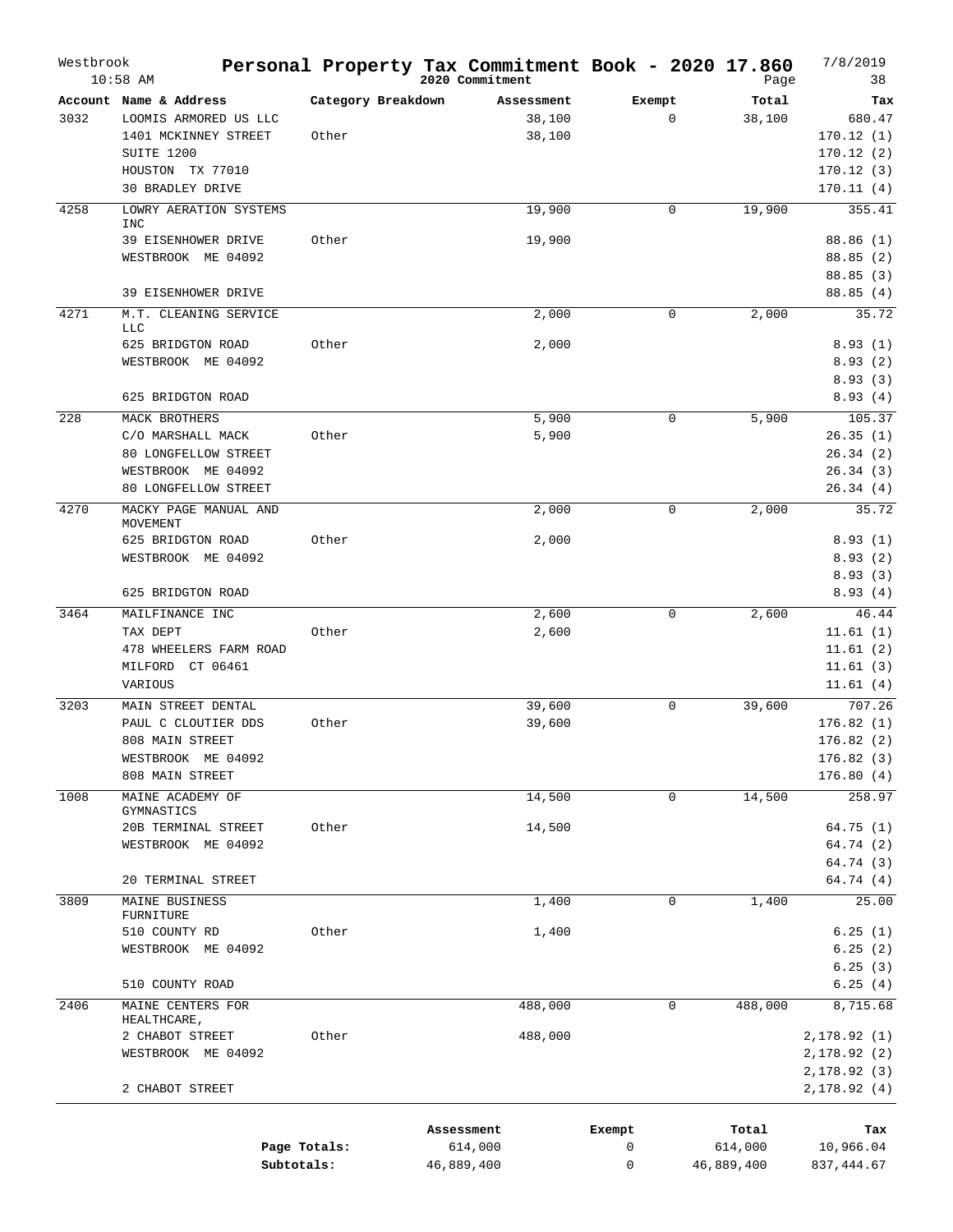# Westbrook — Personal Property Tax Commitment Book - 2020 17.860

2020 Commitment — 7/8/2019 10:58 AM

| Account | Name & Address | Category Breakdown | Assessment | Exempt | Total | Tax |
|---|---|---|---|---|---|---|
| 3032 | LOOMIS ARMORED US LLC | | 38,100 | 0 | 38,100 | 680.47 |
| | 1401 MCKINNEY STREET | Other | 38,100 | | | 170.12 (1) |
| | SUITE 1200 | | | | | 170.12 (2) |
| | HOUSTON TX 77010 | | | | | 170.12 (3) |
| | 30 BRADLEY DRIVE | | | | | 170.11 (4) |
| 4258 | LOWRY AERATION SYSTEMS INC | | 19,900 | 0 | 19,900 | 355.41 |
| | 39 EISENHOWER DRIVE | Other | 19,900 | | | 88.86 (1) |
| | WESTBROOK ME 04092 | | | | | 88.85 (2) |
| | | | | | | 88.85 (3) |
| | 39 EISENHOWER DRIVE | | | | | 88.85 (4) |
| 4271 | M.T. CLEANING SERVICE LLC | | 2,000 | 0 | 2,000 | 35.72 |
| | 625 BRIDGTON ROAD | Other | 2,000 | | | 8.93 (1) |
| | WESTBROOK ME 04092 | | | | | 8.93 (2) |
| | | | | | | 8.93 (3) |
| | 625 BRIDGTON ROAD | | | | | 8.93 (4) |
| 228 | MACK BROTHERS | | 5,900 | 0 | 5,900 | 105.37 |
| | C/O MARSHALL MACK | Other | 5,900 | | | 26.35 (1) |
| | 80 LONGFELLOW STREET | | | | | 26.34 (2) |
| | WESTBROOK ME 04092 | | | | | 26.34 (3) |
| | 80 LONGFELLOW STREET | | | | | 26.34 (4) |
| 4270 | MACKY PAGE MANUAL AND MOVEMENT | | 2,000 | 0 | 2,000 | 35.72 |
| | 625 BRIDGTON ROAD | Other | 2,000 | | | 8.93 (1) |
| | WESTBROOK ME 04092 | | | | | 8.93 (2) |
| | | | | | | 8.93 (3) |
| | 625 BRIDGTON ROAD | | | | | 8.93 (4) |
| 3464 | MAILFINANCE INC | | 2,600 | 0 | 2,600 | 46.44 |
| | TAX DEPT | Other | 2,600 | | | 11.61 (1) |
| | 478 WHEELERS FARM ROAD | | | | | 11.61 (2) |
| | MILFORD CT 06461 | | | | | 11.61 (3) |
| | VARIOUS | | | | | 11.61 (4) |
| 3203 | MAIN STREET DENTAL | | 39,600 | 0 | 39,600 | 707.26 |
| | PAUL C CLOUTIER DDS | Other | 39,600 | | | 176.82 (1) |
| | 808 MAIN STREET | | | | | 176.82 (2) |
| | WESTBROOK ME 04092 | | | | | 176.82 (3) |
| | 808 MAIN STREET | | | | | 176.80 (4) |
| 1008 | MAINE ACADEMY OF GYMNASTICS | | 14,500 | 0 | 14,500 | 258.97 |
| | 20B TERMINAL STREET | Other | 14,500 | | | 64.75 (1) |
| | WESTBROOK ME 04092 | | | | | 64.74 (2) |
| | | | | | | 64.74 (3) |
| | 20 TERMINAL STREET | | | | | 64.74 (4) |
| 3809 | MAINE BUSINESS FURNITURE | | 1,400 | 0 | 1,400 | 25.00 |
| | 510 COUNTY RD | Other | 1,400 | | | 6.25 (1) |
| | WESTBROOK ME 04092 | | | | | 6.25 (2) |
| | | | | | | 6.25 (3) |
| | 510 COUNTY ROAD | | | | | 6.25 (4) |
| 2406 | MAINE CENTERS FOR HEALTHCARE, | | 488,000 | 0 | 488,000 | 8,715.68 |
| | 2 CHABOT STREET | Other | 488,000 | | | 2,178.92 (1) |
| | WESTBROOK ME 04092 | | | | | 2,178.92 (2) |
| | | | | | | 2,178.92 (3) |
| | 2 CHABOT STREET | | | | | 2,178.92 (4) |

| | Assessment | Exempt | Total | Tax |
|---|---|---|---|---|
| Page Totals: | 614,000 | 0 | 614,000 | 10,966.04 |
| Subtotals: | 46,889,400 | 0 | 46,889,400 | 837,444.67 |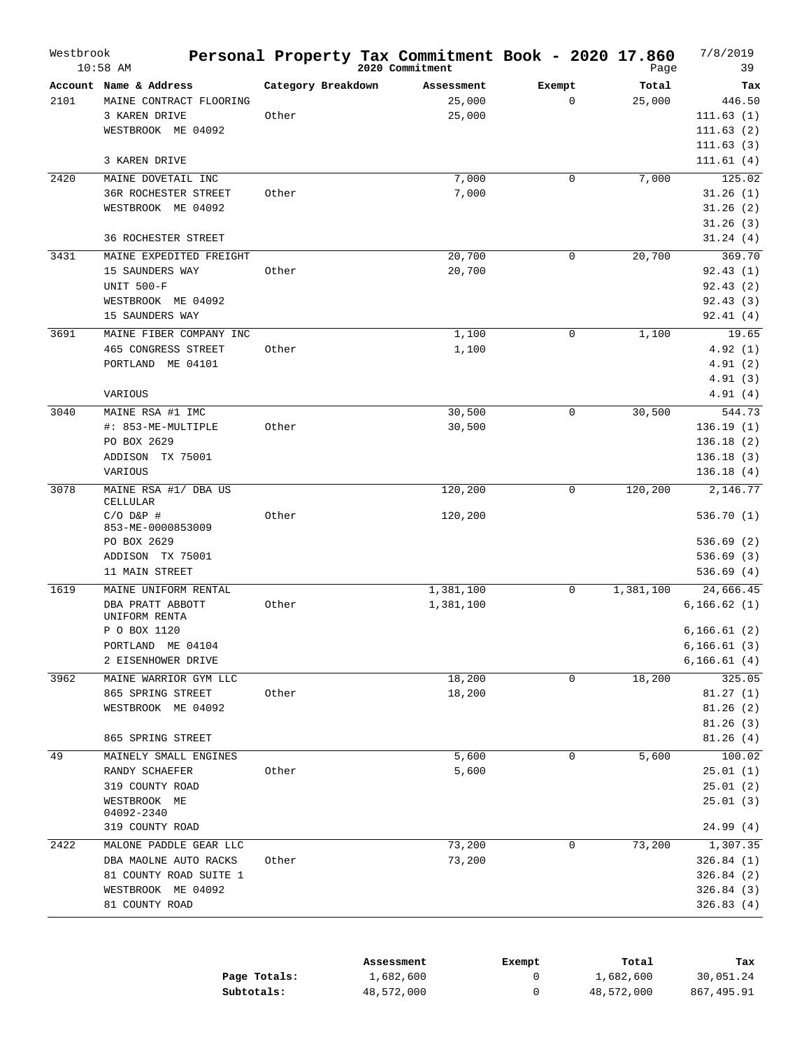# Personal Property Tax Commitment Book - 2020 17.860

Westbrook
10:58 AM

2020 Commitment

7/8/2019

| Account | Name & Address | Category Breakdown | Assessment | Exempt | Total | Tax |
|---|---|---|---|---|---|---|
| 2101 | MAINE CONTRACT FLOORING | | 25,000 | 0 | 25,000 | 446.50 |
| | 3 KAREN DRIVE | Other | 25,000 | | | 111.63 (1) |
| | WESTBROOK ME 04092 | | | | | 111.63 (2) |
| | | | | | | 111.63 (3) |
| | 3 KAREN DRIVE | | | | | 111.61 (4) |
| 2420 | MAINE DOVETAIL INC | | 7,000 | 0 | 7,000 | 125.02 |
| | 36R ROCHESTER STREET | Other | 7,000 | | | 31.26 (1) |
| | WESTBROOK ME 04092 | | | | | 31.26 (2) |
| | | | | | | 31.26 (3) |
| | 36 ROCHESTER STREET | | | | | 31.24 (4) |
| 3431 | MAINE EXPEDITED FREIGHT | | 20,700 | 0 | 20,700 | 369.70 |
| | 15 SAUNDERS WAY | Other | 20,700 | | | 92.43 (1) |
| | UNIT 500-F | | | | | 92.43 (2) |
| | WESTBROOK ME 04092 | | | | | 92.43 (3) |
| | 15 SAUNDERS WAY | | | | | 92.41 (4) |
| 3691 | MAINE FIBER COMPANY INC | | 1,100 | 0 | 1,100 | 19.65 |
| | 465 CONGRESS STREET | Other | 1,100 | | | 4.92 (1) |
| | PORTLAND ME 04101 | | | | | 4.91 (2) |
| | | | | | | 4.91 (3) |
| | VARIOUS | | | | | 4.91 (4) |
| 3040 | MAINE RSA #1 IMC | | 30,500 | 0 | 30,500 | 544.73 |
| | #: 853-ME-MULTIPLE | Other | 30,500 | | | 136.19 (1) |
| | PO BOX 2629 | | | | | 136.18 (2) |
| | ADDISON TX 75001 | | | | | 136.18 (3) |
| | VARIOUS | | | | | 136.18 (4) |
| 3078 | MAINE RSA #1/ DBA US CELLULAR | | 120,200 | 0 | 120,200 | 2,146.77 |
| | C/O D&P # 853-ME-0000853009 | Other | 120,200 | | | 536.70 (1) |
| | PO BOX 2629 | | | | | 536.69 (2) |
| | ADDISON TX 75001 | | | | | 536.69 (3) |
| | 11 MAIN STREET | | | | | 536.69 (4) |
| 1619 | MAINE UNIFORM RENTAL | | 1,381,100 | 0 | 1,381,100 | 24,666.45 |
| | DBA PRATT ABBOTT UNIFORM RENTA | Other | 1,381,100 | | | 6,166.62 (1) |
| | P O BOX 1120 | | | | | 6,166.61 (2) |
| | PORTLAND ME 04104 | | | | | 6,166.61 (3) |
| | 2 EISENHOWER DRIVE | | | | | 6,166.61 (4) |
| 3962 | MAINE WARRIOR GYM LLC | | 18,200 | 0 | 18,200 | 325.05 |
| | 865 SPRING STREET | Other | 18,200 | | | 81.27 (1) |
| | WESTBROOK ME 04092 | | | | | 81.26 (2) |
| | | | | | | 81.26 (3) |
| | 865 SPRING STREET | | | | | 81.26 (4) |
| 49 | MAINELY SMALL ENGINES | | 5,600 | 0 | 5,600 | 100.02 |
| | RANDY SCHAEFER | Other | 5,600 | | | 25.01 (1) |
| | 319 COUNTY ROAD | | | | | 25.01 (2) |
| | WESTBROOK ME 04092-2340 | | | | | 25.01 (3) |
| | 319 COUNTY ROAD | | | | | 24.99 (4) |
| 2422 | MALONE PADDLE GEAR LLC | | 73,200 | 0 | 73,200 | 1,307.35 |
| | DBA MAOLNE AUTO RACKS | Other | 73,200 | | | 326.84 (1) |
| | 81 COUNTY ROAD SUITE 1 | | | | | 326.84 (2) |
| | WESTBROOK ME 04092 | | | | | 326.84 (3) |
| | 81 COUNTY ROAD | | | | | 326.83 (4) |

| | Assessment | Exempt | Total | Tax |
|---|---|---|---|---|
| **Page Totals:** | 1,682,600 | 0 | 1,682,600 | 30,051.24 |
| **Subtotals:** | 48,572,000 | 0 | 48,572,000 | 867,495.91 |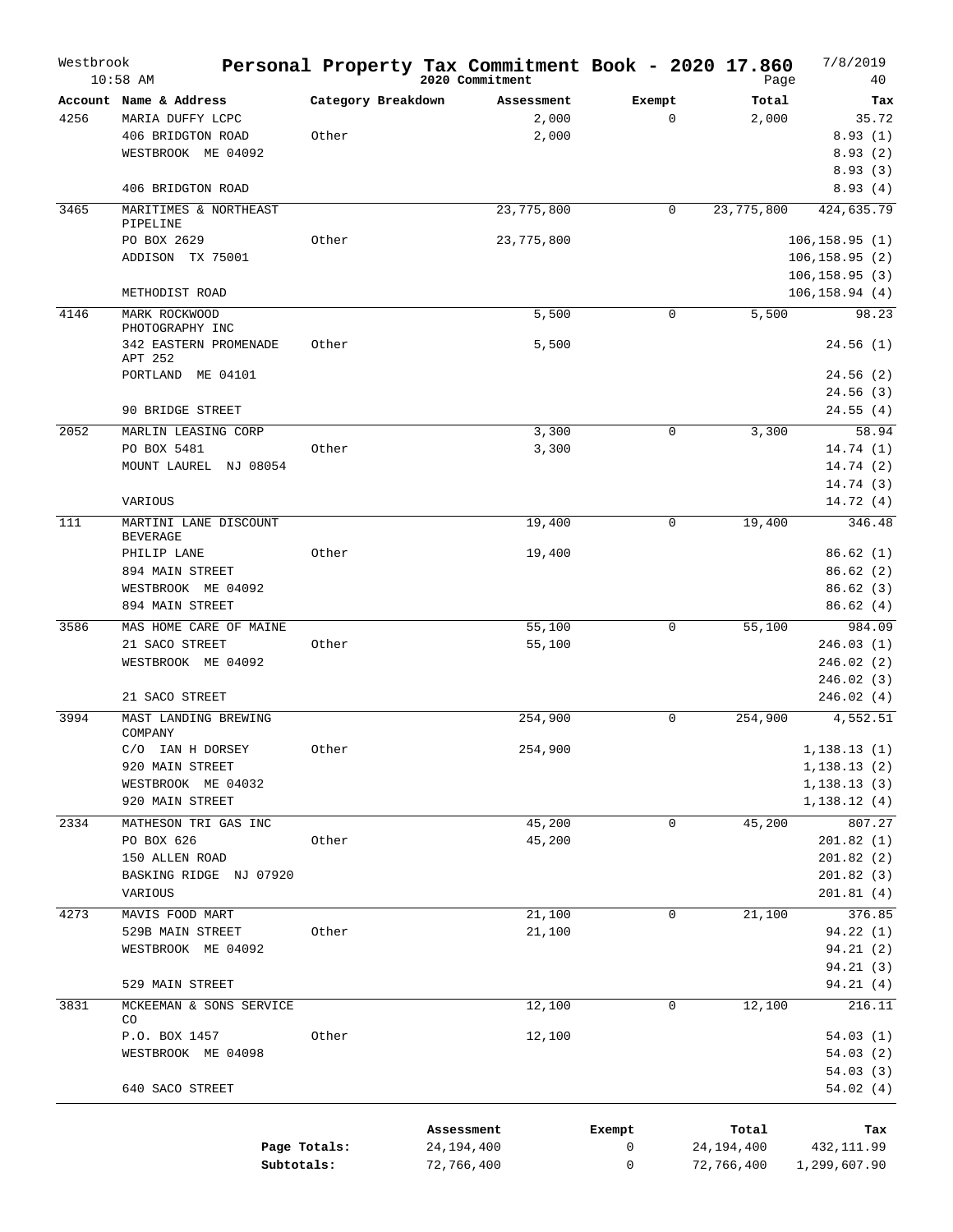# Westbrook — Personal Property Tax Commitment Book - 2020 17.860

10:58 AM — 2020 Commitment — 7/8/2019

| Account | Name & Address | Category Breakdown | Assessment | Exempt | Total | Tax |
|---|---|---|---|---|---|---|
| 4256 | MARIA DUFFY LCPC | | 2,000 | 0 | 2,000 | 35.72 |
| | 406 BRIDGTON ROAD | Other | 2,000 | | | 8.93 (1) |
| | WESTBROOK ME 04092 | | | | | 8.93 (2) |
| | | | | | | 8.93 (3) |
| | 406 BRIDGTON ROAD | | | | | 8.93 (4) |
| 3465 | MARITIMES & NORTHEAST PIPELINE | | 23,775,800 | 0 | 23,775,800 | 424,635.79 |
| | PO BOX 2629 | Other | 23,775,800 | | | 106,158.95 (1) |
| | ADDISON TX 75001 | | | | | 106,158.95 (2) |
| | | | | | | 106,158.95 (3) |
| | METHODIST ROAD | | | | | 106,158.94 (4) |
| 4146 | MARK ROCKWOOD PHOTOGRAPHY INC | | 5,500 | 0 | 5,500 | 98.23 |
| | 342 EASTERN PROMENADE APT 252 | Other | 5,500 | | | 24.56 (1) |
| | PORTLAND ME 04101 | | | | | 24.56 (2) |
| | | | | | | 24.56 (3) |
| | 90 BRIDGE STREET | | | | | 24.55 (4) |
| 2052 | MARLIN LEASING CORP | | 3,300 | 0 | 3,300 | 58.94 |
| | PO BOX 5481 | Other | 3,300 | | | 14.74 (1) |
| | MOUNT LAUREL NJ 08054 | | | | | 14.74 (2) |
| | | | | | | 14.74 (3) |
| | VARIOUS | | | | | 14.72 (4) |
| 111 | MARTINI LANE DISCOUNT BEVERAGE | | 19,400 | 0 | 19,400 | 346.48 |
| | PHILIP LANE | Other | 19,400 | | | 86.62 (1) |
| | 894 MAIN STREET | | | | | 86.62 (2) |
| | WESTBROOK ME 04092 | | | | | 86.62 (3) |
| | 894 MAIN STREET | | | | | 86.62 (4) |
| 3586 | MAS HOME CARE OF MAINE | | 55,100 | 0 | 55,100 | 984.09 |
| | 21 SACO STREET | Other | 55,100 | | | 246.03 (1) |
| | WESTBROOK ME 04092 | | | | | 246.02 (2) |
| | | | | | | 246.02 (3) |
| | 21 SACO STREET | | | | | 246.02 (4) |
| 3994 | MAST LANDING BREWING COMPANY | | 254,900 | 0 | 254,900 | 4,552.51 |
| | C/O IAN H DORSEY | Other | 254,900 | | | 1,138.13 (1) |
| | 920 MAIN STREET | | | | | 1,138.13 (2) |
| | WESTBROOK ME 04032 | | | | | 1,138.13 (3) |
| | 920 MAIN STREET | | | | | 1,138.12 (4) |
| 2334 | MATHESON TRI GAS INC | | 45,200 | 0 | 45,200 | 807.27 |
| | PO BOX 626 | Other | 45,200 | | | 201.82 (1) |
| | 150 ALLEN ROAD | | | | | 201.82 (2) |
| | BASKING RIDGE NJ 07920 | | | | | 201.82 (3) |
| | VARIOUS | | | | | 201.81 (4) |
| 4273 | MAVIS FOOD MART | | 21,100 | 0 | 21,100 | 376.85 |
| | 529B MAIN STREET | Other | 21,100 | | | 94.22 (1) |
| | WESTBROOK ME 04092 | | | | | 94.21 (2) |
| | | | | | | 94.21 (3) |
| | 529 MAIN STREET | | | | | 94.21 (4) |
| 3831 | MCKEEMAN & SONS SERVICE CO | | 12,100 | 0 | 12,100 | 216.11 |
| | P.O. BOX 1457 | Other | 12,100 | | | 54.03 (1) |
| | WESTBROOK ME 04098 | | | | | 54.03 (2) |
| | | | | | | 54.03 (3) |
| | 640 SACO STREET | | | | | 54.02 (4) |

| | Assessment | Exempt | Total | Tax |
|---|---|---|---|---|
| Page Totals: | 24,194,400 | 0 | 24,194,400 | 432,111.99 |
| Subtotals: | 72,766,400 | 0 | 72,766,400 | 1,299,607.90 |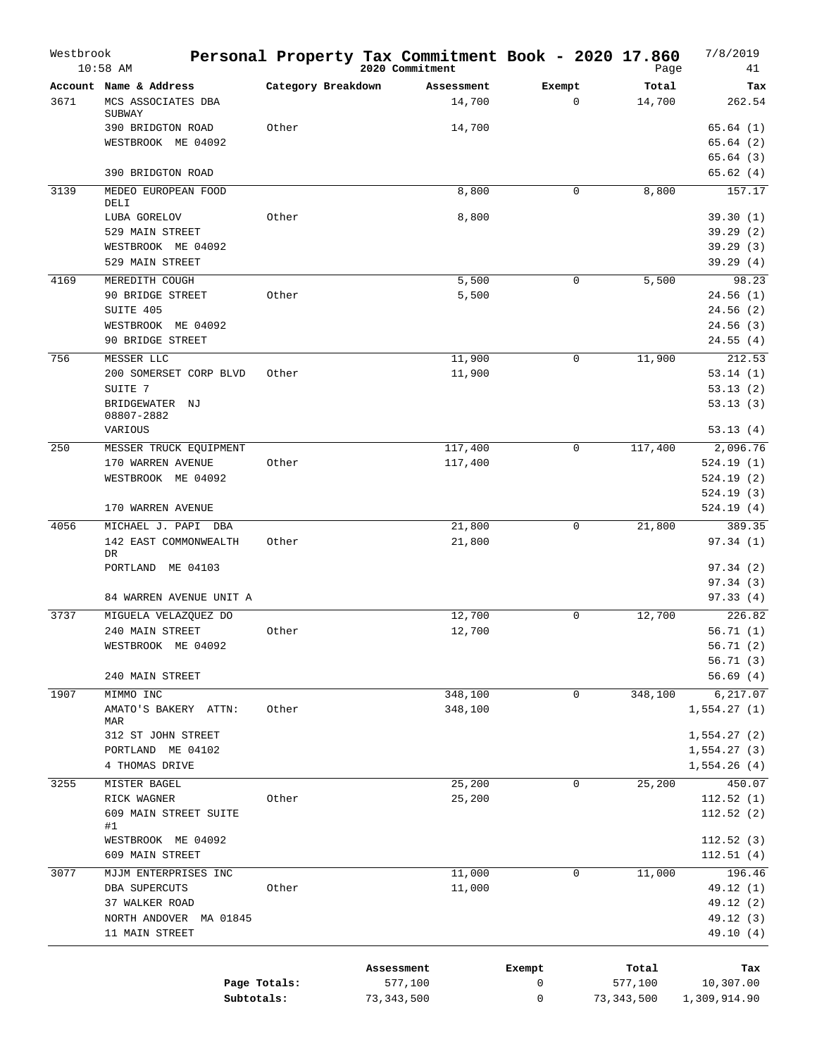# Personal Property Tax Commitment Book - 2020 17.860

Westbrook 10:58 AM — 2020 Commitment — 7/8/2019

| Account | Name & Address | Category Breakdown | Assessment | Exempt | Total | Tax |
|---|---|---|---|---|---|---|
| 3671 | MCS ASSOCIATES DBA SUBWAY | | 14,700 | 0 | 14,700 | 262.54 |
| | 390 BRIDGTON ROAD | Other | 14,700 | | | 65.64 (1) |
| | WESTBROOK ME 04092 | | | | | 65.64 (2) |
| | | | | | | 65.64 (3) |
| | 390 BRIDGTON ROAD | | | | | 65.62 (4) |
| 3139 | MEDEO EUROPEAN FOOD DELI | | 8,800 | 0 | 8,800 | 157.17 |
| | LUBA GORELOV | Other | 8,800 | | | 39.30 (1) |
| | 529 MAIN STREET | | | | | 39.29 (2) |
| | WESTBROOK ME 04092 | | | | | 39.29 (3) |
| | 529 MAIN STREET | | | | | 39.29 (4) |
| 4169 | MEREDITH COUGH | | 5,500 | 0 | 5,500 | 98.23 |
| | 90 BRIDGE STREET | Other | 5,500 | | | 24.56 (1) |
| | SUITE 405 | | | | | 24.56 (2) |
| | WESTBROOK ME 04092 | | | | | 24.56 (3) |
| | 90 BRIDGE STREET | | | | | 24.55 (4) |
| 756 | MESSER LLC | | 11,900 | 0 | 11,900 | 212.53 |
| | 200 SOMERSET CORP BLVD | Other | 11,900 | | | 53.14 (1) |
| | SUITE 7 | | | | | 53.13 (2) |
| | BRIDGEWATER NJ 08807-2882 | | | | | 53.13 (3) |
| | VARIOUS | | | | | 53.13 (4) |
| 250 | MESSER TRUCK EQUIPMENT | | 117,400 | 0 | 117,400 | 2,096.76 |
| | 170 WARREN AVENUE | Other | 117,400 | | | 524.19 (1) |
| | WESTBROOK ME 04092 | | | | | 524.19 (2) |
| | | | | | | 524.19 (3) |
| | 170 WARREN AVENUE | | | | | 524.19 (4) |
| 4056 | MICHAEL J. PAPI DBA | | 21,800 | 0 | 21,800 | 389.35 |
| | 142 EAST COMMONWEALTH DR | Other | 21,800 | | | 97.34 (1) |
| | PORTLAND ME 04103 | | | | | 97.34 (2) |
| | | | | | | 97.34 (3) |
| | 84 WARREN AVENUE UNIT A | | | | | 97.33 (4) |
| 3737 | MIGUELA VELAZQUEZ DO | | 12,700 | 0 | 12,700 | 226.82 |
| | 240 MAIN STREET | Other | 12,700 | | | 56.71 (1) |
| | WESTBROOK ME 04092 | | | | | 56.71 (2) |
| | | | | | | 56.71 (3) |
| | 240 MAIN STREET | | | | | 56.69 (4) |
| 1907 | MIMMO INC | | 348,100 | 0 | 348,100 | 6,217.07 |
| | AMATO'S BAKERY ATTN: MAR | Other | 348,100 | | | 1,554.27 (1) |
| | 312 ST JOHN STREET | | | | | 1,554.27 (2) |
| | PORTLAND ME 04102 | | | | | 1,554.27 (3) |
| | 4 THOMAS DRIVE | | | | | 1,554.26 (4) |
| 3255 | MISTER BAGEL | | 25,200 | 0 | 25,200 | 450.07 |
| | RICK WAGNER | Other | 25,200 | | | 112.52 (1) |
| | 609 MAIN STREET SUITE #1 | | | | | 112.52 (2) |
| | WESTBROOK ME 04092 | | | | | 112.52 (3) |
| | 609 MAIN STREET | | | | | 112.51 (4) |
| 3077 | MJJM ENTERPRISES INC | | 11,000 | 0 | 11,000 | 196.46 |
| | DBA SUPERCUTS | Other | 11,000 | | | 49.12 (1) |
| | 37 WALKER ROAD | | | | | 49.12 (2) |
| | NORTH ANDOVER MA 01845 | | | | | 49.12 (3) |
| | 11 MAIN STREET | | | | | 49.10 (4) |

| | Assessment | Exempt | Total | Tax |
|---|---|---|---|---|
| Page Totals: | 577,100 | 0 | 577,100 | 10,307.00 |
| Subtotals: | 73,343,500 | 0 | 73,343,500 | 1,309,914.90 |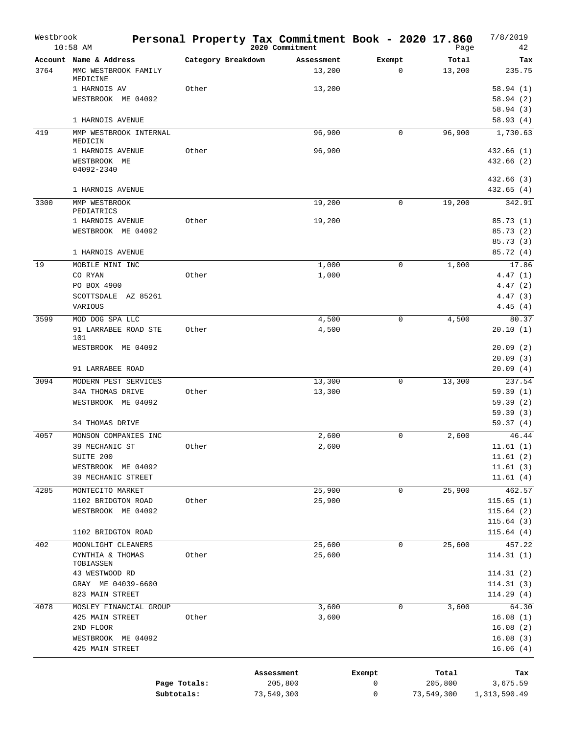# Personal Property Tax Commitment Book - 2020 17.860

2020 Commitment

| Account | Name & Address | Category Breakdown | Assessment | Exempt | Total | Tax |
|---|---|---|---|---|---|---|
| 3764 | MMC WESTBROOK FAMILY MEDICINE | | 13,200 | 0 | 13,200 | 235.75 |
| | 1 HARNOIS AV | Other | 13,200 | | | 58.94 (1) |
| | WESTBROOK ME 04092 | | | | | 58.94 (2) |
| | | | | | | 58.94 (3) |
| | 1 HARNOIS AVENUE | | | | | 58.93 (4) |
| 419 | MMP WESTBROOK INTERNAL MEDICIN | | 96,900 | 0 | 96,900 | 1,730.63 |
| | 1 HARNOIS AVENUE | Other | 96,900 | | | 432.66 (1) |
| | WESTBROOK ME 04092-2340 | | | | | 432.66 (2) |
| | | | | | | 432.66 (3) |
| | 1 HARNOIS AVENUE | | | | | 432.65 (4) |
| 3300 | MMP WESTBROOK PEDIATRICS | | 19,200 | 0 | 19,200 | 342.91 |
| | 1 HARNOIS AVENUE | Other | 19,200 | | | 85.73 (1) |
| | WESTBROOK ME 04092 | | | | | 85.73 (2) |
| | | | | | | 85.73 (3) |
| | 1 HARNOIS AVENUE | | | | | 85.72 (4) |
| 19 | MOBILE MINI INC | | 1,000 | 0 | 1,000 | 17.86 |
| | CO RYAN | Other | 1,000 | | | 4.47 (1) |
| | PO BOX 4900 | | | | | 4.47 (2) |
| | SCOTTSDALE AZ 85261 | | | | | 4.47 (3) |
| | VARIOUS | | | | | 4.45 (4) |
| 3599 | MOD DOG SPA LLC | | 4,500 | 0 | 4,500 | 80.37 |
| | 91 LARRABEE ROAD STE 101 | Other | 4,500 | | | 20.10 (1) |
| | WESTBROOK ME 04092 | | | | | 20.09 (2) |
| | | | | | | 20.09 (3) |
| | 91 LARRABEE ROAD | | | | | 20.09 (4) |
| 3094 | MODERN PEST SERVICES | | 13,300 | 0 | 13,300 | 237.54 |
| | 34A THOMAS DRIVE | Other | 13,300 | | | 59.39 (1) |
| | WESTBROOK ME 04092 | | | | | 59.39 (2) |
| | | | | | | 59.39 (3) |
| | 34 THOMAS DRIVE | | | | | 59.37 (4) |
| 4057 | MONSON COMPANIES INC | | 2,600 | 0 | 2,600 | 46.44 |
| | 39 MECHANIC ST | Other | 2,600 | | | 11.61 (1) |
| | SUITE 200 | | | | | 11.61 (2) |
| | WESTBROOK ME 04092 | | | | | 11.61 (3) |
| | 39 MECHANIC STREET | | | | | 11.61 (4) |
| 4285 | MONTECITO MARKET | | 25,900 | 0 | 25,900 | 462.57 |
| | 1102 BRIDGTON ROAD | Other | 25,900 | | | 115.65 (1) |
| | WESTBROOK ME 04092 | | | | | 115.64 (2) |
| | | | | | | 115.64 (3) |
| | 1102 BRIDGTON ROAD | | | | | 115.64 (4) |
| 402 | MOONLIGHT CLEANERS | | 25,600 | 0 | 25,600 | 457.22 |
| | CYNTHIA & THOMAS TOBIASSEN | Other | 25,600 | | | 114.31 (1) |
| | 43 WESTWOOD RD | | | | | 114.31 (2) |
| | GRAY ME 04039-6600 | | | | | 114.31 (3) |
| | 823 MAIN STREET | | | | | 114.29 (4) |
| 4078 | MOSLEY FINANCIAL GROUP | | 3,600 | 0 | 3,600 | 64.30 |
| | 425 MAIN STREET | Other | 3,600 | | | 16.08 (1) |
| | 2ND FLOOR | | | | | 16.08 (2) |
| | WESTBROOK ME 04092 | | | | | 16.08 (3) |
| | 425 MAIN STREET | | | | | 16.06 (4) |

| | Assessment | Exempt | Total | Tax |
|---|---|---|---|---|
| **Page Totals:** | 205,800 | 0 | 205,800 | 3,675.59 |
| **Subtotals:** | 73,549,300 | 0 | 73,549,300 | 1,313,590.49 |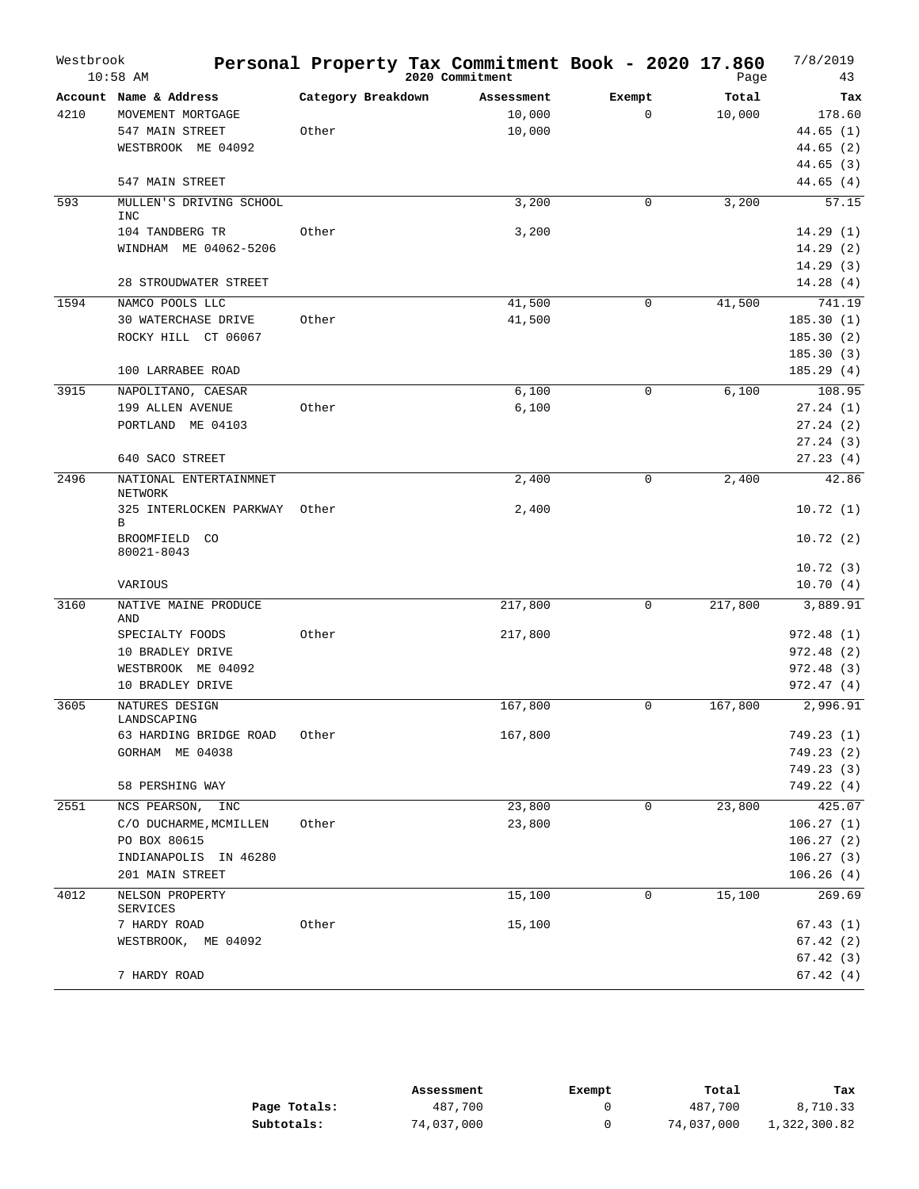# Personal Property Tax Commitment Book - 2020 17.860

Westbrook
10:58 AM

2020 Commitment

7/8/2019
Page 43

| Account | Name & Address | Category Breakdown | Assessment | Exempt | Total | Tax |
|---|---|---|---|---|---|---|
| 4210 | MOVEMENT MORTGAGE | | 10,000 | 0 | 10,000 | 178.60 |
| | 547 MAIN STREET | Other | 10,000 | | | 44.65 (1) |
| | WESTBROOK ME 04092 | | | | | 44.65 (2) |
| | | | | | | 44.65 (3) |
| | 547 MAIN STREET | | | | | 44.65 (4) |
| 593 | MULLEN'S DRIVING SCHOOL INC | | 3,200 | 0 | 3,200 | 57.15 |
| | 104 TANDBERG TR | Other | 3,200 | | | 14.29 (1) |
| | WINDHAM ME 04062-5206 | | | | | 14.29 (2) |
| | | | | | | 14.29 (3) |
| | 28 STROUDWATER STREET | | | | | 14.28 (4) |
| 1594 | NAMCO POOLS LLC | | 41,500 | 0 | 41,500 | 741.19 |
| | 30 WATERCHASE DRIVE | Other | 41,500 | | | 185.30 (1) |
| | ROCKY HILL CT 06067 | | | | | 185.30 (2) |
| | | | | | | 185.30 (3) |
| | 100 LARRABEE ROAD | | | | | 185.29 (4) |
| 3915 | NAPOLITANO, CAESAR | | 6,100 | 0 | 6,100 | 108.95 |
| | 199 ALLEN AVENUE | Other | 6,100 | | | 27.24 (1) |
| | PORTLAND ME 04103 | | | | | 27.24 (2) |
| | | | | | | 27.24 (3) |
| | 640 SACO STREET | | | | | 27.23 (4) |
| 2496 | NATIONAL ENTERTAINMNET NETWORK | | 2,400 | 0 | 2,400 | 42.86 |
| | 325 INTERLOCKEN PARKWAY B | Other | 2,400 | | | 10.72 (1) |
| | BROOMFIELD CO 80021-8043 | | | | | 10.72 (2) |
| | | | | | | 10.72 (3) |
| | VARIOUS | | | | | 10.70 (4) |
| 3160 | NATIVE MAINE PRODUCE AND | | 217,800 | 0 | 217,800 | 3,889.91 |
| | SPECIALTY FOODS | Other | 217,800 | | | 972.48 (1) |
| | 10 BRADLEY DRIVE | | | | | 972.48 (2) |
| | WESTBROOK ME 04092 | | | | | 972.48 (3) |
| | 10 BRADLEY DRIVE | | | | | 972.47 (4) |
| 3605 | NATURES DESIGN LANDSCAPING | | 167,800 | 0 | 167,800 | 2,996.91 |
| | 63 HARDING BRIDGE ROAD | Other | 167,800 | | | 749.23 (1) |
| | GORHAM ME 04038 | | | | | 749.23 (2) |
| | | | | | | 749.23 (3) |
| | 58 PERSHING WAY | | | | | 749.22 (4) |
| 2551 | NCS PEARSON, INC | | 23,800 | 0 | 23,800 | 425.07 |
| | C/O DUCHARME,MCMILLEN | Other | 23,800 | | | 106.27 (1) |
| | PO BOX 80615 | | | | | 106.27 (2) |
| | INDIANAPOLIS IN 46280 | | | | | 106.27 (3) |
| | 201 MAIN STREET | | | | | 106.26 (4) |
| 4012 | NELSON PROPERTY SERVICES | | 15,100 | 0 | 15,100 | 269.69 |
| | 7 HARDY ROAD | Other | 15,100 | | | 67.43 (1) |
| | WESTBROOK, ME 04092 | | | | | 67.42 (2) |
| | | | | | | 67.42 (3) |
| | 7 HARDY ROAD | | | | | 67.42 (4) |

| | Assessment | Exempt | Total | Tax |
|---|---|---|---|---|
| **Page Totals:** | 487,700 | 0 | 487,700 | 8,710.33 |
| **Subtotals:** | 74,037,000 | 0 | 74,037,000 | 1,322,300.82 |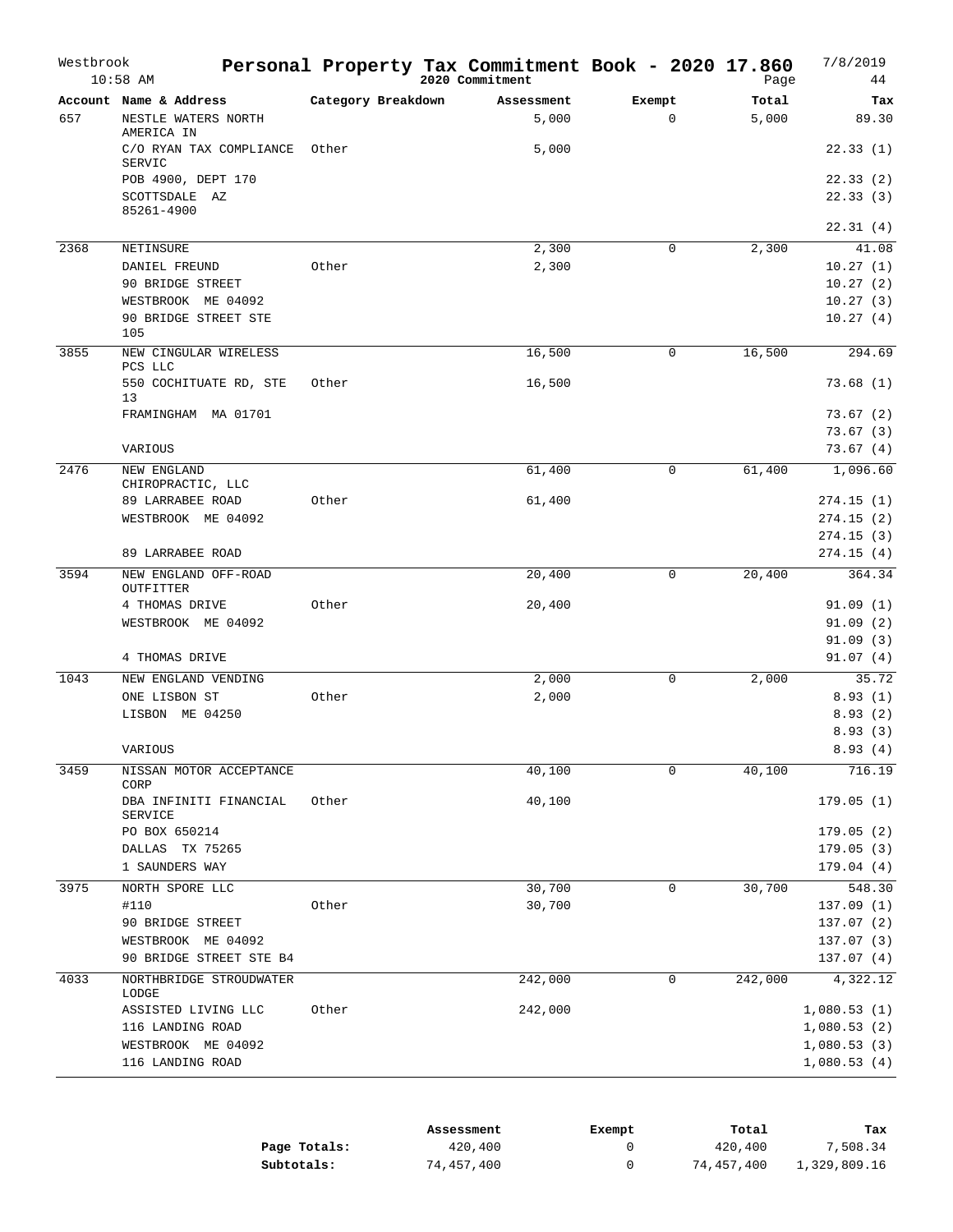# Personal Property Tax Commitment Book - 2020 17.860

Westbrook 10:58 AM — 2020 Commitment — 7/8/2019

| Account | Name & Address | Category Breakdown | Assessment | Exempt | Total | Tax |
|---|---|---|---|---|---|---|
| 657 | NESTLE WATERS NORTH AMERICA IN | | 5,000 | 0 | 5,000 | 89.30 |
| | C/O RYAN TAX COMPLIANCE SERVIC | Other | 5,000 | | | 22.33 (1) |
| | POB 4900, DEPT 170 | | | | | 22.33 (2) |
| | SCOTTSDALE AZ 85261-4900 | | | | | 22.33 (3) |
| | | | | | | 22.31 (4) |
| 2368 | NETINSURE | | 2,300 | 0 | 2,300 | 41.08 |
| | DANIEL FREUND | Other | 2,300 | | | 10.27 (1) |
| | 90 BRIDGE STREET | | | | | 10.27 (2) |
| | WESTBROOK ME 04092 | | | | | 10.27 (3) |
| | 90 BRIDGE STREET STE 105 | | | | | 10.27 (4) |
| 3855 | NEW CINGULAR WIRELESS PCS LLC | | 16,500 | 0 | 16,500 | 294.69 |
| | 550 COCHITUATE RD, STE 13 | Other | 16,500 | | | 73.68 (1) |
| | FRAMINGHAM MA 01701 | | | | | 73.67 (2) |
| | | | | | | 73.67 (3) |
| | VARIOUS | | | | | 73.67 (4) |
| 2476 | NEW ENGLAND CHIROPRACTIC, LLC | | 61,400 | 0 | 61,400 | 1,096.60 |
| | 89 LARRABEE ROAD | Other | 61,400 | | | 274.15 (1) |
| | WESTBROOK ME 04092 | | | | | 274.15 (2) |
| | | | | | | 274.15 (3) |
| | 89 LARRABEE ROAD | | | | | 274.15 (4) |
| 3594 | NEW ENGLAND OFF-ROAD OUTFITTER | | 20,400 | 0 | 20,400 | 364.34 |
| | 4 THOMAS DRIVE | Other | 20,400 | | | 91.09 (1) |
| | WESTBROOK ME 04092 | | | | | 91.09 (2) |
| | | | | | | 91.09 (3) |
| | 4 THOMAS DRIVE | | | | | 91.07 (4) |
| 1043 | NEW ENGLAND VENDING | | 2,000 | 0 | 2,000 | 35.72 |
| | ONE LISBON ST | Other | 2,000 | | | 8.93 (1) |
| | LISBON ME 04250 | | | | | 8.93 (2) |
| | | | | | | 8.93 (3) |
| | VARIOUS | | | | | 8.93 (4) |
| 3459 | NISSAN MOTOR ACCEPTANCE CORP | | 40,100 | 0 | 40,100 | 716.19 |
| | DBA INFINITI FINANCIAL SERVICE | Other | 40,100 | | | 179.05 (1) |
| | PO BOX 650214 | | | | | 179.05 (2) |
| | DALLAS TX 75265 | | | | | 179.05 (3) |
| | 1 SAUNDERS WAY | | | | | 179.04 (4) |
| 3975 | NORTH SPORE LLC | | 30,700 | 0 | 30,700 | 548.30 |
| | #110 | Other | 30,700 | | | 137.09 (1) |
| | 90 BRIDGE STREET | | | | | 137.07 (2) |
| | WESTBROOK ME 04092 | | | | | 137.07 (3) |
| | 90 BRIDGE STREET STE B4 | | | | | 137.07 (4) |
| 4033 | NORTHBRIDGE STROUDWATER LODGE | | 242,000 | 0 | 242,000 | 4,322.12 |
| | ASSISTED LIVING LLC | Other | 242,000 | | | 1,080.53 (1) |
| | 116 LANDING ROAD | | | | | 1,080.53 (2) |
| | WESTBROOK ME 04092 | | | | | 1,080.53 (3) |
| | 116 LANDING ROAD | | | | | 1,080.53 (4) |

| | Assessment | Exempt | Total | Tax |
|---|---|---|---|---|
| **Page Totals:** | 420,400 | 0 | 420,400 | 7,508.34 |
| **Subtotals:** | 74,457,400 | 0 | 74,457,400 | 1,329,809.16 |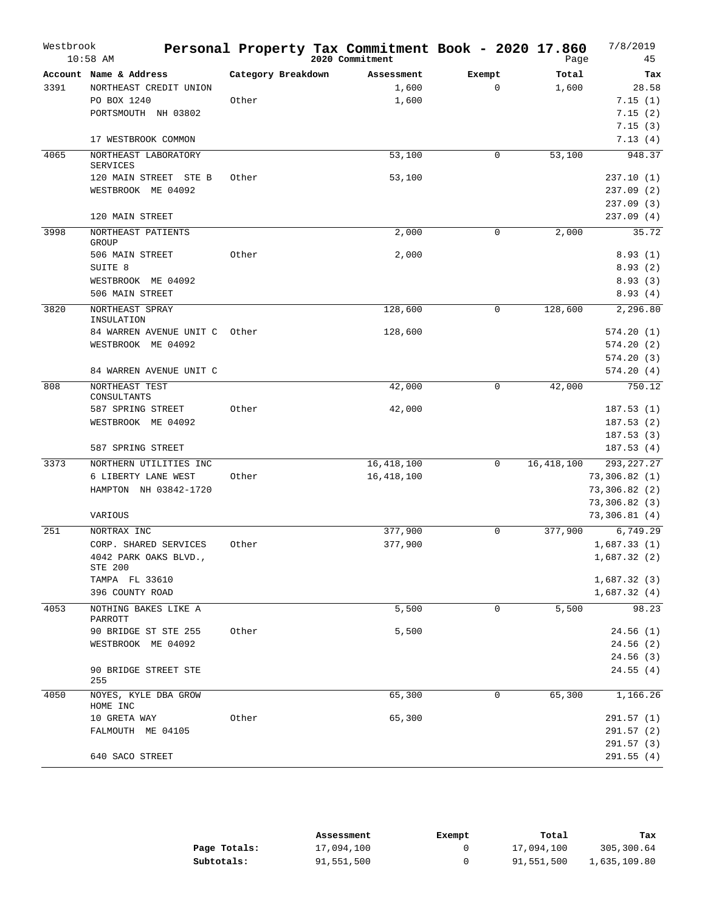# Personal Property Tax Commitment Book - 2020 17.860

Westbrook
10:58 AM

2020 Commitment

7/8/2019

| Account | Name & Address | Category Breakdown | Assessment | Exempt | Total | Tax |
|---|---|---|---|---|---|---|
| 3391 | NORTHEAST CREDIT UNION | | 1,600 | 0 | 1,600 | 28.58 |
| | PO BOX 1240 | Other | 1,600 | | | 7.15 (1) |
| | PORTSMOUTH NH 03802 | | | | | 7.15 (2) |
| | | | | | | 7.15 (3) |
| | 17 WESTBROOK COMMON | | | | | 7.13 (4) |
| 4065 | NORTHEAST LABORATORY SERVICES | | 53,100 | 0 | 53,100 | 948.37 |
| | 120 MAIN STREET STE B | Other | 53,100 | | | 237.10 (1) |
| | WESTBROOK ME 04092 | | | | | 237.09 (2) |
| | | | | | | 237.09 (3) |
| | 120 MAIN STREET | | | | | 237.09 (4) |
| 3998 | NORTHEAST PATIENTS GROUP | | 2,000 | 0 | 2,000 | 35.72 |
| | 506 MAIN STREET | Other | 2,000 | | | 8.93 (1) |
| | SUITE 8 | | | | | 8.93 (2) |
| | WESTBROOK ME 04092 | | | | | 8.93 (3) |
| | 506 MAIN STREET | | | | | 8.93 (4) |
| 3820 | NORTHEAST SPRAY INSULATION | | 128,600 | 0 | 128,600 | 2,296.80 |
| | 84 WARREN AVENUE UNIT C | Other | 128,600 | | | 574.20 (1) |
| | WESTBROOK ME 04092 | | | | | 574.20 (2) |
| | | | | | | 574.20 (3) |
| | 84 WARREN AVENUE UNIT C | | | | | 574.20 (4) |
| 808 | NORTHEAST TEST CONSULTANTS | | 42,000 | 0 | 42,000 | 750.12 |
| | 587 SPRING STREET | Other | 42,000 | | | 187.53 (1) |
| | WESTBROOK ME 04092 | | | | | 187.53 (2) |
| | | | | | | 187.53 (3) |
| | 587 SPRING STREET | | | | | 187.53 (4) |
| 3373 | NORTHERN UTILITIES INC | | 16,418,100 | 0 | 16,418,100 | 293,227.27 |
| | 6 LIBERTY LANE WEST | Other | 16,418,100 | | | 73,306.82 (1) |
| | HAMPTON NH 03842-1720 | | | | | 73,306.82 (2) |
| | | | | | | 73,306.82 (3) |
| | VARIOUS | | | | | 73,306.81 (4) |
| 251 | NORTRAX INC | | 377,900 | 0 | 377,900 | 6,749.29 |
| | CORP. SHARED SERVICES | Other | 377,900 | | | 1,687.33 (1) |
| | 4042 PARK OAKS BLVD., STE 200 | | | | | 1,687.32 (2) |
| | TAMPA FL 33610 | | | | | 1,687.32 (3) |
| | 396 COUNTY ROAD | | | | | 1,687.32 (4) |
| 4053 | NOTHING BAKES LIKE A PARROTT | | 5,500 | 0 | 5,500 | 98.23 |
| | 90 BRIDGE ST STE 255 | Other | 5,500 | | | 24.56 (1) |
| | WESTBROOK ME 04092 | | | | | 24.56 (2) |
| | | | | | | 24.56 (3) |
| | 90 BRIDGE STREET STE 255 | | | | | 24.55 (4) |
| 4050 | NOYES, KYLE DBA GROW HOME INC | | 65,300 | 0 | 65,300 | 1,166.26 |
| | 10 GRETA WAY | Other | 65,300 | | | 291.57 (1) |
| | FALMOUTH ME 04105 | | | | | 291.57 (2) |
| | | | | | | 291.57 (3) |
| | 640 SACO STREET | | | | | 291.55 (4) |

| | Assessment | Exempt | Total | Tax |
|---|---|---|---|---|
| **Page Totals:** | 17,094,100 | 0 | 17,094,100 | 305,300.64 |
| **Subtotals:** | 91,551,500 | 0 | 91,551,500 | 1,635,109.80 |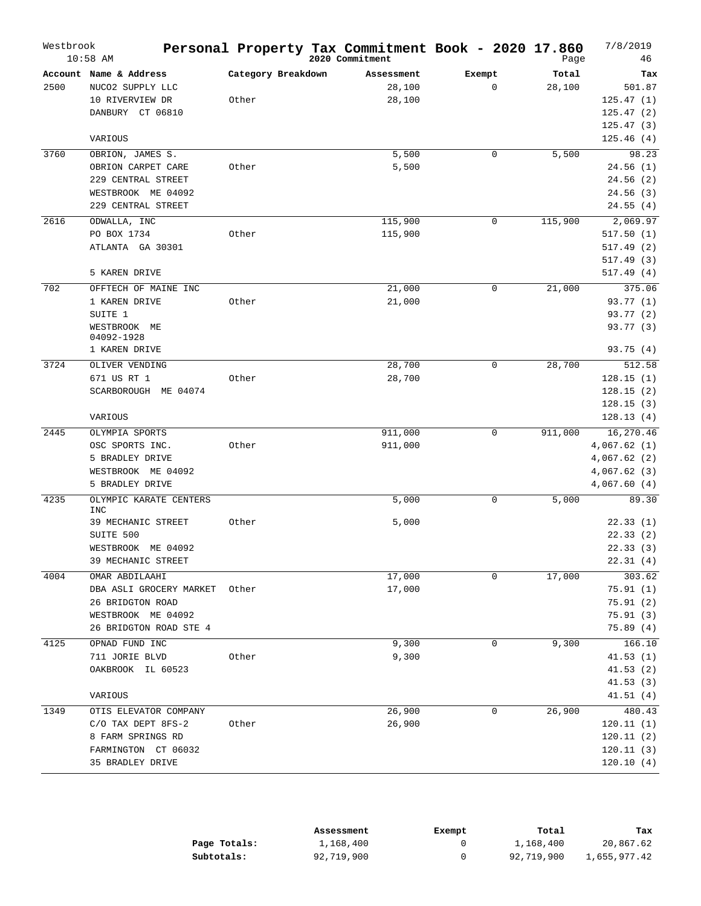# Personal Property Tax Commitment Book - 2020 17.860

Westbrook
10:58 AM

2020 Commitment

7/8/2019

| Account | Name & Address | Category Breakdown | Assessment | Exempt | Total | Tax |
|---|---|---|---|---|---|---|
| 2500 | NUCO2 SUPPLY LLC | | 28,100 | 0 | 28,100 | 501.87 |
| | 10 RIVERVIEW DR | Other | 28,100 | | | 125.47 (1) |
| | DANBURY CT 06810 | | | | | 125.47 (2) |
| | | | | | | 125.47 (3) |
| | VARIOUS | | | | | 125.46 (4) |
| 3760 | OBRION, JAMES S. | | 5,500 | 0 | 5,500 | 98.23 |
| | OBRION CARPET CARE | Other | 5,500 | | | 24.56 (1) |
| | 229 CENTRAL STREET | | | | | 24.56 (2) |
| | WESTBROOK ME 04092 | | | | | 24.56 (3) |
| | 229 CENTRAL STREET | | | | | 24.55 (4) |
| 2616 | ODWALLA, INC | | 115,900 | 0 | 115,900 | 2,069.97 |
| | PO BOX 1734 | Other | 115,900 | | | 517.50 (1) |
| | ATLANTA GA 30301 | | | | | 517.49 (2) |
| | | | | | | 517.49 (3) |
| | 5 KAREN DRIVE | | | | | 517.49 (4) |
| 702 | OFFTECH OF MAINE INC | | 21,000 | 0 | 21,000 | 375.06 |
| | 1 KAREN DRIVE | Other | 21,000 | | | 93.77 (1) |
| | SUITE 1 | | | | | 93.77 (2) |
| | WESTBROOK ME 04092-1928 | | | | | 93.77 (3) |
| | 1 KAREN DRIVE | | | | | 93.75 (4) |
| 3724 | OLIVER VENDING | | 28,700 | 0 | 28,700 | 512.58 |
| | 671 US RT 1 | Other | 28,700 | | | 128.15 (1) |
| | SCARBOROUGH ME 04074 | | | | | 128.15 (2) |
| | | | | | | 128.15 (3) |
| | VARIOUS | | | | | 128.13 (4) |
| 2445 | OLYMPIA SPORTS | | 911,000 | 0 | 911,000 | 16,270.46 |
| | OSC SPORTS INC. | Other | 911,000 | | | 4,067.62 (1) |
| | 5 BRADLEY DRIVE | | | | | 4,067.62 (2) |
| | WESTBROOK ME 04092 | | | | | 4,067.62 (3) |
| | 5 BRADLEY DRIVE | | | | | 4,067.60 (4) |
| 4235 | OLYMPIC KARATE CENTERS INC | | 5,000 | 0 | 5,000 | 89.30 |
| | 39 MECHANIC STREET | Other | 5,000 | | | 22.33 (1) |
| | SUITE 500 | | | | | 22.33 (2) |
| | WESTBROOK ME 04092 | | | | | 22.33 (3) |
| | 39 MECHANIC STREET | | | | | 22.31 (4) |
| 4004 | OMAR ABDILAAHI | | 17,000 | 0 | 17,000 | 303.62 |
| | DBA ASLI GROCERY MARKET | Other | 17,000 | | | 75.91 (1) |
| | 26 BRIDGTON ROAD | | | | | 75.91 (2) |
| | WESTBROOK ME 04092 | | | | | 75.91 (3) |
| | 26 BRIDGTON ROAD STE 4 | | | | | 75.89 (4) |
| 4125 | OPNAD FUND INC | | 9,300 | 0 | 9,300 | 166.10 |
| | 711 JORIE BLVD | Other | 9,300 | | | 41.53 (1) |
| | OAKBROOK IL 60523 | | | | | 41.53 (2) |
| | | | | | | 41.53 (3) |
| | VARIOUS | | | | | 41.51 (4) |
| 1349 | OTIS ELEVATOR COMPANY | | 26,900 | 0 | 26,900 | 480.43 |
| | C/O TAX DEPT 8FS-2 | Other | 26,900 | | | 120.11 (1) |
| | 8 FARM SPRINGS RD | | | | | 120.11 (2) |
| | FARMINGTON CT 06032 | | | | | 120.11 (3) |
| | 35 BRADLEY DRIVE | | | | | 120.10 (4) |

| | Assessment | Exempt | Total | Tax |
|---|---|---|---|---|
| **Page Totals:** | 1,168,400 | 0 | 1,168,400 | 20,867.62 |
| **Subtotals:** | 92,719,900 | 0 | 92,719,900 | 1,655,977.42 |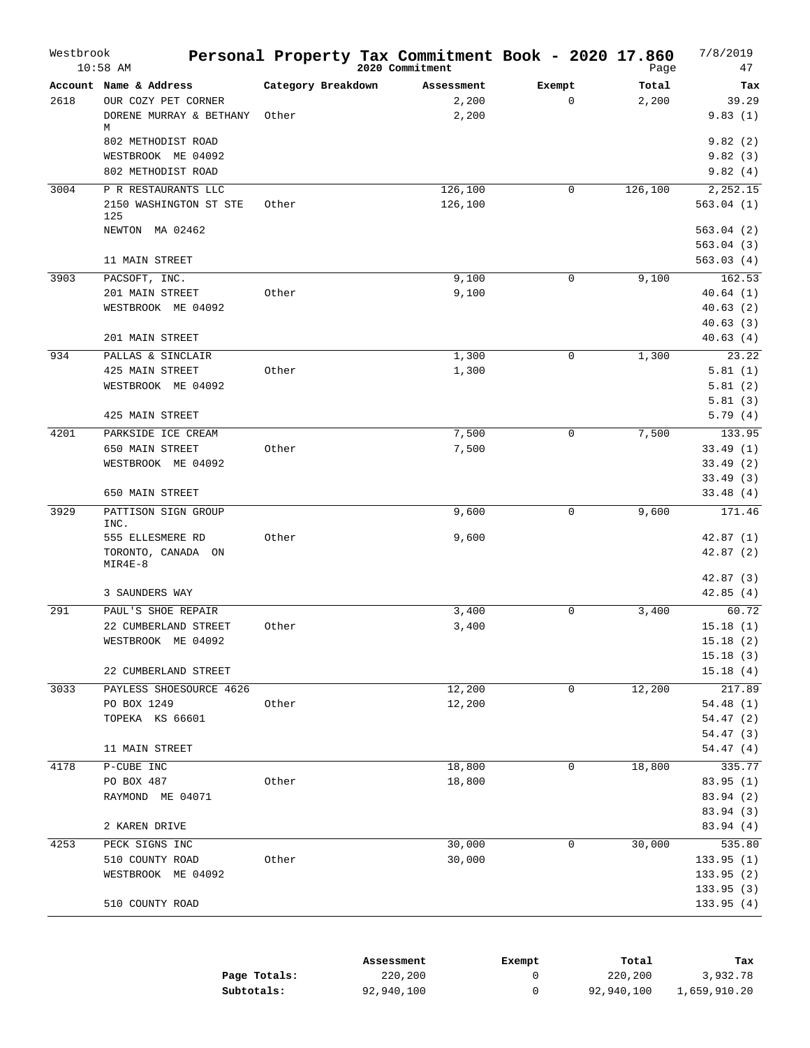# Personal Property Tax Commitment Book - 2020 17.860

Westbrook
10:58 AM

2020 Commitment

7/8/2019
Page 47

| Account | Name & Address | Category Breakdown | Assessment | Exempt | Total | Tax |
|---|---|---|---|---|---|---|
| 2618 | OUR COZY PET CORNER | | 2,200 | 0 | 2,200 | 39.29 |
| | DORENE MURRAY & BETHANY M | Other | 2,200 | | | 9.83 (1) |
| | 802 METHODIST ROAD | | | | | 9.82 (2) |
| | WESTBROOK ME 04092 | | | | | 9.82 (3) |
| | 802 METHODIST ROAD | | | | | 9.82 (4) |
| 3004 | P R RESTAURANTS LLC | | 126,100 | 0 | 126,100 | 2,252.15 |
| | 2150 WASHINGTON ST STE 125 | Other | 126,100 | | | 563.04 (1) |
| | NEWTON MA 02462 | | | | | 563.04 (2) |
| | | | | | | 563.04 (3) |
| | 11 MAIN STREET | | | | | 563.03 (4) |
| 3903 | PACSOFT, INC. | | 9,100 | 0 | 9,100 | 162.53 |
| | 201 MAIN STREET | Other | 9,100 | | | 40.64 (1) |
| | WESTBROOK ME 04092 | | | | | 40.63 (2) |
| | | | | | | 40.63 (3) |
| | 201 MAIN STREET | | | | | 40.63 (4) |
| 934 | PALLAS & SINCLAIR | | 1,300 | 0 | 1,300 | 23.22 |
| | 425 MAIN STREET | Other | 1,300 | | | 5.81 (1) |
| | WESTBROOK ME 04092 | | | | | 5.81 (2) |
| | | | | | | 5.81 (3) |
| | 425 MAIN STREET | | | | | 5.79 (4) |
| 4201 | PARKSIDE ICE CREAM | | 7,500 | 0 | 7,500 | 133.95 |
| | 650 MAIN STREET | Other | 7,500 | | | 33.49 (1) |
| | WESTBROOK ME 04092 | | | | | 33.49 (2) |
| | | | | | | 33.49 (3) |
| | 650 MAIN STREET | | | | | 33.48 (4) |
| 3929 | PATTISON SIGN GROUP INC. | | 9,600 | 0 | 9,600 | 171.46 |
| | 555 ELLESMERE RD | Other | 9,600 | | | 42.87 (1) |
| | TORONTO, CANADA ON MIR4E-8 | | | | | 42.87 (2) |
| | | | | | | 42.87 (3) |
| | 3 SAUNDERS WAY | | | | | 42.85 (4) |
| 291 | PAUL'S SHOE REPAIR | | 3,400 | 0 | 3,400 | 60.72 |
| | 22 CUMBERLAND STREET | Other | 3,400 | | | 15.18 (1) |
| | WESTBROOK ME 04092 | | | | | 15.18 (2) |
| | | | | | | 15.18 (3) |
| | 22 CUMBERLAND STREET | | | | | 15.18 (4) |
| 3033 | PAYLESS SHOESOURCE 4626 | | 12,200 | 0 | 12,200 | 217.89 |
| | PO BOX 1249 | Other | 12,200 | | | 54.48 (1) |
| | TOPEKA KS 66601 | | | | | 54.47 (2) |
| | | | | | | 54.47 (3) |
| | 11 MAIN STREET | | | | | 54.47 (4) |
| 4178 | P-CUBE INC | | 18,800 | 0 | 18,800 | 335.77 |
| | PO BOX 487 | Other | 18,800 | | | 83.95 (1) |
| | RAYMOND ME 04071 | | | | | 83.94 (2) |
| | | | | | | 83.94 (3) |
| | 2 KAREN DRIVE | | | | | 83.94 (4) |
| 4253 | PECK SIGNS INC | | 30,000 | 0 | 30,000 | 535.80 |
| | 510 COUNTY ROAD | Other | 30,000 | | | 133.95 (1) |
| | WESTBROOK ME 04092 | | | | | 133.95 (2) |
| | | | | | | 133.95 (3) |
| | 510 COUNTY ROAD | | | | | 133.95 (4) |

| | Assessment | Exempt | Total | Tax |
|---|---|---|---|---|
| **Page Totals:** | 220,200 | 0 | 220,200 | 3,932.78 |
| **Subtotals:** | 92,940,100 | 0 | 92,940,100 | 1,659,910.20 |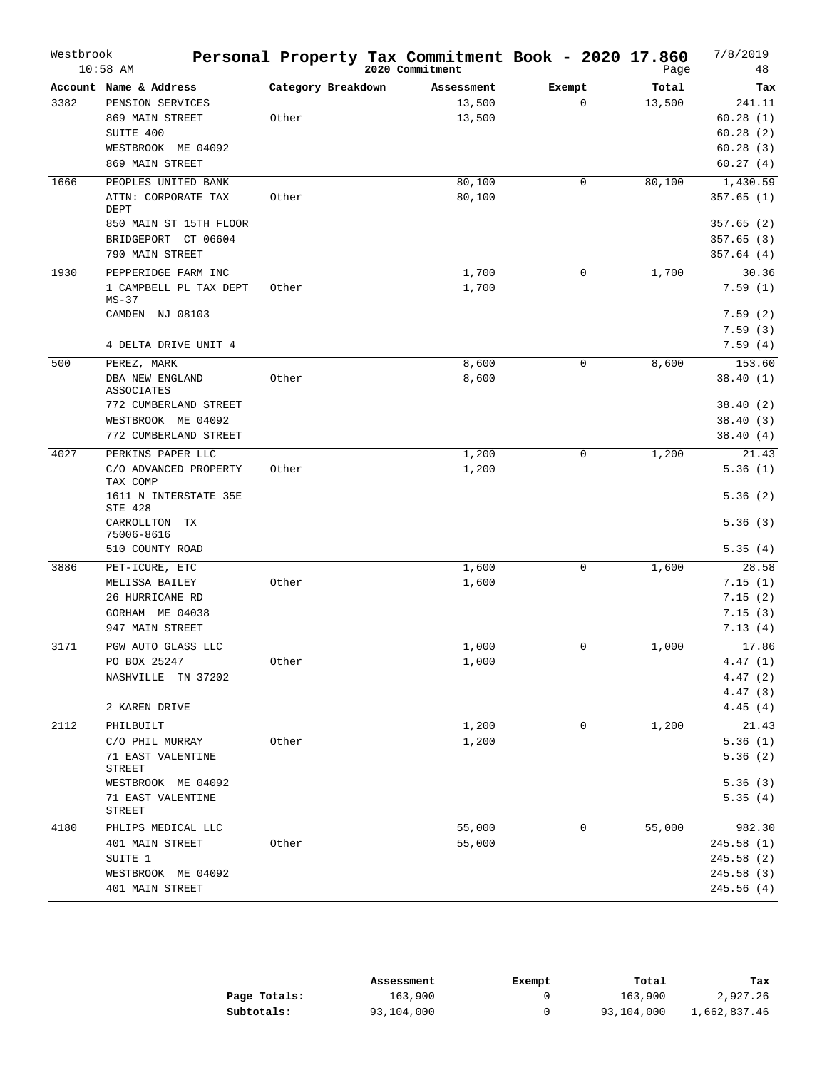Westbrook 10:58 AM

# Personal Property Tax Commitment Book - 2020 17.860

2020 Commitment

7/8/2019

| Account | Name & Address | Category Breakdown | Assessment | Exempt | Total | Tax |
|---|---|---|---|---|---|---|
| 3382 | PENSION SERVICES | | 13,500 | 0 | 13,500 | 241.11 |
| | 869 MAIN STREET | Other | 13,500 | | | 60.28 (1) |
| | SUITE 400 | | | | | 60.28 (2) |
| | WESTBROOK ME 04092 | | | | | 60.28 (3) |
| | 869 MAIN STREET | | | | | 60.27 (4) |
| 1666 | PEOPLES UNITED BANK | | 80,100 | 0 | 80,100 | 1,430.59 |
| | ATTN: CORPORATE TAX DEPT | Other | 80,100 | | | 357.65 (1) |
| | 850 MAIN ST 15TH FLOOR | | | | | 357.65 (2) |
| | BRIDGEPORT CT 06604 | | | | | 357.65 (3) |
| | 790 MAIN STREET | | | | | 357.64 (4) |
| 1930 | PEPPERIDGE FARM INC | | 1,700 | 0 | 1,700 | 30.36 |
| | 1 CAMPBELL PL TAX DEPT MS-37 | Other | 1,700 | | | 7.59 (1) |
| | CAMDEN NJ 08103 | | | | | 7.59 (2) |
| | | | | | | 7.59 (3) |
| | 4 DELTA DRIVE UNIT 4 | | | | | 7.59 (4) |
| 500 | PEREZ, MARK | | 8,600 | 0 | 8,600 | 153.60 |
| | DBA NEW ENGLAND ASSOCIATES | Other | 8,600 | | | 38.40 (1) |
| | 772 CUMBERLAND STREET | | | | | 38.40 (2) |
| | WESTBROOK ME 04092 | | | | | 38.40 (3) |
| | 772 CUMBERLAND STREET | | | | | 38.40 (4) |
| 4027 | PERKINS PAPER LLC | | 1,200 | 0 | 1,200 | 21.43 |
| | C/O ADVANCED PROPERTY TAX COMP | Other | 1,200 | | | 5.36 (1) |
| | 1611 N INTERSTATE 35E STE 428 | | | | | 5.36 (2) |
| | CARROLLTON TX 75006-8616 | | | | | 5.36 (3) |
| | 510 COUNTY ROAD | | | | | 5.35 (4) |
| 3886 | PET-ICURE, ETC | | 1,600 | 0 | 1,600 | 28.58 |
| | MELISSA BAILEY | Other | 1,600 | | | 7.15 (1) |
| | 26 HURRICANE RD | | | | | 7.15 (2) |
| | GORHAM ME 04038 | | | | | 7.15 (3) |
| | 947 MAIN STREET | | | | | 7.13 (4) |
| 3171 | PGW AUTO GLASS LLC | | 1,000 | 0 | 1,000 | 17.86 |
| | PO BOX 25247 | Other | 1,000 | | | 4.47 (1) |
| | NASHVILLE TN 37202 | | | | | 4.47 (2) |
| | | | | | | 4.47 (3) |
| | 2 KAREN DRIVE | | | | | 4.45 (4) |
| 2112 | PHILBUILT | | 1,200 | 0 | 1,200 | 21.43 |
| | C/O PHIL MURRAY | Other | 1,200 | | | 5.36 (1) |
| | 71 EAST VALENTINE STREET | | | | | 5.36 (2) |
| | WESTBROOK ME 04092 | | | | | 5.36 (3) |
| | 71 EAST VALENTINE STREET | | | | | 5.35 (4) |
| 4180 | PHLIPS MEDICAL LLC | | 55,000 | 0 | 55,000 | 982.30 |
| | 401 MAIN STREET | Other | 55,000 | | | 245.58 (1) |
| | SUITE 1 | | | | | 245.58 (2) |
| | WESTBROOK ME 04092 | | | | | 245.58 (3) |
| | 401 MAIN STREET | | | | | 245.56 (4) |

| | Assessment | Exempt | Total | Tax |
|---|---|---|---|---|
| **Page Totals:** | 163,900 | 0 | 163,900 | 2,927.26 |
| **Subtotals:** | 93,104,000 | 0 | 93,104,000 | 1,662,837.46 |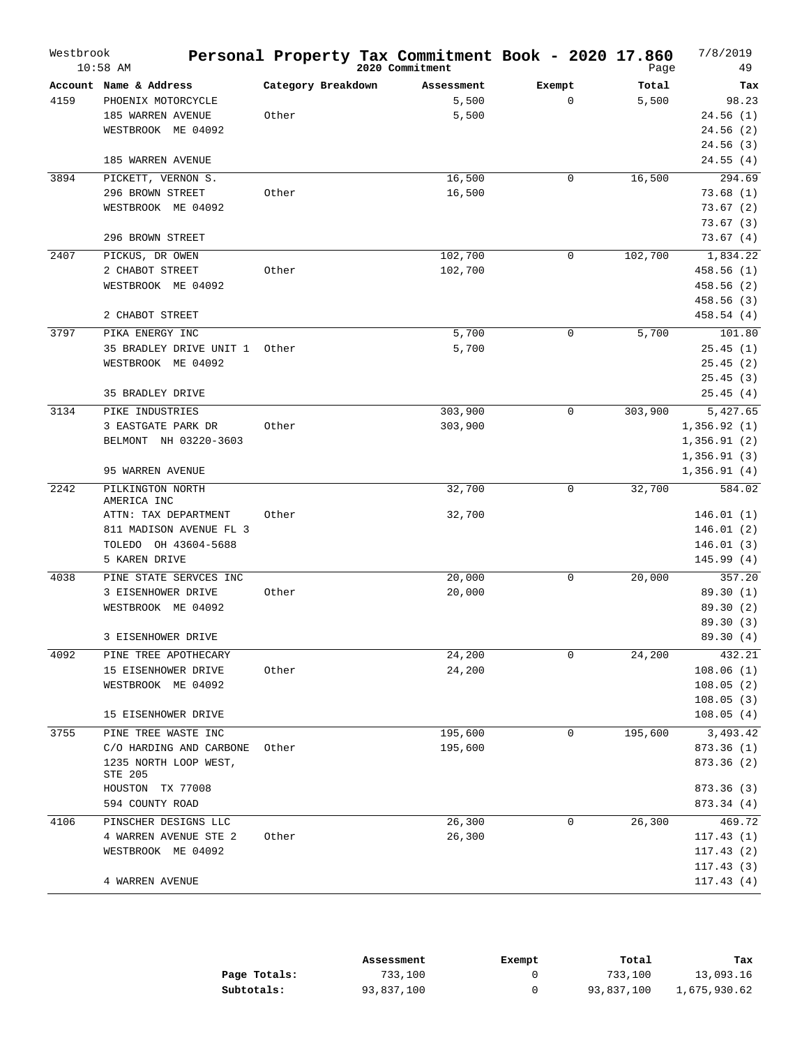# Westbrook Personal Property Tax Commitment Book - 2020 17.860

10:58 AM — 2020 Commitment — 7/8/2019

| Account | Name & Address | Category Breakdown | Assessment | Exempt | Total | Tax |
|---|---|---|---|---|---|---|
| 4159 | PHOENIX MOTORCYCLE | | 5,500 | 0 | 5,500 | 98.23 |
| | 185 WARREN AVENUE | Other | 5,500 | | | 24.56 (1) |
| | WESTBROOK ME 04092 | | | | | 24.56 (2) |
| | | | | | | 24.56 (3) |
| | 185 WARREN AVENUE | | | | | 24.55 (4) |
| 3894 | PICKETT, VERNON S. | | 16,500 | 0 | 16,500 | 294.69 |
| | 296 BROWN STREET | Other | 16,500 | | | 73.68 (1) |
| | WESTBROOK ME 04092 | | | | | 73.67 (2) |
| | | | | | | 73.67 (3) |
| | 296 BROWN STREET | | | | | 73.67 (4) |
| 2407 | PICKUS, DR OWEN | | 102,700 | 0 | 102,700 | 1,834.22 |
| | 2 CHABOT STREET | Other | 102,700 | | | 458.56 (1) |
| | WESTBROOK ME 04092 | | | | | 458.56 (2) |
| | | | | | | 458.56 (3) |
| | 2 CHABOT STREET | | | | | 458.54 (4) |
| 3797 | PIKA ENERGY INC | | 5,700 | 0 | 5,700 | 101.80 |
| | 35 BRADLEY DRIVE UNIT 1 | Other | 5,700 | | | 25.45 (1) |
| | WESTBROOK ME 04092 | | | | | 25.45 (2) |
| | | | | | | 25.45 (3) |
| | 35 BRADLEY DRIVE | | | | | 25.45 (4) |
| 3134 | PIKE INDUSTRIES | | 303,900 | 0 | 303,900 | 5,427.65 |
| | 3 EASTGATE PARK DR | Other | 303,900 | | | 1,356.92 (1) |
| | BELMONT NH 03220-3603 | | | | | 1,356.91 (2) |
| | | | | | | 1,356.91 (3) |
| | 95 WARREN AVENUE | | | | | 1,356.91 (4) |
| 2242 | PILKINGTON NORTH AMERICA INC | | 32,700 | 0 | 32,700 | 584.02 |
| | ATTN: TAX DEPARTMENT | Other | 32,700 | | | 146.01 (1) |
| | 811 MADISON AVENUE FL 3 | | | | | 146.01 (2) |
| | TOLEDO OH 43604-5688 | | | | | 146.01 (3) |
| | 5 KAREN DRIVE | | | | | 145.99 (4) |
| 4038 | PINE STATE SERVCES INC | | 20,000 | 0 | 20,000 | 357.20 |
| | 3 EISENHOWER DRIVE | Other | 20,000 | | | 89.30 (1) |
| | WESTBROOK ME 04092 | | | | | 89.30 (2) |
| | | | | | | 89.30 (3) |
| | 3 EISENHOWER DRIVE | | | | | 89.30 (4) |
| 4092 | PINE TREE APOTHECARY | | 24,200 | 0 | 24,200 | 432.21 |
| | 15 EISENHOWER DRIVE | Other | 24,200 | | | 108.06 (1) |
| | WESTBROOK ME 04092 | | | | | 108.05 (2) |
| | | | | | | 108.05 (3) |
| | 15 EISENHOWER DRIVE | | | | | 108.05 (4) |
| 3755 | PINE TREE WASTE INC | | 195,600 | 0 | 195,600 | 3,493.42 |
| | C/O HARDING AND CARBONE | Other | 195,600 | | | 873.36 (1) |
| | 1235 NORTH LOOP WEST, STE 205 | | | | | 873.36 (2) |
| | HOUSTON TX 77008 | | | | | 873.36 (3) |
| | 594 COUNTY ROAD | | | | | 873.34 (4) |
| 4106 | PINSCHER DESIGNS LLC | | 26,300 | 0 | 26,300 | 469.72 |
| | 4 WARREN AVENUE STE 2 | Other | 26,300 | | | 117.43 (1) |
| | WESTBROOK ME 04092 | | | | | 117.43 (2) |
| | | | | | | 117.43 (3) |
| | 4 WARREN AVENUE | | | | | 117.43 (4) |

| | Assessment | Exempt | Total | Tax |
|---|---|---|---|---|
| **Page Totals:** | 733,100 | 0 | 733,100 | 13,093.16 |
| **Subtotals:** | 93,837,100 | 0 | 93,837,100 | 1,675,930.62 |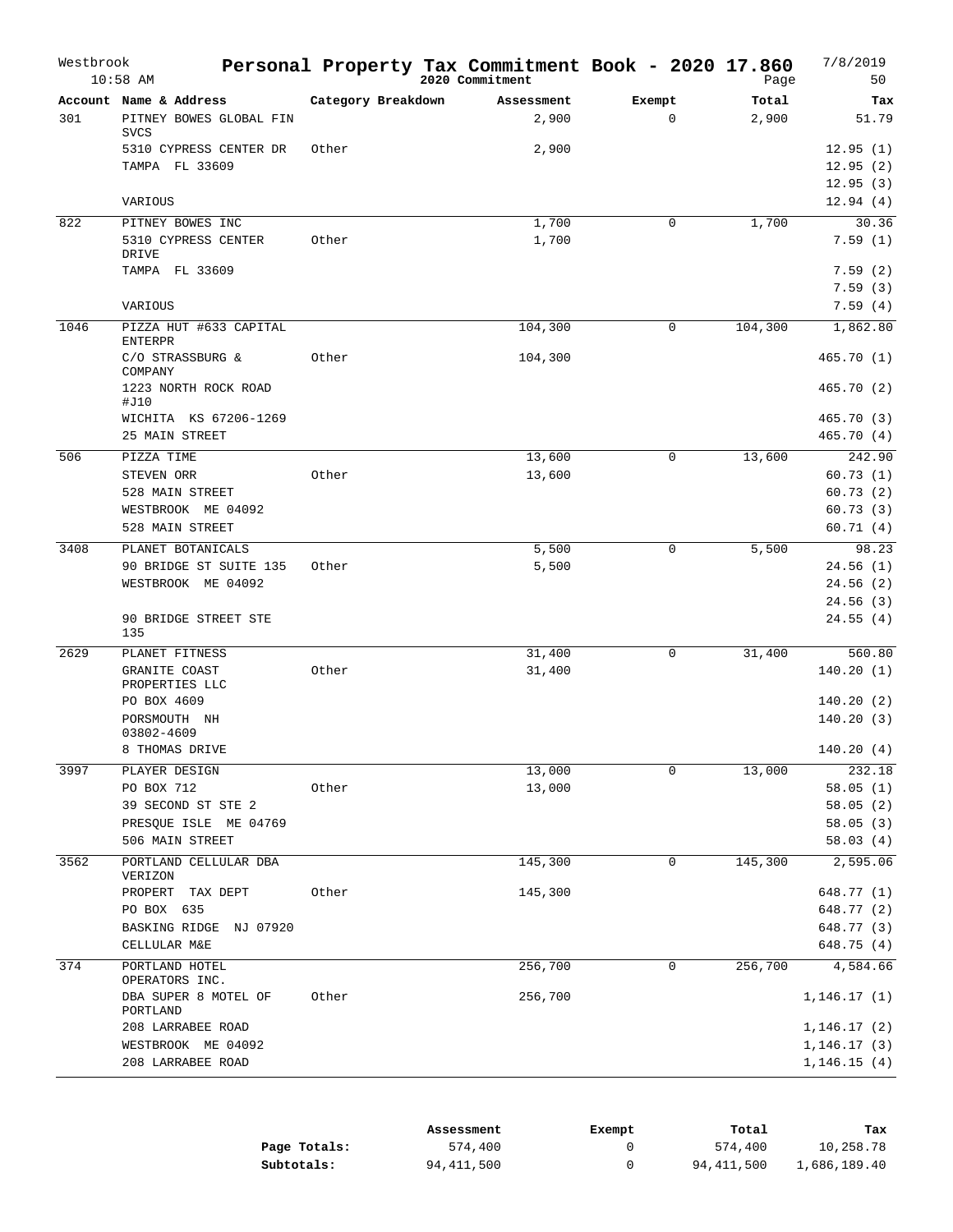# Personal Property Tax Commitment Book - 2020 17.860

Westbrook
10:58 AM

2020 Commitment

7/8/2019
Page 50

| Account | Name & Address | Category Breakdown | Assessment | Exempt | Total | Tax |
|---|---|---|---|---|---|---|
| 301 | PITNEY BOWES GLOBAL FIN SVCS | | 2,900 | 0 | 2,900 | 51.79 |
| | 5310 CYPRESS CENTER DR | Other | 2,900 | | | 12.95 (1) |
| | TAMPA FL 33609 | | | | | 12.95 (2) |
| | | | | | | 12.95 (3) |
| | VARIOUS | | | | | 12.94 (4) |
| 822 | PITNEY BOWES INC | | 1,700 | 0 | 1,700 | 30.36 |
| | 5310 CYPRESS CENTER DRIVE | Other | 1,700 | | | 7.59 (1) |
| | TAMPA FL 33609 | | | | | 7.59 (2) |
| | | | | | | 7.59 (3) |
| | VARIOUS | | | | | 7.59 (4) |
| 1046 | PIZZA HUT #633 CAPITAL ENTERPR | | 104,300 | 0 | 104,300 | 1,862.80 |
| | C/O STRASSBURG & COMPANY | Other | 104,300 | | | 465.70 (1) |
| | 1223 NORTH ROCK ROAD #J10 | | | | | 465.70 (2) |
| | WICHITA KS 67206-1269 | | | | | 465.70 (3) |
| | 25 MAIN STREET | | | | | 465.70 (4) |
| 506 | PIZZA TIME | | 13,600 | 0 | 13,600 | 242.90 |
| | STEVEN ORR | Other | 13,600 | | | 60.73 (1) |
| | 528 MAIN STREET | | | | | 60.73 (2) |
| | WESTBROOK ME 04092 | | | | | 60.73 (3) |
| | 528 MAIN STREET | | | | | 60.71 (4) |
| 3408 | PLANET BOTANICALS | | 5,500 | 0 | 5,500 | 98.23 |
| | 90 BRIDGE ST SUITE 135 | Other | 5,500 | | | 24.56 (1) |
| | WESTBROOK ME 04092 | | | | | 24.56 (2) |
| | | | | | | 24.56 (3) |
| | 90 BRIDGE STREET STE 135 | | | | | 24.55 (4) |
| 2629 | PLANET FITNESS | | 31,400 | 0 | 31,400 | 560.80 |
| | GRANITE COAST PROPERTIES LLC | Other | 31,400 | | | 140.20 (1) |
| | PO BOX 4609 | | | | | 140.20 (2) |
| | PORSMOUTH NH 03802-4609 | | | | | 140.20 (3) |
| | 8 THOMAS DRIVE | | | | | 140.20 (4) |
| 3997 | PLAYER DESIGN | | 13,000 | 0 | 13,000 | 232.18 |
| | PO BOX 712 | Other | 13,000 | | | 58.05 (1) |
| | 39 SECOND ST STE 2 | | | | | 58.05 (2) |
| | PRESQUE ISLE ME 04769 | | | | | 58.05 (3) |
| | 506 MAIN STREET | | | | | 58.03 (4) |
| 3562 | PORTLAND CELLULAR DBA VERIZON | | 145,300 | 0 | 145,300 | 2,595.06 |
| | PROPERT TAX DEPT | Other | 145,300 | | | 648.77 (1) |
| | PO BOX 635 | | | | | 648.77 (2) |
| | BASKING RIDGE NJ 07920 | | | | | 648.77 (3) |
| | CELLULAR M&E | | | | | 648.75 (4) |
| 374 | PORTLAND HOTEL OPERATORS INC. | | 256,700 | 0 | 256,700 | 4,584.66 |
| | DBA SUPER 8 MOTEL OF PORTLAND | Other | 256,700 | | | 1,146.17 (1) |
| | 208 LARRABEE ROAD | | | | | 1,146.17 (2) |
| | WESTBROOK ME 04092 | | | | | 1,146.17 (3) |
| | 208 LARRABEE ROAD | | | | | 1,146.15 (4) |

| | Assessment | Exempt | Total | Tax |
|---|---|---|---|---|
| **Page Totals:** | 574,400 | 0 | 574,400 | 10,258.78 |
| **Subtotals:** | 94,411,500 | 0 | 94,411,500 | 1,686,189.40 |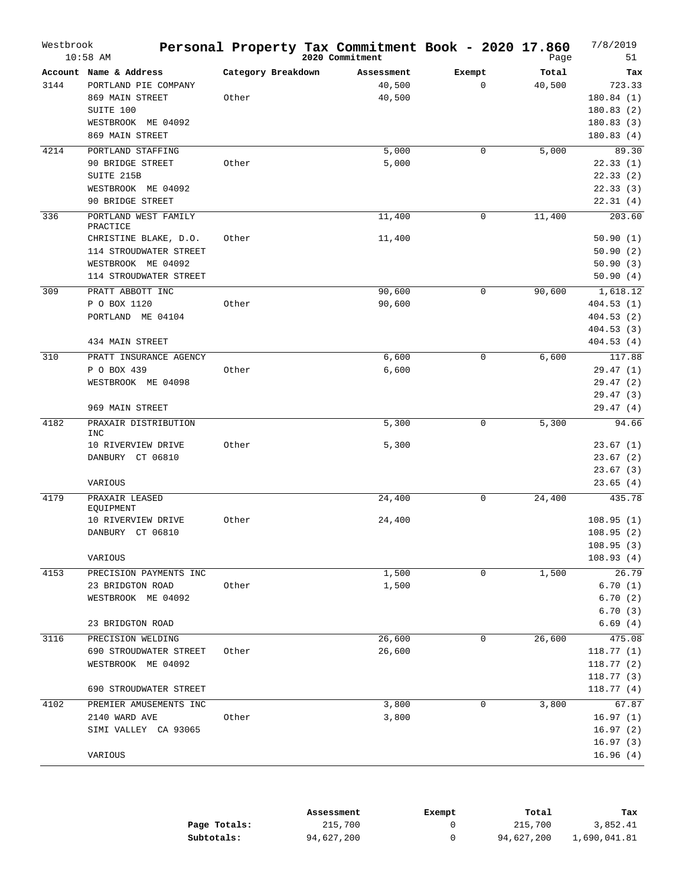# Personal Property Tax Commitment Book - 2020 17.860

Westbrook, 10:58 AM — 2020 Commitment — 7/8/2019

| Account | Name & Address | Category Breakdown | Assessment | Exempt | Total | Tax |
|---|---|---|---|---|---|---|
| 3144 | PORTLAND PIE COMPANY | | 40,500 | 0 | 40,500 | 723.33 |
| | 869 MAIN STREET | Other | 40,500 | | | 180.84 (1) |
| | SUITE 100 | | | | | 180.83 (2) |
| | WESTBROOK ME 04092 | | | | | 180.83 (3) |
| | 869 MAIN STREET | | | | | 180.83 (4) |
| 4214 | PORTLAND STAFFING | | 5,000 | 0 | 5,000 | 89.30 |
| | 90 BRIDGE STREET | Other | 5,000 | | | 22.33 (1) |
| | SUITE 215B | | | | | 22.33 (2) |
| | WESTBROOK ME 04092 | | | | | 22.33 (3) |
| | 90 BRIDGE STREET | | | | | 22.31 (4) |
| 336 | PORTLAND WEST FAMILY PRACTICE | | 11,400 | 0 | 11,400 | 203.60 |
| | CHRISTINE BLAKE, D.O. | Other | 11,400 | | | 50.90 (1) |
| | 114 STROUDWATER STREET | | | | | 50.90 (2) |
| | WESTBROOK ME 04092 | | | | | 50.90 (3) |
| | 114 STROUDWATER STREET | | | | | 50.90 (4) |
| 309 | PRATT ABBOTT INC | | 90,600 | 0 | 90,600 | 1,618.12 |
| | P O BOX 1120 | Other | 90,600 | | | 404.53 (1) |
| | PORTLAND ME 04104 | | | | | 404.53 (2) |
| | | | | | | 404.53 (3) |
| | 434 MAIN STREET | | | | | 404.53 (4) |
| 310 | PRATT INSURANCE AGENCY | | 6,600 | 0 | 6,600 | 117.88 |
| | P O BOX 439 | Other | 6,600 | | | 29.47 (1) |
| | WESTBROOK ME 04098 | | | | | 29.47 (2) |
| | | | | | | 29.47 (3) |
| | 969 MAIN STREET | | | | | 29.47 (4) |
| 4182 | PRAXAIR DISTRIBUTION INC | | 5,300 | 0 | 5,300 | 94.66 |
| | 10 RIVERVIEW DRIVE | Other | 5,300 | | | 23.67 (1) |
| | DANBURY CT 06810 | | | | | 23.67 (2) |
| | | | | | | 23.67 (3) |
| | VARIOUS | | | | | 23.65 (4) |
| 4179 | PRAXAIR LEASED EQUIPMENT | | 24,400 | 0 | 24,400 | 435.78 |
| | 10 RIVERVIEW DRIVE | Other | 24,400 | | | 108.95 (1) |
| | DANBURY CT 06810 | | | | | 108.95 (2) |
| | | | | | | 108.95 (3) |
| | VARIOUS | | | | | 108.93 (4) |
| 4153 | PRECISION PAYMENTS INC | | 1,500 | 0 | 1,500 | 26.79 |
| | 23 BRIDGTON ROAD | Other | 1,500 | | | 6.70 (1) |
| | WESTBROOK ME 04092 | | | | | 6.70 (2) |
| | | | | | | 6.70 (3) |
| | 23 BRIDGTON ROAD | | | | | 6.69 (4) |
| 3116 | PRECISION WELDING | | 26,600 | 0 | 26,600 | 475.08 |
| | 690 STROUDWATER STREET | Other | 26,600 | | | 118.77 (1) |
| | WESTBROOK ME 04092 | | | | | 118.77 (2) |
| | | | | | | 118.77 (3) |
| | 690 STROUDWATER STREET | | | | | 118.77 (4) |
| 4102 | PREMIER AMUSEMENTS INC | | 3,800 | 0 | 3,800 | 67.87 |
| | 2140 WARD AVE | Other | 3,800 | | | 16.97 (1) |
| | SIMI VALLEY CA 93065 | | | | | 16.97 (2) |
| | | | | | | 16.97 (3) |
| | VARIOUS | | | | | 16.96 (4) |

| | Assessment | Exempt | Total | Tax |
|---|---|---|---|---|
| **Page Totals:** | 215,700 | 0 | 215,700 | 3,852.41 |
| **Subtotals:** | 94,627,200 | 0 | 94,627,200 | 1,690,041.81 |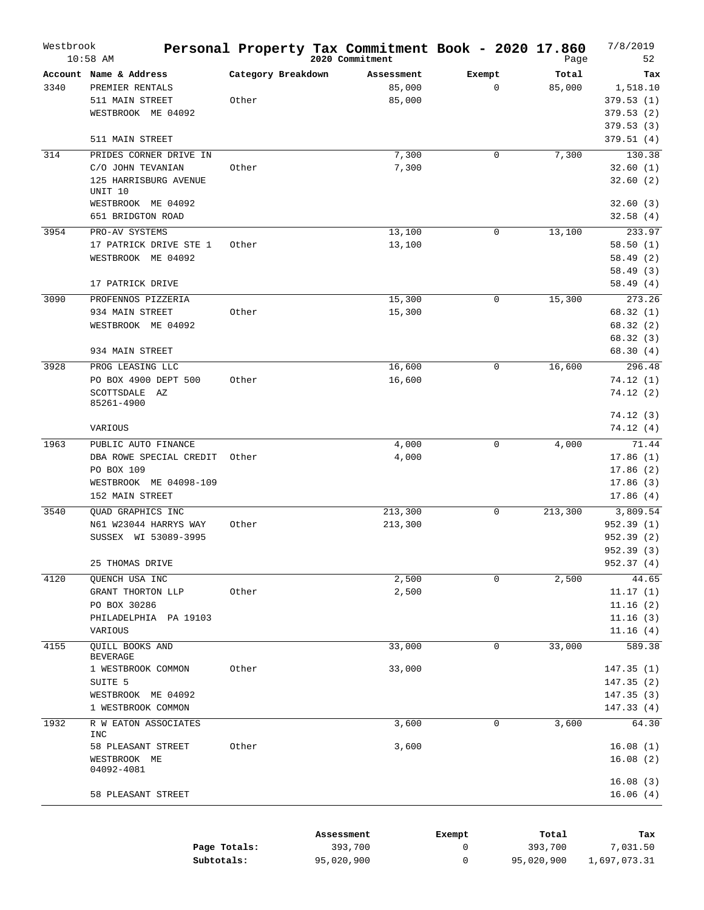# Personal Property Tax Commitment Book - 2020 17.860

Westbrook 10:58 AM — 2020 Commitment — 7/8/2019

| Account | Name & Address | Category Breakdown | Assessment | Exempt | Total | Tax |
|---|---|---|---|---|---|---|
| 3340 | PREMIER RENTALS | | 85,000 | 0 | 85,000 | 1,518.10 |
| | 511 MAIN STREET | Other | 85,000 | | | 379.53 (1) |
| | WESTBROOK ME 04092 | | | | | 379.53 (2) |
| | | | | | | 379.53 (3) |
| | 511 MAIN STREET | | | | | 379.51 (4) |
| 314 | PRIDES CORNER DRIVE IN | | 7,300 | 0 | 7,300 | 130.38 |
| | C/O JOHN TEVANIAN | Other | 7,300 | | | 32.60 (1) |
| | 125 HARRISBURG AVENUE UNIT 10 | | | | | 32.60 (2) |
| | WESTBROOK ME 04092 | | | | | 32.60 (3) |
| | 651 BRIDGTON ROAD | | | | | 32.58 (4) |
| 3954 | PRO-AV SYSTEMS | | 13,100 | 0 | 13,100 | 233.97 |
| | 17 PATRICK DRIVE STE 1 | Other | 13,100 | | | 58.50 (1) |
| | WESTBROOK ME 04092 | | | | | 58.49 (2) |
| | | | | | | 58.49 (3) |
| | 17 PATRICK DRIVE | | | | | 58.49 (4) |
| 3090 | PROFENNOS PIZZERIA | | 15,300 | 0 | 15,300 | 273.26 |
| | 934 MAIN STREET | Other | 15,300 | | | 68.32 (1) |
| | WESTBROOK ME 04092 | | | | | 68.32 (2) |
| | | | | | | 68.32 (3) |
| | 934 MAIN STREET | | | | | 68.30 (4) |
| 3928 | PROG LEASING LLC | | 16,600 | 0 | 16,600 | 296.48 |
| | PO BOX 4900 DEPT 500 | Other | 16,600 | | | 74.12 (1) |
| | SCOTTSDALE AZ 85261-4900 | | | | | 74.12 (2) |
| | | | | | | 74.12 (3) |
| | VARIOUS | | | | | 74.12 (4) |
| 1963 | PUBLIC AUTO FINANCE | | 4,000 | 0 | 4,000 | 71.44 |
| | DBA ROWE SPECIAL CREDIT | Other | 4,000 | | | 17.86 (1) |
| | PO BOX 109 | | | | | 17.86 (2) |
| | WESTBROOK ME 04098-109 | | | | | 17.86 (3) |
| | 152 MAIN STREET | | | | | 17.86 (4) |
| 3540 | QUAD GRAPHICS INC | | 213,300 | 0 | 213,300 | 3,809.54 |
| | N61 W23044 HARRYS WAY | Other | 213,300 | | | 952.39 (1) |
| | SUSSEX WI 53089-3995 | | | | | 952.39 (2) |
| | | | | | | 952.39 (3) |
| | 25 THOMAS DRIVE | | | | | 952.37 (4) |
| 4120 | QUENCH USA INC | | 2,500 | 0 | 2,500 | 44.65 |
| | GRANT THORTON LLP | Other | 2,500 | | | 11.17 (1) |
| | PO BOX 30286 | | | | | 11.16 (2) |
| | PHILADELPHIA PA 19103 | | | | | 11.16 (3) |
| | VARIOUS | | | | | 11.16 (4) |
| 4155 | QUILL BOOKS AND BEVERAGE | | 33,000 | 0 | 33,000 | 589.38 |
| | 1 WESTBROOK COMMON | Other | 33,000 | | | 147.35 (1) |
| | SUITE 5 | | | | | 147.35 (2) |
| | WESTBROOK ME 04092 | | | | | 147.35 (3) |
| | 1 WESTBROOK COMMON | | | | | 147.33 (4) |
| 1932 | R W EATON ASSOCIATES INC | | 3,600 | 0 | 3,600 | 64.30 |
| | 58 PLEASANT STREET | Other | 3,600 | | | 16.08 (1) |
| | WESTBROOK ME 04092-4081 | | | | | 16.08 (2) |
| | | | | | | 16.08 (3) |
| | 58 PLEASANT STREET | | | | | 16.06 (4) |

| | Assessment | Exempt | Total | Tax |
|---|---|---|---|---|
| **Page Totals:** | 393,700 | 0 | 393,700 | 7,031.50 |
| **Subtotals:** | 95,020,900 | 0 | 95,020,900 | 1,697,073.31 |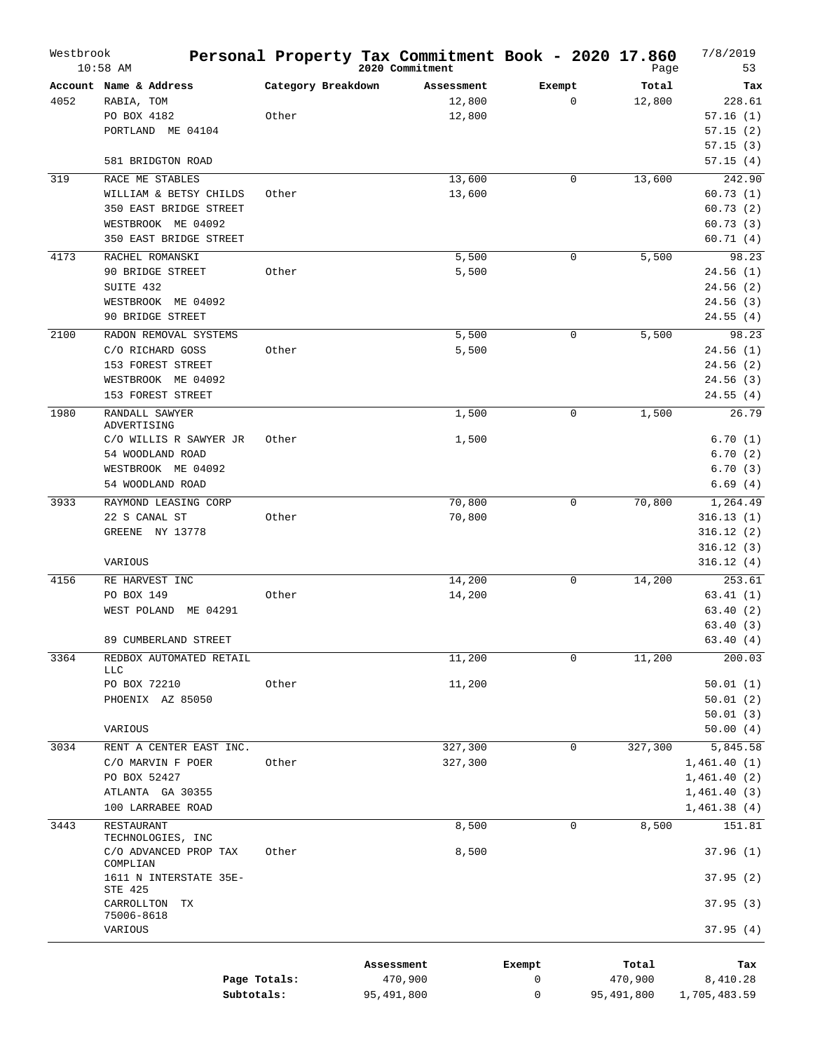# Personal Property Tax Commitment Book - 2020 17.860

Westbrook
10:58 AM

2020 Commitment

7/8/2019

| Account | Name & Address | Category Breakdown | Assessment | Exempt | Total | Tax |
|---|---|---|---|---|---|---|
| 4052 | RABIA, TOM | | 12,800 | 0 | 12,800 | 228.61 |
| | PO BOX 4182 | Other | 12,800 | | | 57.16 (1) |
| | PORTLAND ME 04104 | | | | | 57.15 (2) |
| | | | | | | 57.15 (3) |
| | 581 BRIDGTON ROAD | | | | | 57.15 (4) |
| 319 | RACE ME STABLES | | 13,600 | 0 | 13,600 | 242.90 |
| | WILLIAM & BETSY CHILDS | Other | 13,600 | | | 60.73 (1) |
| | 350 EAST BRIDGE STREET | | | | | 60.73 (2) |
| | WESTBROOK ME 04092 | | | | | 60.73 (3) |
| | 350 EAST BRIDGE STREET | | | | | 60.71 (4) |
| 4173 | RACHEL ROMANSKI | | 5,500 | 0 | 5,500 | 98.23 |
| | 90 BRIDGE STREET | Other | 5,500 | | | 24.56 (1) |
| | SUITE 432 | | | | | 24.56 (2) |
| | WESTBROOK ME 04092 | | | | | 24.56 (3) |
| | 90 BRIDGE STREET | | | | | 24.55 (4) |
| 2100 | RADON REMOVAL SYSTEMS | | 5,500 | 0 | 5,500 | 98.23 |
| | C/O RICHARD GOSS | Other | 5,500 | | | 24.56 (1) |
| | 153 FOREST STREET | | | | | 24.56 (2) |
| | WESTBROOK ME 04092 | | | | | 24.56 (3) |
| | 153 FOREST STREET | | | | | 24.55 (4) |
| 1980 | RANDALL SAWYER ADVERTISING | | 1,500 | 0 | 1,500 | 26.79 |
| | C/O WILLIS R SAWYER JR | Other | 1,500 | | | 6.70 (1) |
| | 54 WOODLAND ROAD | | | | | 6.70 (2) |
| | WESTBROOK ME 04092 | | | | | 6.70 (3) |
| | 54 WOODLAND ROAD | | | | | 6.69 (4) |
| 3933 | RAYMOND LEASING CORP | | 70,800 | 0 | 70,800 | 1,264.49 |
| | 22 S CANAL ST | Other | 70,800 | | | 316.13 (1) |
| | GREENE NY 13778 | | | | | 316.12 (2) |
| | | | | | | 316.12 (3) |
| | VARIOUS | | | | | 316.12 (4) |
| 4156 | RE HARVEST INC | | 14,200 | 0 | 14,200 | 253.61 |
| | PO BOX 149 | Other | 14,200 | | | 63.41 (1) |
| | WEST POLAND ME 04291 | | | | | 63.40 (2) |
| | | | | | | 63.40 (3) |
| | 89 CUMBERLAND STREET | | | | | 63.40 (4) |
| 3364 | REDBOX AUTOMATED RETAIL LLC | | 11,200 | 0 | 11,200 | 200.03 |
| | PO BOX 72210 | Other | 11,200 | | | 50.01 (1) |
| | PHOENIX AZ 85050 | | | | | 50.01 (2) |
| | | | | | | 50.01 (3) |
| | VARIOUS | | | | | 50.00 (4) |
| 3034 | RENT A CENTER EAST INC. | | 327,300 | 0 | 327,300 | 5,845.58 |
| | C/O MARVIN F POER | Other | 327,300 | | | 1,461.40 (1) |
| | PO BOX 52427 | | | | | 1,461.40 (2) |
| | ATLANTA GA 30355 | | | | | 1,461.40 (3) |
| | 100 LARRABEE ROAD | | | | | 1,461.38 (4) |
| 3443 | RESTAURANT TECHNOLOGIES, INC | | 8,500 | 0 | 8,500 | 151.81 |
| | C/O ADVANCED PROP TAX COMPLIAN | Other | 8,500 | | | 37.96 (1) |
| | 1611 N INTERSTATE 35E-STE 425 | | | | | 37.95 (2) |
| | CARROLLTON TX 75006-8618 | | | | | 37.95 (3) |
| | VARIOUS | | | | | 37.95 (4) |

| | Assessment | Exempt | Total | Tax |
|---|---|---|---|---|
| Page Totals: | 470,900 | 0 | 470,900 | 8,410.28 |
| Subtotals: | 95,491,800 | 0 | 95,491,800 | 1,705,483.59 |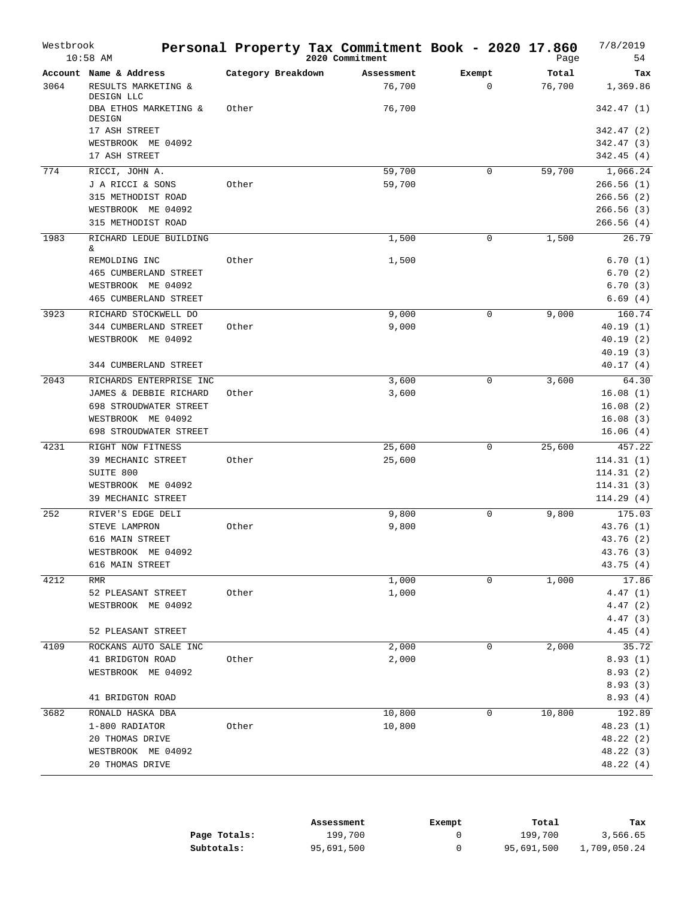# Personal Property Tax Commitment Book - 2020 17.860

Westbrook 10:58 AM — 2020 Commitment — 7/8/2019

| Account | Name & Address | Category Breakdown | Assessment | Exempt | Total | Tax |
|---|---|---|---|---|---|---|
| 3064 | RESULTS MARKETING & DESIGN LLC | | 76,700 | 0 | 76,700 | 1,369.86 |
| | DBA ETHOS MARKETING & DESIGN | Other | 76,700 | | | 342.47 (1) |
| | 17 ASH STREET | | | | | 342.47 (2) |
| | WESTBROOK ME 04092 | | | | | 342.47 (3) |
| | 17 ASH STREET | | | | | 342.45 (4) |
| 774 | RICCI, JOHN A. | | 59,700 | 0 | 59,700 | 1,066.24 |
| | J A RICCI & SONS | Other | 59,700 | | | 266.56 (1) |
| | 315 METHODIST ROAD | | | | | 266.56 (2) |
| | WESTBROOK ME 04092 | | | | | 266.56 (3) |
| | 315 METHODIST ROAD | | | | | 266.56 (4) |
| 1983 | RICHARD LEDUE BUILDING & | | 1,500 | 0 | 1,500 | 26.79 |
| | REMOLDING INC | Other | 1,500 | | | 6.70 (1) |
| | 465 CUMBERLAND STREET | | | | | 6.70 (2) |
| | WESTBROOK ME 04092 | | | | | 6.70 (3) |
| | 465 CUMBERLAND STREET | | | | | 6.69 (4) |
| 3923 | RICHARD STOCKWELL DO | | 9,000 | 0 | 9,000 | 160.74 |
| | 344 CUMBERLAND STREET | Other | 9,000 | | | 40.19 (1) |
| | WESTBROOK ME 04092 | | | | | 40.19 (2) |
| | | | | | | 40.19 (3) |
| | 344 CUMBERLAND STREET | | | | | 40.17 (4) |
| 2043 | RICHARDS ENTERPRISE INC | | 3,600 | 0 | 3,600 | 64.30 |
| | JAMES & DEBBIE RICHARD | Other | 3,600 | | | 16.08 (1) |
| | 698 STROUDWATER STREET | | | | | 16.08 (2) |
| | WESTBROOK ME 04092 | | | | | 16.08 (3) |
| | 698 STROUDWATER STREET | | | | | 16.06 (4) |
| 4231 | RIGHT NOW FITNESS | | 25,600 | 0 | 25,600 | 457.22 |
| | 39 MECHANIC STREET | Other | 25,600 | | | 114.31 (1) |
| | SUITE 800 | | | | | 114.31 (2) |
| | WESTBROOK ME 04092 | | | | | 114.31 (3) |
| | 39 MECHANIC STREET | | | | | 114.29 (4) |
| 252 | RIVER'S EDGE DELI | | 9,800 | 0 | 9,800 | 175.03 |
| | STEVE LAMPRON | Other | 9,800 | | | 43.76 (1) |
| | 616 MAIN STREET | | | | | 43.76 (2) |
| | WESTBROOK ME 04092 | | | | | 43.76 (3) |
| | 616 MAIN STREET | | | | | 43.75 (4) |
| 4212 | RMR | | 1,000 | 0 | 1,000 | 17.86 |
| | 52 PLEASANT STREET | Other | 1,000 | | | 4.47 (1) |
| | WESTBROOK ME 04092 | | | | | 4.47 (2) |
| | | | | | | 4.47 (3) |
| | 52 PLEASANT STREET | | | | | 4.45 (4) |
| 4109 | ROCKANS AUTO SALE INC | | 2,000 | 0 | 2,000 | 35.72 |
| | 41 BRIDGTON ROAD | Other | 2,000 | | | 8.93 (1) |
| | WESTBROOK ME 04092 | | | | | 8.93 (2) |
| | | | | | | 8.93 (3) |
| | 41 BRIDGTON ROAD | | | | | 8.93 (4) |
| 3682 | RONALD HASKA DBA | | 10,800 | 0 | 10,800 | 192.89 |
| | 1-800 RADIATOR | Other | 10,800 | | | 48.23 (1) |
| | 20 THOMAS DRIVE | | | | | 48.22 (2) |
| | WESTBROOK ME 04092 | | | | | 48.22 (3) |
| | 20 THOMAS DRIVE | | | | | 48.22 (4) |

| | Assessment | Exempt | Total | Tax |
|---|---|---|---|---|
| **Page Totals:** | 199,700 | 0 | 199,700 | 3,566.65 |
| **Subtotals:** | 95,691,500 | 0 | 95,691,500 | 1,709,050.24 |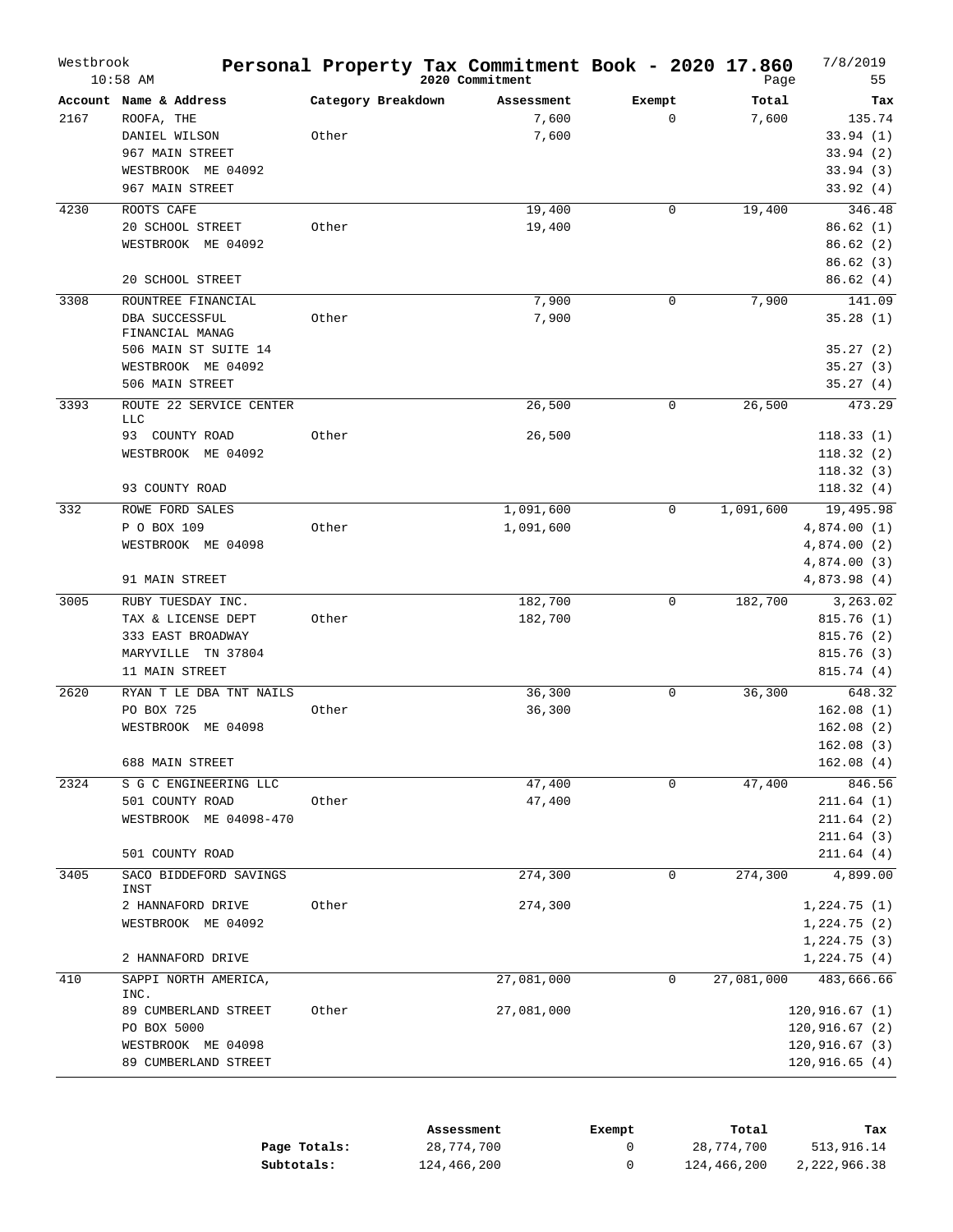# Personal Property Tax Commitment Book - 2020 17.860

Westbrook 10:58 AM — 2020 Commitment — 7/8/2019

| Account | Name & Address | Category Breakdown | Assessment | Exempt | Total | Tax |
|---|---|---|---|---|---|---|
| 2167 | ROOFA, THE | | 7,600 | 0 | 7,600 | 135.74 |
| | DANIEL WILSON | Other | 7,600 | | | 33.94 (1) |
| | 967 MAIN STREET | | | | | 33.94 (2) |
| | WESTBROOK ME 04092 | | | | | 33.94 (3) |
| | 967 MAIN STREET | | | | | 33.92 (4) |
| 4230 | ROOTS CAFE | | 19,400 | 0 | 19,400 | 346.48 |
| | 20 SCHOOL STREET | Other | 19,400 | | | 86.62 (1) |
| | WESTBROOK ME 04092 | | | | | 86.62 (2) |
| | | | | | | 86.62 (3) |
| | 20 SCHOOL STREET | | | | | 86.62 (4) |
| 3308 | ROUNTREE FINANCIAL | | 7,900 | 0 | 7,900 | 141.09 |
| | DBA SUCCESSFUL FINANCIAL MANAG | Other | 7,900 | | | 35.28 (1) |
| | 506 MAIN ST SUITE 14 | | | | | 35.27 (2) |
| | WESTBROOK ME 04092 | | | | | 35.27 (3) |
| | 506 MAIN STREET | | | | | 35.27 (4) |
| 3393 | ROUTE 22 SERVICE CENTER LLC | | 26,500 | 0 | 26,500 | 473.29 |
| | 93 COUNTY ROAD | Other | 26,500 | | | 118.33 (1) |
| | WESTBROOK ME 04092 | | | | | 118.32 (2) |
| | | | | | | 118.32 (3) |
| | 93 COUNTY ROAD | | | | | 118.32 (4) |
| 332 | ROWE FORD SALES | | 1,091,600 | 0 | 1,091,600 | 19,495.98 |
| | P O BOX 109 | Other | 1,091,600 | | | 4,874.00 (1) |
| | WESTBROOK ME 04098 | | | | | 4,874.00 (2) |
| | | | | | | 4,874.00 (3) |
| | 91 MAIN STREET | | | | | 4,873.98 (4) |
| 3005 | RUBY TUESDAY INC. | | 182,700 | 0 | 182,700 | 3,263.02 |
| | TAX & LICENSE DEPT | Other | 182,700 | | | 815.76 (1) |
| | 333 EAST BROADWAY | | | | | 815.76 (2) |
| | MARYVILLE TN 37804 | | | | | 815.76 (3) |
| | 11 MAIN STREET | | | | | 815.74 (4) |
| 2620 | RYAN T LE DBA TNT NAILS | | 36,300 | 0 | 36,300 | 648.32 |
| | PO BOX 725 | Other | 36,300 | | | 162.08 (1) |
| | WESTBROOK ME 04098 | | | | | 162.08 (2) |
| | | | | | | 162.08 (3) |
| | 688 MAIN STREET | | | | | 162.08 (4) |
| 2324 | S G C ENGINEERING LLC | | 47,400 | 0 | 47,400 | 846.56 |
| | 501 COUNTY ROAD | Other | 47,400 | | | 211.64 (1) |
| | WESTBROOK ME 04098-470 | | | | | 211.64 (2) |
| | | | | | | 211.64 (3) |
| | 501 COUNTY ROAD | | | | | 211.64 (4) |
| 3405 | SACO BIDDEFORD SAVINGS INST | | 274,300 | 0 | 274,300 | 4,899.00 |
| | 2 HANNAFORD DRIVE | Other | 274,300 | | | 1,224.75 (1) |
| | WESTBROOK ME 04092 | | | | | 1,224.75 (2) |
| | | | | | | 1,224.75 (3) |
| | 2 HANNAFORD DRIVE | | | | | 1,224.75 (4) |
| 410 | SAPPI NORTH AMERICA, INC. | | 27,081,000 | 0 | 27,081,000 | 483,666.66 |
| | 89 CUMBERLAND STREET | Other | 27,081,000 | | | 120,916.67 (1) |
| | PO BOX 5000 | | | | | 120,916.67 (2) |
| | WESTBROOK ME 04098 | | | | | 120,916.67 (3) |
| | 89 CUMBERLAND STREET | | | | | 120,916.65 (4) |

| | Assessment | Exempt | Total | Tax |
|---|---|---|---|---|
| **Page Totals:** | 28,774,700 | 0 | 28,774,700 | 513,916.14 |
| **Subtotals:** | 124,466,200 | 0 | 124,466,200 | 2,222,966.38 |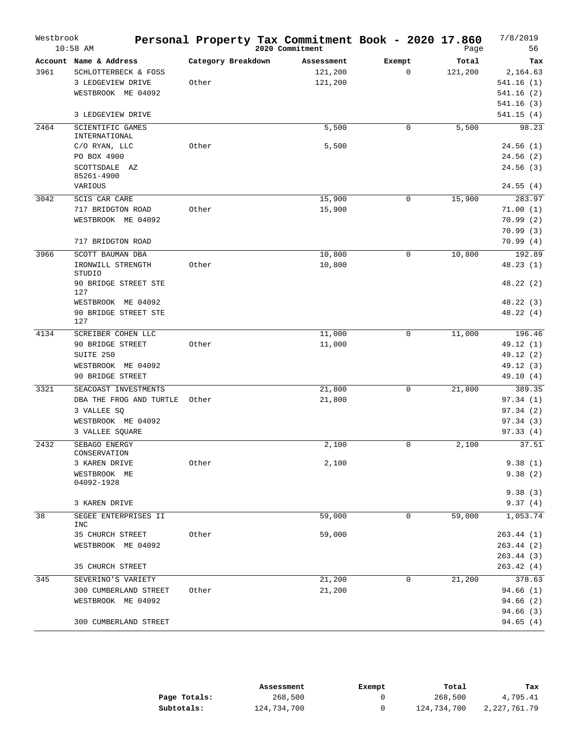Westbrook
10:58 AM

# Personal Property Tax Commitment Book - 2020 17.860

2020 Commitment

7/8/2019

| Account | Name & Address | Category Breakdown | Assessment | Exempt | Total | Tax |
|---|---|---|---|---|---|---|
| 3961 | SCHLOTTERBECK & FOSS | | 121,200 | 0 | 121,200 | 2,164.63 |
| | 3 LEDGEVIEW DRIVE | Other | 121,200 | | | 541.16 (1) |
| | WESTBROOK ME 04092 | | | | | 541.16 (2) |
| | | | | | | 541.16 (3) |
| | 3 LEDGEVIEW DRIVE | | | | | 541.15 (4) |
| 2464 | SCIENTIFIC GAMES INTERNATIONAL | | 5,500 | 0 | 5,500 | 98.23 |
| | C/O RYAN, LLC | Other | 5,500 | | | 24.56 (1) |
| | PO BOX 4900 | | | | | 24.56 (2) |
| | SCOTTSDALE AZ 85261-4900 | | | | | 24.56 (3) |
| | VARIOUS | | | | | 24.55 (4) |
| 3042 | SCIS CAR CARE | | 15,900 | 0 | 15,900 | 283.97 |
| | 717 BRIDGTON ROAD | Other | 15,900 | | | 71.00 (1) |
| | WESTBROOK ME 04092 | | | | | 70.99 (2) |
| | | | | | | 70.99 (3) |
| | 717 BRIDGTON ROAD | | | | | 70.99 (4) |
| 3966 | SCOTT BAUMAN DBA | | 10,800 | 0 | 10,800 | 192.89 |
| | IRONWILL STRENGTH STUDIO | Other | 10,800 | | | 48.23 (1) |
| | 90 BRIDGE STREET STE 127 | | | | | 48.22 (2) |
| | WESTBROOK ME 04092 | | | | | 48.22 (3) |
| | 90 BRIDGE STREET STE 127 | | | | | 48.22 (4) |
| 4134 | SCREIBER COHEN LLC | | 11,000 | 0 | 11,000 | 196.46 |
| | 90 BRIDGE STREET | Other | 11,000 | | | 49.12 (1) |
| | SUITE 250 | | | | | 49.12 (2) |
| | WESTBROOK ME 04092 | | | | | 49.12 (3) |
| | 90 BRIDGE STREET | | | | | 49.10 (4) |
| 3321 | SEACOAST INVESTMENTS | | 21,800 | 0 | 21,800 | 389.35 |
| | DBA THE FROG AND TURTLE | Other | 21,800 | | | 97.34 (1) |
| | 3 VALLEE SQ | | | | | 97.34 (2) |
| | WESTBROOK ME 04092 | | | | | 97.34 (3) |
| | 3 VALLEE SQUARE | | | | | 97.33 (4) |
| 2432 | SEBAGO ENERGY CONSERVATION | | 2,100 | 0 | 2,100 | 37.51 |
| | 3 KAREN DRIVE | Other | 2,100 | | | 9.38 (1) |
| | WESTBROOK ME 04092-1928 | | | | | 9.38 (2) |
| | | | | | | 9.38 (3) |
| | 3 KAREN DRIVE | | | | | 9.37 (4) |
| 38 | SEGEE ENTERPRISES II INC | | 59,000 | 0 | 59,000 | 1,053.74 |
| | 35 CHURCH STREET | Other | 59,000 | | | 263.44 (1) |
| | WESTBROOK ME 04092 | | | | | 263.44 (2) |
| | | | | | | 263.44 (3) |
| | 35 CHURCH STREET | | | | | 263.42 (4) |
| 345 | SEVERINO'S VARIETY | | 21,200 | 0 | 21,200 | 378.63 |
| | 300 CUMBERLAND STREET | Other | 21,200 | | | 94.66 (1) |
| | WESTBROOK ME 04092 | | | | | 94.66 (2) |
| | | | | | | 94.66 (3) |
| | 300 CUMBERLAND STREET | | | | | 94.65 (4) |

| | Assessment | Exempt | Total | Tax |
|---|---|---|---|---|
| **Page Totals:** | 268,500 | 0 | 268,500 | 4,795.41 |
| **Subtotals:** | 124,734,700 | 0 | 124,734,700 | 2,227,761.79 |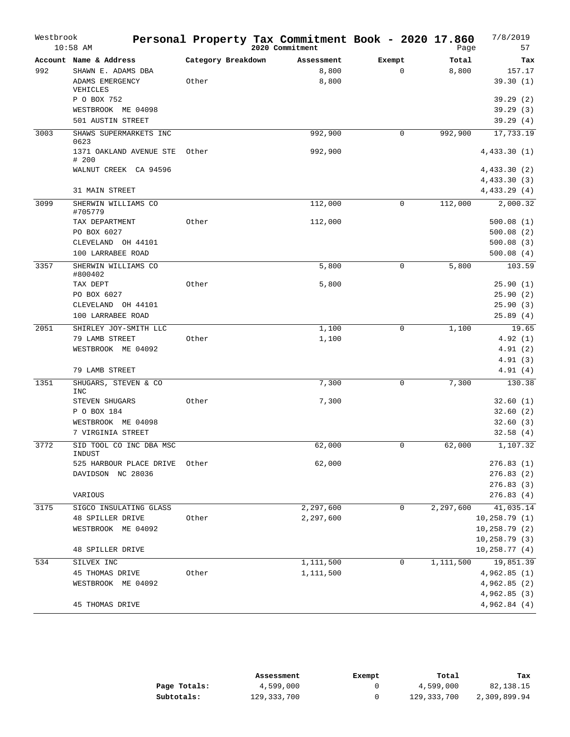# Personal Property Tax Commitment Book - 2020 17.860

Westbrook 10:58 AM — 2020 Commitment — 7/8/2019

| Account | Name & Address | Category Breakdown | Assessment | Exempt | Total | Tax |
|---|---|---|---|---|---|---|
| 992 | SHAWN E. ADAMS DBA | | 8,800 | 0 | 8,800 | 157.17 |
| | ADAMS EMERGENCY VEHICLES | Other | 8,800 | | | 39.30 (1) |
| | P O BOX 752 | | | | | 39.29 (2) |
| | WESTBROOK ME 04098 | | | | | 39.29 (3) |
| | 501 AUSTIN STREET | | | | | 39.29 (4) |
| 3003 | SHAWS SUPERMARKETS INC 0623 | | 992,900 | 0 | 992,900 | 17,733.19 |
| | 1371 OAKLAND AVENUE STE # 200 | Other | 992,900 | | | 4,433.30 (1) |
| | WALNUT CREEK CA 94596 | | | | | 4,433.30 (2) |
| | | | | | | 4,433.30 (3) |
| | 31 MAIN STREET | | | | | 4,433.29 (4) |
| 3099 | SHERWIN WILLIAMS CO #705779 | | 112,000 | 0 | 112,000 | 2,000.32 |
| | TAX DEPARTMENT | Other | 112,000 | | | 500.08 (1) |
| | PO BOX 6027 | | | | | 500.08 (2) |
| | CLEVELAND OH 44101 | | | | | 500.08 (3) |
| | 100 LARRABEE ROAD | | | | | 500.08 (4) |
| 3357 | SHERWIN WILLIAMS CO #800402 | | 5,800 | 0 | 5,800 | 103.59 |
| | TAX DEPT | Other | 5,800 | | | 25.90 (1) |
| | PO BOX 6027 | | | | | 25.90 (2) |
| | CLEVELAND OH 44101 | | | | | 25.90 (3) |
| | 100 LARRABEE ROAD | | | | | 25.89 (4) |
| 2051 | SHIRLEY JOY-SMITH LLC | | 1,100 | 0 | 1,100 | 19.65 |
| | 79 LAMB STREET | Other | 1,100 | | | 4.92 (1) |
| | WESTBROOK ME 04092 | | | | | 4.91 (2) |
| | | | | | | 4.91 (3) |
| | 79 LAMB STREET | | | | | 4.91 (4) |
| 1351 | SHUGARS, STEVEN & CO INC | | 7,300 | 0 | 7,300 | 130.38 |
| | STEVEN SHUGARS | Other | 7,300 | | | 32.60 (1) |
| | P O BOX 184 | | | | | 32.60 (2) |
| | WESTBROOK ME 04098 | | | | | 32.60 (3) |
| | 7 VIRGINIA STREET | | | | | 32.58 (4) |
| 3772 | SID TOOL CO INC DBA MSC INDUST | | 62,000 | 0 | 62,000 | 1,107.32 |
| | 525 HARBOUR PLACE DRIVE | Other | 62,000 | | | 276.83 (1) |
| | DAVIDSON NC 28036 | | | | | 276.83 (2) |
| | | | | | | 276.83 (3) |
| | VARIOUS | | | | | 276.83 (4) |
| 3175 | SIGCO INSULATING GLASS | | 2,297,600 | 0 | 2,297,600 | 41,035.14 |
| | 48 SPILLER DRIVE | Other | 2,297,600 | | | 10,258.79 (1) |
| | WESTBROOK ME 04092 | | | | | 10,258.79 (2) |
| | | | | | | 10,258.79 (3) |
| | 48 SPILLER DRIVE | | | | | 10,258.77 (4) |
| 534 | SILVEX INC | | 1,111,500 | 0 | 1,111,500 | 19,851.39 |
| | 45 THOMAS DRIVE | Other | 1,111,500 | | | 4,962.85 (1) |
| | WESTBROOK ME 04092 | | | | | 4,962.85 (2) |
| | | | | | | 4,962.85 (3) |
| | 45 THOMAS DRIVE | | | | | 4,962.84 (4) |

| | Assessment | Exempt | Total | Tax |
|---|---|---|---|---|
| **Page Totals:** | 4,599,000 | 0 | 4,599,000 | 82,138.15 |
| **Subtotals:** | 129,333,700 | 0 | 129,333,700 | 2,309,899.94 |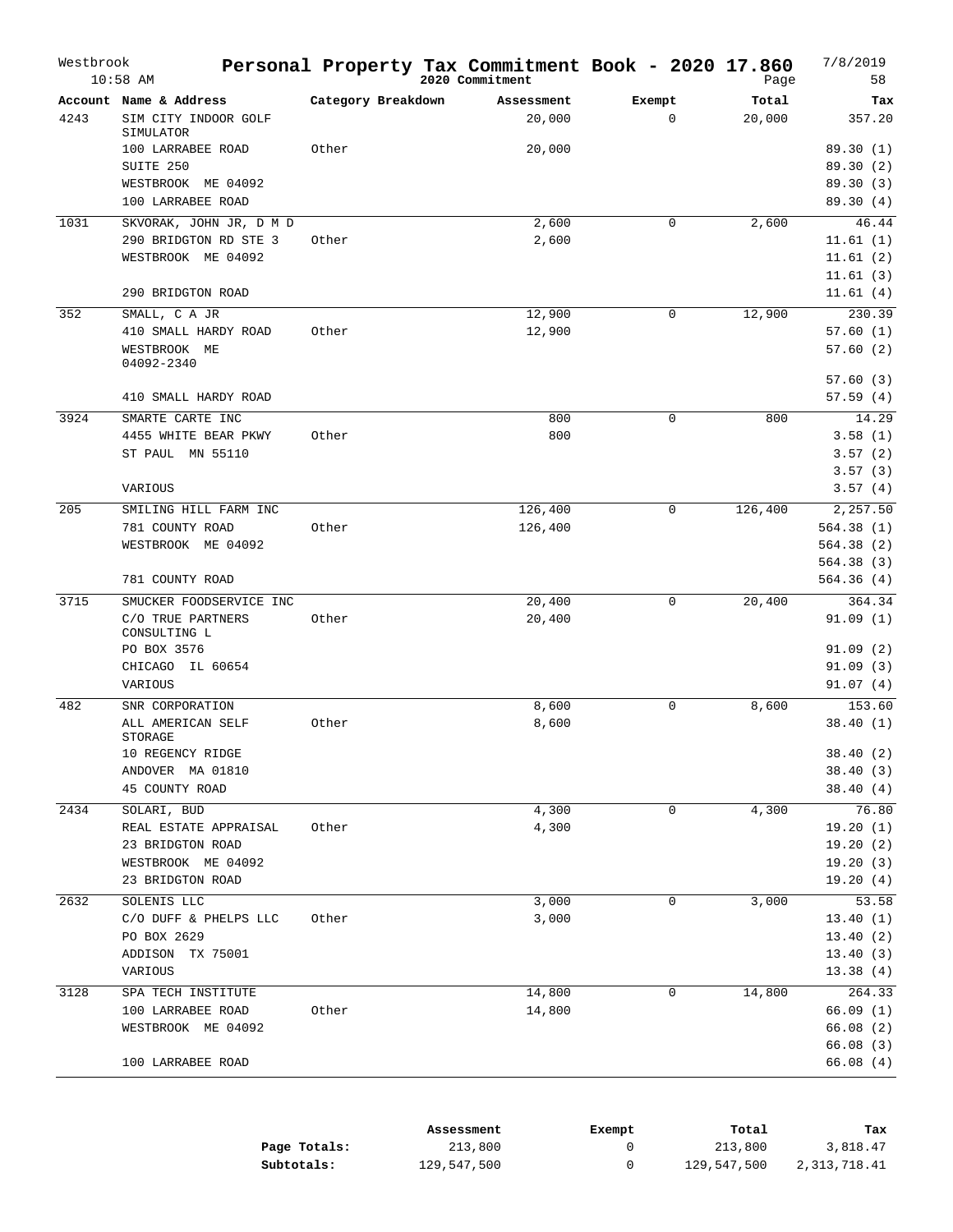# Personal Property Tax Commitment Book - 2020 17.860

Westbrook 10:58 AM — 2020 Commitment — 7/8/2019

| Account | Name & Address | Category Breakdown | Assessment | Exempt | Total | Tax |
|---|---|---|---|---|---|---|
| 4243 | SIM CITY INDOOR GOLF SIMULATOR | | 20,000 | 0 | 20,000 | 357.20 |
| | 100 LARRABEE ROAD | Other | 20,000 | | | 89.30 (1) |
| | SUITE 250 | | | | | 89.30 (2) |
| | WESTBROOK ME 04092 | | | | | 89.30 (3) |
| | 100 LARRABEE ROAD | | | | | 89.30 (4) |
| 1031 | SKVORAK, JOHN JR, D M D | | 2,600 | 0 | 2,600 | 46.44 |
| | 290 BRIDGTON RD STE 3 | Other | 2,600 | | | 11.61 (1) |
| | WESTBROOK ME 04092 | | | | | 11.61 (2) |
| | | | | | | 11.61 (3) |
| | 290 BRIDGTON ROAD | | | | | 11.61 (4) |
| 352 | SMALL, C A JR | | 12,900 | 0 | 12,900 | 230.39 |
| | 410 SMALL HARDY ROAD | Other | 12,900 | | | 57.60 (1) |
| | WESTBROOK ME 04092-2340 | | | | | 57.60 (2) |
| | | | | | | 57.60 (3) |
| | 410 SMALL HARDY ROAD | | | | | 57.59 (4) |
| 3924 | SMARTE CARTE INC | | 800 | 0 | 800 | 14.29 |
| | 4455 WHITE BEAR PKWY | Other | 800 | | | 3.58 (1) |
| | ST PAUL MN 55110 | | | | | 3.57 (2) |
| | | | | | | 3.57 (3) |
| | VARIOUS | | | | | 3.57 (4) |
| 205 | SMILING HILL FARM INC | | 126,400 | 0 | 126,400 | 2,257.50 |
| | 781 COUNTY ROAD | Other | 126,400 | | | 564.38 (1) |
| | WESTBROOK ME 04092 | | | | | 564.38 (2) |
| | | | | | | 564.38 (3) |
| | 781 COUNTY ROAD | | | | | 564.36 (4) |
| 3715 | SMUCKER FOODSERVICE INC | | 20,400 | 0 | 20,400 | 364.34 |
| | C/O TRUE PARTNERS CONSULTING L | Other | 20,400 | | | 91.09 (1) |
| | PO BOX 3576 | | | | | 91.09 (2) |
| | CHICAGO IL 60654 | | | | | 91.09 (3) |
| | VARIOUS | | | | | 91.07 (4) |
| 482 | SNR CORPORATION | | 8,600 | 0 | 8,600 | 153.60 |
| | ALL AMERICAN SELF STORAGE | Other | 8,600 | | | 38.40 (1) |
| | 10 REGENCY RIDGE | | | | | 38.40 (2) |
| | ANDOVER MA 01810 | | | | | 38.40 (3) |
| | 45 COUNTY ROAD | | | | | 38.40 (4) |
| 2434 | SOLARI, BUD | | 4,300 | 0 | 4,300 | 76.80 |
| | REAL ESTATE APPRAISAL | Other | 4,300 | | | 19.20 (1) |
| | 23 BRIDGTON ROAD | | | | | 19.20 (2) |
| | WESTBROOK ME 04092 | | | | | 19.20 (3) |
| | 23 BRIDGTON ROAD | | | | | 19.20 (4) |
| 2632 | SOLENIS LLC | | 3,000 | 0 | 3,000 | 53.58 |
| | C/O DUFF & PHELPS LLC | Other | 3,000 | | | 13.40 (1) |
| | PO BOX 2629 | | | | | 13.40 (2) |
| | ADDISON TX 75001 | | | | | 13.40 (3) |
| | VARIOUS | | | | | 13.38 (4) |
| 3128 | SPA TECH INSTITUTE | | 14,800 | 0 | 14,800 | 264.33 |
| | 100 LARRABEE ROAD | Other | 14,800 | | | 66.09 (1) |
| | WESTBROOK ME 04092 | | | | | 66.08 (2) |
| | | | | | | 66.08 (3) |
| | 100 LARRABEE ROAD | | | | | 66.08 (4) |

| | Assessment | Exempt | Total | Tax |
|---|---|---|---|---|
| **Page Totals:** | 213,800 | 0 | 213,800 | 3,818.47 |
| **Subtotals:** | 129,547,500 | 0 | 129,547,500 | 2,313,718.41 |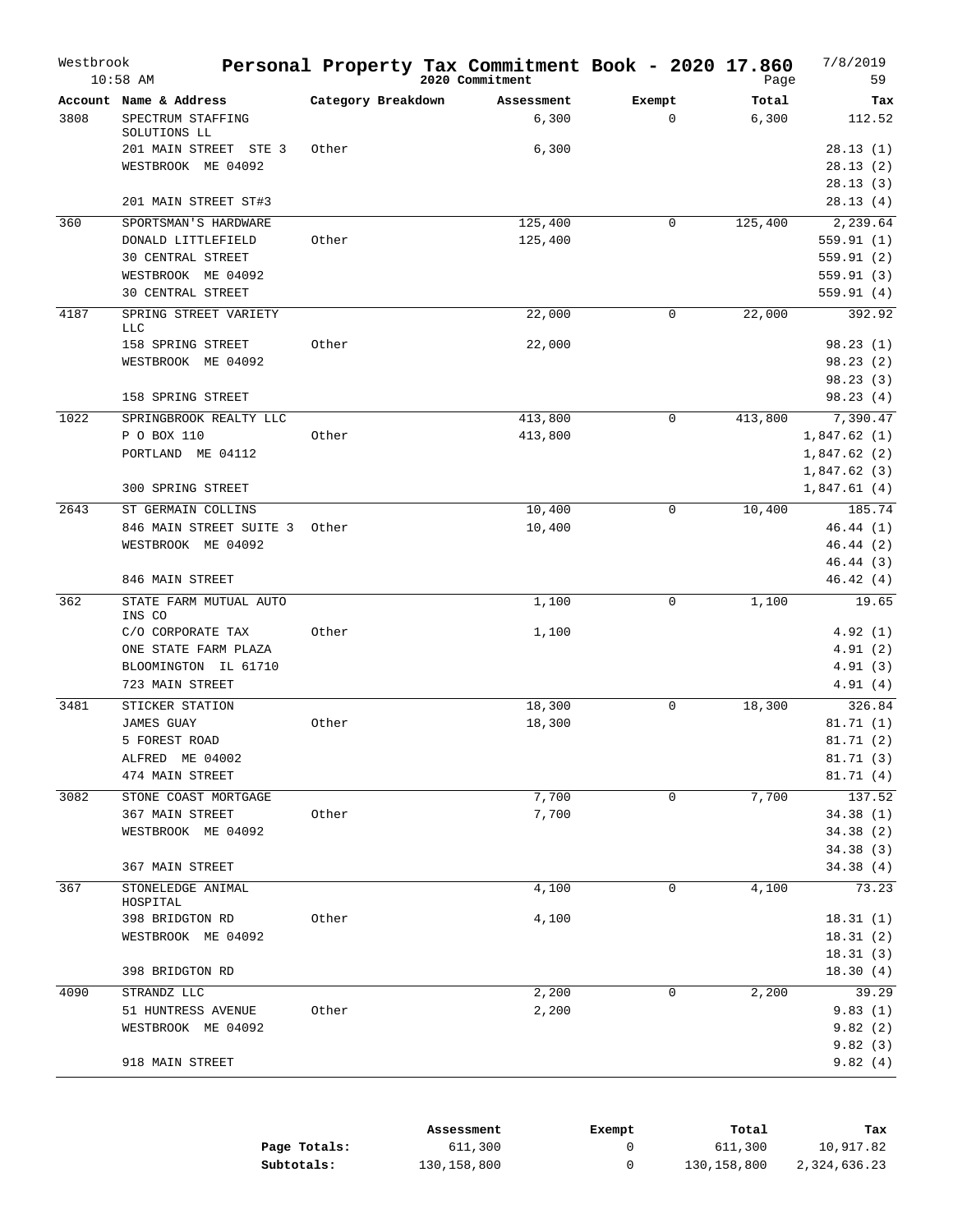# Personal Property Tax Commitment Book - 2020 17.860

Westbrook
10:58 AM

2020 Commitment

7/8/2019

| Account | Name & Address | Category Breakdown | Assessment | Exempt | Total | Tax |
|---|---|---|---|---|---|---|
| 3808 | SPECTRUM STAFFING SOLUTIONS LL | | 6,300 | 0 | 6,300 | 112.52 |
| | 201 MAIN STREET STE 3 | Other | 6,300 | | | 28.13 (1) |
| | WESTBROOK ME 04092 | | | | | 28.13 (2) |
| | | | | | | 28.13 (3) |
| | 201 MAIN STREET ST#3 | | | | | 28.13 (4) |
| 360 | SPORTSMAN'S HARDWARE | | 125,400 | 0 | 125,400 | 2,239.64 |
| | DONALD LITTLEFIELD | Other | 125,400 | | | 559.91 (1) |
| | 30 CENTRAL STREET | | | | | 559.91 (2) |
| | WESTBROOK ME 04092 | | | | | 559.91 (3) |
| | 30 CENTRAL STREET | | | | | 559.91 (4) |
| 4187 | SPRING STREET VARIETY LLC | | 22,000 | 0 | 22,000 | 392.92 |
| | 158 SPRING STREET | Other | 22,000 | | | 98.23 (1) |
| | WESTBROOK ME 04092 | | | | | 98.23 (2) |
| | | | | | | 98.23 (3) |
| | 158 SPRING STREET | | | | | 98.23 (4) |
| 1022 | SPRINGBROOK REALTY LLC | | 413,800 | 0 | 413,800 | 7,390.47 |
| | P O BOX 110 | Other | 413,800 | | | 1,847.62 (1) |
| | PORTLAND ME 04112 | | | | | 1,847.62 (2) |
| | | | | | | 1,847.62 (3) |
| | 300 SPRING STREET | | | | | 1,847.61 (4) |
| 2643 | ST GERMAIN COLLINS | | 10,400 | 0 | 10,400 | 185.74 |
| | 846 MAIN STREET SUITE 3 | Other | 10,400 | | | 46.44 (1) |
| | WESTBROOK ME 04092 | | | | | 46.44 (2) |
| | | | | | | 46.44 (3) |
| | 846 MAIN STREET | | | | | 46.42 (4) |
| 362 | STATE FARM MUTUAL AUTO INS CO | | 1,100 | 0 | 1,100 | 19.65 |
| | C/O CORPORATE TAX | Other | 1,100 | | | 4.92 (1) |
| | ONE STATE FARM PLAZA | | | | | 4.91 (2) |
| | BLOOMINGTON IL 61710 | | | | | 4.91 (3) |
| | 723 MAIN STREET | | | | | 4.91 (4) |
| 3481 | STICKER STATION | | 18,300 | 0 | 18,300 | 326.84 |
| | JAMES GUAY | Other | 18,300 | | | 81.71 (1) |
| | 5 FOREST ROAD | | | | | 81.71 (2) |
| | ALFRED ME 04002 | | | | | 81.71 (3) |
| | 474 MAIN STREET | | | | | 81.71 (4) |
| 3082 | STONE COAST MORTGAGE | | 7,700 | 0 | 7,700 | 137.52 |
| | 367 MAIN STREET | Other | 7,700 | | | 34.38 (1) |
| | WESTBROOK ME 04092 | | | | | 34.38 (2) |
| | | | | | | 34.38 (3) |
| | 367 MAIN STREET | | | | | 34.38 (4) |
| 367 | STONELEDGE ANIMAL HOSPITAL | | 4,100 | 0 | 4,100 | 73.23 |
| | 398 BRIDGTON RD | Other | 4,100 | | | 18.31 (1) |
| | WESTBROOK ME 04092 | | | | | 18.31 (2) |
| | | | | | | 18.31 (3) |
| | 398 BRIDGTON RD | | | | | 18.30 (4) |
| 4090 | STRANDZ LLC | | 2,200 | 0 | 2,200 | 39.29 |
| | 51 HUNTRESS AVENUE | Other | 2,200 | | | 9.83 (1) |
| | WESTBROOK ME 04092 | | | | | 9.82 (2) |
| | | | | | | 9.82 (3) |
| | 918 MAIN STREET | | | | | 9.82 (4) |

| | Assessment | Exempt | Total | Tax |
|---|---|---|---|---|
| **Page Totals:** | 611,300 | 0 | 611,300 | 10,917.82 |
| **Subtotals:** | 130,158,800 | 0 | 130,158,800 | 2,324,636.23 |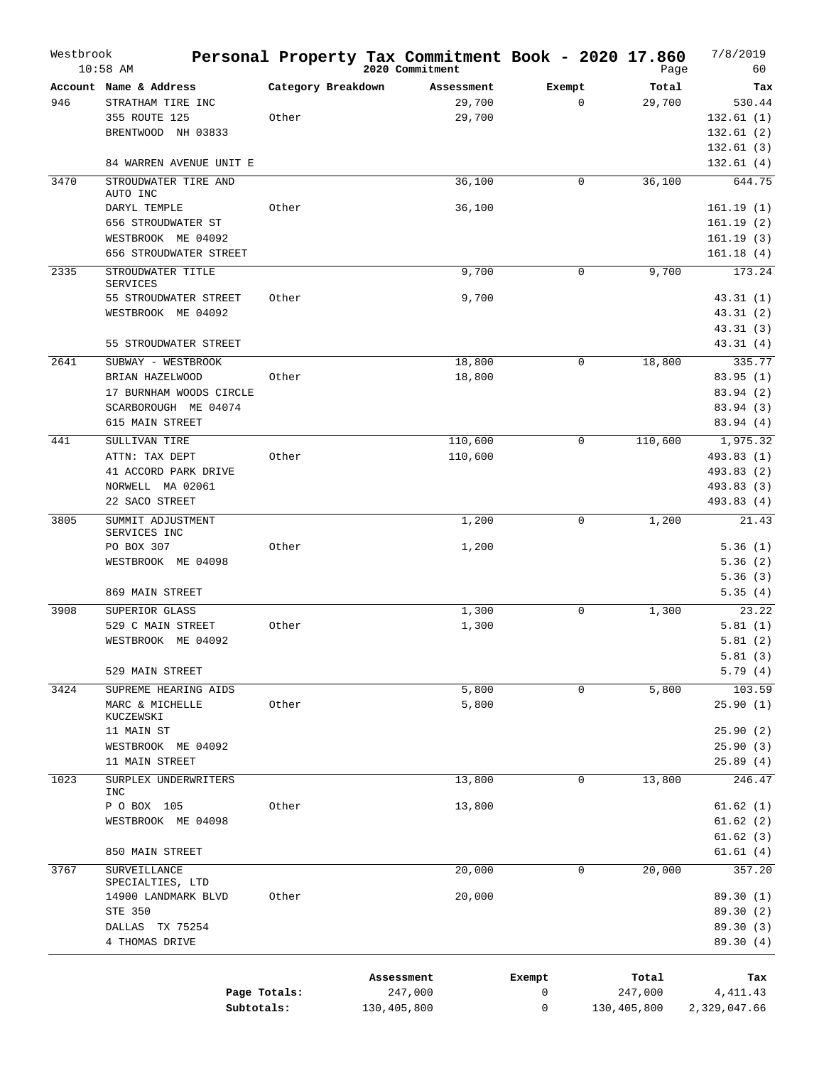Westbrook 10:58 AM

# Personal Property Tax Commitment Book - 2020 17.860

2020 Commitment

7/8/2019

| Account | Name & Address | Category Breakdown | Assessment | Exempt | Total | Tax |
|---|---|---|---|---|---|---|
| 946 | STRATHAM TIRE INC | | 29,700 | 0 | 29,700 | 530.44 |
| | 355 ROUTE 125 | Other | 29,700 | | | 132.61 (1) |
| | BRENTWOOD NH 03833 | | | | | 132.61 (2) |
| | | | | | | 132.61 (3) |
| | 84 WARREN AVENUE UNIT E | | | | | 132.61 (4) |
| 3470 | STROUDWATER TIRE AND AUTO INC | | 36,100 | 0 | 36,100 | 644.75 |
| | DARYL TEMPLE | Other | 36,100 | | | 161.19 (1) |
| | 656 STROUDWATER ST | | | | | 161.19 (2) |
| | WESTBROOK ME 04092 | | | | | 161.19 (3) |
| | 656 STROUDWATER STREET | | | | | 161.18 (4) |
| 2335 | STROUDWATER TITLE SERVICES | | 9,700 | 0 | 9,700 | 173.24 |
| | 55 STROUDWATER STREET | Other | 9,700 | | | 43.31 (1) |
| | WESTBROOK ME 04092 | | | | | 43.31 (2) |
| | | | | | | 43.31 (3) |
| | 55 STROUDWATER STREET | | | | | 43.31 (4) |
| 2641 | SUBWAY - WESTBROOK | | 18,800 | 0 | 18,800 | 335.77 |
| | BRIAN HAZELWOOD | Other | 18,800 | | | 83.95 (1) |
| | 17 BURNHAM WOODS CIRCLE | | | | | 83.94 (2) |
| | SCARBOROUGH ME 04074 | | | | | 83.94 (3) |
| | 615 MAIN STREET | | | | | 83.94 (4) |
| 441 | SULLIVAN TIRE | | 110,600 | 0 | 110,600 | 1,975.32 |
| | ATTN: TAX DEPT | Other | 110,600 | | | 493.83 (1) |
| | 41 ACCORD PARK DRIVE | | | | | 493.83 (2) |
| | NORWELL MA 02061 | | | | | 493.83 (3) |
| | 22 SACO STREET | | | | | 493.83 (4) |
| 3805 | SUMMIT ADJUSTMENT SERVICES INC | | 1,200 | 0 | 1,200 | 21.43 |
| | PO BOX 307 | Other | 1,200 | | | 5.36 (1) |
| | WESTBROOK ME 04098 | | | | | 5.36 (2) |
| | | | | | | 5.36 (3) |
| | 869 MAIN STREET | | | | | 5.35 (4) |
| 3908 | SUPERIOR GLASS | | 1,300 | 0 | 1,300 | 23.22 |
| | 529 C MAIN STREET | Other | 1,300 | | | 5.81 (1) |
| | WESTBROOK ME 04092 | | | | | 5.81 (2) |
| | | | | | | 5.81 (3) |
| | 529 MAIN STREET | | | | | 5.79 (4) |
| 3424 | SUPREME HEARING AIDS | | 5,800 | 0 | 5,800 | 103.59 |
| | MARC & MICHELLE KUCZEWSKI | Other | 5,800 | | | 25.90 (1) |
| | 11 MAIN ST | | | | | 25.90 (2) |
| | WESTBROOK ME 04092 | | | | | 25.90 (3) |
| | 11 MAIN STREET | | | | | 25.89 (4) |
| 1023 | SURPLEX UNDERWRITERS INC | | 13,800 | 0 | 13,800 | 246.47 |
| | P O BOX 105 | Other | 13,800 | | | 61.62 (1) |
| | WESTBROOK ME 04098 | | | | | 61.62 (2) |
| | | | | | | 61.62 (3) |
| | 850 MAIN STREET | | | | | 61.61 (4) |
| 3767 | SURVEILLANCE SPECIALTIES, LTD | | 20,000 | 0 | 20,000 | 357.20 |
| | 14900 LANDMARK BLVD | Other | 20,000 | | | 89.30 (1) |
| | STE 350 | | | | | 89.30 (2) |
| | DALLAS TX 75254 | | | | | 89.30 (3) |
| | 4 THOMAS DRIVE | | | | | 89.30 (4) |

| | Assessment | Exempt | Total | Tax |
|---|---|---|---|---|
| Page Totals: | 247,000 | 0 | 247,000 | 4,411.43 |
| Subtotals: | 130,405,800 | 0 | 130,405,800 | 2,329,047.66 |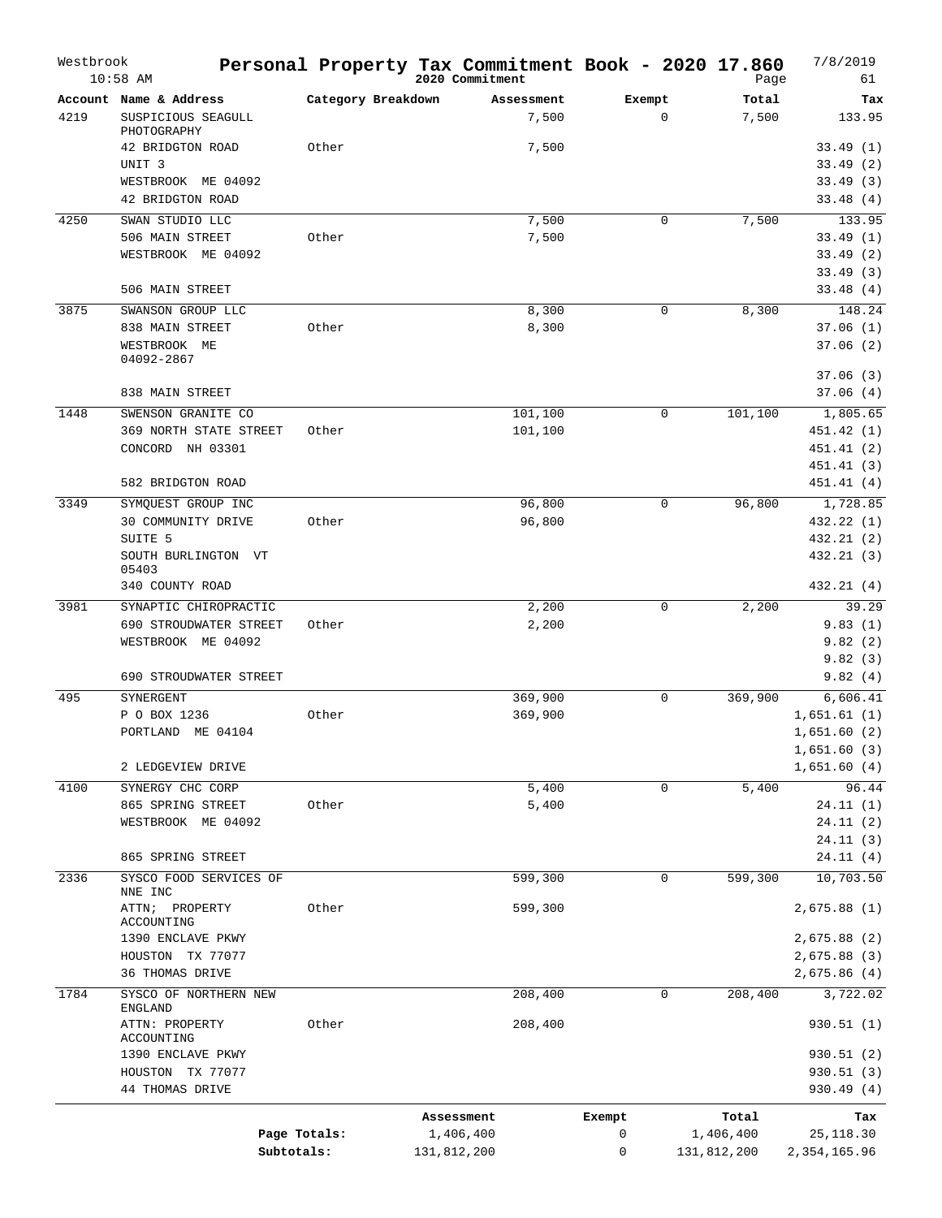# Personal Property Tax Commitment Book - 2020 17.860

**2020 Commitment**

| Account | Name & Address | Category Breakdown | Assessment | Exempt | Total | Tax |
|---|---|---|---|---|---|---|
| 4219 | SUSPICIOUS SEAGULL PHOTOGRAPHY | | 7,500 | 0 | 7,500 | 133.95 |
| | 42 BRIDGTON ROAD | Other | 7,500 | | | 33.49 (1) |
| | UNIT 3 | | | | | 33.49 (2) |
| | WESTBROOK ME 04092 | | | | | 33.49 (3) |
| | 42 BRIDGTON ROAD | | | | | 33.48 (4) |
| 4250 | SWAN STUDIO LLC | | 7,500 | 0 | 7,500 | 133.95 |
| | 506 MAIN STREET | Other | 7,500 | | | 33.49 (1) |
| | WESTBROOK ME 04092 | | | | | 33.49 (2) |
| | | | | | | 33.49 (3) |
| | 506 MAIN STREET | | | | | 33.48 (4) |
| 3875 | SWANSON GROUP LLC | | 8,300 | 0 | 8,300 | 148.24 |
| | 838 MAIN STREET | Other | 8,300 | | | 37.06 (1) |
| | WESTBROOK ME 04092-2867 | | | | | 37.06 (2) |
| | | | | | | 37.06 (3) |
| | 838 MAIN STREET | | | | | 37.06 (4) |
| 1448 | SWENSON GRANITE CO | | 101,100 | 0 | 101,100 | 1,805.65 |
| | 369 NORTH STATE STREET | Other | 101,100 | | | 451.42 (1) |
| | CONCORD NH 03301 | | | | | 451.41 (2) |
| | | | | | | 451.41 (3) |
| | 582 BRIDGTON ROAD | | | | | 451.41 (4) |
| 3349 | SYMQUEST GROUP INC | | 96,800 | 0 | 96,800 | 1,728.85 |
| | 30 COMMUNITY DRIVE | Other | 96,800 | | | 432.22 (1) |
| | SUITE 5 | | | | | 432.21 (2) |
| | SOUTH BURLINGTON VT 05403 | | | | | 432.21 (3) |
| | 340 COUNTY ROAD | | | | | 432.21 (4) |
| 3981 | SYNAPTIC CHIROPRACTIC | | 2,200 | 0 | 2,200 | 39.29 |
| | 690 STROUDWATER STREET | Other | 2,200 | | | 9.83 (1) |
| | WESTBROOK ME 04092 | | | | | 9.82 (2) |
| | | | | | | 9.82 (3) |
| | 690 STROUDWATER STREET | | | | | 9.82 (4) |
| 495 | SYNERGENT | | 369,900 | 0 | 369,900 | 6,606.41 |
| | P O BOX 1236 | Other | 369,900 | | | 1,651.61 (1) |
| | PORTLAND ME 04104 | | | | | 1,651.60 (2) |
| | | | | | | 1,651.60 (3) |
| | 2 LEDGEVIEW DRIVE | | | | | 1,651.60 (4) |
| 4100 | SYNERGY CHC CORP | | 5,400 | 0 | 5,400 | 96.44 |
| | 865 SPRING STREET | Other | 5,400 | | | 24.11 (1) |
| | WESTBROOK ME 04092 | | | | | 24.11 (2) |
| | | | | | | 24.11 (3) |
| | 865 SPRING STREET | | | | | 24.11 (4) |
| 2336 | SYSCO FOOD SERVICES OF NNE INC | | 599,300 | 0 | 599,300 | 10,703.50 |
| | ATTN; PROPERTY ACCOUNTING | Other | 599,300 | | | 2,675.88 (1) |
| | 1390 ENCLAVE PKWY | | | | | 2,675.88 (2) |
| | HOUSTON TX 77077 | | | | | 2,675.88 (3) |
| | 36 THOMAS DRIVE | | | | | 2,675.86 (4) |
| 1784 | SYSCO OF NORTHERN NEW ENGLAND | | 208,400 | 0 | 208,400 | 3,722.02 |
| | ATTN: PROPERTY ACCOUNTING | Other | 208,400 | | | 930.51 (1) |
| | 1390 ENCLAVE PKWY | | | | | 930.51 (2) |
| | HOUSTON TX 77077 | | | | | 930.51 (3) |
| | 44 THOMAS DRIVE | | | | | 930.49 (4) |

| | Assessment | Exempt | Total | Tax |
|---|---|---|---|---|
| Page Totals: | 1,406,400 | 0 | 1,406,400 | 25,118.30 |
| Subtotals: | 131,812,200 | 0 | 131,812,200 | 2,354,165.96 |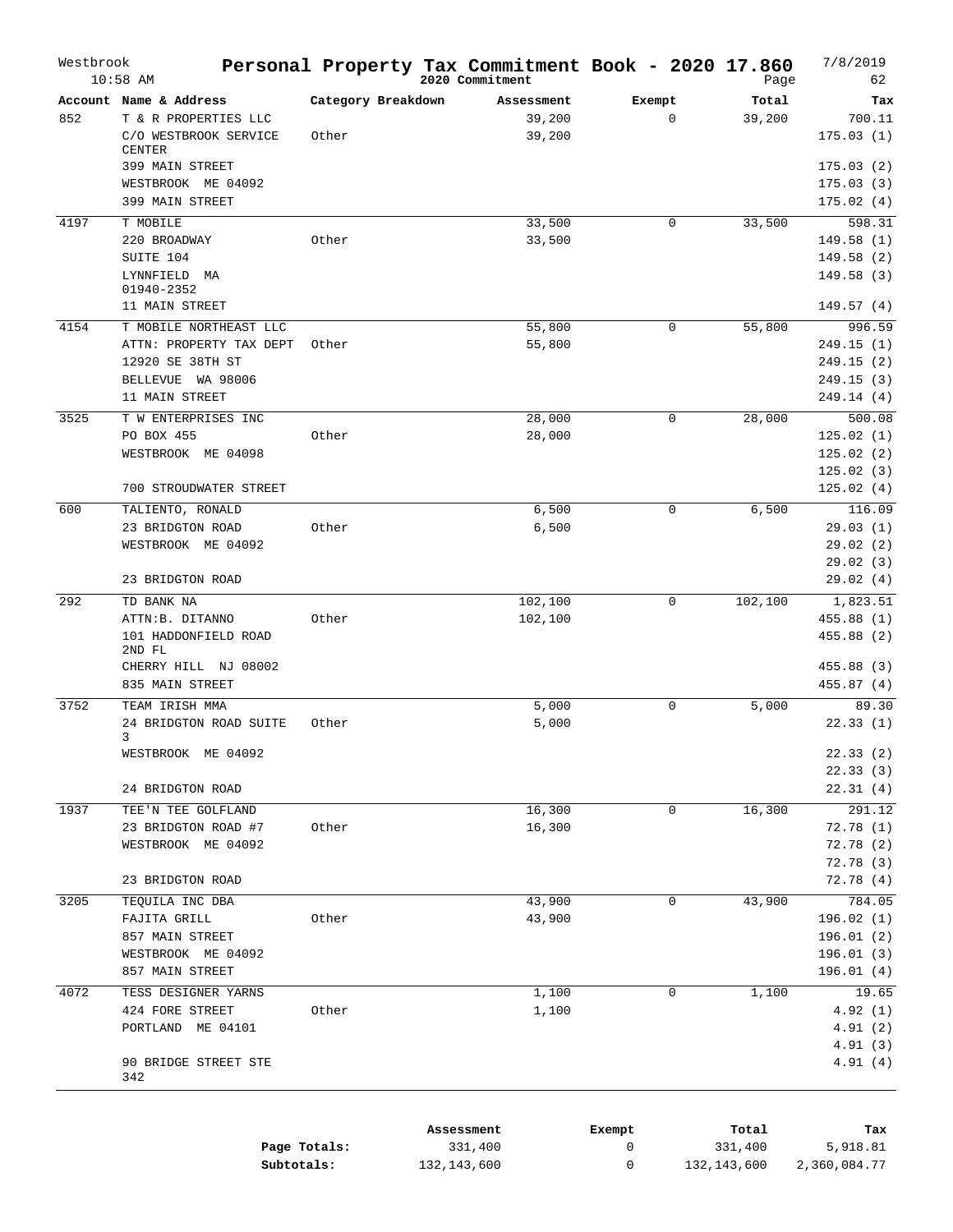# Personal Property Tax Commitment Book - 2020 17.860

Westbrook
10:58 AM

2020 Commitment

7/8/2019

| Account | Name & Address | Category Breakdown | Assessment | Exempt | Total | Tax |
|---|---|---|---|---|---|---|
| 852 | T & R PROPERTIES LLC | | 39,200 | 0 | 39,200 | 700.11 |
| | C/O WESTBROOK SERVICE CENTER | Other | 39,200 | | | 175.03 (1) |
| | 399 MAIN STREET | | | | | 175.03 (2) |
| | WESTBROOK ME 04092 | | | | | 175.03 (3) |
| | 399 MAIN STREET | | | | | 175.02 (4) |
| 4197 | T MOBILE | | 33,500 | 0 | 33,500 | 598.31 |
| | 220 BROADWAY | Other | 33,500 | | | 149.58 (1) |
| | SUITE 104 | | | | | 149.58 (2) |
| | LYNNFIELD MA 01940-2352 | | | | | 149.58 (3) |
| | 11 MAIN STREET | | | | | 149.57 (4) |
| 4154 | T MOBILE NORTHEAST LLC | | 55,800 | 0 | 55,800 | 996.59 |
| | ATTN: PROPERTY TAX DEPT | Other | 55,800 | | | 249.15 (1) |
| | 12920 SE 38TH ST | | | | | 249.15 (2) |
| | BELLEVUE WA 98006 | | | | | 249.15 (3) |
| | 11 MAIN STREET | | | | | 249.14 (4) |
| 3525 | T W ENTERPRISES INC | | 28,000 | 0 | 28,000 | 500.08 |
| | PO BOX 455 | Other | 28,000 | | | 125.02 (1) |
| | WESTBROOK ME 04098 | | | | | 125.02 (2) |
| | | | | | | 125.02 (3) |
| | 700 STROUDWATER STREET | | | | | 125.02 (4) |
| 600 | TALIENTO, RONALD | | 6,500 | 0 | 6,500 | 116.09 |
| | 23 BRIDGTON ROAD | Other | 6,500 | | | 29.03 (1) |
| | WESTBROOK ME 04092 | | | | | 29.02 (2) |
| | | | | | | 29.02 (3) |
| | 23 BRIDGTON ROAD | | | | | 29.02 (4) |
| 292 | TD BANK NA | | 102,100 | 0 | 102,100 | 1,823.51 |
| | ATTN:B. DITANNO | Other | 102,100 | | | 455.88 (1) |
| | 101 HADDONFIELD ROAD 2ND FL | | | | | 455.88 (2) |
| | CHERRY HILL NJ 08002 | | | | | 455.88 (3) |
| | 835 MAIN STREET | | | | | 455.87 (4) |
| 3752 | TEAM IRISH MMA | | 5,000 | 0 | 5,000 | 89.30 |
| | 24 BRIDGTON ROAD SUITE 3 | Other | 5,000 | | | 22.33 (1) |
| | WESTBROOK ME 04092 | | | | | 22.33 (2) |
| | | | | | | 22.33 (3) |
| | 24 BRIDGTON ROAD | | | | | 22.31 (4) |
| 1937 | TEE'N TEE GOLFLAND | | 16,300 | 0 | 16,300 | 291.12 |
| | 23 BRIDGTON ROAD #7 | Other | 16,300 | | | 72.78 (1) |
| | WESTBROOK ME 04092 | | | | | 72.78 (2) |
| | | | | | | 72.78 (3) |
| | 23 BRIDGTON ROAD | | | | | 72.78 (4) |
| 3205 | TEQUILA INC DBA | | 43,900 | 0 | 43,900 | 784.05 |
| | FAJITA GRILL | Other | 43,900 | | | 196.02 (1) |
| | 857 MAIN STREET | | | | | 196.01 (2) |
| | WESTBROOK ME 04092 | | | | | 196.01 (3) |
| | 857 MAIN STREET | | | | | 196.01 (4) |
| 4072 | TESS DESIGNER YARNS | | 1,100 | 0 | 1,100 | 19.65 |
| | 424 FORE STREET | Other | 1,100 | | | 4.92 (1) |
| | PORTLAND ME 04101 | | | | | 4.91 (2) |
| | | | | | | 4.91 (3) |
| | 90 BRIDGE STREET STE 342 | | | | | 4.91 (4) |

| | Assessment | Exempt | Total | Tax |
|---|---|---|---|---|
| **Page Totals:** | 331,400 | 0 | 331,400 | 5,918.81 |
| **Subtotals:** | 132,143,600 | 0 | 132,143,600 | 2,360,084.77 |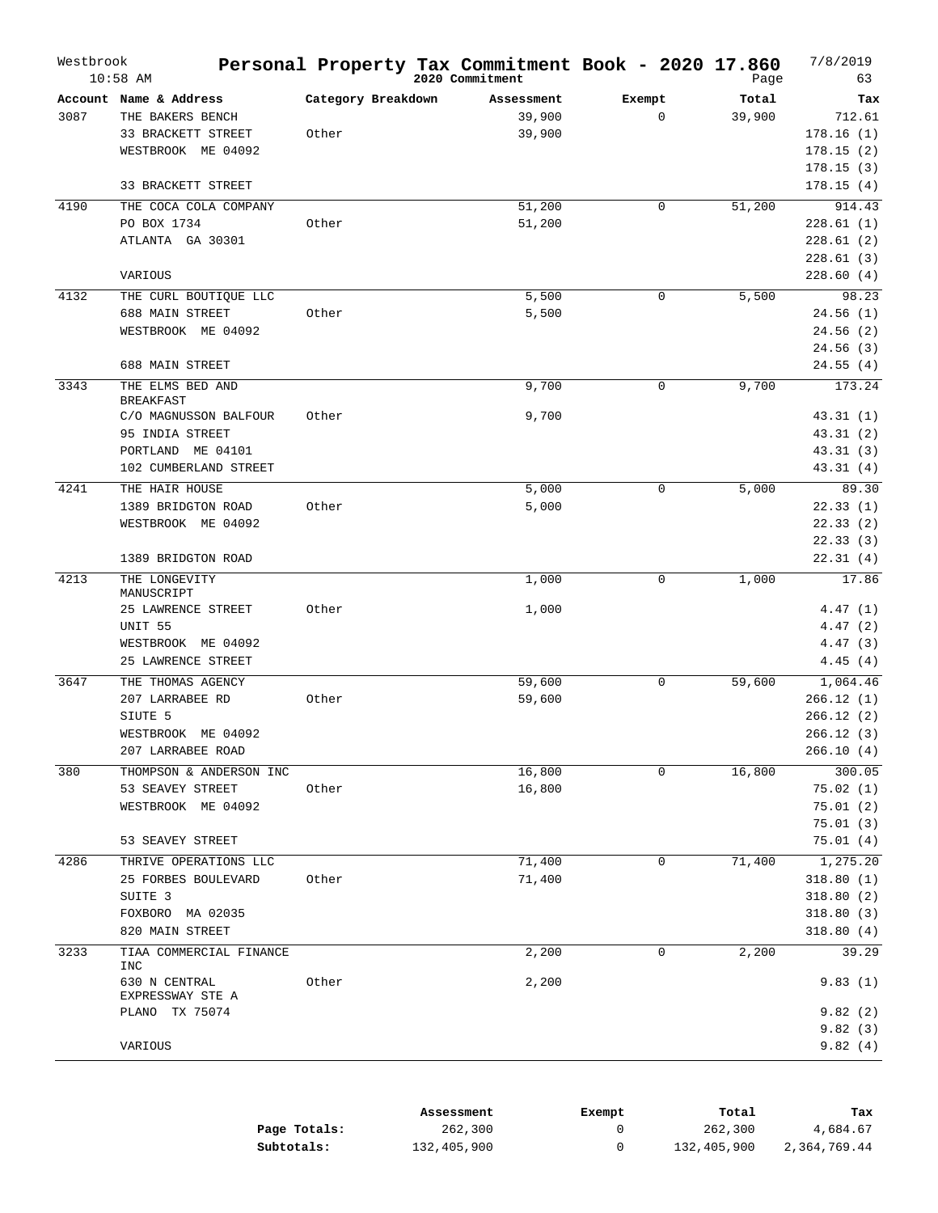# Personal Property Tax Commitment Book - 2020 17.860

Westbrook 10:58 AM — 2020 Commitment — 7/8/2019

| Account | Name & Address | Category Breakdown | Assessment | Exempt | Total | Tax |
|---|---|---|---|---|---|---|
| 3087 | THE BAKERS BENCH | | 39,900 | 0 | 39,900 | 712.61 |
| | 33 BRACKETT STREET | Other | 39,900 | | | 178.16 (1) |
| | WESTBROOK ME 04092 | | | | | 178.15 (2) |
| | | | | | | 178.15 (3) |
| | 33 BRACKETT STREET | | | | | 178.15 (4) |
| 4190 | THE COCA COLA COMPANY | | 51,200 | 0 | 51,200 | 914.43 |
| | PO BOX 1734 | Other | 51,200 | | | 228.61 (1) |
| | ATLANTA GA 30301 | | | | | 228.61 (2) |
| | | | | | | 228.61 (3) |
| | VARIOUS | | | | | 228.60 (4) |
| 4132 | THE CURL BOUTIQUE LLC | | 5,500 | 0 | 5,500 | 98.23 |
| | 688 MAIN STREET | Other | 5,500 | | | 24.56 (1) |
| | WESTBROOK ME 04092 | | | | | 24.56 (2) |
| | | | | | | 24.56 (3) |
| | 688 MAIN STREET | | | | | 24.55 (4) |
| 3343 | THE ELMS BED AND BREAKFAST | | 9,700 | 0 | 9,700 | 173.24 |
| | C/O MAGNUSSON BALFOUR | Other | 9,700 | | | 43.31 (1) |
| | 95 INDIA STREET | | | | | 43.31 (2) |
| | PORTLAND ME 04101 | | | | | 43.31 (3) |
| | 102 CUMBERLAND STREET | | | | | 43.31 (4) |
| 4241 | THE HAIR HOUSE | | 5,000 | 0 | 5,000 | 89.30 |
| | 1389 BRIDGTON ROAD | Other | 5,000 | | | 22.33 (1) |
| | WESTBROOK ME 04092 | | | | | 22.33 (2) |
| | | | | | | 22.33 (3) |
| | 1389 BRIDGTON ROAD | | | | | 22.31 (4) |
| 4213 | THE LONGEVITY MANUSCRIPT | | 1,000 | 0 | 1,000 | 17.86 |
| | 25 LAWRENCE STREET | Other | 1,000 | | | 4.47 (1) |
| | UNIT 55 | | | | | 4.47 (2) |
| | WESTBROOK ME 04092 | | | | | 4.47 (3) |
| | 25 LAWRENCE STREET | | | | | 4.45 (4) |
| 3647 | THE THOMAS AGENCY | | 59,600 | 0 | 59,600 | 1,064.46 |
| | 207 LARRABEE RD | Other | 59,600 | | | 266.12 (1) |
| | SIUTE 5 | | | | | 266.12 (2) |
| | WESTBROOK ME 04092 | | | | | 266.12 (3) |
| | 207 LARRABEE ROAD | | | | | 266.10 (4) |
| 380 | THOMPSON & ANDERSON INC | | 16,800 | 0 | 16,800 | 300.05 |
| | 53 SEAVEY STREET | Other | 16,800 | | | 75.02 (1) |
| | WESTBROOK ME 04092 | | | | | 75.01 (2) |
| | | | | | | 75.01 (3) |
| | 53 SEAVEY STREET | | | | | 75.01 (4) |
| 4286 | THRIVE OPERATIONS LLC | | 71,400 | 0 | 71,400 | 1,275.20 |
| | 25 FORBES BOULEVARD | Other | 71,400 | | | 318.80 (1) |
| | SUITE 3 | | | | | 318.80 (2) |
| | FOXBORO MA 02035 | | | | | 318.80 (3) |
| | 820 MAIN STREET | | | | | 318.80 (4) |
| 3233 | TIAA COMMERCIAL FINANCE INC | | 2,200 | 0 | 2,200 | 39.29 |
| | 630 N CENTRAL EXPRESSWAY STE A | Other | 2,200 | | | 9.83 (1) |
| | PLANO TX 75074 | | | | | 9.82 (2) |
| | | | | | | 9.82 (3) |
| | VARIOUS | | | | | 9.82 (4) |

| | Assessment | Exempt | Total | Tax |
|---|---|---|---|---|
| **Page Totals:** | 262,300 | 0 | 262,300 | 4,684.67 |
| **Subtotals:** | 132,405,900 | 0 | 132,405,900 | 2,364,769.44 |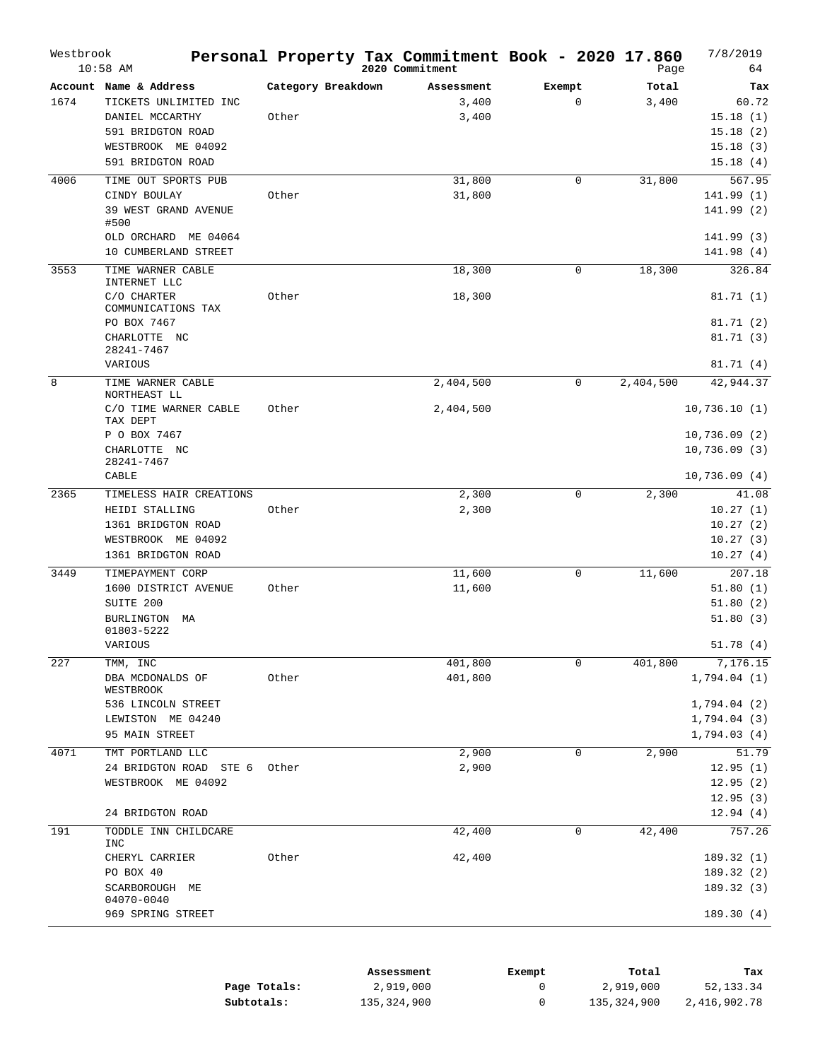# Personal Property Tax Commitment Book - 2020 17.860

Westbrook 10:58 AM — 2020 Commitment — 7/8/2019

| Account | Name & Address | Category Breakdown | Assessment | Exempt | Total | Tax |
|---|---|---|---|---|---|---|
| 1674 | TICKETS UNLIMITED INC | | 3,400 | 0 | 3,400 | 60.72 |
| | DANIEL MCCARTHY | Other | 3,400 | | | 15.18 (1) |
| | 591 BRIDGTON ROAD | | | | | 15.18 (2) |
| | WESTBROOK ME 04092 | | | | | 15.18 (3) |
| | 591 BRIDGTON ROAD | | | | | 15.18 (4) |
| 4006 | TIME OUT SPORTS PUB | | 31,800 | 0 | 31,800 | 567.95 |
| | CINDY BOULAY | Other | 31,800 | | | 141.99 (1) |
| | 39 WEST GRAND AVENUE #500 | | | | | 141.99 (2) |
| | OLD ORCHARD ME 04064 | | | | | 141.99 (3) |
| | 10 CUMBERLAND STREET | | | | | 141.98 (4) |
| 3553 | TIME WARNER CABLE INTERNET LLC | | 18,300 | 0 | 18,300 | 326.84 |
| | C/O CHARTER COMMUNICATIONS TAX | Other | 18,300 | | | 81.71 (1) |
| | PO BOX 7467 | | | | | 81.71 (2) |
| | CHARLOTTE NC 28241-7467 | | | | | 81.71 (3) |
| | VARIOUS | | | | | 81.71 (4) |
| 8 | TIME WARNER CABLE NORTHEAST LL | | 2,404,500 | 0 | 2,404,500 | 42,944.37 |
| | C/O TIME WARNER CABLE TAX DEPT | Other | 2,404,500 | | | 10,736.10 (1) |
| | P O BOX 7467 | | | | | 10,736.09 (2) |
| | CHARLOTTE NC 28241-7467 | | | | | 10,736.09 (3) |
| | CABLE | | | | | 10,736.09 (4) |
| 2365 | TIMELESS HAIR CREATIONS | | 2,300 | 0 | 2,300 | 41.08 |
| | HEIDI STALLING | Other | 2,300 | | | 10.27 (1) |
| | 1361 BRIDGTON ROAD | | | | | 10.27 (2) |
| | WESTBROOK ME 04092 | | | | | 10.27 (3) |
| | 1361 BRIDGTON ROAD | | | | | 10.27 (4) |
| 3449 | TIMEPAYMENT CORP | | 11,600 | 0 | 11,600 | 207.18 |
| | 1600 DISTRICT AVENUE | Other | 11,600 | | | 51.80 (1) |
| | SUITE 200 | | | | | 51.80 (2) |
| | BURLINGTON MA 01803-5222 | | | | | 51.80 (3) |
| | VARIOUS | | | | | 51.78 (4) |
| 227 | TMM, INC | | 401,800 | 0 | 401,800 | 7,176.15 |
| | DBA MCDONALDS OF WESTBROOK | Other | 401,800 | | | 1,794.04 (1) |
| | 536 LINCOLN STREET | | | | | 1,794.04 (2) |
| | LEWISTON ME 04240 | | | | | 1,794.04 (3) |
| | 95 MAIN STREET | | | | | 1,794.03 (4) |
| 4071 | TMT PORTLAND LLC | | 2,900 | 0 | 2,900 | 51.79 |
| | 24 BRIDGTON ROAD STE 6 | Other | 2,900 | | | 12.95 (1) |
| | WESTBROOK ME 04092 | | | | | 12.95 (2) |
| | | | | | | 12.95 (3) |
| | 24 BRIDGTON ROAD | | | | | 12.94 (4) |
| 191 | TODDLE INN CHILDCARE INC | | 42,400 | 0 | 42,400 | 757.26 |
| | CHERYL CARRIER | Other | 42,400 | | | 189.32 (1) |
| | PO BOX 40 | | | | | 189.32 (2) |
| | SCARBOROUGH ME 04070-0040 | | | | | 189.32 (3) |
| | 969 SPRING STREET | | | | | 189.30 (4) |

| | Assessment | Exempt | Total | Tax |
|---|---|---|---|---|
| **Page Totals:** | 2,919,000 | 0 | 2,919,000 | 52,133.34 |
| **Subtotals:** | 135,324,900 | 0 | 135,324,900 | 2,416,902.78 |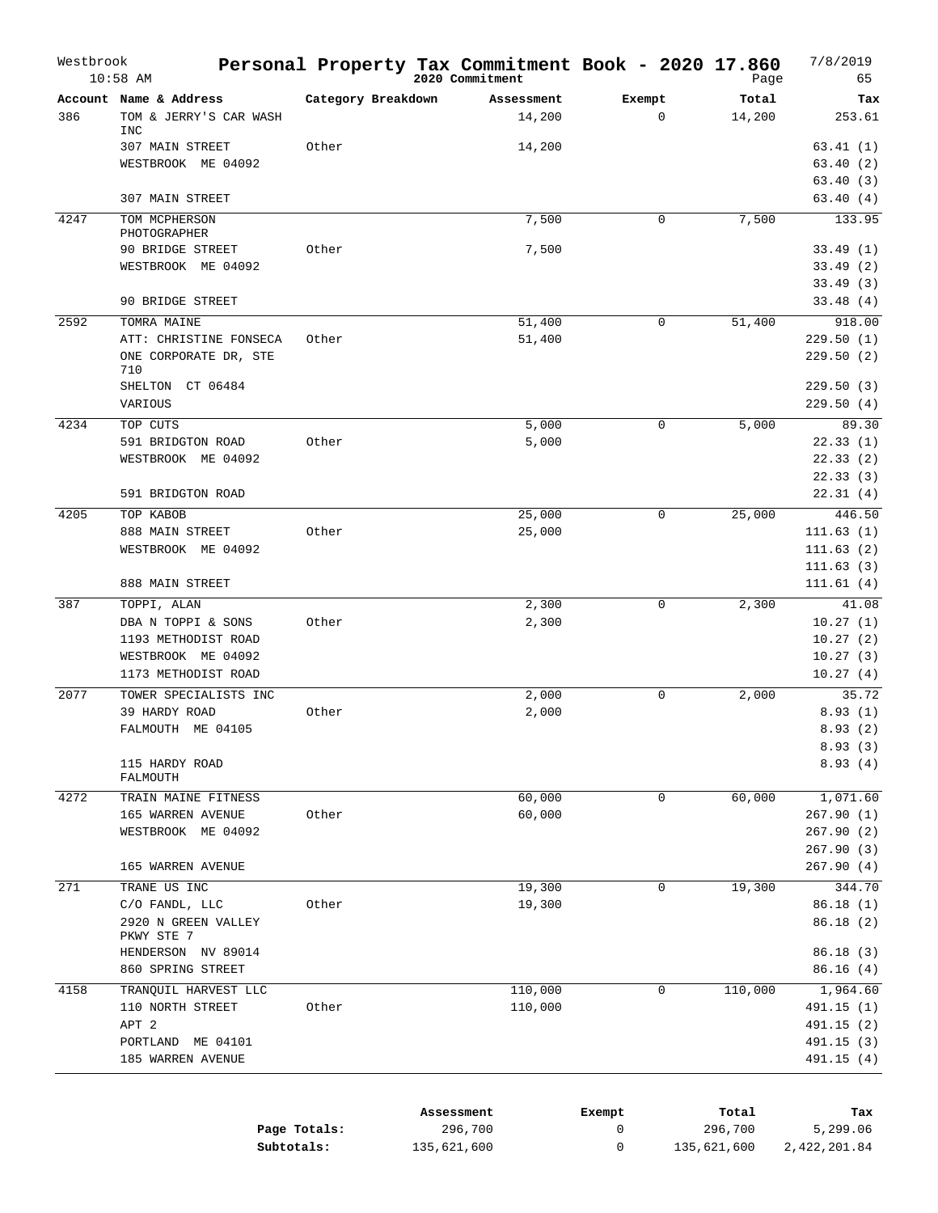# Personal Property Tax Commitment Book - 2020 17.860

Westbrook 10:58 AM — 2020 Commitment — 7/8/2019

| Account | Name & Address | Category Breakdown | Assessment | Exempt | Total | Tax |
|---|---|---|---|---|---|---|
| 386 | TOM & JERRY'S CAR WASH INC | | 14,200 | 0 | 14,200 | 253.61 |
| | 307 MAIN STREET | Other | 14,200 | | | 63.41 (1) |
| | WESTBROOK ME 04092 | | | | | 63.40 (2) |
| | | | | | | 63.40 (3) |
| | 307 MAIN STREET | | | | | 63.40 (4) |
| 4247 | TOM MCPHERSON PHOTOGRAPHER | | 7,500 | 0 | 7,500 | 133.95 |
| | 90 BRIDGE STREET | Other | 7,500 | | | 33.49 (1) |
| | WESTBROOK ME 04092 | | | | | 33.49 (2) |
| | | | | | | 33.49 (3) |
| | 90 BRIDGE STREET | | | | | 33.48 (4) |
| 2592 | TOMRA MAINE | | 51,400 | 0 | 51,400 | 918.00 |
| | ATT: CHRISTINE FONSECA | Other | 51,400 | | | 229.50 (1) |
| | ONE CORPORATE DR, STE 710 | | | | | 229.50 (2) |
| | SHELTON CT 06484 | | | | | 229.50 (3) |
| | VARIOUS | | | | | 229.50 (4) |
| 4234 | TOP CUTS | | 5,000 | 0 | 5,000 | 89.30 |
| | 591 BRIDGTON ROAD | Other | 5,000 | | | 22.33 (1) |
| | WESTBROOK ME 04092 | | | | | 22.33 (2) |
| | | | | | | 22.33 (3) |
| | 591 BRIDGTON ROAD | | | | | 22.31 (4) |
| 4205 | TOP KABOB | | 25,000 | 0 | 25,000 | 446.50 |
| | 888 MAIN STREET | Other | 25,000 | | | 111.63 (1) |
| | WESTBROOK ME 04092 | | | | | 111.63 (2) |
| | | | | | | 111.63 (3) |
| | 888 MAIN STREET | | | | | 111.61 (4) |
| 387 | TOPPI, ALAN | | 2,300 | 0 | 2,300 | 41.08 |
| | DBA N TOPPI & SONS | Other | 2,300 | | | 10.27 (1) |
| | 1193 METHODIST ROAD | | | | | 10.27 (2) |
| | WESTBROOK ME 04092 | | | | | 10.27 (3) |
| | 1173 METHODIST ROAD | | | | | 10.27 (4) |
| 2077 | TOWER SPECIALISTS INC | | 2,000 | 0 | 2,000 | 35.72 |
| | 39 HARDY ROAD | Other | 2,000 | | | 8.93 (1) |
| | FALMOUTH ME 04105 | | | | | 8.93 (2) |
| | | | | | | 8.93 (3) |
| | 115 HARDY ROAD FALMOUTH | | | | | 8.93 (4) |
| 4272 | TRAIN MAINE FITNESS | | 60,000 | 0 | 60,000 | 1,071.60 |
| | 165 WARREN AVENUE | Other | 60,000 | | | 267.90 (1) |
| | WESTBROOK ME 04092 | | | | | 267.90 (2) |
| | | | | | | 267.90 (3) |
| | 165 WARREN AVENUE | | | | | 267.90 (4) |
| 271 | TRANE US INC | | 19,300 | 0 | 19,300 | 344.70 |
| | C/O FANDL, LLC | Other | 19,300 | | | 86.18 (1) |
| | 2920 N GREEN VALLEY PKWY STE 7 | | | | | 86.18 (2) |
| | HENDERSON NV 89014 | | | | | 86.18 (3) |
| | 860 SPRING STREET | | | | | 86.16 (4) |
| 4158 | TRANQUIL HARVEST LLC | | 110,000 | 0 | 110,000 | 1,964.60 |
| | 110 NORTH STREET | Other | 110,000 | | | 491.15 (1) |
| | APT 2 | | | | | 491.15 (2) |
| | PORTLAND ME 04101 | | | | | 491.15 (3) |
| | 185 WARREN AVENUE | | | | | 491.15 (4) |

| | Assessment | Exempt | Total | Tax |
|---|---|---|---|---|
| **Page Totals:** | 296,700 | 0 | 296,700 | 5,299.06 |
| **Subtotals:** | 135,621,600 | 0 | 135,621,600 | 2,422,201.84 |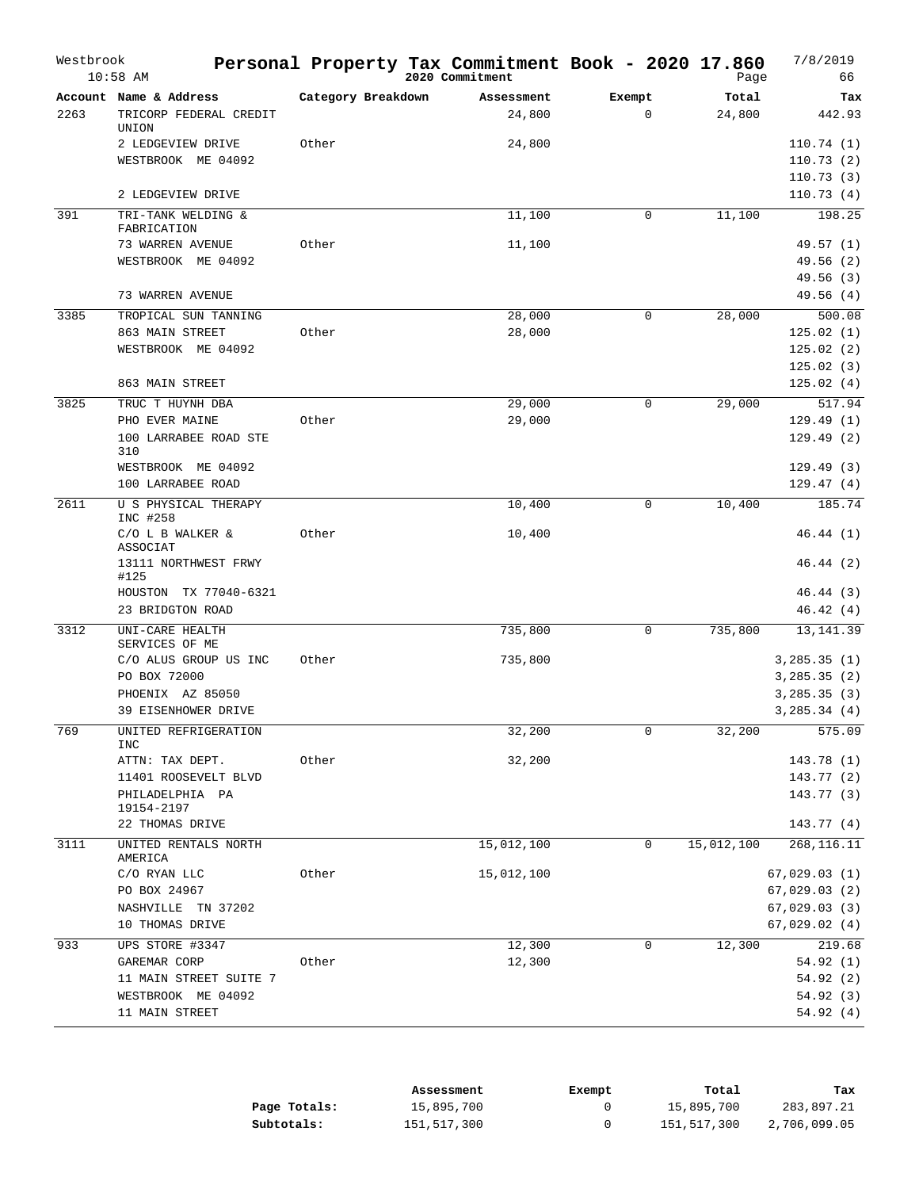# Personal Property Tax Commitment Book - 2020 17.860

Westbrook 10:58 AM — 2020 Commitment — 7/8/2019

| Account | Name & Address | Category Breakdown | Assessment | Exempt | Total | Tax |
|---|---|---|---|---|---|---|
| 2263 | TRICORP FEDERAL CREDIT UNION | | 24,800 | 0 | 24,800 | 442.93 |
| | 2 LEDGEVIEW DRIVE | Other | 24,800 | | | 110.74 (1) |
| | WESTBROOK ME 04092 | | | | | 110.73 (2) |
| | | | | | | 110.73 (3) |
| | 2 LEDGEVIEW DRIVE | | | | | 110.73 (4) |
| 391 | TRI-TANK WELDING & FABRICATION | | 11,100 | 0 | 11,100 | 198.25 |
| | 73 WARREN AVENUE | Other | 11,100 | | | 49.57 (1) |
| | WESTBROOK ME 04092 | | | | | 49.56 (2) |
| | | | | | | 49.56 (3) |
| | 73 WARREN AVENUE | | | | | 49.56 (4) |
| 3385 | TROPICAL SUN TANNING | | 28,000 | 0 | 28,000 | 500.08 |
| | 863 MAIN STREET | Other | 28,000 | | | 125.02 (1) |
| | WESTBROOK ME 04092 | | | | | 125.02 (2) |
| | | | | | | 125.02 (3) |
| | 863 MAIN STREET | | | | | 125.02 (4) |
| 3825 | TRUC T HUYNH DBA | | 29,000 | 0 | 29,000 | 517.94 |
| | PHO EVER MAINE | Other | 29,000 | | | 129.49 (1) |
| | 100 LARRABEE ROAD STE 310 | | | | | 129.49 (2) |
| | WESTBROOK ME 04092 | | | | | 129.49 (3) |
| | 100 LARRABEE ROAD | | | | | 129.47 (4) |
| 2611 | U S PHYSICAL THERAPY INC #258 | | 10,400 | 0 | 10,400 | 185.74 |
| | C/O L B WALKER & ASSOCIAT | Other | 10,400 | | | 46.44 (1) |
| | 13111 NORTHWEST FRWY #125 | | | | | 46.44 (2) |
| | HOUSTON TX 77040-6321 | | | | | 46.44 (3) |
| | 23 BRIDGTON ROAD | | | | | 46.42 (4) |
| 3312 | UNI-CARE HEALTH SERVICES OF ME | | 735,800 | 0 | 735,800 | 13,141.39 |
| | C/O ALUS GROUP US INC | Other | 735,800 | | | 3,285.35 (1) |
| | PO BOX 72000 | | | | | 3,285.35 (2) |
| | PHOENIX AZ 85050 | | | | | 3,285.35 (3) |
| | 39 EISENHOWER DRIVE | | | | | 3,285.34 (4) |
| 769 | UNITED REFRIGERATION INC | | 32,200 | 0 | 32,200 | 575.09 |
| | ATTN: TAX DEPT. | Other | 32,200 | | | 143.78 (1) |
| | 11401 ROOSEVELT BLVD | | | | | 143.77 (2) |
| | PHILADELPHIA PA 19154-2197 | | | | | 143.77 (3) |
| | 22 THOMAS DRIVE | | | | | 143.77 (4) |
| 3111 | UNITED RENTALS NORTH AMERICA | | 15,012,100 | 0 | 15,012,100 | 268,116.11 |
| | C/O RYAN LLC | Other | 15,012,100 | | | 67,029.03 (1) |
| | PO BOX 24967 | | | | | 67,029.03 (2) |
| | NASHVILLE TN 37202 | | | | | 67,029.03 (3) |
| | 10 THOMAS DRIVE | | | | | 67,029.02 (4) |
| 933 | UPS STORE #3347 | | 12,300 | 0 | 12,300 | 219.68 |
| | GAREMAR CORP | Other | 12,300 | | | 54.92 (1) |
| | 11 MAIN STREET SUITE 7 | | | | | 54.92 (2) |
| | WESTBROOK ME 04092 | | | | | 54.92 (3) |
| | 11 MAIN STREET | | | | | 54.92 (4) |

| | Assessment | Exempt | Total | Tax |
|---|---|---|---|---|
| **Page Totals:** | 15,895,700 | 0 | 15,895,700 | 283,897.21 |
| **Subtotals:** | 151,517,300 | 0 | 151,517,300 | 2,706,099.05 |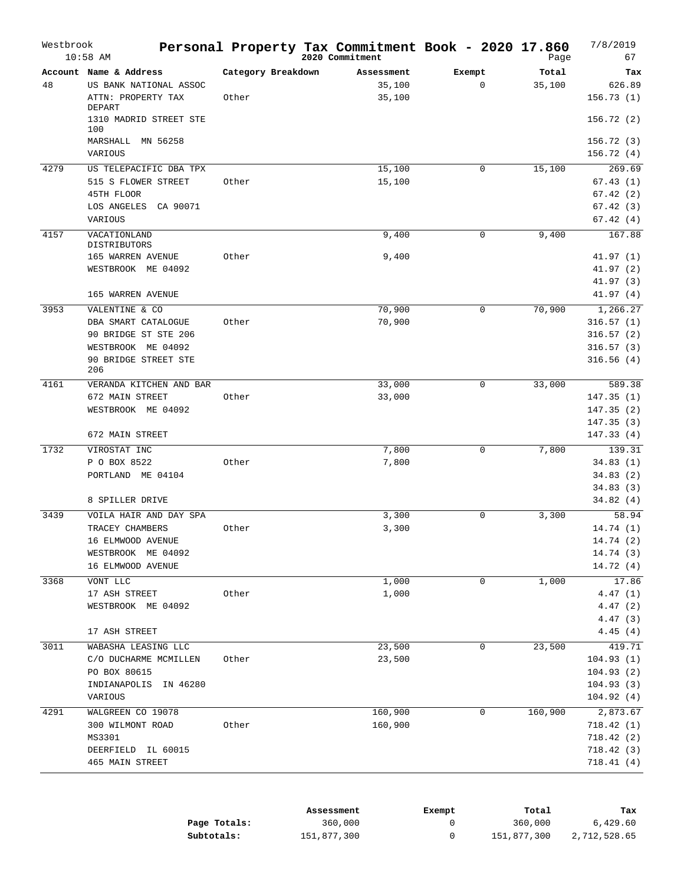# Westbrook — Personal Property Tax Commitment Book - 2020 17.860

10:58 AM — 2020 Commitment — 7/8/2019

| Account | Name & Address | Category Breakdown | Assessment | Exempt | Total | Tax |
|---|---|---|---|---|---|---|
| 48 | US BANK NATIONAL ASSOC | | 35,100 | 0 | 35,100 | 626.89 |
| | ATTN: PROPERTY TAX DEPART | Other | 35,100 | | | 156.73 (1) |
| | 1310 MADRID STREET STE 100 | | | | | 156.72 (2) |
| | MARSHALL MN 56258 | | | | | 156.72 (3) |
| | VARIOUS | | | | | 156.72 (4) |
| 4279 | US TELEPACIFIC DBA TPX | | 15,100 | 0 | 15,100 | 269.69 |
| | 515 S FLOWER STREET | Other | 15,100 | | | 67.43 (1) |
| | 45TH FLOOR | | | | | 67.42 (2) |
| | LOS ANGELES CA 90071 | | | | | 67.42 (3) |
| | VARIOUS | | | | | 67.42 (4) |
| 4157 | VACATIONLAND DISTRIBUTORS | | 9,400 | 0 | 9,400 | 167.88 |
| | 165 WARREN AVENUE | Other | 9,400 | | | 41.97 (1) |
| | WESTBROOK ME 04092 | | | | | 41.97 (2) |
| | | | | | | 41.97 (3) |
| | 165 WARREN AVENUE | | | | | 41.97 (4) |
| 3953 | VALENTINE & CO | | 70,900 | 0 | 70,900 | 1,266.27 |
| | DBA SMART CATALOGUE | Other | 70,900 | | | 316.57 (1) |
| | 90 BRIDGE ST STE 206 | | | | | 316.57 (2) |
| | WESTBROOK ME 04092 | | | | | 316.57 (3) |
| | 90 BRIDGE STREET STE 206 | | | | | 316.56 (4) |
| 4161 | VERANDA KITCHEN AND BAR | | 33,000 | 0 | 33,000 | 589.38 |
| | 672 MAIN STREET | Other | 33,000 | | | 147.35 (1) |
| | WESTBROOK ME 04092 | | | | | 147.35 (2) |
| | | | | | | 147.35 (3) |
| | 672 MAIN STREET | | | | | 147.33 (4) |
| 1732 | VIROSTAT INC | | 7,800 | 0 | 7,800 | 139.31 |
| | P O BOX 8522 | Other | 7,800 | | | 34.83 (1) |
| | PORTLAND ME 04104 | | | | | 34.83 (2) |
| | | | | | | 34.83 (3) |
| | 8 SPILLER DRIVE | | | | | 34.82 (4) |
| 3439 | VOILA HAIR AND DAY SPA | | 3,300 | 0 | 3,300 | 58.94 |
| | TRACEY CHAMBERS | Other | 3,300 | | | 14.74 (1) |
| | 16 ELMWOOD AVENUE | | | | | 14.74 (2) |
| | WESTBROOK ME 04092 | | | | | 14.74 (3) |
| | 16 ELMWOOD AVENUE | | | | | 14.72 (4) |
| 3368 | VONT LLC | | 1,000 | 0 | 1,000 | 17.86 |
| | 17 ASH STREET | Other | 1,000 | | | 4.47 (1) |
| | WESTBROOK ME 04092 | | | | | 4.47 (2) |
| | | | | | | 4.47 (3) |
| | 17 ASH STREET | | | | | 4.45 (4) |
| 3011 | WABASHA LEASING LLC | | 23,500 | 0 | 23,500 | 419.71 |
| | C/O DUCHARME MCMILLEN | Other | 23,500 | | | 104.93 (1) |
| | PO BOX 80615 | | | | | 104.93 (2) |
| | INDIANAPOLIS IN 46280 | | | | | 104.93 (3) |
| | VARIOUS | | | | | 104.92 (4) |
| 4291 | WALGREEN CO 19078 | | 160,900 | 0 | 160,900 | 2,873.67 |
| | 300 WILMONT ROAD | Other | 160,900 | | | 718.42 (1) |
| | MS3301 | | | | | 718.42 (2) |
| | DEERFIELD IL 60015 | | | | | 718.42 (3) |
| | 465 MAIN STREET | | | | | 718.41 (4) |

| | Assessment | Exempt | Total | Tax |
|---|---|---|---|---|
| **Page Totals:** | 360,000 | 0 | 360,000 | 6,429.60 |
| **Subtotals:** | 151,877,300 | 0 | 151,877,300 | 2,712,528.65 |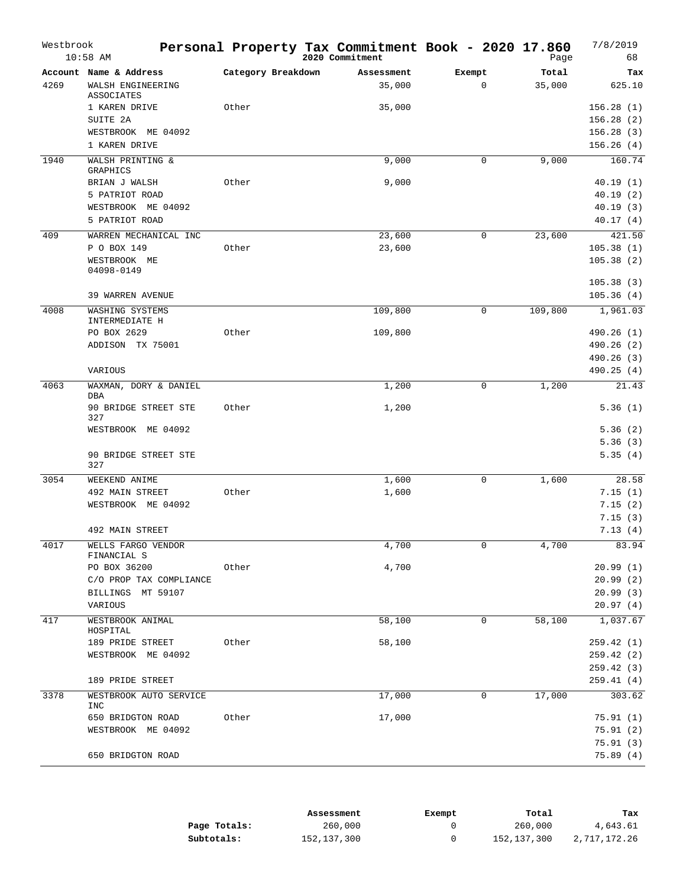# Personal Property Tax Commitment Book - 2020 17.860

Westbrook 10:58 AM — 2020 Commitment — 7/8/2019

| Account | Name & Address | Category Breakdown | Assessment | Exempt | Total | Tax |
|---|---|---|---|---|---|---|
| 4269 | WALSH ENGINEERING ASSOCIATES | | 35,000 | 0 | 35,000 | 625.10 |
| | 1 KAREN DRIVE | Other | 35,000 | | | 156.28 (1) |
| | SUITE 2A | | | | | 156.28 (2) |
| | WESTBROOK ME 04092 | | | | | 156.28 (3) |
| | 1 KAREN DRIVE | | | | | 156.26 (4) |
| 1940 | WALSH PRINTING & GRAPHICS | | 9,000 | 0 | 9,000 | 160.74 |
| | BRIAN J WALSH | Other | 9,000 | | | 40.19 (1) |
| | 5 PATRIOT ROAD | | | | | 40.19 (2) |
| | WESTBROOK ME 04092 | | | | | 40.19 (3) |
| | 5 PATRIOT ROAD | | | | | 40.17 (4) |
| 409 | WARREN MECHANICAL INC | | 23,600 | 0 | 23,600 | 421.50 |
| | P O BOX 149 | Other | 23,600 | | | 105.38 (1) |
| | WESTBROOK ME 04098-0149 | | | | | 105.38 (2) |
| | | | | | | 105.38 (3) |
| | 39 WARREN AVENUE | | | | | 105.36 (4) |
| 4008 | WASHING SYSTEMS INTERMEDIATE H | | 109,800 | 0 | 109,800 | 1,961.03 |
| | PO BOX 2629 | Other | 109,800 | | | 490.26 (1) |
| | ADDISON TX 75001 | | | | | 490.26 (2) |
| | | | | | | 490.26 (3) |
| | VARIOUS | | | | | 490.25 (4) |
| 4063 | WAXMAN, DORY & DANIEL DBA | | 1,200 | 0 | 1,200 | 21.43 |
| | 90 BRIDGE STREET STE 327 | Other | 1,200 | | | 5.36 (1) |
| | WESTBROOK ME 04092 | | | | | 5.36 (2) |
| | | | | | | 5.36 (3) |
| | 90 BRIDGE STREET STE 327 | | | | | 5.35 (4) |
| 3054 | WEEKEND ANIME | | 1,600 | 0 | 1,600 | 28.58 |
| | 492 MAIN STREET | Other | 1,600 | | | 7.15 (1) |
| | WESTBROOK ME 04092 | | | | | 7.15 (2) |
| | | | | | | 7.15 (3) |
| | 492 MAIN STREET | | | | | 7.13 (4) |
| 4017 | WELLS FARGO VENDOR FINANCIAL S | | 4,700 | 0 | 4,700 | 83.94 |
| | PO BOX 36200 | Other | 4,700 | | | 20.99 (1) |
| | C/O PROP TAX COMPLIANCE | | | | | 20.99 (2) |
| | BILLINGS MT 59107 | | | | | 20.99 (3) |
| | VARIOUS | | | | | 20.97 (4) |
| 417 | WESTBROOK ANIMAL HOSPITAL | | 58,100 | 0 | 58,100 | 1,037.67 |
| | 189 PRIDE STREET | Other | 58,100 | | | 259.42 (1) |
| | WESTBROOK ME 04092 | | | | | 259.42 (2) |
| | | | | | | 259.42 (3) |
| | 189 PRIDE STREET | | | | | 259.41 (4) |
| 3378 | WESTBROOK AUTO SERVICE INC | | 17,000 | 0 | 17,000 | 303.62 |
| | 650 BRIDGTON ROAD | Other | 17,000 | | | 75.91 (1) |
| | WESTBROOK ME 04092 | | | | | 75.91 (2) |
| | | | | | | 75.91 (3) |
| | 650 BRIDGTON ROAD | | | | | 75.89 (4) |

| | Assessment | Exempt | Total | Tax |
|---|---|---|---|---|
| **Page Totals:** | 260,000 | 0 | 260,000 | 4,643.61 |
| **Subtotals:** | 152,137,300 | 0 | 152,137,300 | 2,717,172.26 |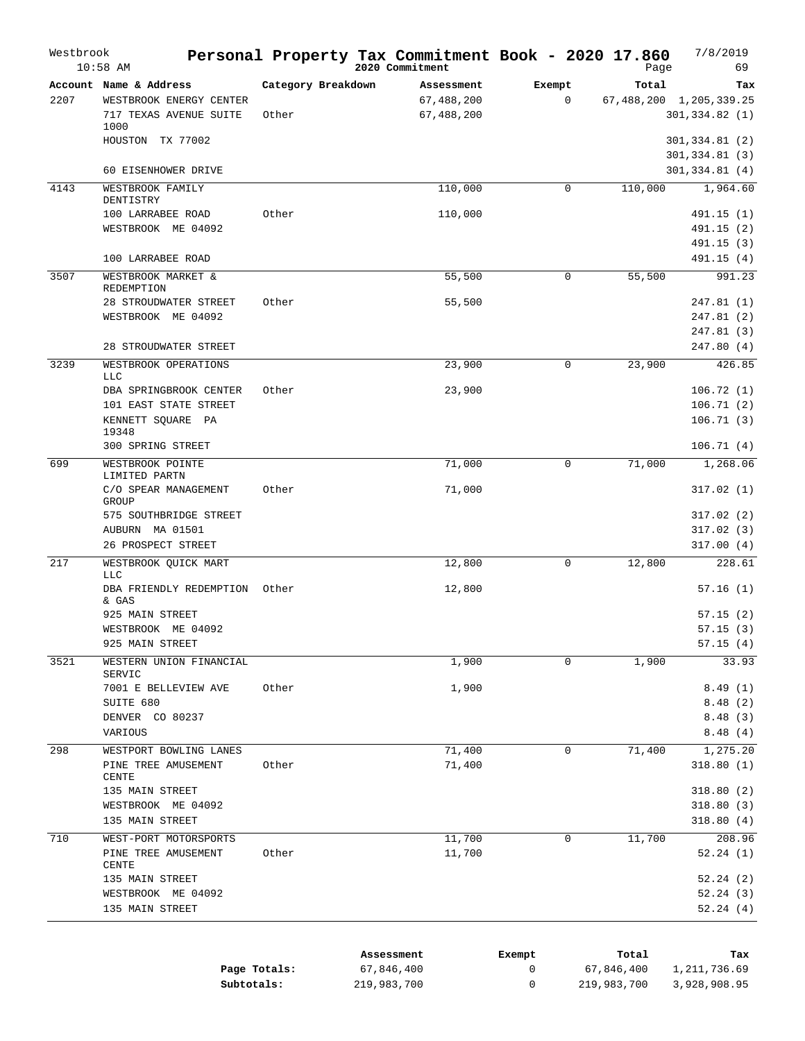# Personal Property Tax Commitment Book - 2020 17.860

Westbrook 10:58 AM — 2020 Commitment — 7/8/2019

| Account | Name & Address | Category Breakdown | Assessment | Exempt | Total | Tax |
|---|---|---|---|---|---|---|
| 2207 | WESTBROOK ENERGY CENTER | | 67,488,200 | 0 | 67,488,200 | 1,205,339.25 |
| | 717 TEXAS AVENUE SUITE 1000 | Other | 67,488,200 | | | 301,334.82 (1) |
| | HOUSTON TX 77002 | | | | | 301,334.81 (2) |
| | | | | | | 301,334.81 (3) |
| | 60 EISENHOWER DRIVE | | | | | 301,334.81 (4) |
| 4143 | WESTBROOK FAMILY DENTISTRY | | 110,000 | 0 | 110,000 | 1,964.60 |
| | 100 LARRABEE ROAD | Other | 110,000 | | | 491.15 (1) |
| | WESTBROOK ME 04092 | | | | | 491.15 (2) |
| | | | | | | 491.15 (3) |
| | 100 LARRABEE ROAD | | | | | 491.15 (4) |
| 3507 | WESTBROOK MARKET & REDEMPTION | | 55,500 | 0 | 55,500 | 991.23 |
| | 28 STROUDWATER STREET | Other | 55,500 | | | 247.81 (1) |
| | WESTBROOK ME 04092 | | | | | 247.81 (2) |
| | | | | | | 247.81 (3) |
| | 28 STROUDWATER STREET | | | | | 247.80 (4) |
| 3239 | WESTBROOK OPERATIONS LLC | | 23,900 | 0 | 23,900 | 426.85 |
| | DBA SPRINGBROOK CENTER | Other | 23,900 | | | 106.72 (1) |
| | 101 EAST STATE STREET | | | | | 106.71 (2) |
| | KENNETT SQUARE PA 19348 | | | | | 106.71 (3) |
| | 300 SPRING STREET | | | | | 106.71 (4) |
| 699 | WESTBROOK POINTE LIMITED PARTN | | 71,000 | 0 | 71,000 | 1,268.06 |
| | C/O SPEAR MANAGEMENT GROUP | Other | 71,000 | | | 317.02 (1) |
| | 575 SOUTHBRIDGE STREET | | | | | 317.02 (2) |
| | AUBURN MA 01501 | | | | | 317.02 (3) |
| | 26 PROSPECT STREET | | | | | 317.00 (4) |
| 217 | WESTBROOK QUICK MART LLC | | 12,800 | 0 | 12,800 | 228.61 |
| | DBA FRIENDLY REDEMPTION & GAS | Other | 12,800 | | | 57.16 (1) |
| | 925 MAIN STREET | | | | | 57.15 (2) |
| | WESTBROOK ME 04092 | | | | | 57.15 (3) |
| | 925 MAIN STREET | | | | | 57.15 (4) |
| 3521 | WESTERN UNION FINANCIAL SERVIC | | 1,900 | 0 | 1,900 | 33.93 |
| | 7001 E BELLEVIEW AVE | Other | 1,900 | | | 8.49 (1) |
| | SUITE 680 | | | | | 8.48 (2) |
| | DENVER CO 80237 | | | | | 8.48 (3) |
| | VARIOUS | | | | | 8.48 (4) |
| 298 | WESTPORT BOWLING LANES | | 71,400 | 0 | 71,400 | 1,275.20 |
| | PINE TREE AMUSEMENT CENTE | Other | 71,400 | | | 318.80 (1) |
| | 135 MAIN STREET | | | | | 318.80 (2) |
| | WESTBROOK ME 04092 | | | | | 318.80 (3) |
| | 135 MAIN STREET | | | | | 318.80 (4) |
| 710 | WEST-PORT MOTORSPORTS | | 11,700 | 0 | 11,700 | 208.96 |
| | PINE TREE AMUSEMENT CENTE | Other | 11,700 | | | 52.24 (1) |
| | 135 MAIN STREET | | | | | 52.24 (2) |
| | WESTBROOK ME 04092 | | | | | 52.24 (3) |
| | 135 MAIN STREET | | | | | 52.24 (4) |

| | Assessment | Exempt | Total | Tax |
|---|---|---|---|---|
| **Page Totals:** | 67,846,400 | 0 | 67,846,400 | 1,211,736.69 |
| **Subtotals:** | 219,983,700 | 0 | 219,983,700 | 3,928,908.95 |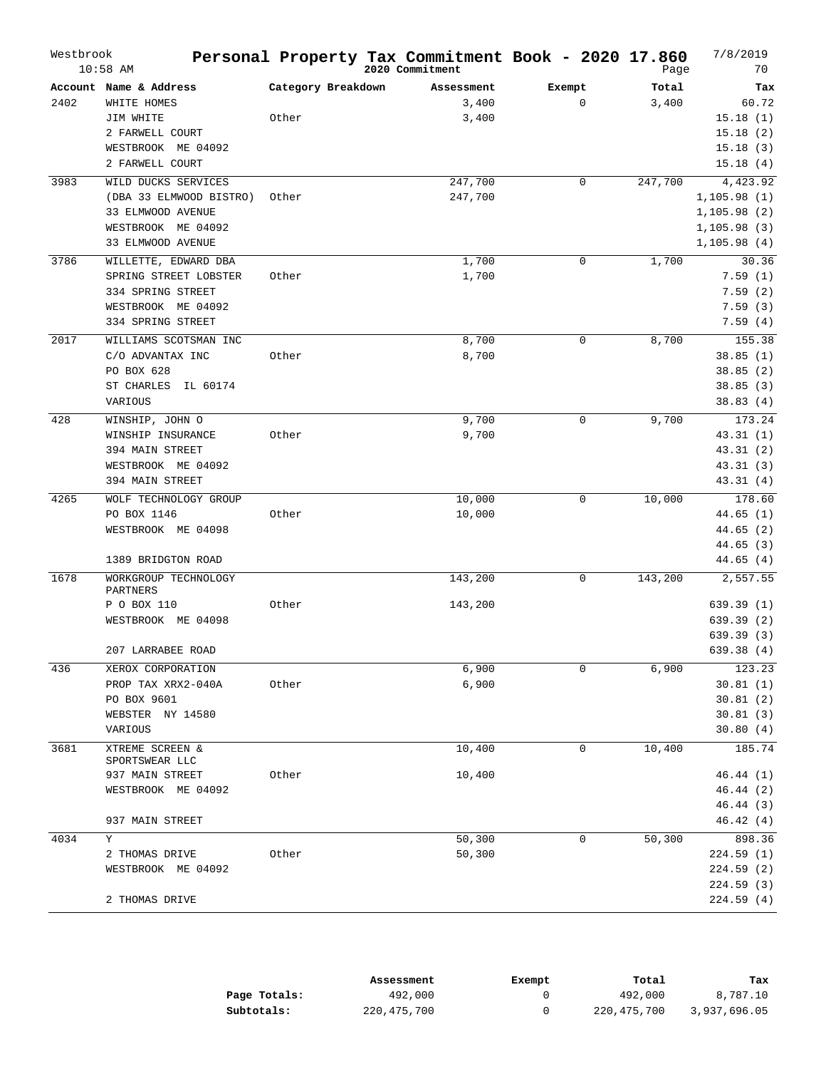# Personal Property Tax Commitment Book - 2020 17.860

Westbrook
10:58 AM

2020 Commitment

7/8/2019

| Account | Name & Address | Category Breakdown | Assessment | Exempt | Total | Tax |
|---|---|---|---|---|---|---|
| 2402 | WHITE HOMES | | 3,400 | 0 | 3,400 | 60.72 |
| | JIM WHITE | Other | 3,400 | | | 15.18 (1) |
| | 2 FARWELL COURT | | | | | 15.18 (2) |
| | WESTBROOK ME 04092 | | | | | 15.18 (3) |
| | 2 FARWELL COURT | | | | | 15.18 (4) |
| 3983 | WILD DUCKS SERVICES | | 247,700 | 0 | 247,700 | 4,423.92 |
| | (DBA 33 ELMWOOD BISTRO) | Other | 247,700 | | | 1,105.98 (1) |
| | 33 ELMWOOD AVENUE | | | | | 1,105.98 (2) |
| | WESTBROOK ME 04092 | | | | | 1,105.98 (3) |
| | 33 ELMWOOD AVENUE | | | | | 1,105.98 (4) |
| 3786 | WILLETTE, EDWARD DBA | | 1,700 | 0 | 1,700 | 30.36 |
| | SPRING STREET LOBSTER | Other | 1,700 | | | 7.59 (1) |
| | 334 SPRING STREET | | | | | 7.59 (2) |
| | WESTBROOK ME 04092 | | | | | 7.59 (3) |
| | 334 SPRING STREET | | | | | 7.59 (4) |
| 2017 | WILLIAMS SCOTSMAN INC | | 8,700 | 0 | 8,700 | 155.38 |
| | C/O ADVANTAX INC | Other | 8,700 | | | 38.85 (1) |
| | PO BOX 628 | | | | | 38.85 (2) |
| | ST CHARLES IL 60174 | | | | | 38.85 (3) |
| | VARIOUS | | | | | 38.83 (4) |
| 428 | WINSHIP, JOHN O | | 9,700 | 0 | 9,700 | 173.24 |
| | WINSHIP INSURANCE | Other | 9,700 | | | 43.31 (1) |
| | 394 MAIN STREET | | | | | 43.31 (2) |
| | WESTBROOK ME 04092 | | | | | 43.31 (3) |
| | 394 MAIN STREET | | | | | 43.31 (4) |
| 4265 | WOLF TECHNOLOGY GROUP | | 10,000 | 0 | 10,000 | 178.60 |
| | PO BOX 1146 | Other | 10,000 | | | 44.65 (1) |
| | WESTBROOK ME 04098 | | | | | 44.65 (2) |
| | | | | | | 44.65 (3) |
| | 1389 BRIDGTON ROAD | | | | | 44.65 (4) |
| 1678 | WORKGROUP TECHNOLOGY PARTNERS | | 143,200 | 0 | 143,200 | 2,557.55 |
| | P O BOX 110 | Other | 143,200 | | | 639.39 (1) |
| | WESTBROOK ME 04098 | | | | | 639.39 (2) |
| | | | | | | 639.39 (3) |
| | 207 LARRABEE ROAD | | | | | 639.38 (4) |
| 436 | XEROX CORPORATION | | 6,900 | 0 | 6,900 | 123.23 |
| | PROP TAX XRX2-040A | Other | 6,900 | | | 30.81 (1) |
| | PO BOX 9601 | | | | | 30.81 (2) |
| | WEBSTER NY 14580 | | | | | 30.81 (3) |
| | VARIOUS | | | | | 30.80 (4) |
| 3681 | XTREME SCREEN & SPORTSWEAR LLC | | 10,400 | 0 | 10,400 | 185.74 |
| | 937 MAIN STREET | Other | 10,400 | | | 46.44 (1) |
| | WESTBROOK ME 04092 | | | | | 46.44 (2) |
| | | | | | | 46.44 (3) |
| | 937 MAIN STREET | | | | | 46.42 (4) |
| 4034 | Y | | 50,300 | 0 | 50,300 | 898.36 |
| | 2 THOMAS DRIVE | Other | 50,300 | | | 224.59 (1) |
| | WESTBROOK ME 04092 | | | | | 224.59 (2) |
| | | | | | | 224.59 (3) |
| | 2 THOMAS DRIVE | | | | | 224.59 (4) |

| | Assessment | Exempt | Total | Tax |
|---|---|---|---|---|
| **Page Totals:** | 492,000 | 0 | 492,000 | 8,787.10 |
| **Subtotals:** | 220,475,700 | 0 | 220,475,700 | 3,937,696.05 |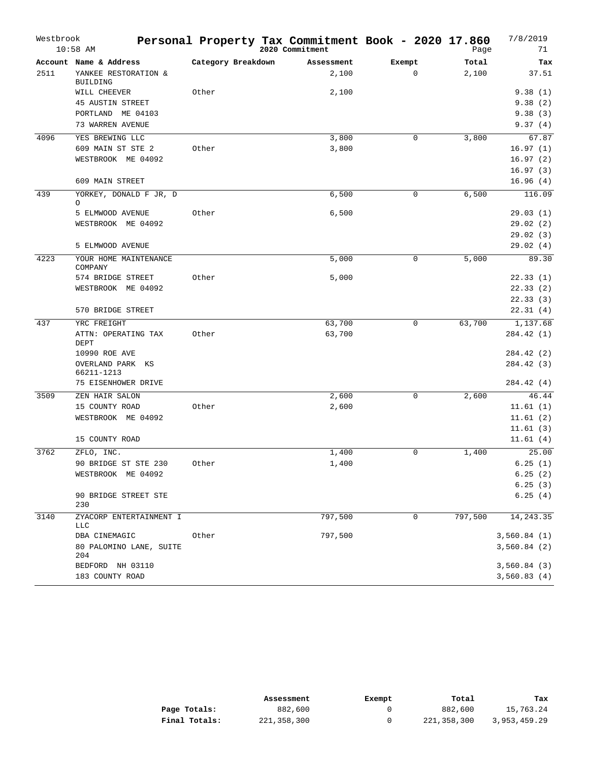# Personal Property Tax Commitment Book - 2020 17.860

Westbrook
10:58 AM

2020 Commitment

7/8/2019

| Account | Name & Address | Category Breakdown | Assessment | Exempt | Total | Tax |
|---|---|---|---|---|---|---|
| 2511 | YANKEE RESTORATION & BUILDING | | 2,100 | 0 | 2,100 | 37.51 |
| | WILL CHEEVER | Other | 2,100 | | | 9.38 (1) |
| | 45 AUSTIN STREET | | | | | 9.38 (2) |
| | PORTLAND ME 04103 | | | | | 9.38 (3) |
| | 73 WARREN AVENUE | | | | | 9.37 (4) |
| 4096 | YES BREWING LLC | | 3,800 | 0 | 3,800 | 67.87 |
| | 609 MAIN ST STE 2 | Other | 3,800 | | | 16.97 (1) |
| | WESTBROOK ME 04092 | | | | | 16.97 (2) |
| | | | | | | 16.97 (3) |
| | 609 MAIN STREET | | | | | 16.96 (4) |
| 439 | YORKEY, DONALD F JR, D O | | 6,500 | 0 | 6,500 | 116.09 |
| | 5 ELMWOOD AVENUE | Other | 6,500 | | | 29.03 (1) |
| | WESTBROOK ME 04092 | | | | | 29.02 (2) |
| | | | | | | 29.02 (3) |
| | 5 ELMWOOD AVENUE | | | | | 29.02 (4) |
| 4223 | YOUR HOME MAINTENANCE COMPANY | | 5,000 | 0 | 5,000 | 89.30 |
| | 574 BRIDGE STREET | Other | 5,000 | | | 22.33 (1) |
| | WESTBROOK ME 04092 | | | | | 22.33 (2) |
| | | | | | | 22.33 (3) |
| | 570 BRIDGE STREET | | | | | 22.31 (4) |
| 437 | YRC FREIGHT | | 63,700 | 0 | 63,700 | 1,137.68 |
| | ATTN: OPERATING TAX DEPT | Other | 63,700 | | | 284.42 (1) |
| | 10990 ROE AVE | | | | | 284.42 (2) |
| | OVERLAND PARK KS 66211-1213 | | | | | 284.42 (3) |
| | 75 EISENHOWER DRIVE | | | | | 284.42 (4) |
| 3509 | ZEN HAIR SALON | | 2,600 | 0 | 2,600 | 46.44 |
| | 15 COUNTY ROAD | Other | 2,600 | | | 11.61 (1) |
| | WESTBROOK ME 04092 | | | | | 11.61 (2) |
| | | | | | | 11.61 (3) |
| | 15 COUNTY ROAD | | | | | 11.61 (4) |
| 3762 | ZFLO, INC. | | 1,400 | 0 | 1,400 | 25.00 |
| | 90 BRIDGE ST STE 230 | Other | 1,400 | | | 6.25 (1) |
| | WESTBROOK ME 04092 | | | | | 6.25 (2) |
| | | | | | | 6.25 (3) |
| | 90 BRIDGE STREET STE 230 | | | | | 6.25 (4) |
| 3140 | ZYACORP ENTERTAINMENT I LLC | | 797,500 | 0 | 797,500 | 14,243.35 |
| | DBA CINEMAGIC | Other | 797,500 | | | 3,560.84 (1) |
| | 80 PALOMINO LANE, SUITE 204 | | | | | 3,560.84 (2) |
| | BEDFORD NH 03110 | | | | | 3,560.84 (3) |
| | 183 COUNTY ROAD | | | | | 3,560.83 (4) |

| | Assessment | Exempt | Total | Tax |
|---|---|---|---|---|
| **Page Totals:** | 882,600 | 0 | 882,600 | 15,763.24 |
| **Final Totals:** | 221,358,300 | 0 | 221,358,300 | 3,953,459.29 |